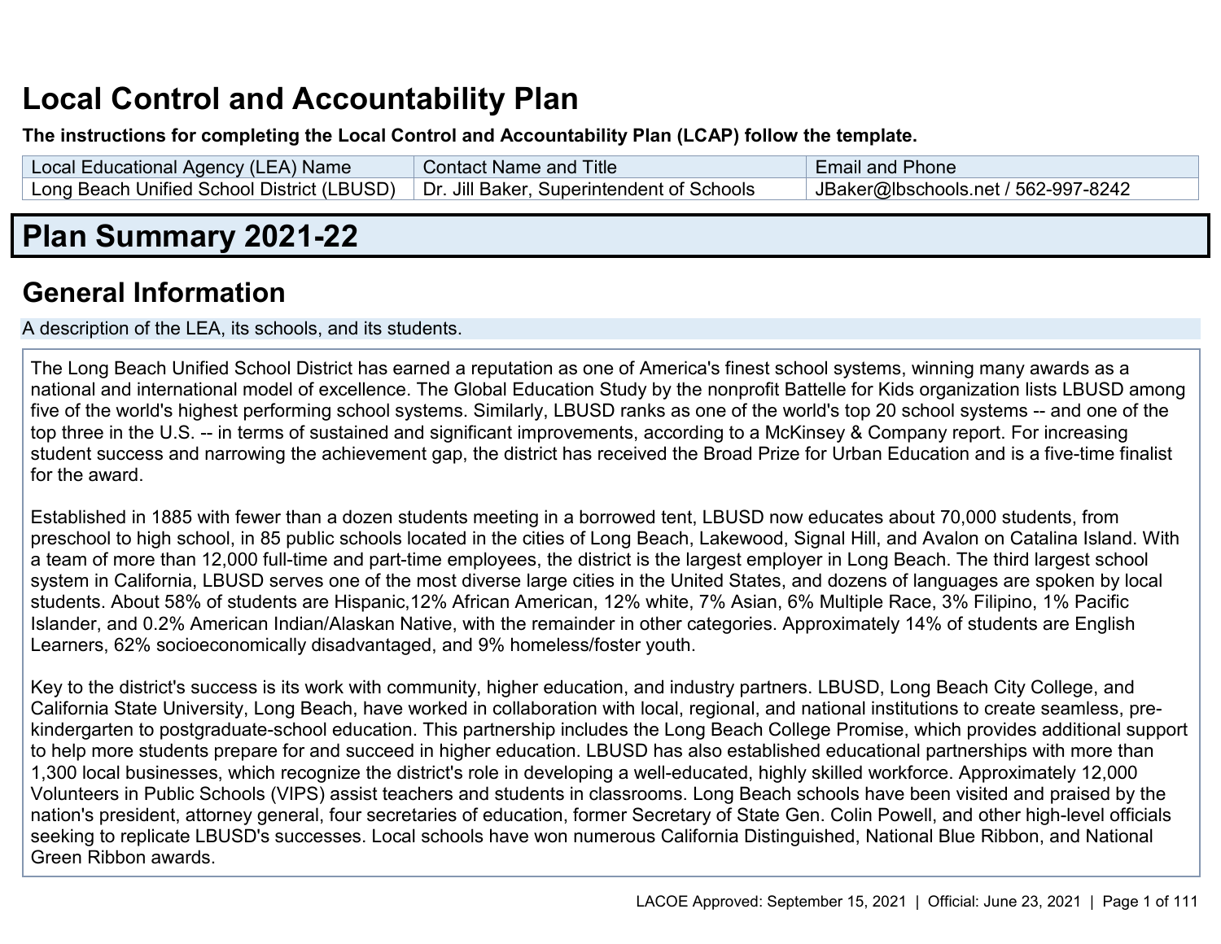# Local Control and Accountability Plan

**The instructions for completing the Local Control and Accountability Plan (LCAP) follow the template.**

| Local Educational Agency (LEA) Name | Contact Name and Title | Email and Phone |
|---|---|---|
| Long Beach Unified School District (LBUSD) | Dr. Jill Baker, Superintendent of Schools | JBaker@lbschools.net / 562-997-8242 |

# Plan Summary 2021-22

## General Information

A description of the LEA, its schools, and its students.

The Long Beach Unified School District has earned a reputation as one of America's finest school systems, winning many awards as a national and international model of excellence. The Global Education Study by the nonprofit Battelle for Kids organization lists LBUSD among five of the world's highest performing school systems. Similarly, LBUSD ranks as one of the world's top 20 school systems -- and one of the top three in the U.S. -- in terms of sustained and significant improvements, according to a McKinsey & Company report. For increasing student success and narrowing the achievement gap, the district has received the Broad Prize for Urban Education and is a five-time finalist for the award.

Established in 1885 with fewer than a dozen students meeting in a borrowed tent, LBUSD now educates about 70,000 students, from preschool to high school, in 85 public schools located in the cities of Long Beach, Lakewood, Signal Hill, and Avalon on Catalina Island. With a team of more than 12,000 full-time and part-time employees, the district is the largest employer in Long Beach. The third largest school system in California, LBUSD serves one of the most diverse large cities in the United States, and dozens of languages are spoken by local students. About 58% of students are Hispanic,12% African American, 12% white, 7% Asian, 6% Multiple Race, 3% Filipino, 1% Pacific Islander, and 0.2% American Indian/Alaskan Native, with the remainder in other categories. Approximately 14% of students are English Learners, 62% socioeconomically disadvantaged, and 9% homeless/foster youth.

Key to the district's success is its work with community, higher education, and industry partners. LBUSD, Long Beach City College, and California State University, Long Beach, have worked in collaboration with local, regional, and national institutions to create seamless, pre-kindergarten to postgraduate-school education. This partnership includes the Long Beach College Promise, which provides additional support to help more students prepare for and succeed in higher education. LBUSD has also established educational partnerships with more than 1,300 local businesses, which recognize the district's role in developing a well-educated, highly skilled workforce. Approximately 12,000 Volunteers in Public Schools (VIPS) assist teachers and students in classrooms. Long Beach schools have been visited and praised by the nation's president, attorney general, four secretaries of education, former Secretary of State Gen. Colin Powell, and other high-level officials seeking to replicate LBUSD's successes. Local schools have won numerous California Distinguished, National Blue Ribbon, and National Green Ribbon awards.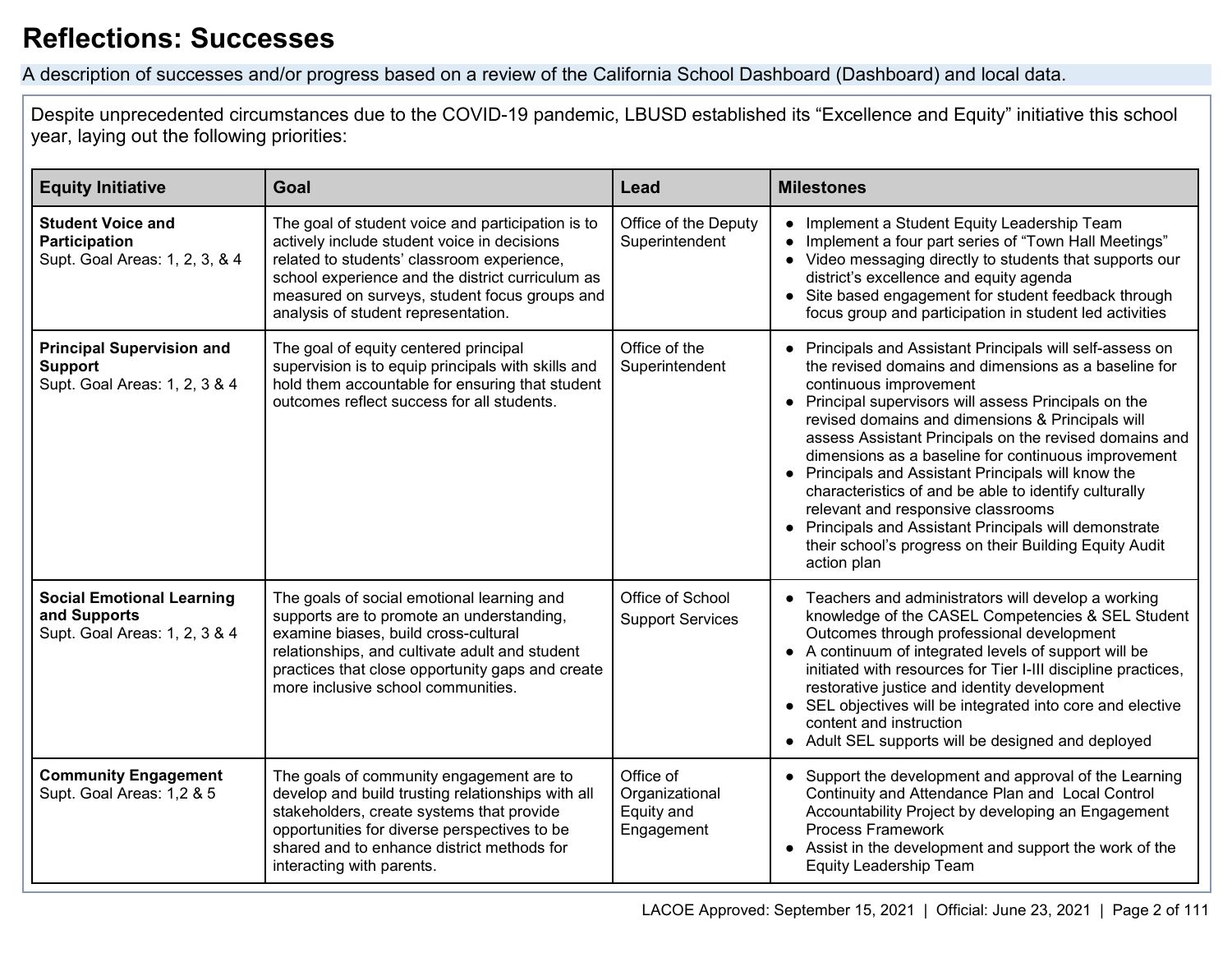# Reflections: Successes

A description of successes and/or progress based on a review of the California School Dashboard (Dashboard) and local data.

Despite unprecedented circumstances due to the COVID-19 pandemic, LBUSD established its "Excellence and Equity" initiative this school year, laying out the following priorities:

| Equity Initiative | Goal | Lead | Milestones |
|---|---|---|---|
| **Student Voice and Participation**<br>Supt. Goal Areas: 1, 2, 3, & 4 | The goal of student voice and participation is to actively include student voice in decisions related to students' classroom experience, school experience and the district curriculum as measured on surveys, student focus groups and analysis of student representation. | Office of the Deputy Superintendent | • Implement a Student Equity Leadership Team<br>• Implement a four part series of "Town Hall Meetings"<br>• Video messaging directly to students that supports our district's excellence and equity agenda<br>• Site based engagement for student feedback through focus group and participation in student led activities |
| **Principal Supervision and Support**<br>Supt. Goal Areas: 1, 2, 3 & 4 | The goal of equity centered principal supervision is to equip principals with skills and hold them accountable for ensuring that student outcomes reflect success for all students. | Office of the Superintendent | • Principals and Assistant Principals will self-assess on the revised domains and dimensions as a baseline for continuous improvement<br>• Principal supervisors will assess Principals on the revised domains and dimensions & Principals will assess Assistant Principals on the revised domains and dimensions as a baseline for continuous improvement<br>• Principals and Assistant Principals will know the characteristics of and be able to identify culturally relevant and responsive classrooms<br>• Principals and Assistant Principals will demonstrate their school's progress on their Building Equity Audit action plan |
| **Social Emotional Learning and Supports**<br>Supt. Goal Areas: 1, 2, 3 & 4 | The goals of social emotional learning and supports are to promote an understanding, examine biases, build cross-cultural relationships, and cultivate adult and student practices that close opportunity gaps and create more inclusive school communities. | Office of School Support Services | • Teachers and administrators will develop a working knowledge of the CASEL Competencies & SEL Student Outcomes through professional development<br>• A continuum of integrated levels of support will be initiated with resources for Tier I-III discipline practices, restorative justice and identity development<br>• SEL objectives will be integrated into core and elective content and instruction<br>• Adult SEL supports will be designed and deployed |
| **Community Engagement**<br>Supt. Goal Areas: 1,2 & 5 | The goals of community engagement are to develop and build trusting relationships with all stakeholders, create systems that provide opportunities for diverse perspectives to be shared and to enhance district methods for interacting with parents. | Office of Organizational Equity and Engagement | • Support the development and approval of the Learning Continuity and Attendance Plan and Local Control Accountability Project by developing an Engagement Process Framework<br>• Assist in the development and support the work of the Equity Leadership Team |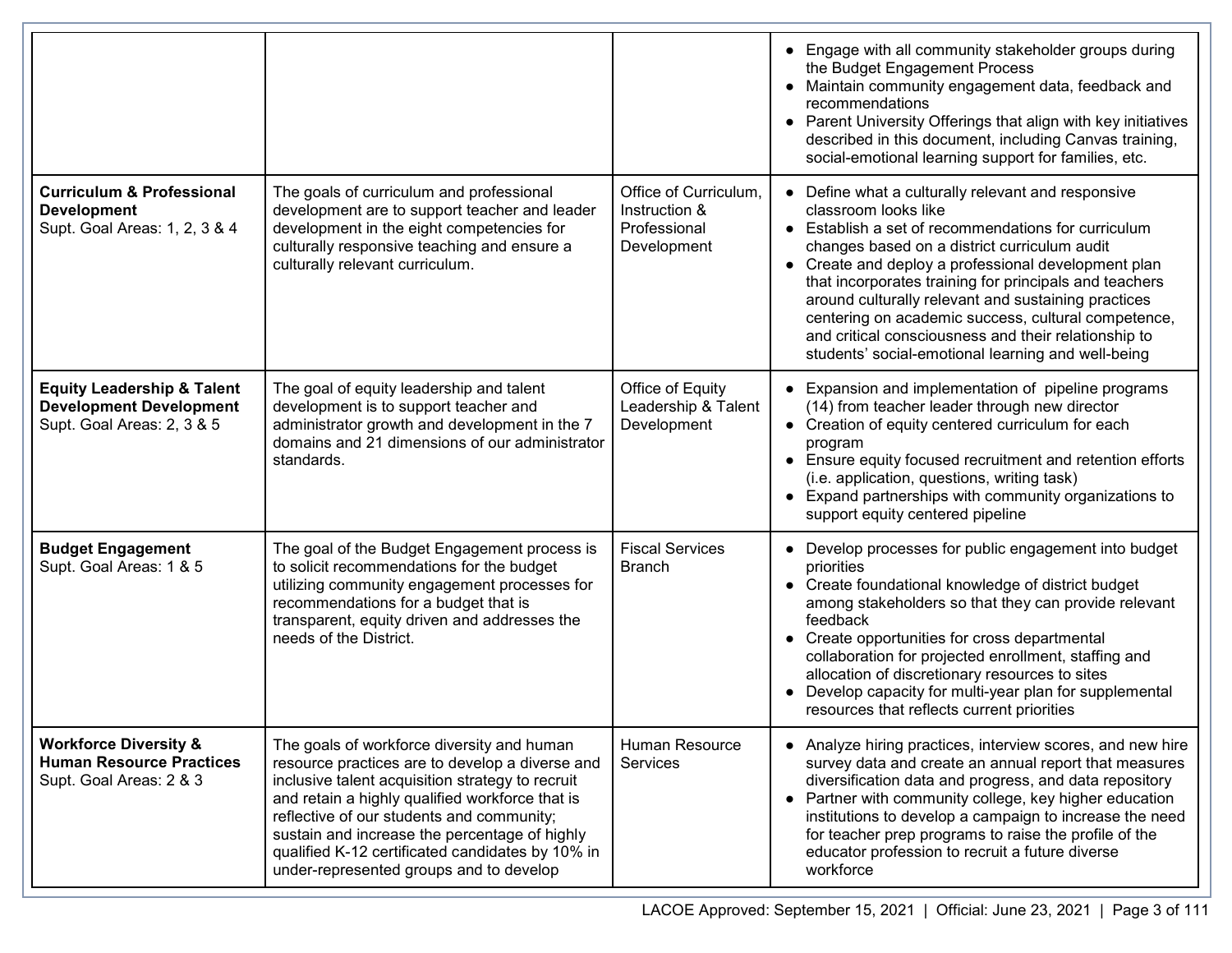| | | | |
|---|---|---|---|
| | | | • Engage with all community stakeholder groups during the Budget Engagement Process<br>• Maintain community engagement data, feedback and recommendations<br>• Parent University Offerings that align with key initiatives described in this document, including Canvas training, social-emotional learning support for families, etc. |
| **Curriculum & Professional Development**<br>Supt. Goal Areas: 1, 2, 3 & 4 | The goals of curriculum and professional development are to support teacher and leader development in the eight competencies for culturally responsive teaching and ensure a culturally relevant curriculum. | Office of Curriculum, Instruction & Professional Development | • Define what a culturally relevant and responsive classroom looks like<br>• Establish a set of recommendations for curriculum changes based on a district curriculum audit<br>• Create and deploy a professional development plan that incorporates training for principals and teachers around culturally relevant and sustaining practices centering on academic success, cultural competence, and critical consciousness and their relationship to students' social-emotional learning and well-being |
| **Equity Leadership & Talent Development Development**<br>Supt. Goal Areas: 2, 3 & 5 | The goal of equity leadership and talent development is to support teacher and administrator growth and development in the 7 domains and 21 dimensions of our administrator standards. | Office of Equity Leadership & Talent Development | • Expansion and implementation of pipeline programs (14) from teacher leader through new director<br>• Creation of equity centered curriculum for each program<br>• Ensure equity focused recruitment and retention efforts (i.e. application, questions, writing task)<br>• Expand partnerships with community organizations to support equity centered pipeline |
| **Budget Engagement**<br>Supt. Goal Areas: 1 & 5 | The goal of the Budget Engagement process is to solicit recommendations for the budget utilizing community engagement processes for recommendations for a budget that is transparent, equity driven and addresses the needs of the District. | Fiscal Services Branch | • Develop processes for public engagement into budget priorities<br>• Create foundational knowledge of district budget among stakeholders so that they can provide relevant feedback<br>• Create opportunities for cross departmental collaboration for projected enrollment, staffing and allocation of discretionary resources to sites<br>• Develop capacity for multi-year plan for supplemental resources that reflects current priorities |
| **Workforce Diversity & Human Resource Practices**<br>Supt. Goal Areas: 2 & 3 | The goals of workforce diversity and human resource practices are to develop a diverse and inclusive talent acquisition strategy to recruit and retain a highly qualified workforce that is reflective of our students and community; sustain and increase the percentage of highly qualified K-12 certificated candidates by 10% in under-represented groups and to develop | Human Resource Services | • Analyze hiring practices, interview scores, and new hire survey data and create an annual report that measures diversification data and progress, and data repository<br>• Partner with community college, key higher education institutions to develop a campaign to increase the need for teacher prep programs to raise the profile of the educator profession to recruit a future diverse workforce |

LACOE Approved: September 15, 2021 | Official: June 23, 2021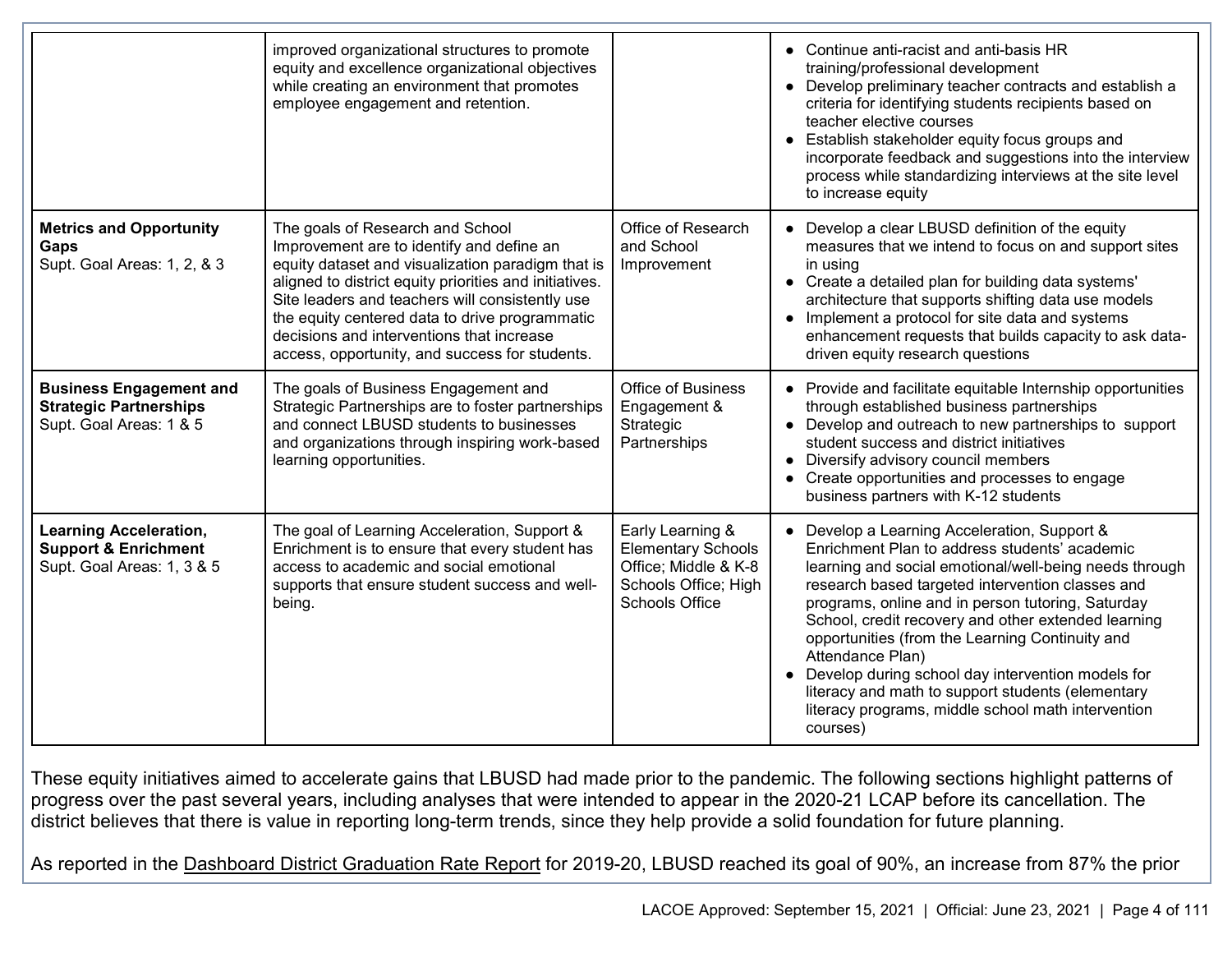| | | | |
|---|---|---|---|
| | improved organizational structures to promote equity and excellence organizational objectives while creating an environment that promotes employee engagement and retention. | | • Continue anti-racist and anti-basis HR training/professional development<br>• Develop preliminary teacher contracts and establish a criteria for identifying students recipients based on teacher elective courses<br>• Establish stakeholder equity focus groups and incorporate feedback and suggestions into the interview process while standardizing interviews at the site level to increase equity |
| **Metrics and Opportunity Gaps**<br>Supt. Goal Areas: 1, 2, & 3 | The goals of Research and School Improvement are to identify and define an equity dataset and visualization paradigm that is aligned to district equity priorities and initiatives. Site leaders and teachers will consistently use the equity centered data to drive programmatic decisions and interventions that increase access, opportunity, and success for students. | Office of Research and School Improvement | • Develop a clear LBUSD definition of the equity measures that we intend to focus on and support sites in using<br>• Create a detailed plan for building data systems' architecture that supports shifting data use models<br>• Implement a protocol for site data and systems enhancement requests that builds capacity to ask data-driven equity research questions |
| **Business Engagement and Strategic Partnerships**<br>Supt. Goal Areas: 1 & 5 | The goals of Business Engagement and Strategic Partnerships are to foster partnerships and connect LBUSD students to businesses and organizations through inspiring work-based learning opportunities. | Office of Business Engagement & Strategic Partnerships | • Provide and facilitate equitable Internship opportunities through established business partnerships<br>• Develop and outreach to new partnerships to support student success and district initiatives<br>• Diversify advisory council members<br>• Create opportunities and processes to engage business partners with K-12 students |
| **Learning Acceleration, Support & Enrichment**<br>Supt. Goal Areas: 1, 3 & 5 | The goal of Learning Acceleration, Support & Enrichment is to ensure that every student has access to academic and social emotional supports that ensure student success and well-being. | Early Learning & Elementary Schools Office; Middle & K-8 Schools Office; High Schools Office | • Develop a Learning Acceleration, Support & Enrichment Plan to address students' academic learning and social emotional/well-being needs through research based targeted intervention classes and programs, online and in person tutoring, Saturday School, credit recovery and other extended learning opportunities (from the Learning Continuity and Attendance Plan)<br>• Develop during school day intervention models for literacy and math to support students (elementary literacy programs, middle school math intervention courses) |

These equity initiatives aimed to accelerate gains that LBUSD had made prior to the pandemic. The following sections highlight patterns of progress over the past several years, including analyses that were intended to appear in the 2020-21 LCAP before its cancellation. The district believes that there is value in reporting long-term trends, since they help provide a solid foundation for future planning.

As reported in the Dashboard District Graduation Rate Report for 2019-20, LBUSD reached its goal of 90%, an increase from 87% the prior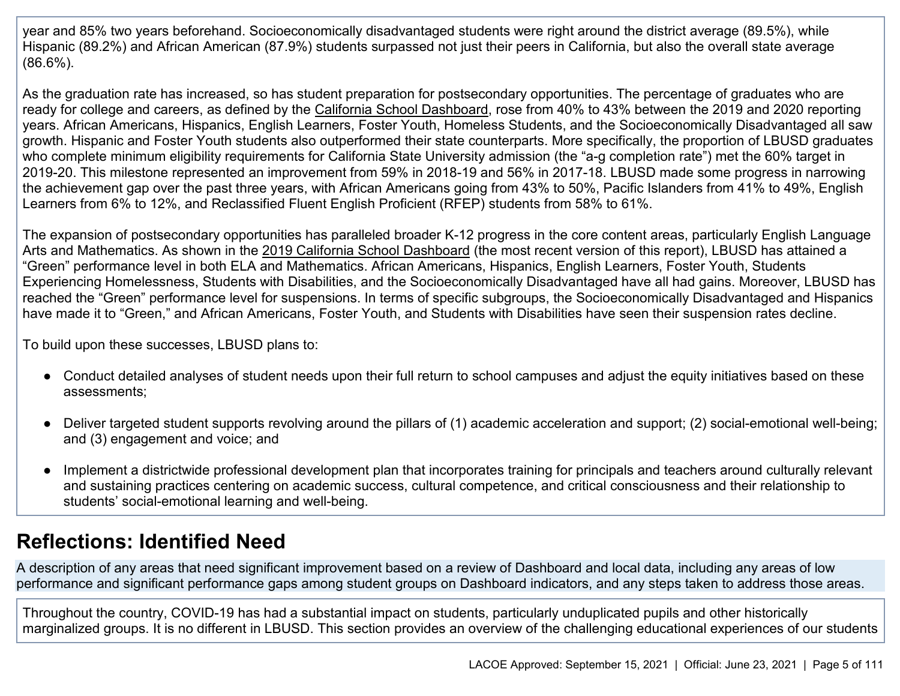year and 85% two years beforehand. Socioeconomically disadvantaged students were right around the district average (89.5%), while Hispanic (89.2%) and African American (87.9%) students surpassed not just their peers in California, but also the overall state average (86.6%).

As the graduation rate has increased, so has student preparation for postsecondary opportunities. The percentage of graduates who are ready for college and careers, as defined by the California School Dashboard, rose from 40% to 43% between the 2019 and 2020 reporting years. African Americans, Hispanics, English Learners, Foster Youth, Homeless Students, and the Socioeconomically Disadvantaged all saw growth. Hispanic and Foster Youth students also outperformed their state counterparts. More specifically, the proportion of LBUSD graduates who complete minimum eligibility requirements for California State University admission (the "a-g completion rate") met the 60% target in 2019-20. This milestone represented an improvement from 59% in 2018-19 and 56% in 2017-18. LBUSD made some progress in narrowing the achievement gap over the past three years, with African Americans going from 43% to 50%, Pacific Islanders from 41% to 49%, English Learners from 6% to 12%, and Reclassified Fluent English Proficient (RFEP) students from 58% to 61%.

The expansion of postsecondary opportunities has paralleled broader K-12 progress in the core content areas, particularly English Language Arts and Mathematics. As shown in the 2019 California School Dashboard (the most recent version of this report), LBUSD has attained a "Green" performance level in both ELA and Mathematics. African Americans, Hispanics, English Learners, Foster Youth, Students Experiencing Homelessness, Students with Disabilities, and the Socioeconomically Disadvantaged have all had gains. Moreover, LBUSD has reached the "Green" performance level for suspensions. In terms of specific subgroups, the Socioeconomically Disadvantaged and Hispanics have made it to "Green," and African Americans, Foster Youth, and Students with Disabilities have seen their suspension rates decline.

To build upon these successes, LBUSD plans to:

- Conduct detailed analyses of student needs upon their full return to school campuses and adjust the equity initiatives based on these assessments;
- Deliver targeted student supports revolving around the pillars of (1) academic acceleration and support; (2) social-emotional well-being; and (3) engagement and voice; and
- Implement a districtwide professional development plan that incorporates training for principals and teachers around culturally relevant and sustaining practices centering on academic success, cultural competence, and critical consciousness and their relationship to students' social-emotional learning and well-being.

## Reflections: Identified Need

A description of any areas that need significant improvement based on a review of Dashboard and local data, including any areas of low performance and significant performance gaps among student groups on Dashboard indicators, and any steps taken to address those areas.

Throughout the country, COVID-19 has had a substantial impact on students, particularly unduplicated pupils and other historically marginalized groups. It is no different in LBUSD. This section provides an overview of the challenging educational experiences of our students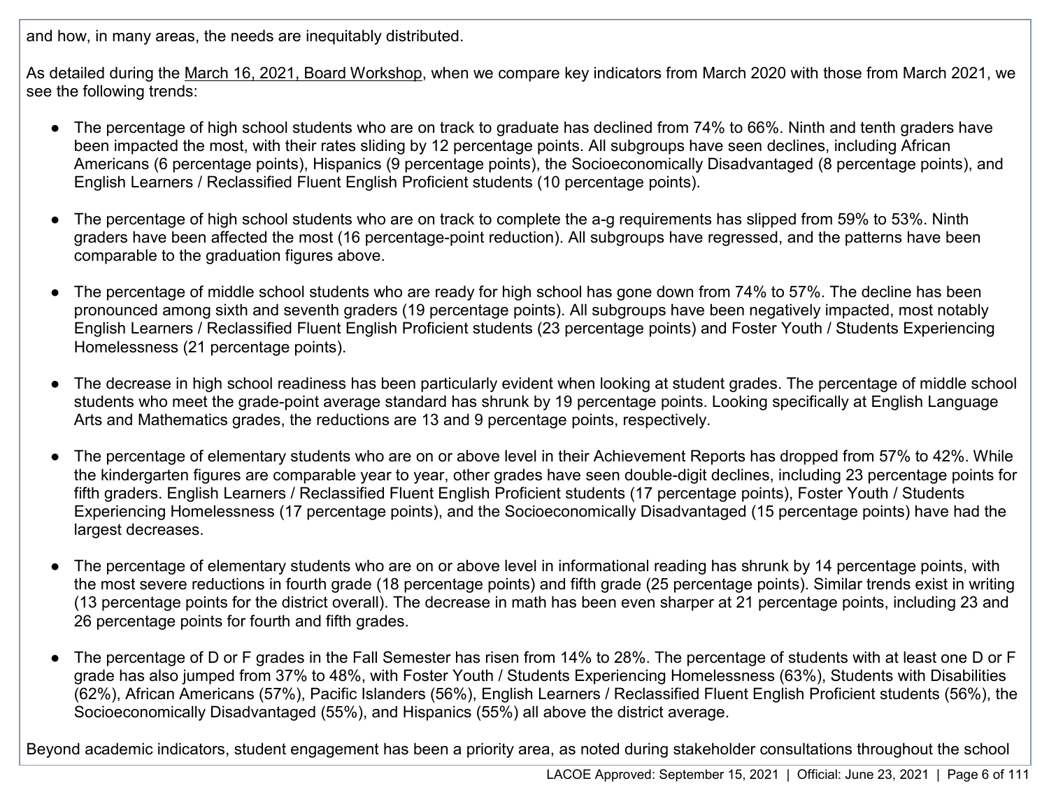and how, in many areas, the needs are inequitably distributed.

As detailed during the March 16, 2021, Board Workshop, when we compare key indicators from March 2020 with those from March 2021, we see the following trends:

- The percentage of high school students who are on track to graduate has declined from 74% to 66%. Ninth and tenth graders have been impacted the most, with their rates sliding by 12 percentage points. All subgroups have seen declines, including African Americans (6 percentage points), Hispanics (9 percentage points), the Socioeconomically Disadvantaged (8 percentage points), and English Learners / Reclassified Fluent English Proficient students (10 percentage points).

- The percentage of high school students who are on track to complete the a-g requirements has slipped from 59% to 53%. Ninth graders have been affected the most (16 percentage-point reduction). All subgroups have regressed, and the patterns have been comparable to the graduation figures above.

- The percentage of middle school students who are ready for high school has gone down from 74% to 57%. The decline has been pronounced among sixth and seventh graders (19 percentage points). All subgroups have been negatively impacted, most notably English Learners / Reclassified Fluent English Proficient students (23 percentage points) and Foster Youth / Students Experiencing Homelessness (21 percentage points).

- The decrease in high school readiness has been particularly evident when looking at student grades. The percentage of middle school students who meet the grade-point average standard has shrunk by 19 percentage points. Looking specifically at English Language Arts and Mathematics grades, the reductions are 13 and 9 percentage points, respectively.

- The percentage of elementary students who are on or above level in their Achievement Reports has dropped from 57% to 42%. While the kindergarten figures are comparable year to year, other grades have seen double-digit declines, including 23 percentage points for fifth graders. English Learners / Reclassified Fluent English Proficient students (17 percentage points), Foster Youth / Students Experiencing Homelessness (17 percentage points), and the Socioeconomically Disadvantaged (15 percentage points) have had the largest decreases.

- The percentage of elementary students who are on or above level in informational reading has shrunk by 14 percentage points, with the most severe reductions in fourth grade (18 percentage points) and fifth grade (25 percentage points). Similar trends exist in writing (13 percentage points for the district overall). The decrease in math has been even sharper at 21 percentage points, including 23 and 26 percentage points for fourth and fifth grades.

- The percentage of D or F grades in the Fall Semester has risen from 14% to 28%. The percentage of students with at least one D or F grade has also jumped from 37% to 48%, with Foster Youth / Students Experiencing Homelessness (63%), Students with Disabilities (62%), African Americans (57%), Pacific Islanders (56%), English Learners / Reclassified Fluent English Proficient students (56%), the Socioeconomically Disadvantaged (55%), and Hispanics (55%) all above the district average.

Beyond academic indicators, student engagement has been a priority area, as noted during stakeholder consultations throughout the school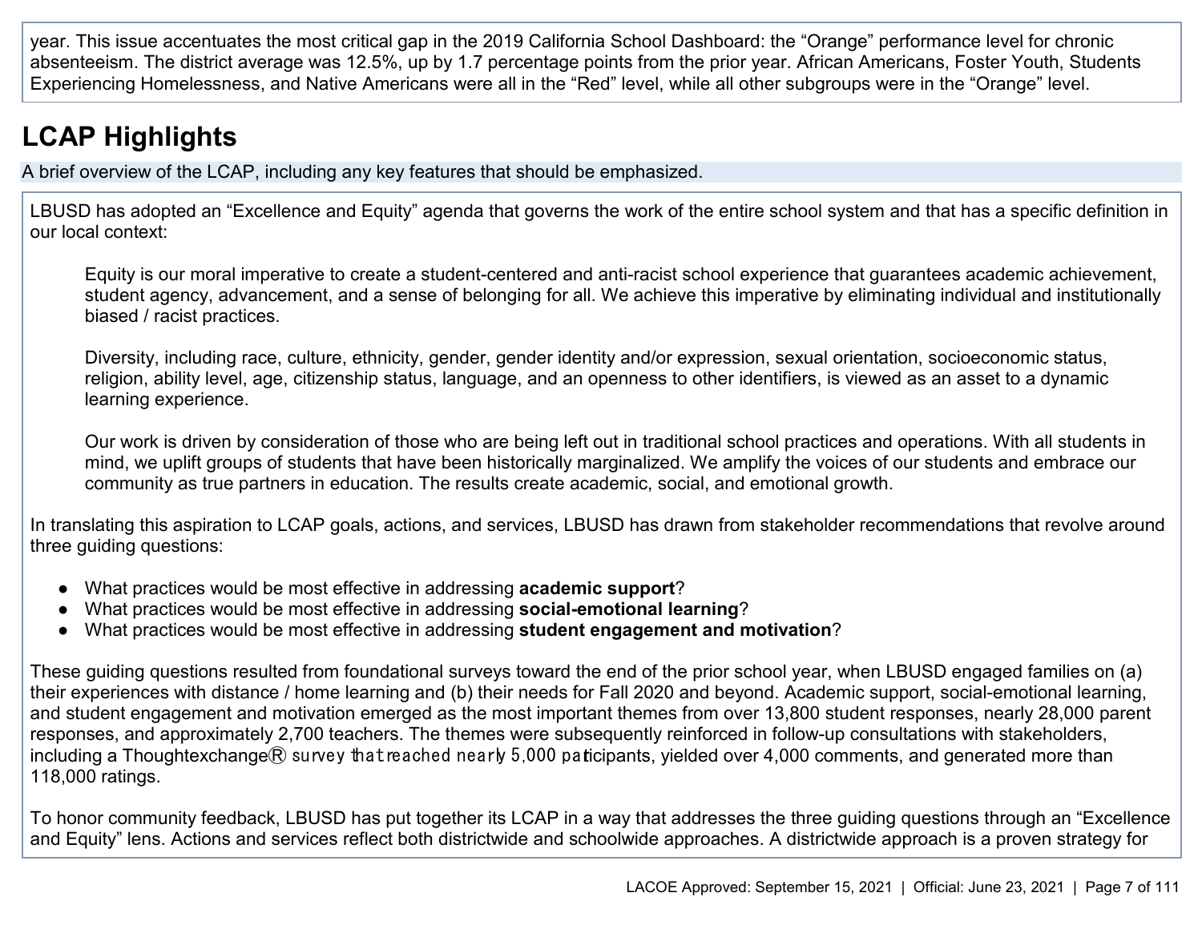year. This issue accentuates the most critical gap in the 2019 California School Dashboard: the "Orange" performance level for chronic absenteeism. The district average was 12.5%, up by 1.7 percentage points from the prior year. African Americans, Foster Youth, Students Experiencing Homelessness, and Native Americans were all in the "Red" level, while all other subgroups were in the "Orange" level.

## LCAP Highlights

A brief overview of the LCAP, including any key features that should be emphasized.

LBUSD has adopted an "Excellence and Equity" agenda that governs the work of the entire school system and that has a specific definition in our local context:

> Equity is our moral imperative to create a student-centered and anti-racist school experience that guarantees academic achievement, student agency, advancement, and a sense of belonging for all. We achieve this imperative by eliminating individual and institutionally biased / racist practices.
>
> Diversity, including race, culture, ethnicity, gender, gender identity and/or expression, sexual orientation, socioeconomic status, religion, ability level, age, citizenship status, language, and an openness to other identifiers, is viewed as an asset to a dynamic learning experience.
>
> Our work is driven by consideration of those who are being left out in traditional school practices and operations. With all students in mind, we uplift groups of students that have been historically marginalized. We amplify the voices of our students and embrace our community as true partners in education. The results create academic, social, and emotional growth.

In translating this aspiration to LCAP goals, actions, and services, LBUSD has drawn from stakeholder recommendations that revolve around three guiding questions:

- What practices would be most effective in addressing **academic support**?
- What practices would be most effective in addressing **social-emotional learning**?
- What practices would be most effective in addressing **student engagement and motivation**?

These guiding questions resulted from foundational surveys toward the end of the prior school year, when LBUSD engaged families on (a) their experiences with distance / home learning and (b) their needs for Fall 2020 and beyond. Academic support, social-emotional learning, and student engagement and motivation emerged as the most important themes from over 13,800 student responses, nearly 28,000 parent responses, and approximately 2,700 teachers. The themes were subsequently reinforced in follow-up consultations with stakeholders, including a Thoughtexchange® survey that reached nearly 5,000 participants, yielded over 4,000 comments, and generated more than 118,000 ratings.

To honor community feedback, LBUSD has put together its LCAP in a way that addresses the three guiding questions through an "Excellence and Equity" lens. Actions and services reflect both districtwide and schoolwide approaches. A districtwide approach is a proven strategy for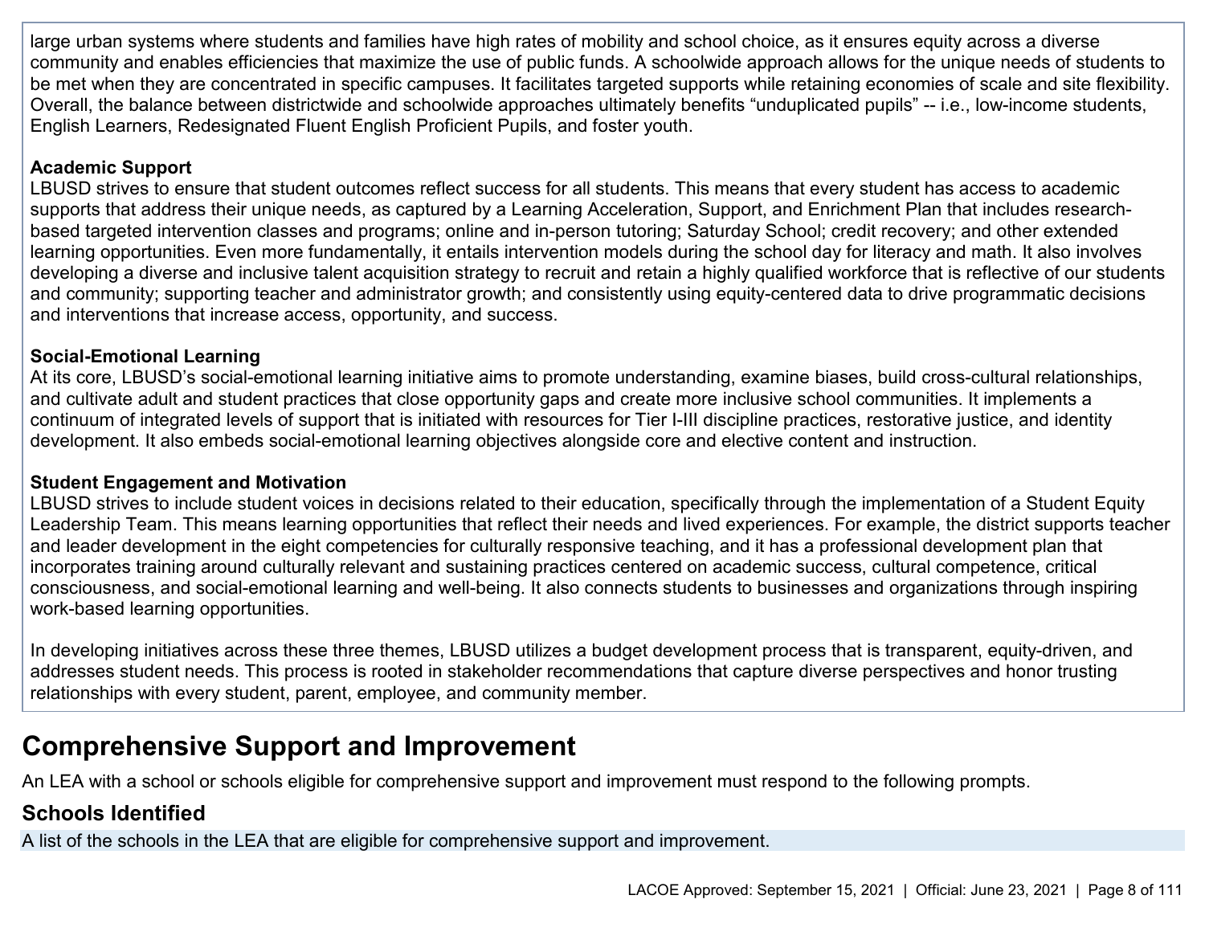large urban systems where students and families have high rates of mobility and school choice, as it ensures equity across a diverse community and enables efficiencies that maximize the use of public funds. A schoolwide approach allows for the unique needs of students to be met when they are concentrated in specific campuses. It facilitates targeted supports while retaining economies of scale and site flexibility. Overall, the balance between districtwide and schoolwide approaches ultimately benefits "unduplicated pupils" -- i.e., low-income students, English Learners, Redesignated Fluent English Proficient Pupils, and foster youth.

**Academic Support**
LBUSD strives to ensure that student outcomes reflect success for all students. This means that every student has access to academic supports that address their unique needs, as captured by a Learning Acceleration, Support, and Enrichment Plan that includes research-based targeted intervention classes and programs; online and in-person tutoring; Saturday School; credit recovery; and other extended learning opportunities. Even more fundamentally, it entails intervention models during the school day for literacy and math. It also involves developing a diverse and inclusive talent acquisition strategy to recruit and retain a highly qualified workforce that is reflective of our students and community; supporting teacher and administrator growth; and consistently using equity-centered data to drive programmatic decisions and interventions that increase access, opportunity, and success.

**Social-Emotional Learning**
At its core, LBUSD's social-emotional learning initiative aims to promote understanding, examine biases, build cross-cultural relationships, and cultivate adult and student practices that close opportunity gaps and create more inclusive school communities. It implements a continuum of integrated levels of support that is initiated with resources for Tier I-III discipline practices, restorative justice, and identity development. It also embeds social-emotional learning objectives alongside core and elective content and instruction.

**Student Engagement and Motivation**
LBUSD strives to include student voices in decisions related to their education, specifically through the implementation of a Student Equity Leadership Team. This means learning opportunities that reflect their needs and lived experiences. For example, the district supports teacher and leader development in the eight competencies for culturally responsive teaching, and it has a professional development plan that incorporates training around culturally relevant and sustaining practices centered on academic success, cultural competence, critical consciousness, and social-emotional learning and well-being. It also connects students to businesses and organizations through inspiring work-based learning opportunities.

In developing initiatives across these three themes, LBUSD utilizes a budget development process that is transparent, equity-driven, and addresses student needs. This process is rooted in stakeholder recommendations that capture diverse perspectives and honor trusting relationships with every student, parent, employee, and community member.

## Comprehensive Support and Improvement

An LEA with a school or schools eligible for comprehensive support and improvement must respond to the following prompts.

### Schools Identified

A list of the schools in the LEA that are eligible for comprehensive support and improvement.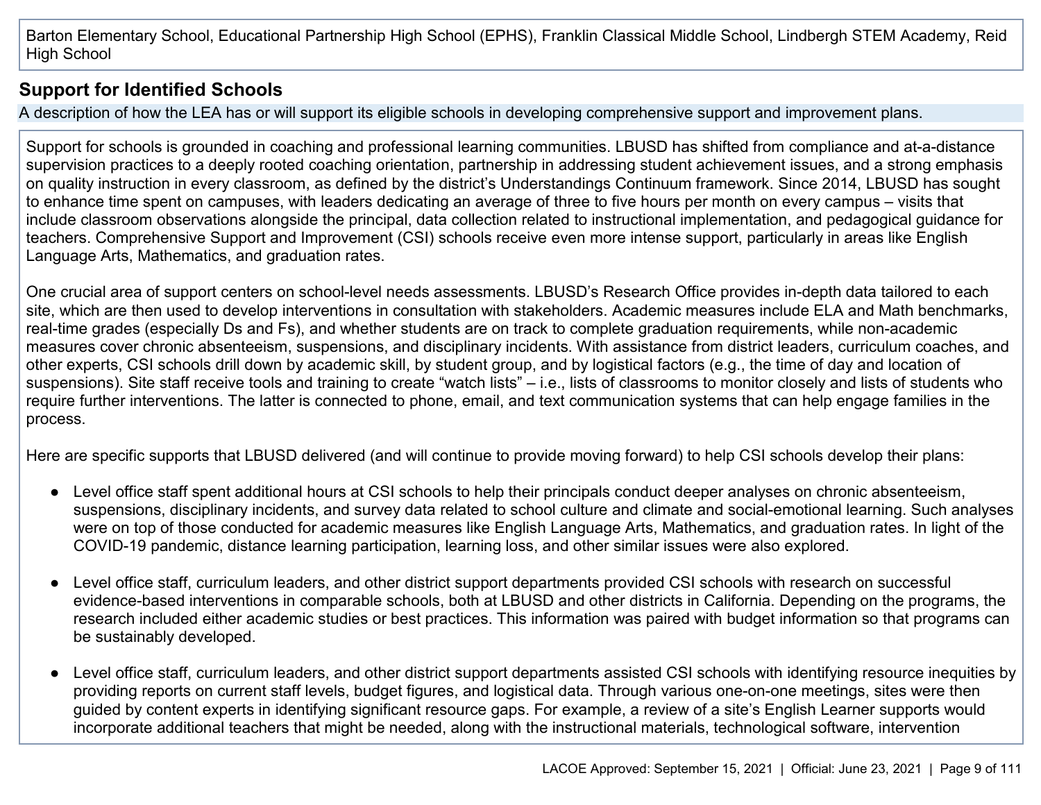Barton Elementary School, Educational Partnership High School (EPHS), Franklin Classical Middle School, Lindbergh STEM Academy, Reid High School

## Support for Identified Schools

A description of how the LEA has or will support its eligible schools in developing comprehensive support and improvement plans.

Support for schools is grounded in coaching and professional learning communities. LBUSD has shifted from compliance and at-a-distance supervision practices to a deeply rooted coaching orientation, partnership in addressing student achievement issues, and a strong emphasis on quality instruction in every classroom, as defined by the district's Understandings Continuum framework. Since 2014, LBUSD has sought to enhance time spent on campuses, with leaders dedicating an average of three to five hours per month on every campus – visits that include classroom observations alongside the principal, data collection related to instructional implementation, and pedagogical guidance for teachers. Comprehensive Support and Improvement (CSI) schools receive even more intense support, particularly in areas like English Language Arts, Mathematics, and graduation rates.

One crucial area of support centers on school-level needs assessments. LBUSD's Research Office provides in-depth data tailored to each site, which are then used to develop interventions in consultation with stakeholders. Academic measures include ELA and Math benchmarks, real-time grades (especially Ds and Fs), and whether students are on track to complete graduation requirements, while non-academic measures cover chronic absenteeism, suspensions, and disciplinary incidents. With assistance from district leaders, curriculum coaches, and other experts, CSI schools drill down by academic skill, by student group, and by logistical factors (e.g., the time of day and location of suspensions). Site staff receive tools and training to create "watch lists" – i.e., lists of classrooms to monitor closely and lists of students who require further interventions. The latter is connected to phone, email, and text communication systems that can help engage families in the process.

Here are specific supports that LBUSD delivered (and will continue to provide moving forward) to help CSI schools develop their plans:

- Level office staff spent additional hours at CSI schools to help their principals conduct deeper analyses on chronic absenteeism, suspensions, disciplinary incidents, and survey data related to school culture and climate and social-emotional learning. Such analyses were on top of those conducted for academic measures like English Language Arts, Mathematics, and graduation rates. In light of the COVID-19 pandemic, distance learning participation, learning loss, and other similar issues were also explored.

- Level office staff, curriculum leaders, and other district support departments provided CSI schools with research on successful evidence-based interventions in comparable schools, both at LBUSD and other districts in California. Depending on the programs, the research included either academic studies or best practices. This information was paired with budget information so that programs can be sustainably developed.

- Level office staff, curriculum leaders, and other district support departments assisted CSI schools with identifying resource inequities by providing reports on current staff levels, budget figures, and logistical data. Through various one-on-one meetings, sites were then guided by content experts in identifying significant resource gaps. For example, a review of a site's English Learner supports would incorporate additional teachers that might be needed, along with the instructional materials, technological software, intervention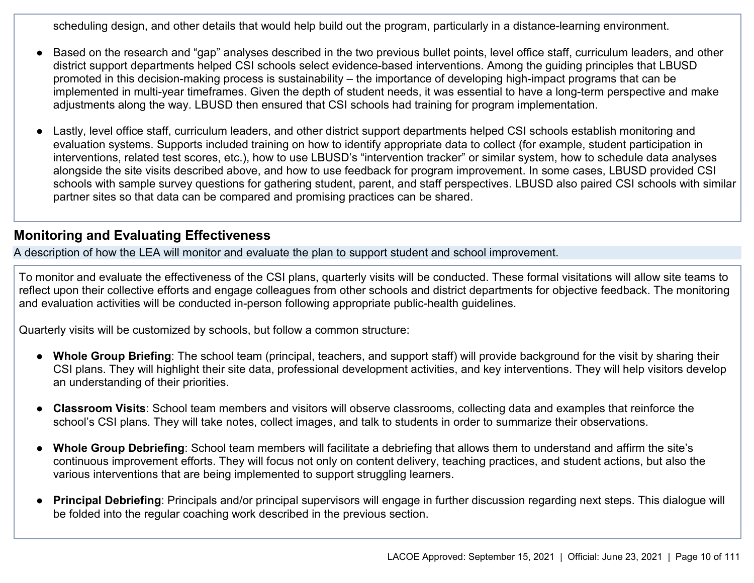scheduling design, and other details that would help build out the program, particularly in a distance-learning environment.

- Based on the research and "gap" analyses described in the two previous bullet points, level office staff, curriculum leaders, and other district support departments helped CSI schools select evidence-based interventions. Among the guiding principles that LBUSD promoted in this decision-making process is sustainability – the importance of developing high-impact programs that can be implemented in multi-year timeframes. Given the depth of student needs, it was essential to have a long-term perspective and make adjustments along the way. LBUSD then ensured that CSI schools had training for program implementation.

- Lastly, level office staff, curriculum leaders, and other district support departments helped CSI schools establish monitoring and evaluation systems. Supports included training on how to identify appropriate data to collect (for example, student participation in interventions, related test scores, etc.), how to use LBUSD's "intervention tracker" or similar system, how to schedule data analyses alongside the site visits described above, and how to use feedback for program improvement. In some cases, LBUSD provided CSI schools with sample survey questions for gathering student, parent, and staff perspectives. LBUSD also paired CSI schools with similar partner sites so that data can be compared and promising practices can be shared.

## Monitoring and Evaluating Effectiveness

A description of how the LEA will monitor and evaluate the plan to support student and school improvement.

To monitor and evaluate the effectiveness of the CSI plans, quarterly visits will be conducted. These formal visitations will allow site teams to reflect upon their collective efforts and engage colleagues from other schools and district departments for objective feedback. The monitoring and evaluation activities will be conducted in-person following appropriate public-health guidelines.

Quarterly visits will be customized by schools, but follow a common structure:

- **Whole Group Briefing**: The school team (principal, teachers, and support staff) will provide background for the visit by sharing their CSI plans. They will highlight their site data, professional development activities, and key interventions. They will help visitors develop an understanding of their priorities.

- **Classroom Visits**: School team members and visitors will observe classrooms, collecting data and examples that reinforce the school's CSI plans. They will take notes, collect images, and talk to students in order to summarize their observations.

- **Whole Group Debriefing**: School team members will facilitate a debriefing that allows them to understand and affirm the site's continuous improvement efforts. They will focus not only on content delivery, teaching practices, and student actions, but also the various interventions that are being implemented to support struggling learners.

- **Principal Debriefing**: Principals and/or principal supervisors will engage in further discussion regarding next steps. This dialogue will be folded into the regular coaching work described in the previous section.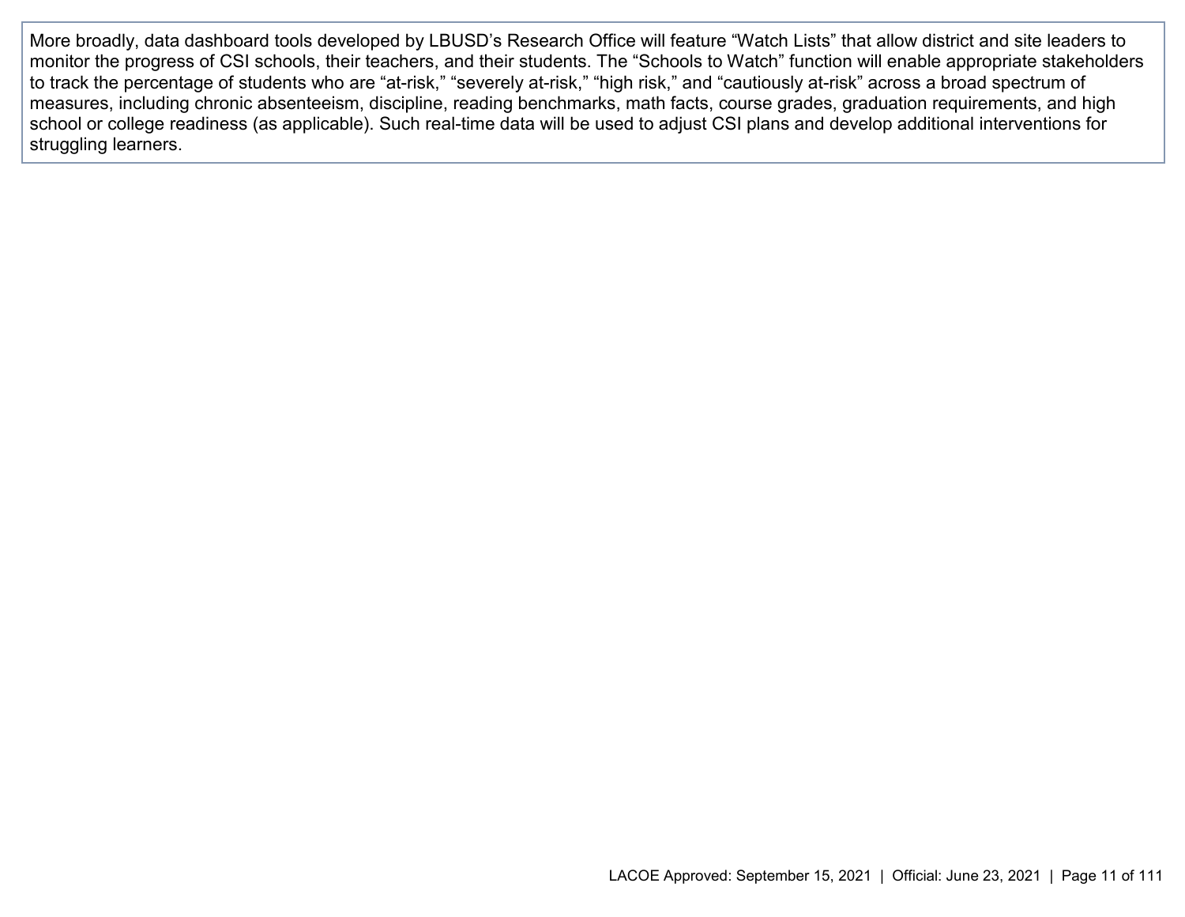More broadly, data dashboard tools developed by LBUSD's Research Office will feature "Watch Lists" that allow district and site leaders to monitor the progress of CSI schools, their teachers, and their students. The "Schools to Watch" function will enable appropriate stakeholders to track the percentage of students who are "at-risk," "severely at-risk," "high risk," and "cautiously at-risk" across a broad spectrum of measures, including chronic absenteeism, discipline, reading benchmarks, math facts, course grades, graduation requirements, and high school or college readiness (as applicable). Such real-time data will be used to adjust CSI plans and develop additional interventions for struggling learners.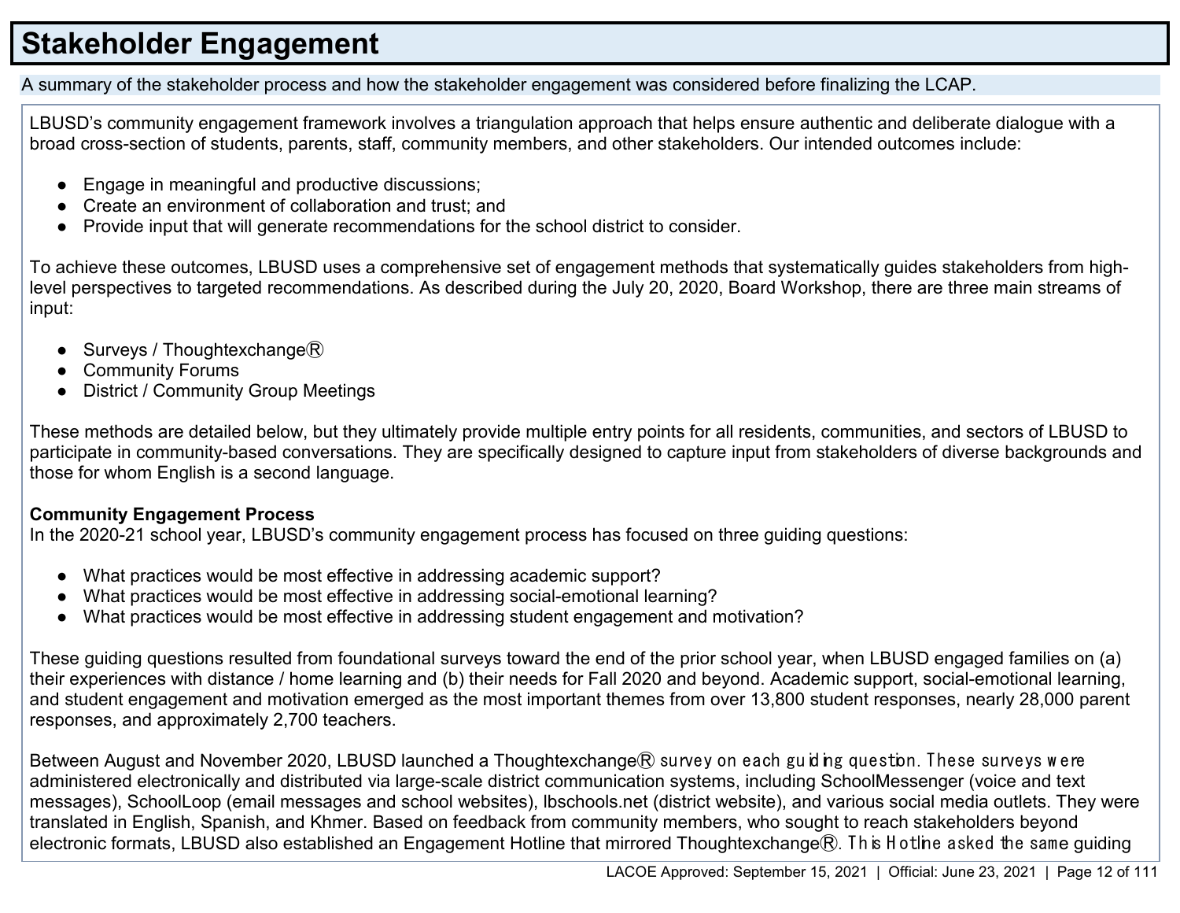# Stakeholder Engagement

A summary of the stakeholder process and how the stakeholder engagement was considered before finalizing the LCAP.

LBUSD's community engagement framework involves a triangulation approach that helps ensure authentic and deliberate dialogue with a broad cross-section of students, parents, staff, community members, and other stakeholders. Our intended outcomes include:

- Engage in meaningful and productive discussions;
- Create an environment of collaboration and trust; and
- Provide input that will generate recommendations for the school district to consider.

To achieve these outcomes, LBUSD uses a comprehensive set of engagement methods that systematically guides stakeholders from high-level perspectives to targeted recommendations. As described during the July 20, 2020, Board Workshop, there are three main streams of input:

- Surveys / Thoughtexchange®
- Community Forums
- District / Community Group Meetings

These methods are detailed below, but they ultimately provide multiple entry points for all residents, communities, and sectors of LBUSD to participate in community-based conversations. They are specifically designed to capture input from stakeholders of diverse backgrounds and those for whom English is a second language.

**Community Engagement Process**
In the 2020-21 school year, LBUSD's community engagement process has focused on three guiding questions:

- What practices would be most effective in addressing academic support?
- What practices would be most effective in addressing social-emotional learning?
- What practices would be most effective in addressing student engagement and motivation?

These guiding questions resulted from foundational surveys toward the end of the prior school year, when LBUSD engaged families on (a) their experiences with distance / home learning and (b) their needs for Fall 2020 and beyond. Academic support, social-emotional learning, and student engagement and motivation emerged as the most important themes from over 13,800 student responses, nearly 28,000 parent responses, and approximately 2,700 teachers.

Between August and November 2020, LBUSD launched a Thoughtexchange® survey on each guiding question. These surveys were administered electronically and distributed via large-scale district communication systems, including SchoolMessenger (voice and text messages), SchoolLoop (email messages and school websites), lbschools.net (district website), and various social media outlets. They were translated in English, Spanish, and Khmer. Based on feedback from community members, who sought to reach stakeholders beyond electronic formats, LBUSD also established an Engagement Hotline that mirrored Thoughtexchange®. This Hotline asked the same guiding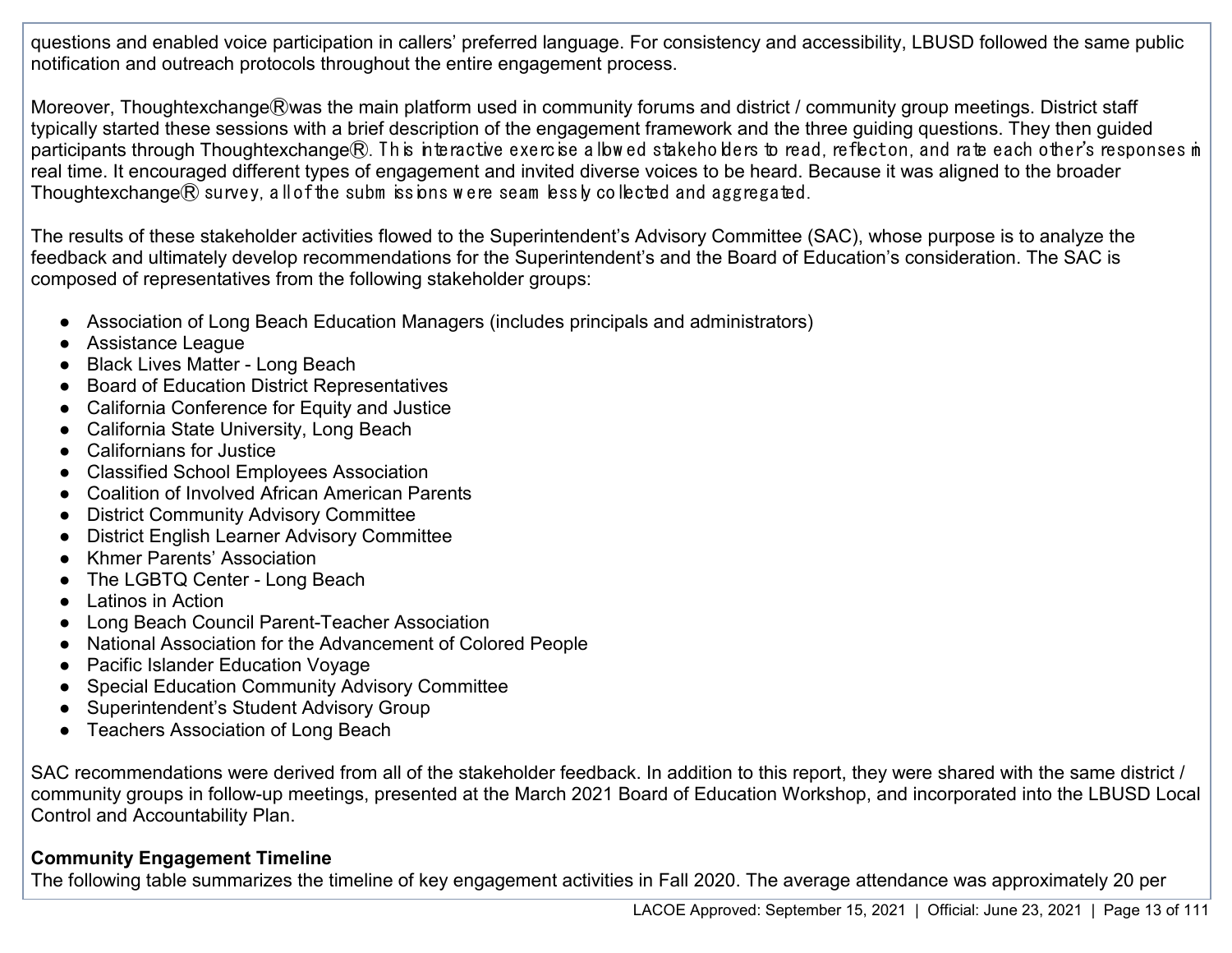questions and enabled voice participation in callers' preferred language. For consistency and accessibility, LBUSD followed the same public notification and outreach protocols throughout the entire engagement process.

Moreover, Thoughtexchange® was the main platform used in community forums and district / community group meetings. District staff typically started these sessions with a brief description of the engagement framework and the three guiding questions. They then guided participants through Thoughtexchange®. This interactive exercise allowed stakeholders to read, reflect on, and rate each other's responses in real time. It encouraged different types of engagement and invited diverse voices to be heard. Because it was aligned to the broader Thoughtexchange® survey, all of the submissions were seamlessly collected and aggregated.

The results of these stakeholder activities flowed to the Superintendent's Advisory Committee (SAC), whose purpose is to analyze the feedback and ultimately develop recommendations for the Superintendent's and the Board of Education's consideration. The SAC is composed of representatives from the following stakeholder groups:

- Association of Long Beach Education Managers (includes principals and administrators)
- Assistance League
- Black Lives Matter - Long Beach
- Board of Education District Representatives
- California Conference for Equity and Justice
- California State University, Long Beach
- Californians for Justice
- Classified School Employees Association
- Coalition of Involved African American Parents
- District Community Advisory Committee
- District English Learner Advisory Committee
- Khmer Parents' Association
- The LGBTQ Center - Long Beach
- Latinos in Action
- Long Beach Council Parent-Teacher Association
- National Association for the Advancement of Colored People
- Pacific Islander Education Voyage
- Special Education Community Advisory Committee
- Superintendent's Student Advisory Group
- Teachers Association of Long Beach

SAC recommendations were derived from all of the stakeholder feedback. In addition to this report, they were shared with the same district / community groups in follow-up meetings, presented at the March 2021 Board of Education Workshop, and incorporated into the LBUSD Local Control and Accountability Plan.

**Community Engagement Timeline**

The following table summarizes the timeline of key engagement activities in Fall 2020. The average attendance was approximately 20 per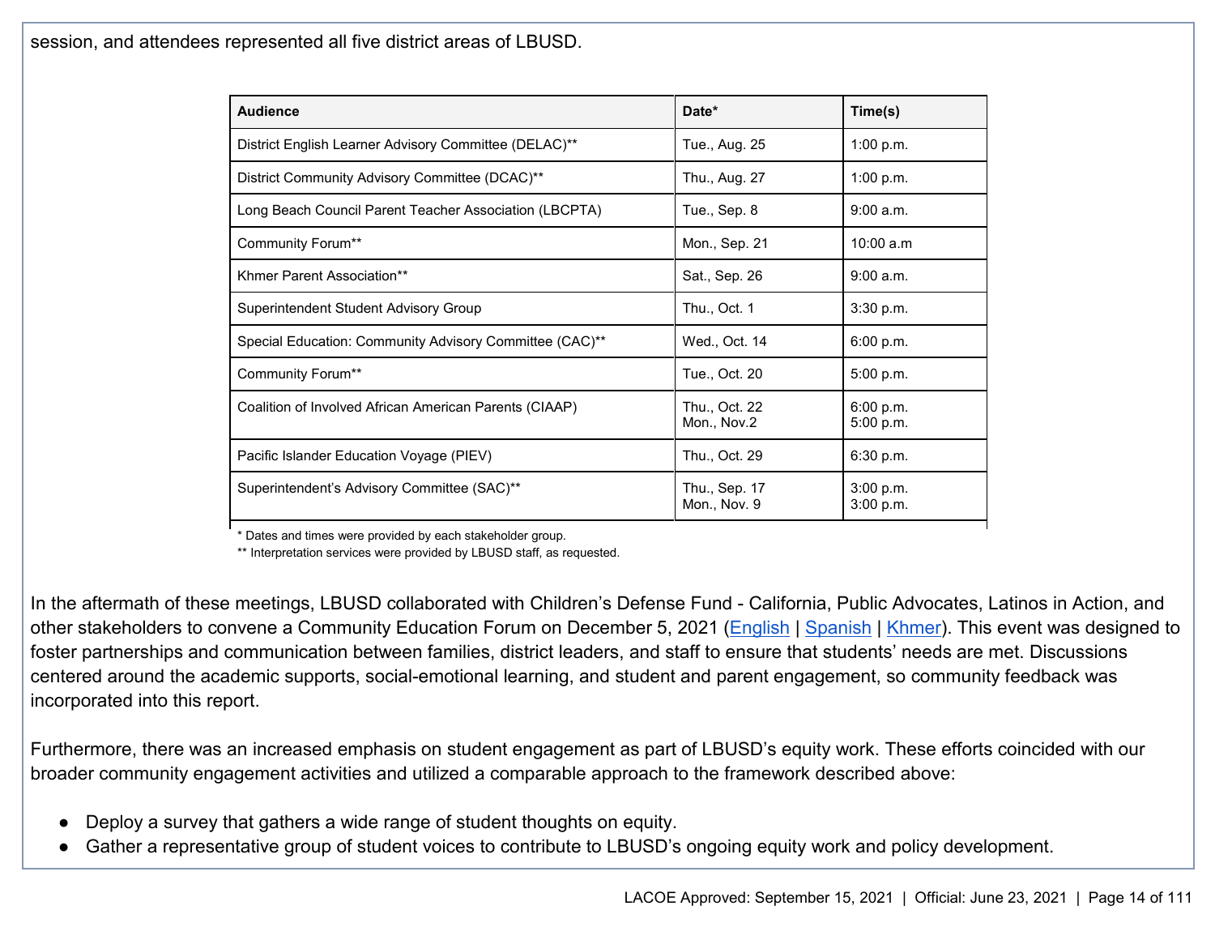session, and attendees represented all five district areas of LBUSD.

| Audience | Date* | Time(s) |
|---|---|---|
| District English Learner Advisory Committee (DELAC)** | Tue., Aug. 25 | 1:00 p.m. |
| District Community Advisory Committee (DCAC)** | Thu., Aug. 27 | 1:00 p.m. |
| Long Beach Council Parent Teacher Association (LBCPTA) | Tue., Sep. 8 | 9:00 a.m. |
| Community Forum** | Mon., Sep. 21 | 10:00 a.m |
| Khmer Parent Association** | Sat., Sep. 26 | 9:00 a.m. |
| Superintendent Student Advisory Group | Thu., Oct. 1 | 3:30 p.m. |
| Special Education: Community Advisory Committee (CAC)** | Wed., Oct. 14 | 6:00 p.m. |
| Community Forum** | Tue., Oct. 20 | 5:00 p.m. |
| Coalition of Involved African American Parents (CIAAP) | Thu., Oct. 22<br>Mon., Nov.2 | 6:00 p.m.<br>5:00 p.m. |
| Pacific Islander Education Voyage (PIEV) | Thu., Oct. 29 | 6:30 p.m. |
| Superintendent's Advisory Committee (SAC)** | Thu., Sep. 17<br>Mon., Nov. 9 | 3:00 p.m.<br>3:00 p.m. |

* Dates and times were provided by each stakeholder group.
** Interpretation services were provided by LBUSD staff, as requested.

In the aftermath of these meetings, LBUSD collaborated with Children's Defense Fund - California, Public Advocates, Latinos in Action, and other stakeholders to convene a Community Education Forum on December 5, 2021 (English | Spanish | Khmer). This event was designed to foster partnerships and communication between families, district leaders, and staff to ensure that students' needs are met. Discussions centered around the academic supports, social-emotional learning, and student and parent engagement, so community feedback was incorporated into this report.

Furthermore, there was an increased emphasis on student engagement as part of LBUSD's equity work. These efforts coincided with our broader community engagement activities and utilized a comparable approach to the framework described above:

- Deploy a survey that gathers a wide range of student thoughts on equity.
- Gather a representative group of student voices to contribute to LBUSD's ongoing equity work and policy development.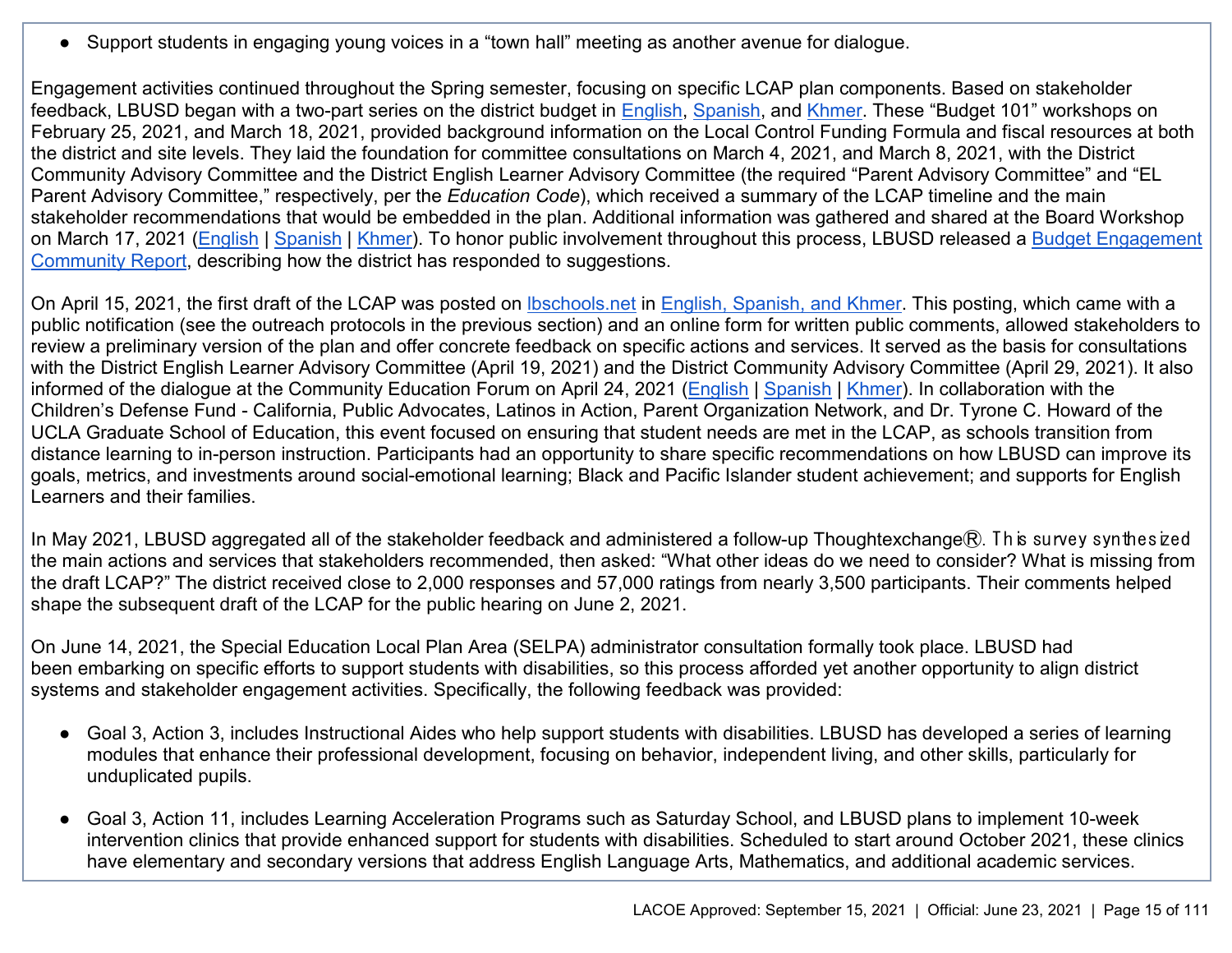- Support students in engaging young voices in a "town hall" meeting as another avenue for dialogue.

Engagement activities continued throughout the Spring semester, focusing on specific LCAP plan components. Based on stakeholder feedback, LBUSD began with a two-part series on the district budget in English, Spanish, and Khmer. These "Budget 101" workshops on February 25, 2021, and March 18, 2021, provided background information on the Local Control Funding Formula and fiscal resources at both the district and site levels. They laid the foundation for committee consultations on March 4, 2021, and March 8, 2021, with the District Community Advisory Committee and the District English Learner Advisory Committee (the required "Parent Advisory Committee" and "EL Parent Advisory Committee," respectively, per the *Education Code*), which received a summary of the LCAP timeline and the main stakeholder recommendations that would be embedded in the plan. Additional information was gathered and shared at the Board Workshop on March 17, 2021 (English | Spanish | Khmer). To honor public involvement throughout this process, LBUSD released a Budget Engagement Community Report, describing how the district has responded to suggestions.

On April 15, 2021, the first draft of the LCAP was posted on lbschools.net in English, Spanish, and Khmer. This posting, which came with a public notification (see the outreach protocols in the previous section) and an online form for written public comments, allowed stakeholders to review a preliminary version of the plan and offer concrete feedback on specific actions and services. It served as the basis for consultations with the District English Learner Advisory Committee (April 19, 2021) and the District Community Advisory Committee (April 29, 2021). It also informed of the dialogue at the Community Education Forum on April 24, 2021 (English | Spanish | Khmer). In collaboration with the Children's Defense Fund - California, Public Advocates, Latinos in Action, Parent Organization Network, and Dr. Tyrone C. Howard of the UCLA Graduate School of Education, this event focused on ensuring that student needs are met in the LCAP, as schools transition from distance learning to in-person instruction. Participants had an opportunity to share specific recommendations on how LBUSD can improve its goals, metrics, and investments around social-emotional learning; Black and Pacific Islander student achievement; and supports for English Learners and their families.

In May 2021, LBUSD aggregated all of the stakeholder feedback and administered a follow-up Thoughtexchange®. This survey synthesized the main actions and services that stakeholders recommended, then asked: "What other ideas do we need to consider? What is missing from the draft LCAP?" The district received close to 2,000 responses and 57,000 ratings from nearly 3,500 participants. Their comments helped shape the subsequent draft of the LCAP for the public hearing on June 2, 2021.

On June 14, 2021, the Special Education Local Plan Area (SELPA) administrator consultation formally took place. LBUSD had been embarking on specific efforts to support students with disabilities, so this process afforded yet another opportunity to align district systems and stakeholder engagement activities. Specifically, the following feedback was provided:

- Goal 3, Action 3, includes Instructional Aides who help support students with disabilities. LBUSD has developed a series of learning modules that enhance their professional development, focusing on behavior, independent living, and other skills, particularly for unduplicated pupils.

- Goal 3, Action 11, includes Learning Acceleration Programs such as Saturday School, and LBUSD plans to implement 10-week intervention clinics that provide enhanced support for students with disabilities. Scheduled to start around October 2021, these clinics have elementary and secondary versions that address English Language Arts, Mathematics, and additional academic services.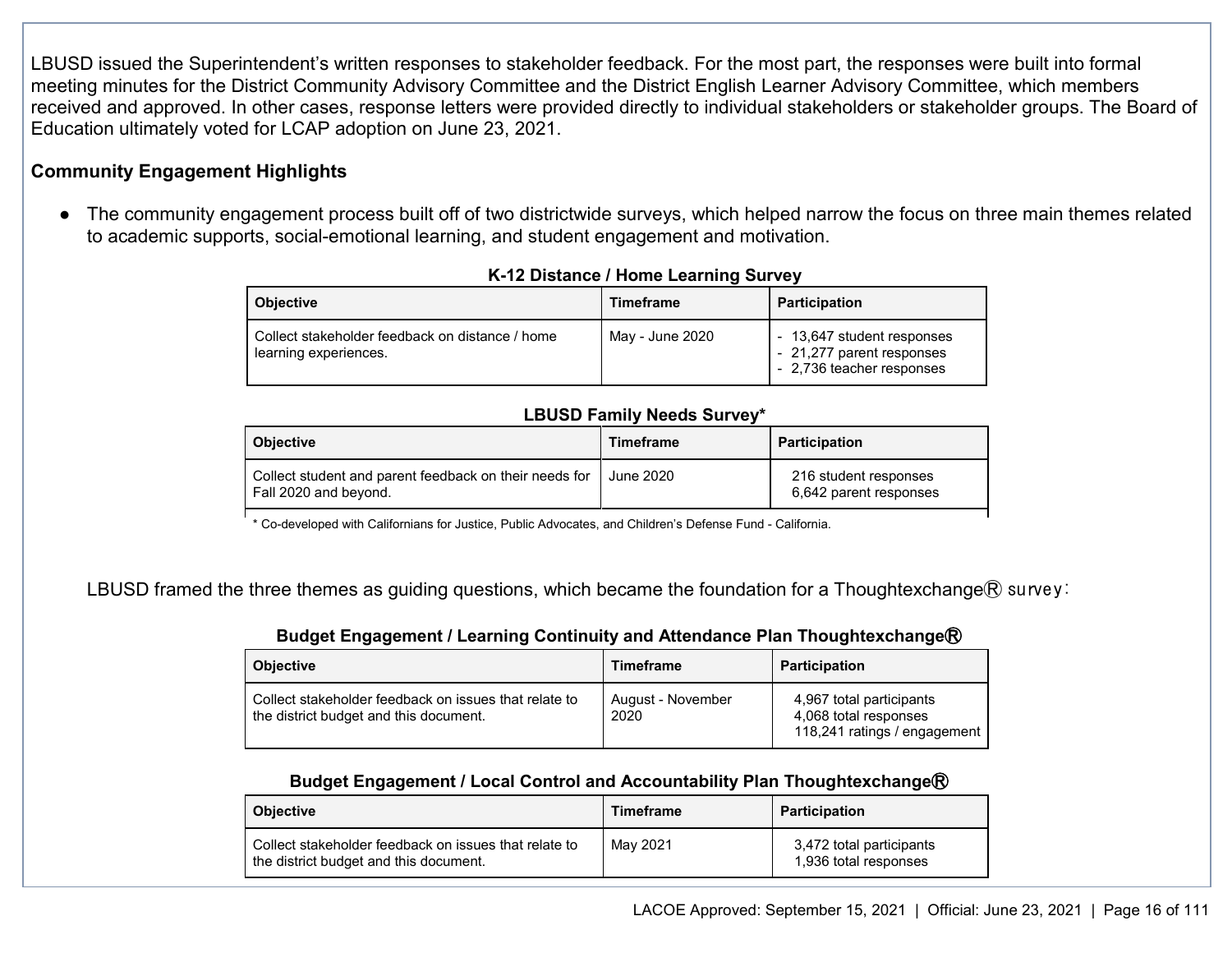LBUSD issued the Superintendent's written responses to stakeholder feedback. For the most part, the responses were built into formal meeting minutes for the District Community Advisory Committee and the District English Learner Advisory Committee, which members received and approved. In other cases, response letters were provided directly to individual stakeholders or stakeholder groups. The Board of Education ultimately voted for LCAP adoption on June 23, 2021.

**Community Engagement Highlights**

- The community engagement process built off of two districtwide surveys, which helped narrow the focus on three main themes related to academic supports, social-emotional learning, and student engagement and motivation.

**K-12 Distance / Home Learning Survey**

| Objective | Timeframe | Participation |
|---|---|---|
| Collect stakeholder feedback on distance / home learning experiences. | May - June 2020 | - 13,647 student responses<br>- 21,277 parent responses<br>- 2,736 teacher responses |

**LBUSD Family Needs Survey***

| Objective | Timeframe | Participation |
|---|---|---|
| Collect student and parent feedback on their needs for Fall 2020 and beyond. | June 2020 | 216 student responses<br>6,642 parent responses |

\* Co-developed with Californians for Justice, Public Advocates, and Children's Defense Fund - California.

LBUSD framed the three themes as guiding questions, which became the foundation for a Thoughtexchange® survey:

**Budget Engagement / Learning Continuity and Attendance Plan Thoughtexchange®**

| Objective | Timeframe | Participation |
|---|---|---|
| Collect stakeholder feedback on issues that relate to the district budget and this document. | August - November 2020 | 4,967 total participants<br>4,068 total responses<br>118,241 ratings / engagement |

**Budget Engagement / Local Control and Accountability Plan Thoughtexchange®**

| Objective | Timeframe | Participation |
|---|---|---|
| Collect stakeholder feedback on issues that relate to the district budget and this document. | May 2021 | 3,472 total participants<br>1,936 total responses |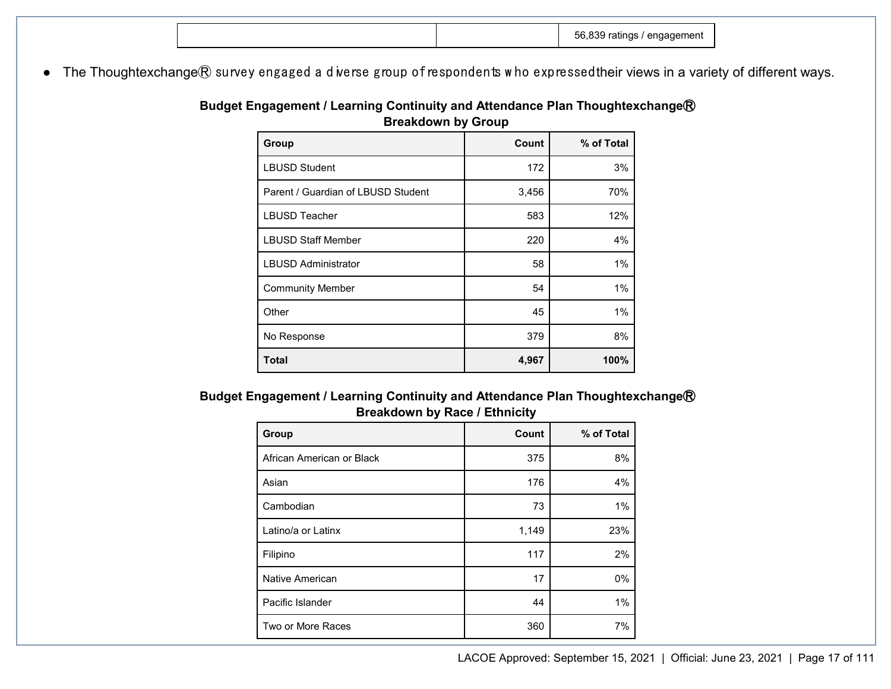| | | 56,839 ratings / engagement |
|---|---|---|

- The Thoughtexchange® survey engaged a diverse group of respondents who expressed their views in a variety of different ways.

**Budget Engagement / Learning Continuity and Attendance Plan Thoughtexchange® Breakdown by Group**

| Group | Count | % of Total |
|---|---|---|
| LBUSD Student | 172 | 3% |
| Parent / Guardian of LBUSD Student | 3,456 | 70% |
| LBUSD Teacher | 583 | 12% |
| LBUSD Staff Member | 220 | 4% |
| LBUSD Administrator | 58 | 1% |
| Community Member | 54 | 1% |
| Other | 45 | 1% |
| No Response | 379 | 8% |
| **Total** | **4,967** | **100%** |

**Budget Engagement / Learning Continuity and Attendance Plan Thoughtexchange® Breakdown by Race / Ethnicity**

| Group | Count | % of Total |
|---|---|---|
| African American or Black | 375 | 8% |
| Asian | 176 | 4% |
| Cambodian | 73 | 1% |
| Latino/a or Latinx | 1,149 | 23% |
| Filipino | 117 | 2% |
| Native American | 17 | 0% |
| Pacific Islander | 44 | 1% |
| Two or More Races | 360 | 7% |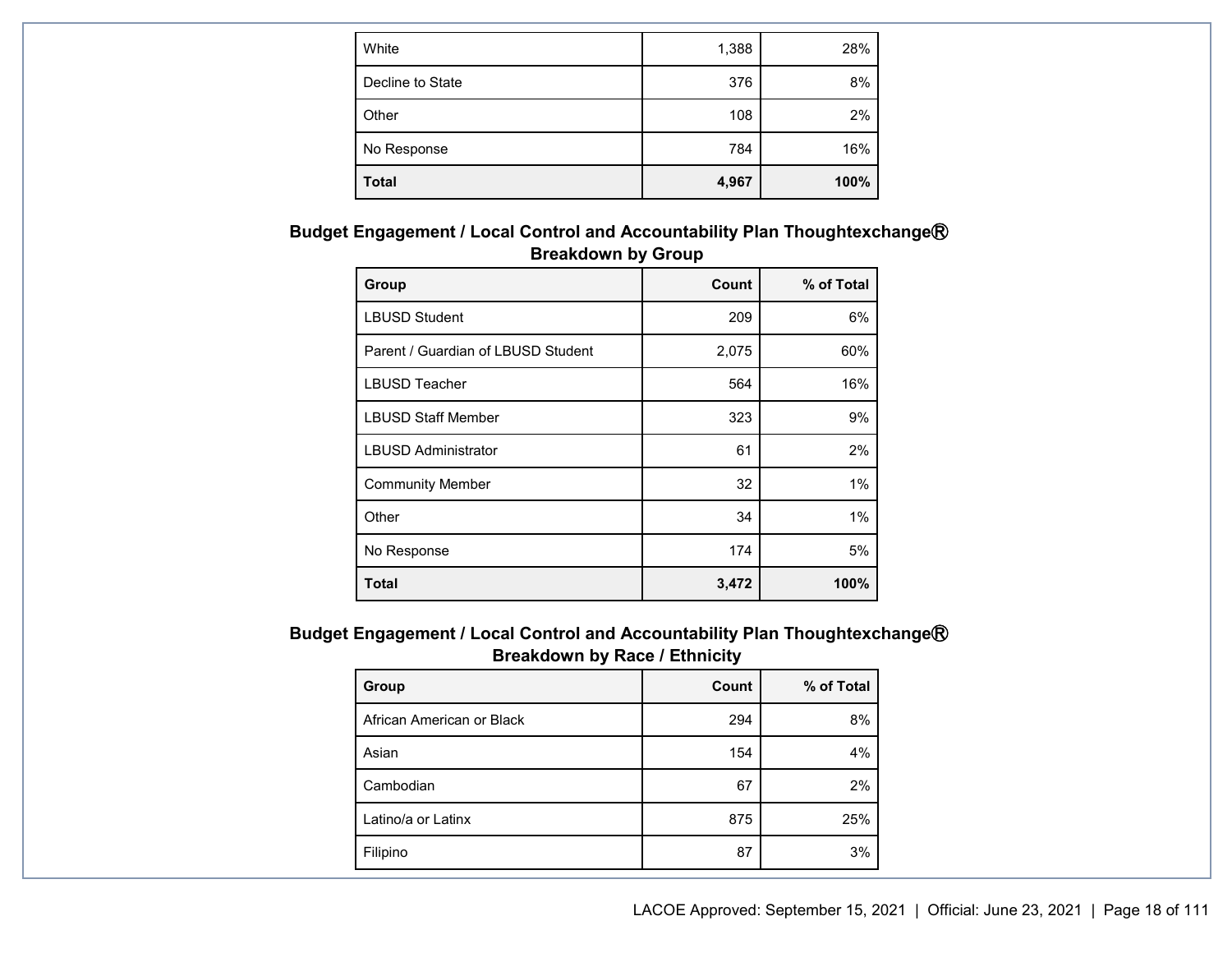| White | 1,388 | 28% |
|---|---|---|
| Decline to State | 376 | 8% |
| Other | 108 | 2% |
| No Response | 784 | 16% |
| **Total** | **4,967** | **100%** |

**Budget Engagement / Local Control and Accountability Plan Thoughtexchange® Breakdown by Group**

| Group | Count | % of Total |
|---|---|---|
| LBUSD Student | 209 | 6% |
| Parent / Guardian of LBUSD Student | 2,075 | 60% |
| LBUSD Teacher | 564 | 16% |
| LBUSD Staff Member | 323 | 9% |
| LBUSD Administrator | 61 | 2% |
| Community Member | 32 | 1% |
| Other | 34 | 1% |
| No Response | 174 | 5% |
| **Total** | **3,472** | **100%** |

**Budget Engagement / Local Control and Accountability Plan Thoughtexchange® Breakdown by Race / Ethnicity**

| Group | Count | % of Total |
|---|---|---|
| African American or Black | 294 | 8% |
| Asian | 154 | 4% |
| Cambodian | 67 | 2% |
| Latino/a or Latinx | 875 | 25% |
| Filipino | 87 | 3% |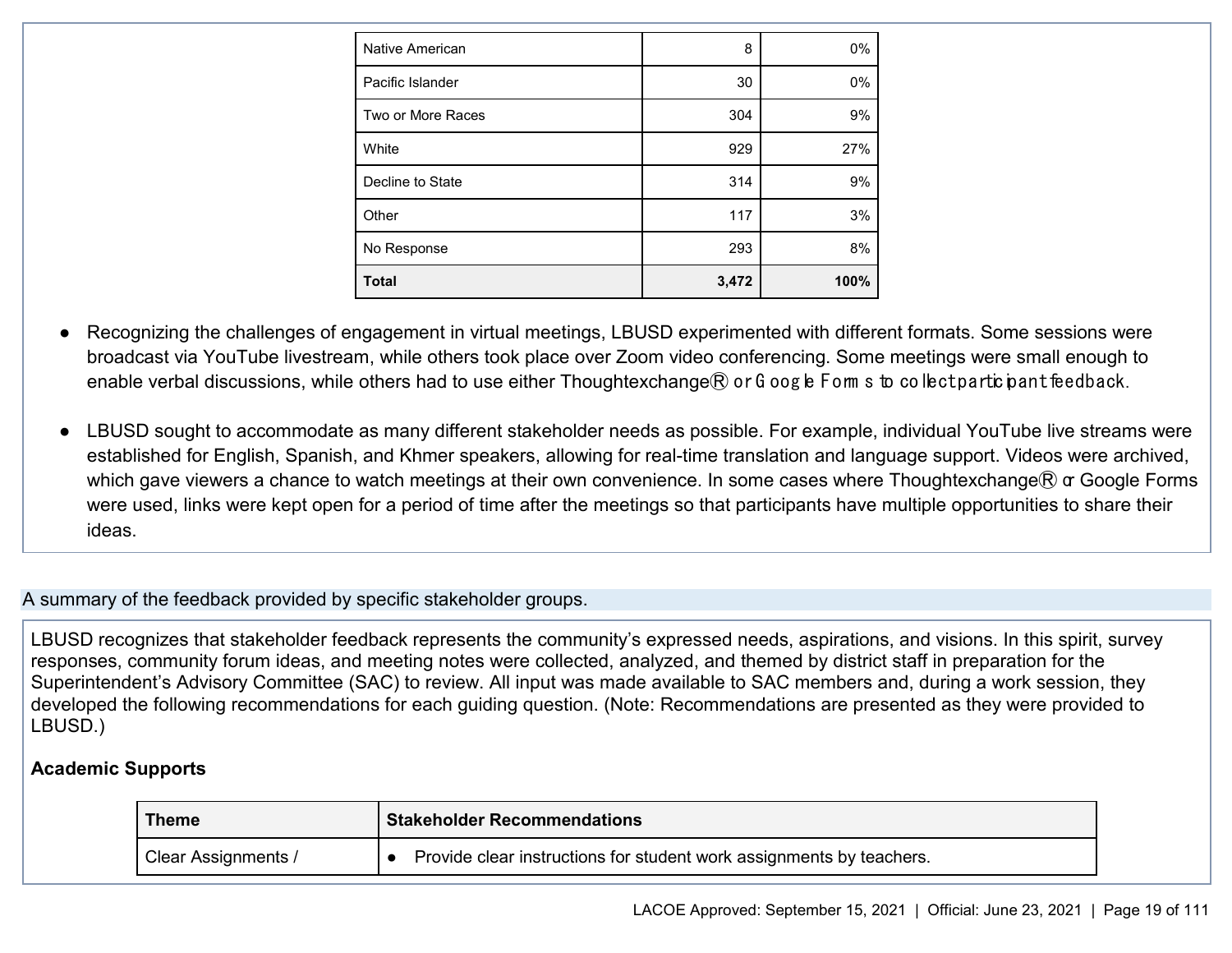| | | |
|---|---:|---:|
| Native American | 8 | 0% |
| Pacific Islander | 30 | 0% |
| Two or More Races | 304 | 9% |
| White | 929 | 27% |
| Decline to State | 314 | 9% |
| Other | 117 | 3% |
| No Response | 293 | 8% |
| **Total** | **3,472** | **100%** |

- Recognizing the challenges of engagement in virtual meetings, LBUSD experimented with different formats. Some sessions were broadcast via YouTube livestream, while others took place over Zoom video conferencing. Some meetings were small enough to enable verbal discussions, while others had to use either Thoughtexchange® or Google Forms to collect participant feedback.

- LBUSD sought to accommodate as many different stakeholder needs as possible. For example, individual YouTube live streams were established for English, Spanish, and Khmer speakers, allowing for real-time translation and language support. Videos were archived, which gave viewers a chance to watch meetings at their own convenience. In some cases where Thoughtexchange® or Google Forms were used, links were kept open for a period of time after the meetings so that participants have multiple opportunities to share their ideas.

A summary of the feedback provided by specific stakeholder groups.

LBUSD recognizes that stakeholder feedback represents the community's expressed needs, aspirations, and visions. In this spirit, survey responses, community forum ideas, and meeting notes were collected, analyzed, and themed by district staff in preparation for the Superintendent's Advisory Committee (SAC) to review. All input was made available to SAC members and, during a work session, they developed the following recommendations for each guiding question. (Note: Recommendations are presented as they were provided to LBUSD.)

**Academic Supports**

| Theme | Stakeholder Recommendations |
|---|---|
| Clear Assignments / | • Provide clear instructions for student work assignments by teachers. |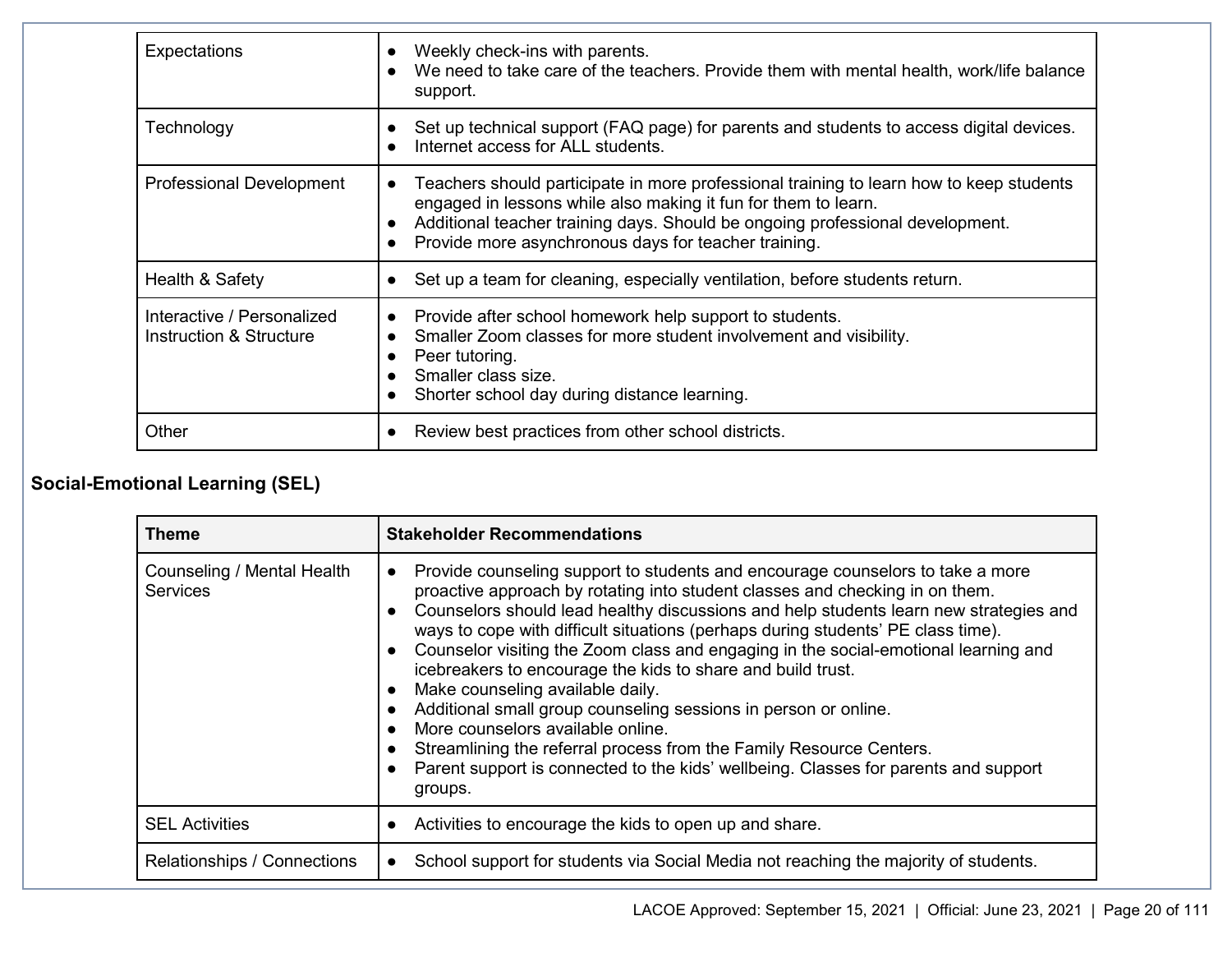| | |
|---|---|
| Expectations | • Weekly check-ins with parents.<br>• We need to take care of the teachers. Provide them with mental health, work/life balance support. |
| Technology | • Set up technical support (FAQ page) for parents and students to access digital devices.<br>• Internet access for ALL students. |
| Professional Development | • Teachers should participate in more professional training to learn how to keep students engaged in lessons while also making it fun for them to learn.<br>• Additional teacher training days. Should be ongoing professional development.<br>• Provide more asynchronous days for teacher training. |
| Health & Safety | • Set up a team for cleaning, especially ventilation, before students return. |
| Interactive / Personalized Instruction & Structure | • Provide after school homework help support to students.<br>• Smaller Zoom classes for more student involvement and visibility.<br>• Peer tutoring.<br>• Smaller class size.<br>• Shorter school day during distance learning. |
| Other | • Review best practices from other school districts. |

### Social-Emotional Learning (SEL)

| Theme | Stakeholder Recommendations |
|---|---|
| Counseling / Mental Health Services | • Provide counseling support to students and encourage counselors to take a more proactive approach by rotating into student classes and checking in on them.<br>• Counselors should lead healthy discussions and help students learn new strategies and ways to cope with difficult situations (perhaps during students' PE class time).<br>• Counselor visiting the Zoom class and engaging in the social-emotional learning and icebreakers to encourage the kids to share and build trust.<br>• Make counseling available daily.<br>• Additional small group counseling sessions in person or online.<br>• More counselors available online.<br>• Streamlining the referral process from the Family Resource Centers.<br>• Parent support is connected to the kids' wellbeing. Classes for parents and support groups. |
| SEL Activities | • Activities to encourage the kids to open up and share. |
| Relationships / Connections | • School support for students via Social Media not reaching the majority of students. |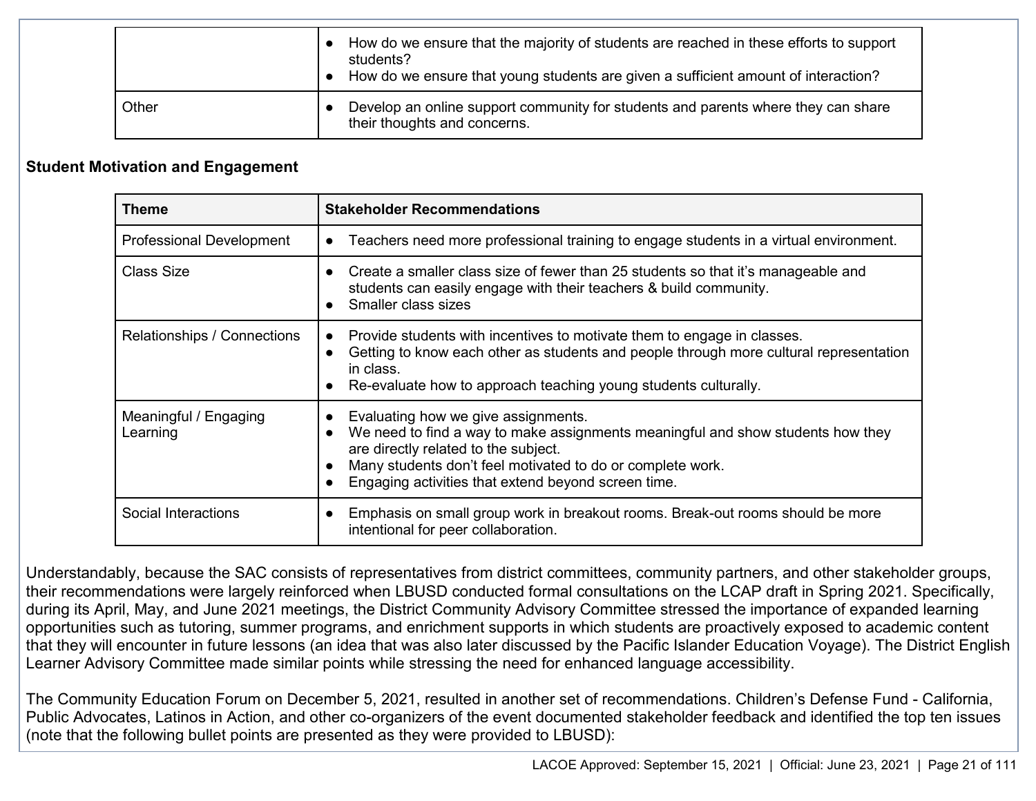| | |
|---|---|
| | • How do we ensure that the majority of students are reached in these efforts to support students?<br>• How do we ensure that young students are given a sufficient amount of interaction? |
| Other | • Develop an online support community for students and parents where they can share their thoughts and concerns. |

**Student Motivation and Engagement**

| Theme | Stakeholder Recommendations |
|---|---|
| Professional Development | • Teachers need more professional training to engage students in a virtual environment. |
| Class Size | • Create a smaller class size of fewer than 25 students so that it's manageable and students can easily engage with their teachers & build community.<br>• Smaller class sizes |
| Relationships / Connections | • Provide students with incentives to motivate them to engage in classes.<br>• Getting to know each other as students and people through more cultural representation in class.<br>• Re-evaluate how to approach teaching young students culturally. |
| Meaningful / Engaging Learning | • Evaluating how we give assignments.<br>• We need to find a way to make assignments meaningful and show students how they are directly related to the subject.<br>• Many students don't feel motivated to do or complete work.<br>• Engaging activities that extend beyond screen time. |
| Social Interactions | • Emphasis on small group work in breakout rooms. Break-out rooms should be more intentional for peer collaboration. |

Understandably, because the SAC consists of representatives from district committees, community partners, and other stakeholder groups, their recommendations were largely reinforced when LBUSD conducted formal consultations on the LCAP draft in Spring 2021. Specifically, during its April, May, and June 2021 meetings, the District Community Advisory Committee stressed the importance of expanded learning opportunities such as tutoring, summer programs, and enrichment supports in which students are proactively exposed to academic content that they will encounter in future lessons (an idea that was also later discussed by the Pacific Islander Education Voyage). The District English Learner Advisory Committee made similar points while stressing the need for enhanced language accessibility.

The Community Education Forum on December 5, 2021, resulted in another set of recommendations. Children's Defense Fund - California, Public Advocates, Latinos in Action, and other co-organizers of the event documented stakeholder feedback and identified the top ten issues (note that the following bullet points are presented as they were provided to LBUSD):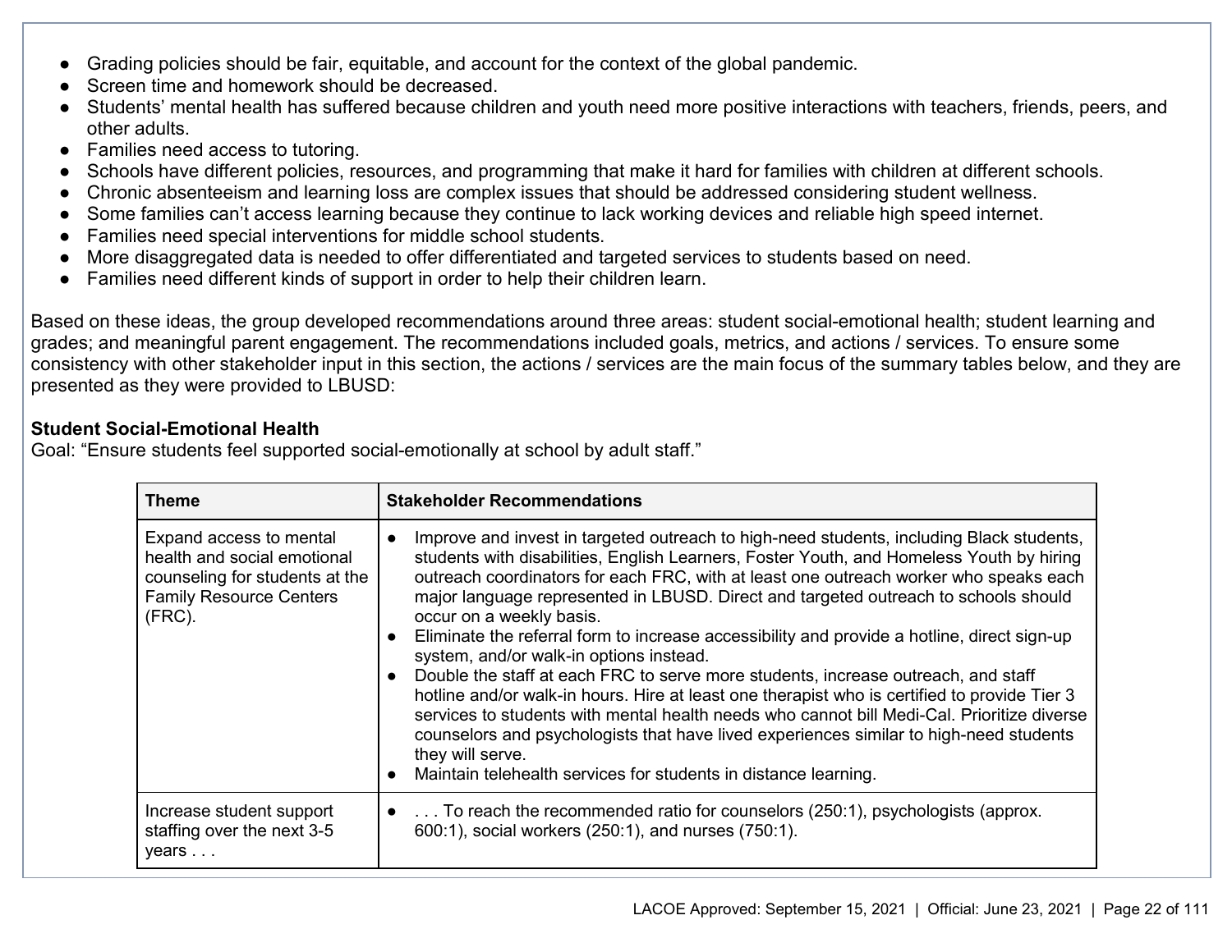- Grading policies should be fair, equitable, and account for the context of the global pandemic.
- Screen time and homework should be decreased.
- Students' mental health has suffered because children and youth need more positive interactions with teachers, friends, peers, and other adults.
- Families need access to tutoring.
- Schools have different policies, resources, and programming that make it hard for families with children at different schools.
- Chronic absenteeism and learning loss are complex issues that should be addressed considering student wellness.
- Some families can't access learning because they continue to lack working devices and reliable high speed internet.
- Families need special interventions for middle school students.
- More disaggregated data is needed to offer differentiated and targeted services to students based on need.
- Families need different kinds of support in order to help their children learn.

Based on these ideas, the group developed recommendations around three areas: student social-emotional health; student learning and grades; and meaningful parent engagement. The recommendations included goals, metrics, and actions / services. To ensure some consistency with other stakeholder input in this section, the actions / services are the main focus of the summary tables below, and they are presented as they were provided to LBUSD:

**Student Social-Emotional Health**

Goal: "Ensure students feel supported social-emotionally at school by adult staff."

| Theme | Stakeholder Recommendations |
|---|---|
| Expand access to mental health and social emotional counseling for students at the Family Resource Centers (FRC). | • Improve and invest in targeted outreach to high-need students, including Black students, students with disabilities, English Learners, Foster Youth, and Homeless Youth by hiring outreach coordinators for each FRC, with at least one outreach worker who speaks each major language represented in LBUSD. Direct and targeted outreach to schools should occur on a weekly basis.<br>• Eliminate the referral form to increase accessibility and provide a hotline, direct sign-up system, and/or walk-in options instead.<br>• Double the staff at each FRC to serve more students, increase outreach, and staff hotline and/or walk-in hours. Hire at least one therapist who is certified to provide Tier 3 services to students with mental health needs who cannot bill Medi-Cal. Prioritize diverse counselors and psychologists that have lived experiences similar to high-need students they will serve.<br>• Maintain telehealth services for students in distance learning. |
| Increase student support staffing over the next 3-5 years . . . | • . . . To reach the recommended ratio for counselors (250:1), psychologists (approx. 600:1), social workers (250:1), and nurses (750:1). |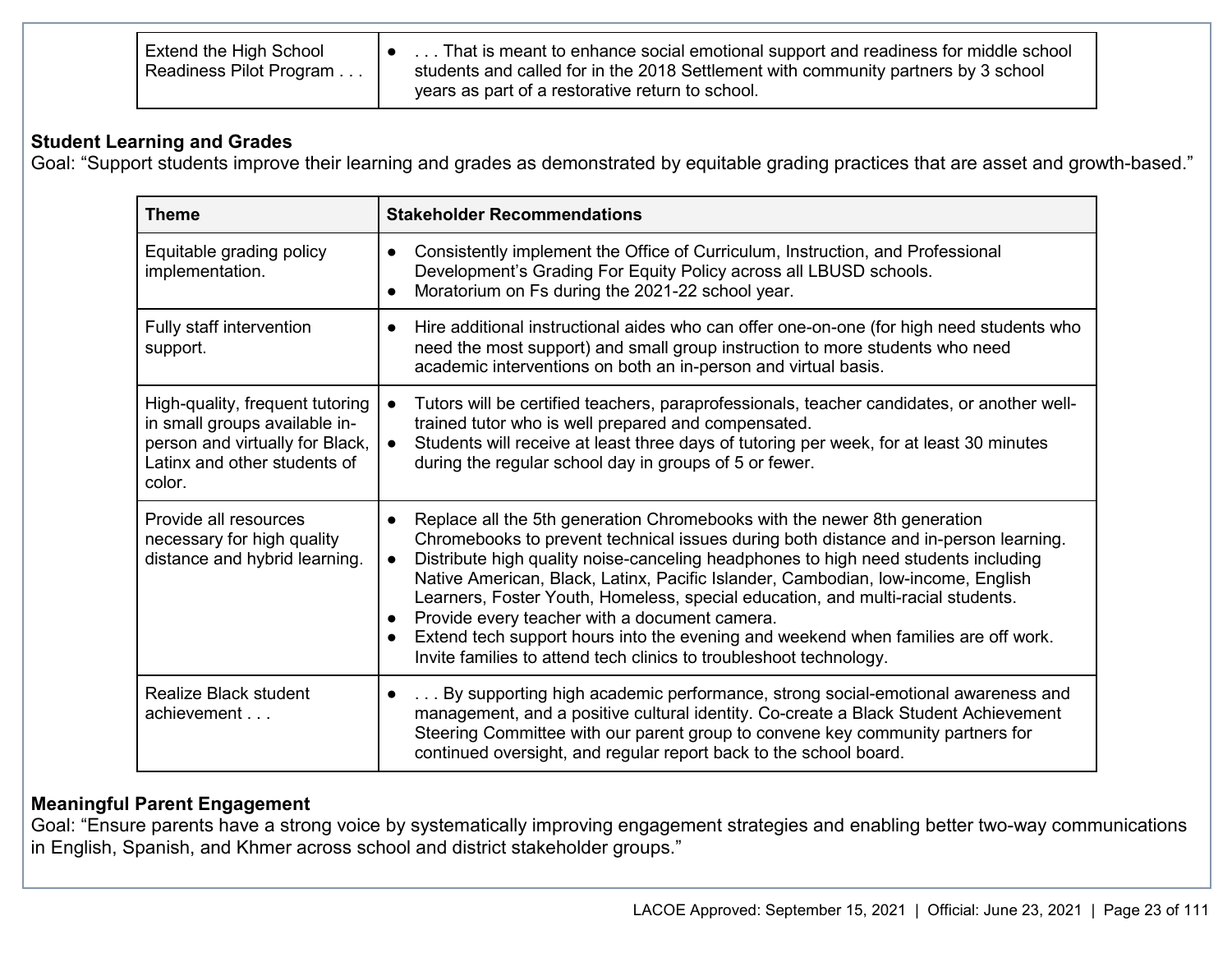| | |
|---|---|
| Extend the High School Readiness Pilot Program . . . | • . . . That is meant to enhance social emotional support and readiness for middle school students and called for in the 2018 Settlement with community partners by 3 school years as part of a restorative return to school. |

**Student Learning and Grades**
Goal: "Support students improve their learning and grades as demonstrated by equitable grading practices that are asset and growth-based."

| Theme | Stakeholder Recommendations |
|---|---|
| Equitable grading policy implementation. | • Consistently implement the Office of Curriculum, Instruction, and Professional Development's Grading For Equity Policy across all LBUSD schools.<br>• Moratorium on Fs during the 2021-22 school year. |
| Fully staff intervention support. | • Hire additional instructional aides who can offer one-on-one (for high need students who need the most support) and small group instruction to more students who need academic interventions on both an in-person and virtual basis. |
| High-quality, frequent tutoring in small groups available in-person and virtually for Black, Latinx and other students of color. | • Tutors will be certified teachers, paraprofessionals, teacher candidates, or another well-trained tutor who is well prepared and compensated.<br>• Students will receive at least three days of tutoring per week, for at least 30 minutes during the regular school day in groups of 5 or fewer. |
| Provide all resources necessary for high quality distance and hybrid learning. | • Replace all the 5th generation Chromebooks with the newer 8th generation Chromebooks to prevent technical issues during both distance and in-person learning.<br>• Distribute high quality noise-canceling headphones to high need students including Native American, Black, Latinx, Pacific Islander, Cambodian, low-income, English Learners, Foster Youth, Homeless, special education, and multi-racial students.<br>• Provide every teacher with a document camera.<br>• Extend tech support hours into the evening and weekend when families are off work. Invite families to attend tech clinics to troubleshoot technology. |
| Realize Black student achievement . . . | • . . . By supporting high academic performance, strong social-emotional awareness and management, and a positive cultural identity. Co-create a Black Student Achievement Steering Committee with our parent group to convene key community partners for continued oversight, and regular report back to the school board. |

**Meaningful Parent Engagement**
Goal: "Ensure parents have a strong voice by systematically improving engagement strategies and enabling better two-way communications in English, Spanish, and Khmer across school and district stakeholder groups."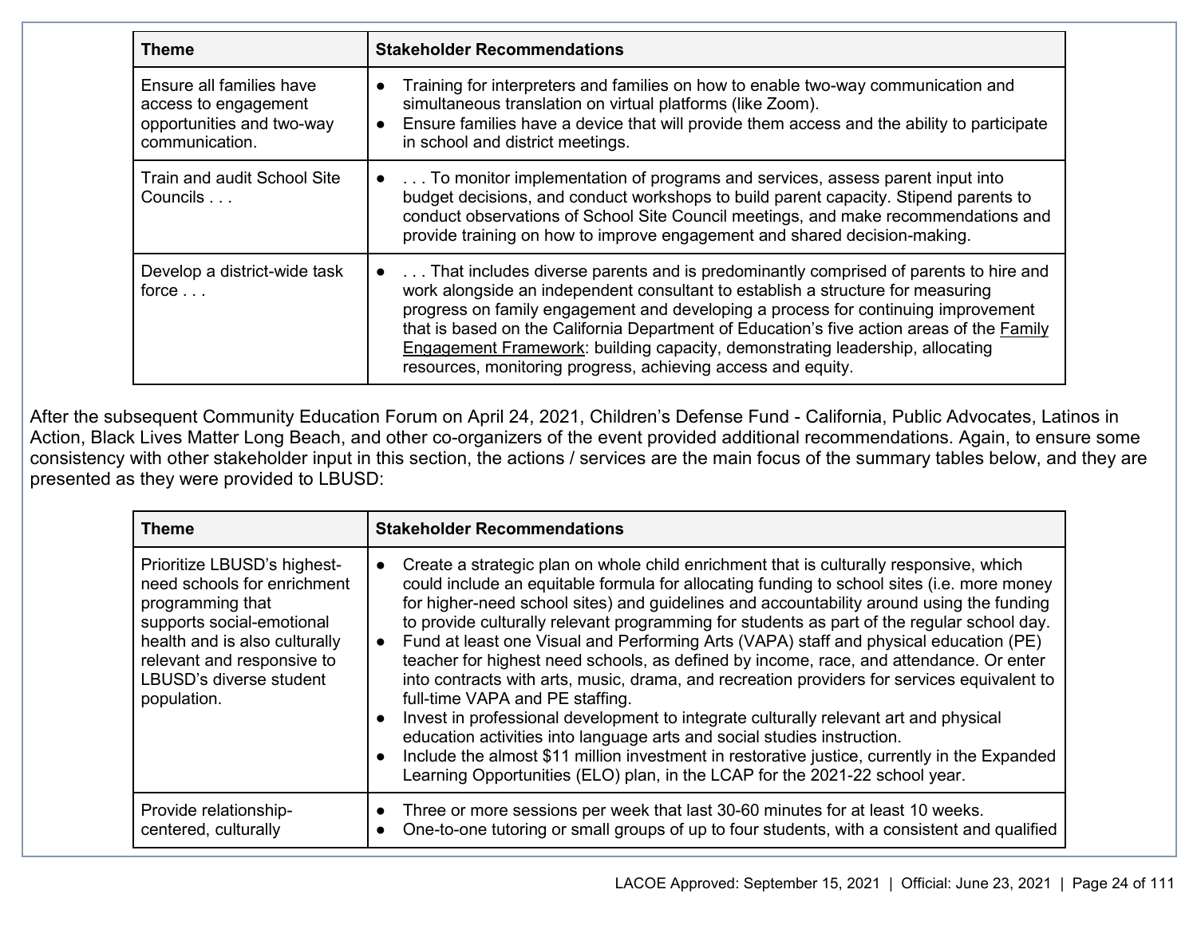| Theme | Stakeholder Recommendations |
|---|---|
| Ensure all families have access to engagement opportunities and two-way communication. | ● Training for interpreters and families on how to enable two-way communication and simultaneous translation on virtual platforms (like Zoom).<br>● Ensure families have a device that will provide them access and the ability to participate in school and district meetings. |
| Train and audit School Site Councils . . . | ● . . . To monitor implementation of programs and services, assess parent input into budget decisions, and conduct workshops to build parent capacity. Stipend parents to conduct observations of School Site Council meetings, and make recommendations and provide training on how to improve engagement and shared decision-making. |
| Develop a district-wide task force . . . | ● . . . That includes diverse parents and is predominantly comprised of parents to hire and work alongside an independent consultant to establish a structure for measuring progress on family engagement and developing a process for continuing improvement that is based on the California Department of Education's five action areas of the Family Engagement Framework: building capacity, demonstrating leadership, allocating resources, monitoring progress, achieving access and equity. |

After the subsequent Community Education Forum on April 24, 2021, Children's Defense Fund - California, Public Advocates, Latinos in Action, Black Lives Matter Long Beach, and other co-organizers of the event provided additional recommendations. Again, to ensure some consistency with other stakeholder input in this section, the actions / services are the main focus of the summary tables below, and they are presented as they were provided to LBUSD:

| Theme | Stakeholder Recommendations |
|---|---|
| Prioritize LBUSD's highest-need schools for enrichment programming that supports social-emotional health and is also culturally relevant and responsive to LBUSD's diverse student population. | ● Create a strategic plan on whole child enrichment that is culturally responsive, which could include an equitable formula for allocating funding to school sites (i.e. more money for higher-need school sites) and guidelines and accountability around using the funding to provide culturally relevant programming for students as part of the regular school day.<br>● Fund at least one Visual and Performing Arts (VAPA) staff and physical education (PE) teacher for highest need schools, as defined by income, race, and attendance. Or enter into contracts with arts, music, drama, and recreation providers for services equivalent to full-time VAPA and PE staffing.<br>● Invest in professional development to integrate culturally relevant art and physical education activities into language arts and social studies instruction.<br>● Include the almost $11 million investment in restorative justice, currently in the Expanded Learning Opportunities (ELO) plan, in the LCAP for the 2021-22 school year. |
| Provide relationship-centered, culturally | ● Three or more sessions per week that last 30-60 minutes for at least 10 weeks.<br>● One-to-one tutoring or small groups of up to four students, with a consistent and qualified |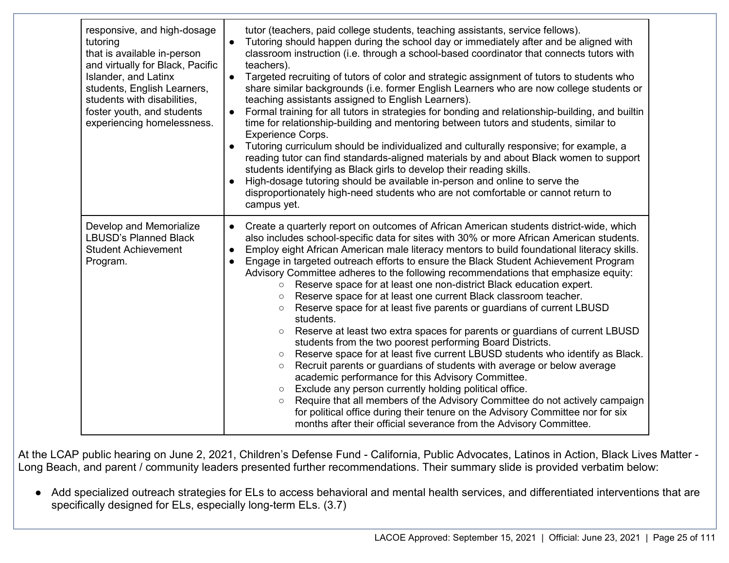| | |
|---|---|
| responsive, and high-dosage tutoring that is available in-person and virtually for Black, Pacific Islander, and Latinx students, English Learners, students with disabilities, foster youth, and students experiencing homelessness. | tutor (teachers, paid college students, teaching assistants, service fellows).<br>● Tutoring should happen during the school day or immediately after and be aligned with classroom instruction (i.e. through a school-based coordinator that connects tutors with teachers).<br>● Targeted recruiting of tutors of color and strategic assignment of tutors to students who share similar backgrounds (i.e. former English Learners who are now college students or teaching assistants assigned to English Learners).<br>● Formal training for all tutors in strategies for bonding and relationship-building, and builtin time for relationship-building and mentoring between tutors and students, similar to Experience Corps.<br>● Tutoring curriculum should be individualized and culturally responsive; for example, a reading tutor can find standards-aligned materials by and about Black women to support students identifying as Black girls to develop their reading skills.<br>● High-dosage tutoring should be available in-person and online to serve the disproportionately high-need students who are not comfortable or cannot return to campus yet. |
| Develop and Memorialize LBUSD's Planned Black Student Achievement Program. | ● Create a quarterly report on outcomes of African American students district-wide, which also includes school-specific data for sites with 30% or more African American students.<br>● Employ eight African American male literacy mentors to build foundational literacy skills.<br>● Engage in targeted outreach efforts to ensure the Black Student Achievement Program Advisory Committee adheres to the following recommendations that emphasize equity:<br>○ Reserve space for at least one non-district Black education expert.<br>○ Reserve space for at least one current Black classroom teacher.<br>○ Reserve space for at least five parents or guardians of current LBUSD students.<br>○ Reserve at least two extra spaces for parents or guardians of current LBUSD students from the two poorest performing Board Districts.<br>○ Reserve space for at least five current LBUSD students who identify as Black.<br>○ Recruit parents or guardians of students with average or below average academic performance for this Advisory Committee.<br>○ Exclude any person currently holding political office.<br>○ Require that all members of the Advisory Committee do not actively campaign for political office during their tenure on the Advisory Committee nor for six months after their official severance from the Advisory Committee. |

At the LCAP public hearing on June 2, 2021, Children's Defense Fund - California, Public Advocates, Latinos in Action, Black Lives Matter - Long Beach, and parent / community leaders presented further recommendations. Their summary slide is provided verbatim below:

- Add specialized outreach strategies for ELs to access behavioral and mental health services, and differentiated interventions that are specifically designed for ELs, especially long-term ELs. (3.7)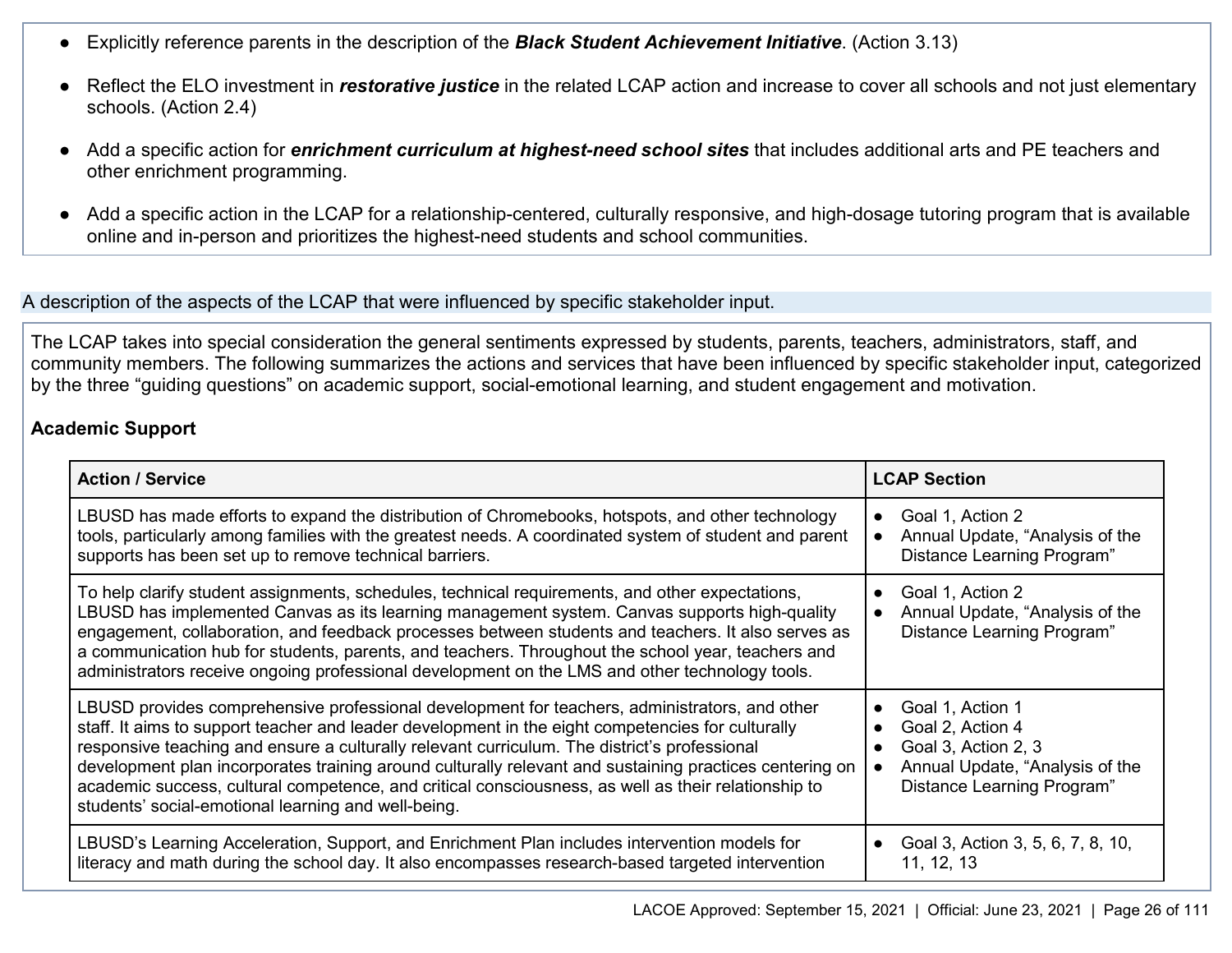- Explicitly reference parents in the description of the ***Black Student Achievement Initiative***. (Action 3.13)
- Reflect the ELO investment in ***restorative justice*** in the related LCAP action and increase to cover all schools and not just elementary schools. (Action 2.4)
- Add a specific action for ***enrichment curriculum at highest-need school sites*** that includes additional arts and PE teachers and other enrichment programming.
- Add a specific action in the LCAP for a relationship-centered, culturally responsive, and high-dosage tutoring program that is available online and in-person and prioritizes the highest-need students and school communities.

A description of the aspects of the LCAP that were influenced by specific stakeholder input.

The LCAP takes into special consideration the general sentiments expressed by students, parents, teachers, administrators, staff, and community members. The following summarizes the actions and services that have been influenced by specific stakeholder input, categorized by the three "guiding questions" on academic support, social-emotional learning, and student engagement and motivation.

**Academic Support**

| Action / Service | LCAP Section |
|---|---|
| LBUSD has made efforts to expand the distribution of Chromebooks, hotspots, and other technology tools, particularly among families with the greatest needs. A coordinated system of student and parent supports has been set up to remove technical barriers. | • Goal 1, Action 2<br>• Annual Update, "Analysis of the Distance Learning Program" |
| To help clarify student assignments, schedules, technical requirements, and other expectations, LBUSD has implemented Canvas as its learning management system. Canvas supports high-quality engagement, collaboration, and feedback processes between students and teachers. It also serves as a communication hub for students, parents, and teachers. Throughout the school year, teachers and administrators receive ongoing professional development on the LMS and other technology tools. | • Goal 1, Action 2<br>• Annual Update, "Analysis of the Distance Learning Program" |
| LBUSD provides comprehensive professional development for teachers, administrators, and other staff. It aims to support teacher and leader development in the eight competencies for culturally responsive teaching and ensure a culturally relevant curriculum. The district's professional development plan incorporates training around culturally relevant and sustaining practices centering on academic success, cultural competence, and critical consciousness, as well as their relationship to students' social-emotional learning and well-being. | • Goal 1, Action 1<br>• Goal 2, Action 4<br>• Goal 3, Action 2, 3<br>• Annual Update, "Analysis of the Distance Learning Program" |
| LBUSD's Learning Acceleration, Support, and Enrichment Plan includes intervention models for literacy and math during the school day. It also encompasses research-based targeted intervention | • Goal 3, Action 3, 5, 6, 7, 8, 10, 11, 12, 13 |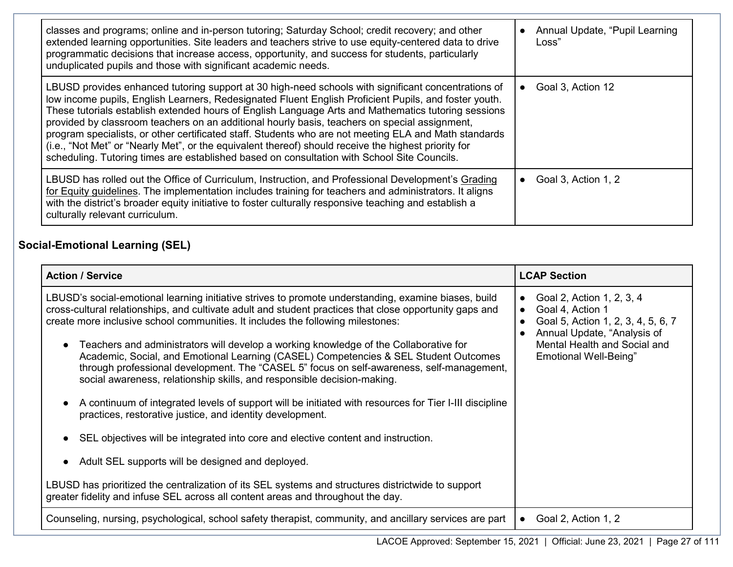| | |
|---|---|
| classes and programs; online and in-person tutoring; Saturday School; credit recovery; and other extended learning opportunities. Site leaders and teachers strive to use equity-centered data to drive programmatic decisions that increase access, opportunity, and success for students, particularly unduplicated pupils and those with significant academic needs. | • Annual Update, "Pupil Learning Loss" |
| LBUSD provides enhanced tutoring support at 30 high-need schools with significant concentrations of low income pupils, English Learners, Redesignated Fluent English Proficient Pupils, and foster youth. These tutorials establish extended hours of English Language Arts and Mathematics tutoring sessions provided by classroom teachers on an additional hourly basis, teachers on special assignment, program specialists, or other certificated staff. Students who are not meeting ELA and Math standards (i.e., "Not Met" or "Nearly Met", or the equivalent thereof) should receive the highest priority for scheduling. Tutoring times are established based on consultation with School Site Councils. | • Goal 3, Action 12 |
| LBUSD has rolled out the Office of Curriculum, Instruction, and Professional Development's Grading for Equity guidelines. The implementation includes training for teachers and administrators. It aligns with the district's broader equity initiative to foster culturally responsive teaching and establish a culturally relevant curriculum. | • Goal 3, Action 1, 2 |

**Social-Emotional Learning (SEL)**

| Action / Service | LCAP Section |
|---|---|
| LBUSD's social-emotional learning initiative strives to promote understanding, examine biases, build cross-cultural relationships, and cultivate adult and student practices that close opportunity gaps and create more inclusive school communities. It includes the following milestones:<br><br>• Teachers and administrators will develop a working knowledge of the Collaborative for Academic, Social, and Emotional Learning (CASEL) Competencies & SEL Student Outcomes through professional development. The "CASEL 5" focus on self-awareness, self-management, social awareness, relationship skills, and responsible decision-making.<br><br>• A continuum of integrated levels of support will be initiated with resources for Tier I-III discipline practices, restorative justice, and identity development.<br><br>• SEL objectives will be integrated into core and elective content and instruction.<br><br>• Adult SEL supports will be designed and deployed.<br><br>LBUSD has prioritized the centralization of its SEL systems and structures districtwide to support greater fidelity and infuse SEL across all content areas and throughout the day. | • Goal 2, Action 1, 2, 3, 4<br>• Goal 4, Action 1<br>• Goal 5, Action 1, 2, 3, 4, 5, 6, 7<br>• Annual Update, "Analysis of Mental Health and Social and Emotional Well-Being" |
| Counseling, nursing, psychological, school safety therapist, community, and ancillary services are part | • Goal 2, Action 1, 2 |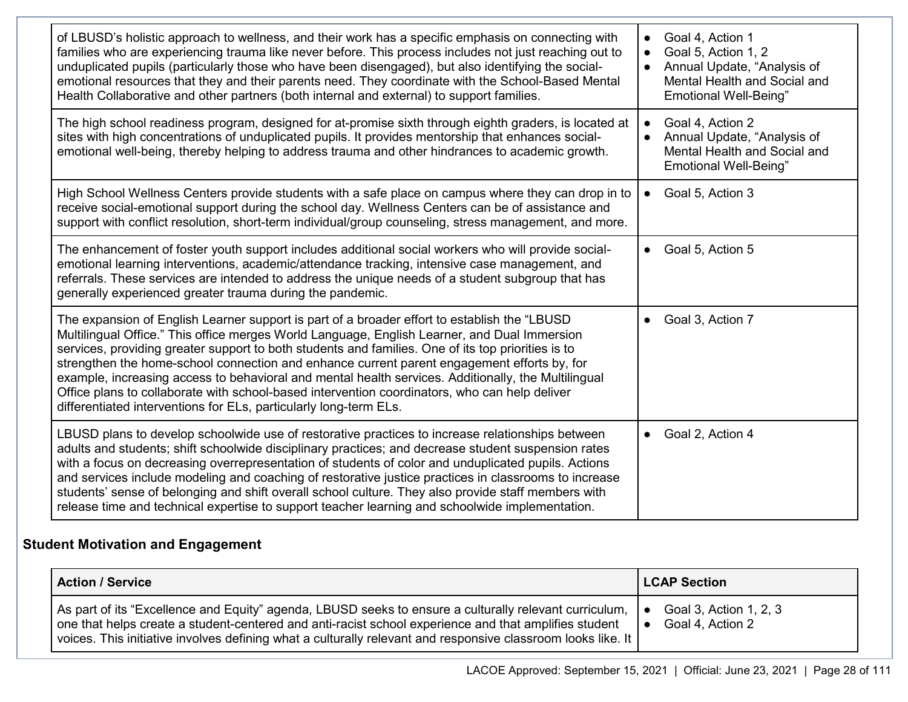| | |
|---|---|
| of LBUSD's holistic approach to wellness, and their work has a specific emphasis on connecting with families who are experiencing trauma like never before. This process includes not just reaching out to unduplicated pupils (particularly those who have been disengaged), but also identifying the social-emotional resources that they and their parents need. They coordinate with the School-Based Mental Health Collaborative and other partners (both internal and external) to support families. | • Goal 4, Action 1<br>• Goal 5, Action 1, 2<br>• Annual Update, "Analysis of Mental Health and Social and Emotional Well-Being" |
| The high school readiness program, designed for at-promise sixth through eighth graders, is located at sites with high concentrations of unduplicated pupils. It provides mentorship that enhances social-emotional well-being, thereby helping to address trauma and other hindrances to academic growth. | • Goal 4, Action 2<br>• Annual Update, "Analysis of Mental Health and Social and Emotional Well-Being" |
| High School Wellness Centers provide students with a safe place on campus where they can drop in to receive social-emotional support during the school day. Wellness Centers can be of assistance and support with conflict resolution, short-term individual/group counseling, stress management, and more. | • Goal 5, Action 3 |
| The enhancement of foster youth support includes additional social workers who will provide social-emotional learning interventions, academic/attendance tracking, intensive case management, and referrals. These services are intended to address the unique needs of a student subgroup that has generally experienced greater trauma during the pandemic. | • Goal 5, Action 5 |
| The expansion of English Learner support is part of a broader effort to establish the "LBUSD Multilingual Office." This office merges World Language, English Learner, and Dual Immersion services, providing greater support to both students and families. One of its top priorities is to strengthen the home-school connection and enhance current parent engagement efforts by, for example, increasing access to behavioral and mental health services. Additionally, the Multilingual Office plans to collaborate with school-based intervention coordinators, who can help deliver differentiated interventions for ELs, particularly long-term ELs. | • Goal 3, Action 7 |
| LBUSD plans to develop schoolwide use of restorative practices to increase relationships between adults and students; shift schoolwide disciplinary practices; and decrease student suspension rates with a focus on decreasing overrepresentation of students of color and unduplicated pupils. Actions and services include modeling and coaching of restorative justice practices in classrooms to increase students' sense of belonging and shift overall school culture. They also provide staff members with release time and technical expertise to support teacher learning and schoolwide implementation. | • Goal 2, Action 4 |

**Student Motivation and Engagement**

| Action / Service | LCAP Section |
|---|---|
| As part of its "Excellence and Equity" agenda, LBUSD seeks to ensure a culturally relevant curriculum, one that helps create a student-centered and anti-racist school experience and that amplifies student voices. This initiative involves defining what a culturally relevant and responsive classroom looks like. It | • Goal 3, Action 1, 2, 3<br>• Goal 4, Action 2 |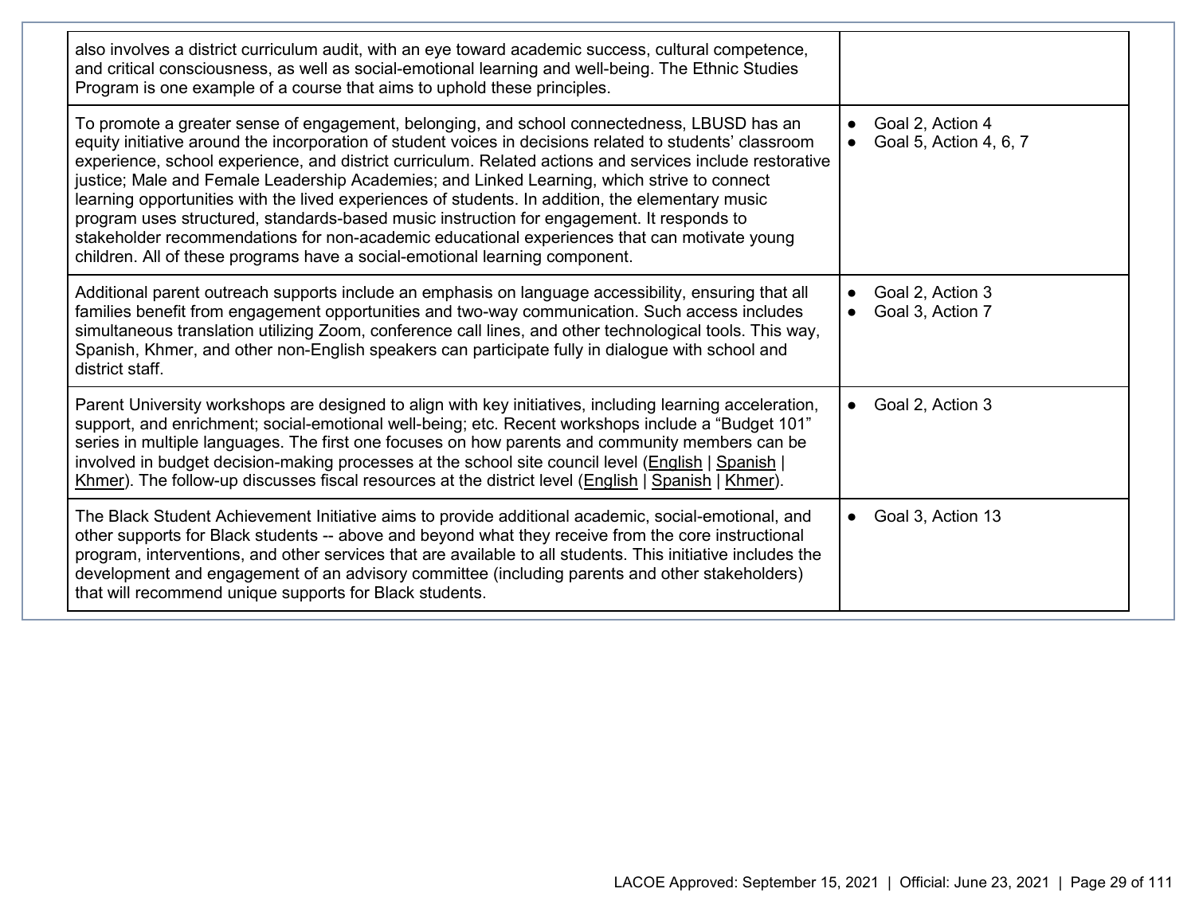| | |
|---|---|
| also involves a district curriculum audit, with an eye toward academic success, cultural competence, and critical consciousness, as well as social-emotional learning and well-being. The Ethnic Studies Program is one example of a course that aims to uphold these principles. | |
| To promote a greater sense of engagement, belonging, and school connectedness, LBUSD has an equity initiative around the incorporation of student voices in decisions related to students' classroom experience, school experience, and district curriculum. Related actions and services include restorative justice; Male and Female Leadership Academies; and Linked Learning, which strive to connect learning opportunities with the lived experiences of students. In addition, the elementary music program uses structured, standards-based music instruction for engagement. It responds to stakeholder recommendations for non-academic educational experiences that can motivate young children. All of these programs have a social-emotional learning component. | • Goal 2, Action 4<br>• Goal 5, Action 4, 6, 7 |
| Additional parent outreach supports include an emphasis on language accessibility, ensuring that all families benefit from engagement opportunities and two-way communication. Such access includes simultaneous translation utilizing Zoom, conference call lines, and other technological tools. This way, Spanish, Khmer, and other non-English speakers can participate fully in dialogue with school and district staff. | • Goal 2, Action 3<br>• Goal 3, Action 7 |
| Parent University workshops are designed to align with key initiatives, including learning acceleration, support, and enrichment; social-emotional well-being; etc. Recent workshops include a "Budget 101" series in multiple languages. The first one focuses on how parents and community members can be involved in budget decision-making processes at the school site council level (English \| Spanish \| Khmer). The follow-up discusses fiscal resources at the district level (English \| Spanish \| Khmer). | • Goal 2, Action 3 |
| The Black Student Achievement Initiative aims to provide additional academic, social-emotional, and other supports for Black students -- above and beyond what they receive from the core instructional program, interventions, and other services that are available to all students. This initiative includes the development and engagement of an advisory committee (including parents and other stakeholders) that will recommend unique supports for Black students. | • Goal 3, Action 13 |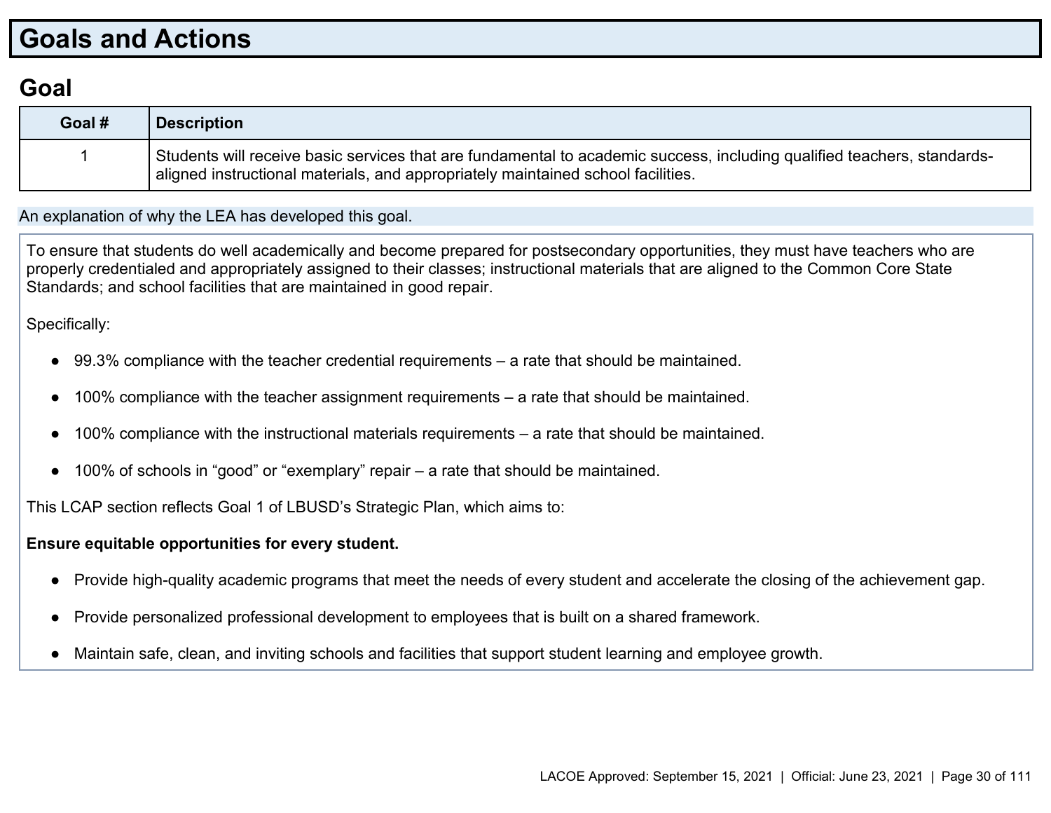# Goals and Actions

## Goal

| Goal # | Description |
|---|---|
| 1 | Students will receive basic services that are fundamental to academic success, including qualified teachers, standards-aligned instructional materials, and appropriately maintained school facilities. |

An explanation of why the LEA has developed this goal.

To ensure that students do well academically and become prepared for postsecondary opportunities, they must have teachers who are properly credentialed and appropriately assigned to their classes; instructional materials that are aligned to the Common Core State Standards; and school facilities that are maintained in good repair.

Specifically:

- 99.3% compliance with the teacher credential requirements – a rate that should be maintained.
- 100% compliance with the teacher assignment requirements – a rate that should be maintained.
- 100% compliance with the instructional materials requirements – a rate that should be maintained.
- 100% of schools in "good" or "exemplary" repair – a rate that should be maintained.

This LCAP section reflects Goal 1 of LBUSD's Strategic Plan, which aims to:

**Ensure equitable opportunities for every student.**

- Provide high-quality academic programs that meet the needs of every student and accelerate the closing of the achievement gap.
- Provide personalized professional development to employees that is built on a shared framework.
- Maintain safe, clean, and inviting schools and facilities that support student learning and employee growth.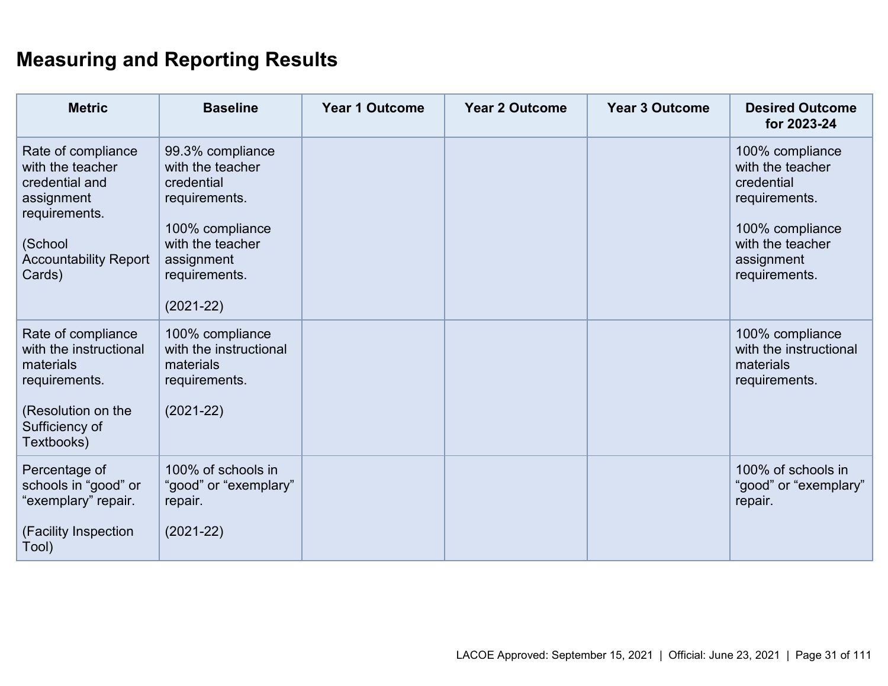## Measuring and Reporting Results

| Metric | Baseline | Year 1 Outcome | Year 2 Outcome | Year 3 Outcome | Desired Outcome for 2023-24 |
|---|---|---|---|---|---|
| Rate of compliance with the teacher credential and assignment requirements.<br><br>(School Accountability Report Cards) | 99.3% compliance with the teacher credential requirements.<br><br>100% compliance with the teacher assignment requirements.<br><br>(2021-22) | | | | 100% compliance with the teacher credential requirements.<br><br>100% compliance with the teacher assignment requirements. |
| Rate of compliance with the instructional materials requirements.<br><br>(Resolution on the Sufficiency of Textbooks) | 100% compliance with the instructional materials requirements.<br><br>(2021-22) | | | | 100% compliance with the instructional materials requirements. |
| Percentage of schools in "good" or "exemplary" repair.<br><br>(Facility Inspection Tool) | 100% of schools in "good" or "exemplary" repair.<br><br>(2021-22) | | | | 100% of schools in "good" or "exemplary" repair. |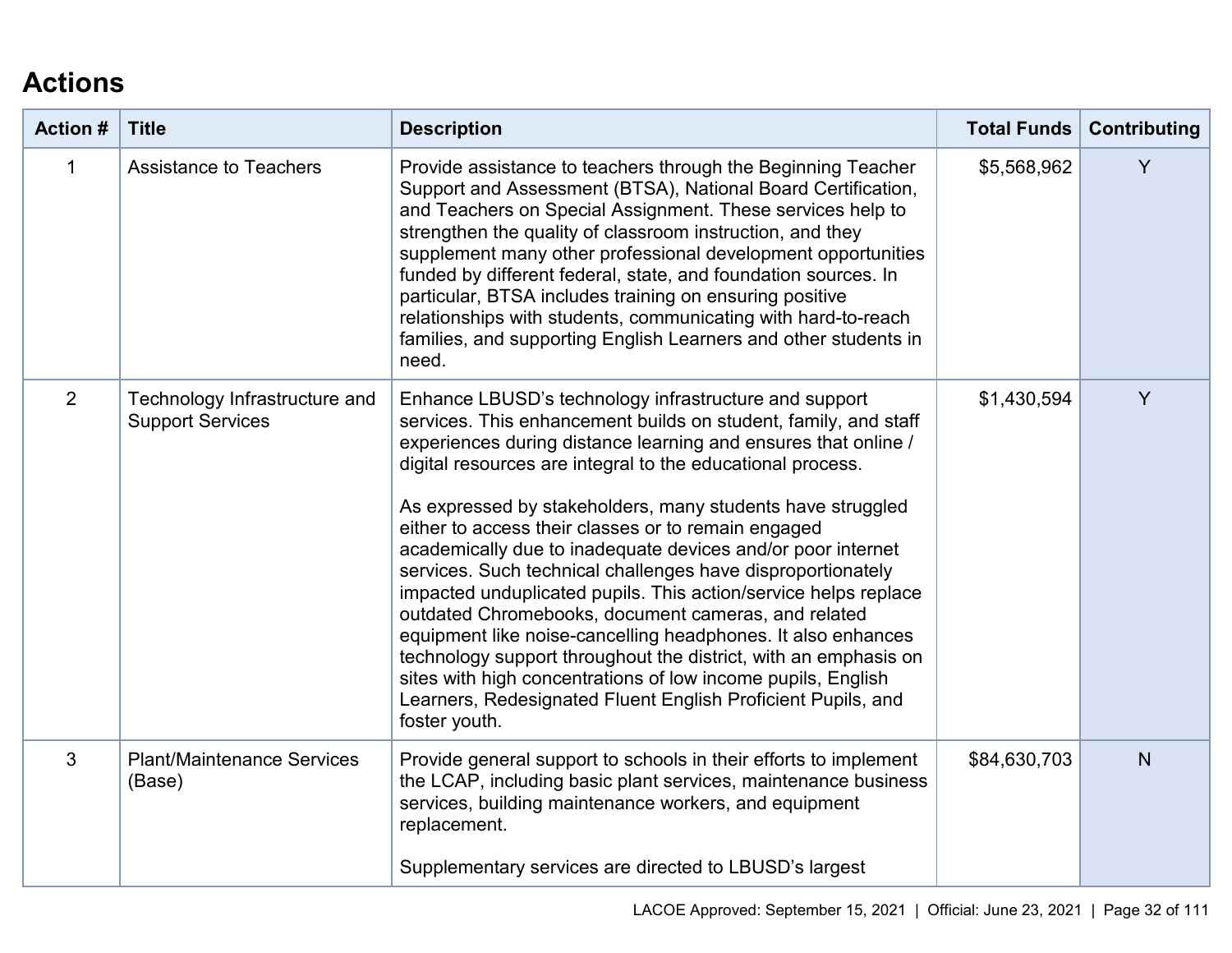## Actions

| Action # | Title | Description | Total Funds | Contributing |
|---|---|---|---|---|
| 1 | Assistance to Teachers | Provide assistance to teachers through the Beginning Teacher Support and Assessment (BTSA), National Board Certification, and Teachers on Special Assignment. These services help to strengthen the quality of classroom instruction, and they supplement many other professional development opportunities funded by different federal, state, and foundation sources. In particular, BTSA includes training on ensuring positive relationships with students, communicating with hard-to-reach families, and supporting English Learners and other students in need. | $5,568,962 | Y |
| 2 | Technology Infrastructure and Support Services | Enhance LBUSD's technology infrastructure and support services. This enhancement builds on student, family, and staff experiences during distance learning and ensures that online / digital resources are integral to the educational process.<br><br>As expressed by stakeholders, many students have struggled either to access their classes or to remain engaged academically due to inadequate devices and/or poor internet services. Such technical challenges have disproportionately impacted unduplicated pupils. This action/service helps replace outdated Chromebooks, document cameras, and related equipment like noise-cancelling headphones. It also enhances technology support throughout the district, with an emphasis on sites with high concentrations of low income pupils, English Learners, Redesignated Fluent English Proficient Pupils, and foster youth. | $1,430,594 | Y |
| 3 | Plant/Maintenance Services (Base) | Provide general support to schools in their efforts to implement the LCAP, including basic plant services, maintenance business services, building maintenance workers, and equipment replacement.<br><br>Supplementary services are directed to LBUSD's largest | $84,630,703 | N |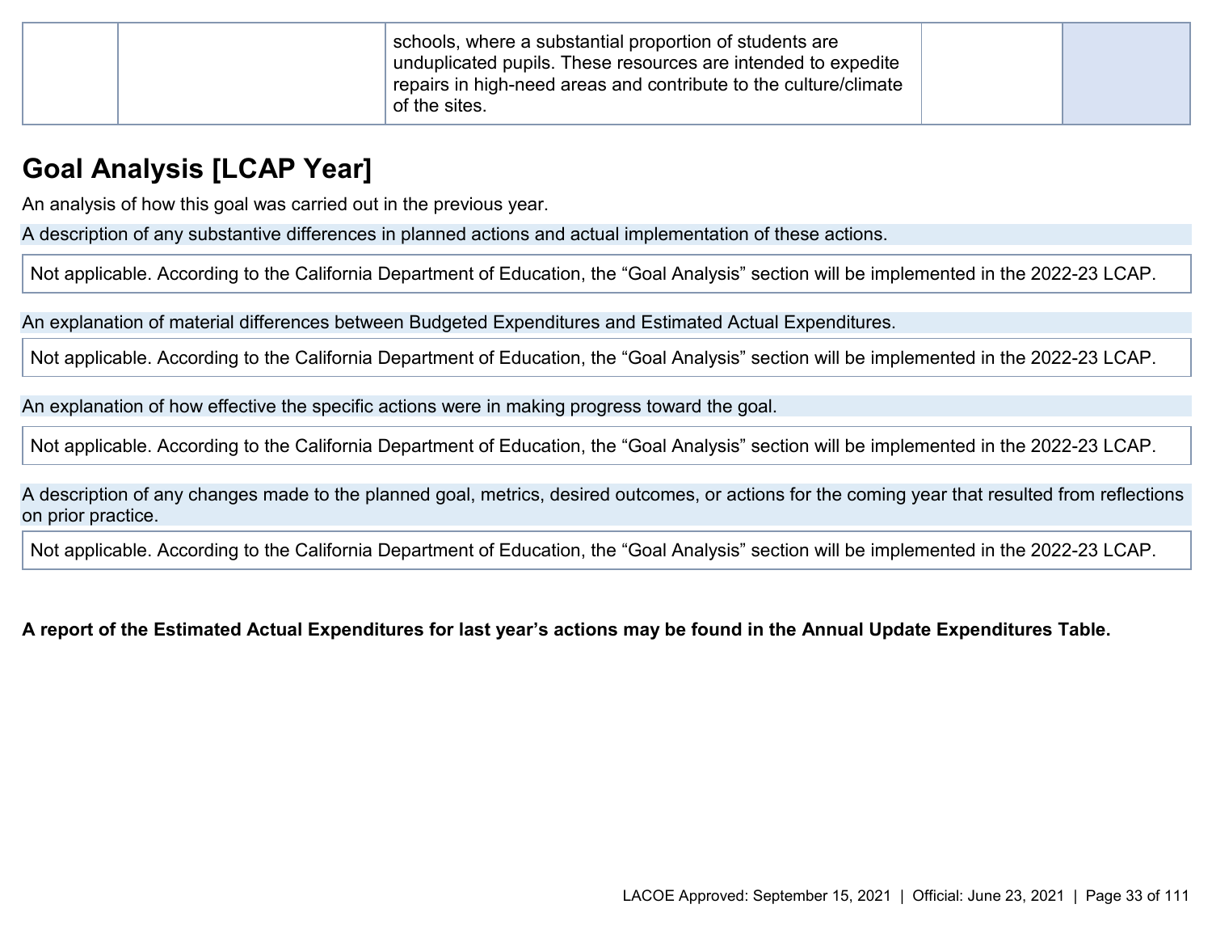| | | | | |
|---|---|---|---|---|
| | | schools, where a substantial proportion of students are unduplicated pupils. These resources are intended to expedite repairs in high-need areas and contribute to the culture/climate of the sites. | | |

## Goal Analysis [LCAP Year]

An analysis of how this goal was carried out in the previous year.

A description of any substantive differences in planned actions and actual implementation of these actions.

Not applicable. According to the California Department of Education, the “Goal Analysis” section will be implemented in the 2022-23 LCAP.

An explanation of material differences between Budgeted Expenditures and Estimated Actual Expenditures.

Not applicable. According to the California Department of Education, the “Goal Analysis” section will be implemented in the 2022-23 LCAP.

An explanation of how effective the specific actions were in making progress toward the goal.

Not applicable. According to the California Department of Education, the “Goal Analysis” section will be implemented in the 2022-23 LCAP.

A description of any changes made to the planned goal, metrics, desired outcomes, or actions for the coming year that resulted from reflections on prior practice.

Not applicable. According to the California Department of Education, the “Goal Analysis” section will be implemented in the 2022-23 LCAP.

**A report of the Estimated Actual Expenditures for last year’s actions may be found in the Annual Update Expenditures Table.**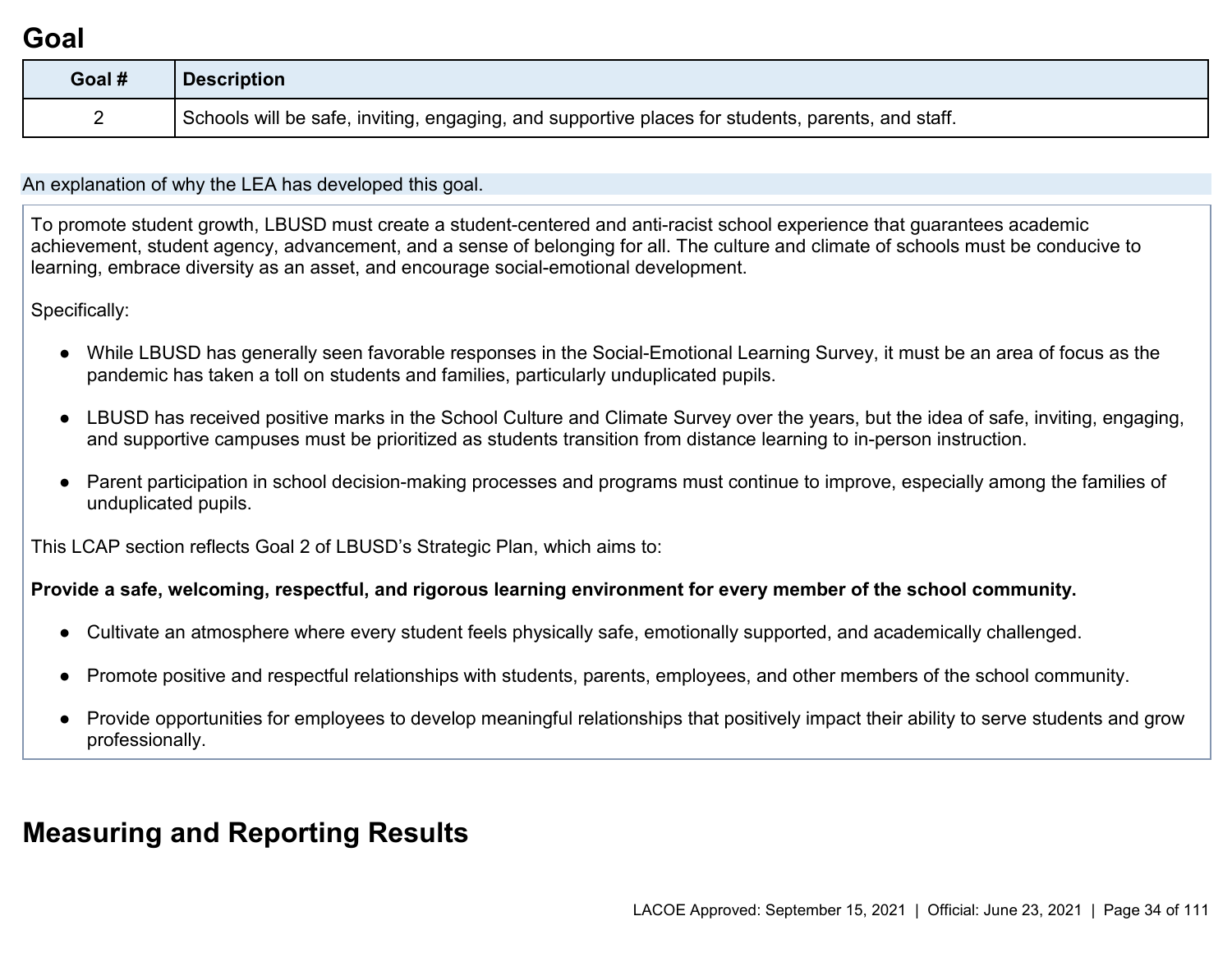# Goal

| Goal # | Description |
| --- | --- |
| 2 | Schools will be safe, inviting, engaging, and supportive places for students, parents, and staff. |

An explanation of why the LEA has developed this goal.

To promote student growth, LBUSD must create a student-centered and anti-racist school experience that guarantees academic achievement, student agency, advancement, and a sense of belonging for all. The culture and climate of schools must be conducive to learning, embrace diversity as an asset, and encourage social-emotional development.

Specifically:

- While LBUSD has generally seen favorable responses in the Social-Emotional Learning Survey, it must be an area of focus as the pandemic has taken a toll on students and families, particularly unduplicated pupils.

- LBUSD has received positive marks in the School Culture and Climate Survey over the years, but the idea of safe, inviting, engaging, and supportive campuses must be prioritized as students transition from distance learning to in-person instruction.

- Parent participation in school decision-making processes and programs must continue to improve, especially among the families of unduplicated pupils.

This LCAP section reflects Goal 2 of LBUSD's Strategic Plan, which aims to:

**Provide a safe, welcoming, respectful, and rigorous learning environment for every member of the school community.**

- Cultivate an atmosphere where every student feels physically safe, emotionally supported, and academically challenged.

- Promote positive and respectful relationships with students, parents, employees, and other members of the school community.

- Provide opportunities for employees to develop meaningful relationships that positively impact their ability to serve students and grow professionally.

# Measuring and Reporting Results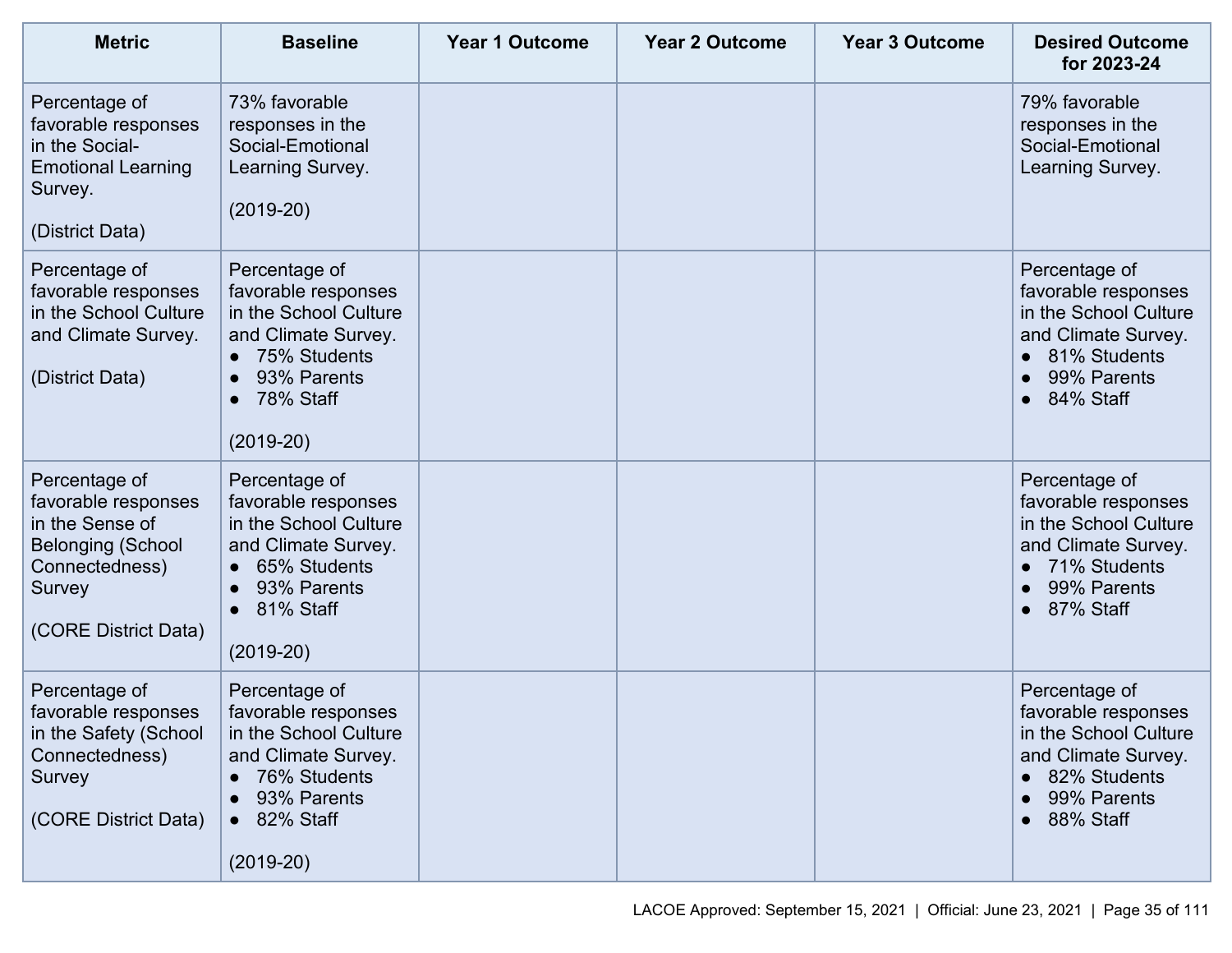| Metric | Baseline | Year 1 Outcome | Year 2 Outcome | Year 3 Outcome | Desired Outcome for 2023-24 |
| --- | --- | --- | --- | --- | --- |
| Percentage of favorable responses in the Social-Emotional Learning Survey.<br><br>(District Data) | 73% favorable responses in the Social-Emotional Learning Survey.<br><br>(2019-20) | | | | 79% favorable responses in the Social-Emotional Learning Survey. |
| Percentage of favorable responses in the School Culture and Climate Survey.<br><br>(District Data) | Percentage of favorable responses in the School Culture and Climate Survey.<br>● 75% Students<br>● 93% Parents<br>● 78% Staff<br><br>(2019-20) | | | | Percentage of favorable responses in the School Culture and Climate Survey.<br>● 81% Students<br>● 99% Parents<br>● 84% Staff |
| Percentage of favorable responses in the Sense of Belonging (School Connectedness) Survey<br><br>(CORE District Data) | Percentage of favorable responses in the School Culture and Climate Survey.<br>● 65% Students<br>● 93% Parents<br>● 81% Staff<br><br>(2019-20) | | | | Percentage of favorable responses in the School Culture and Climate Survey.<br>● 71% Students<br>● 99% Parents<br>● 87% Staff |
| Percentage of favorable responses in the Safety (School Connectedness) Survey<br><br>(CORE District Data) | Percentage of favorable responses in the School Culture and Climate Survey.<br>● 76% Students<br>● 93% Parents<br>● 82% Staff<br><br>(2019-20) | | | | Percentage of favorable responses in the School Culture and Climate Survey.<br>● 82% Students<br>● 99% Parents<br>● 88% Staff |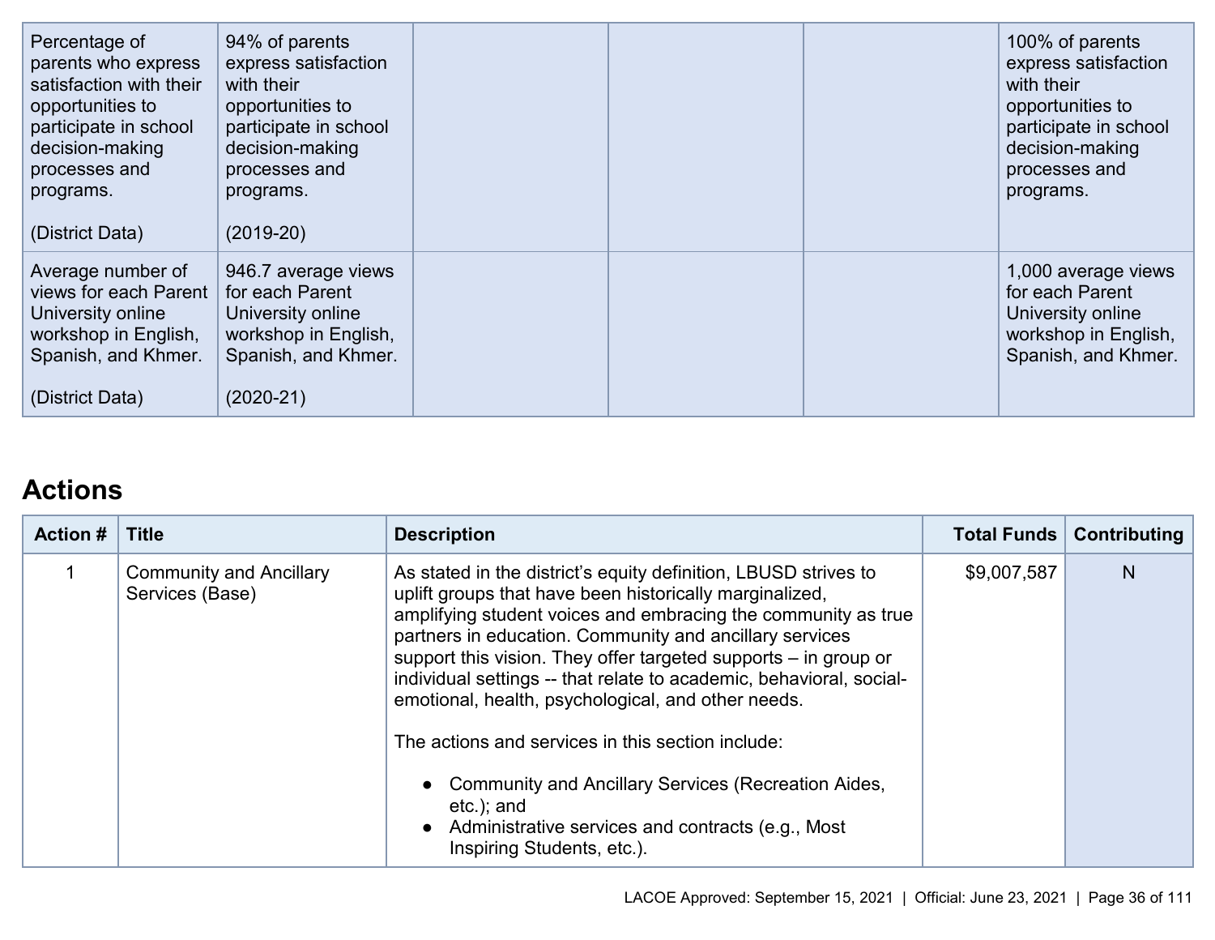| Metric | Baseline | Year 1 Outcome | Year 2 Outcome | Year 3 Outcome | Desired Outcome for 2023–24 |
|---|---|---|---|---|---|
| Percentage of parents who express satisfaction with their opportunities to participate in school decision-making processes and programs.<br><br>(District Data) | 94% of parents express satisfaction with their opportunities to participate in school decision-making processes and programs.<br><br>(2019-20) | | | | 100% of parents express satisfaction with their opportunities to participate in school decision-making processes and programs. |
| Average number of views for each Parent University online workshop in English, Spanish, and Khmer.<br><br>(District Data) | 946.7 average views for each Parent University online workshop in English, Spanish, and Khmer.<br><br>(2020-21) | | | | 1,000 average views for each Parent University online workshop in English, Spanish, and Khmer. |

## Actions

| Action # | Title | Description | Total Funds | Contributing |
|---|---|---|---|---|
| 1 | Community and Ancillary Services (Base) | As stated in the district's equity definition, LBUSD strives to uplift groups that have been historically marginalized, amplifying student voices and embracing the community as true partners in education. Community and ancillary services support this vision. They offer targeted supports – in group or individual settings -- that relate to academic, behavioral, social-emotional, health, psychological, and other needs.<br><br>The actions and services in this section include:<br><br>● Community and Ancillary Services (Recreation Aides, etc.); and<br>● Administrative services and contracts (e.g., Most Inspiring Students, etc.). | $9,007,587 | N |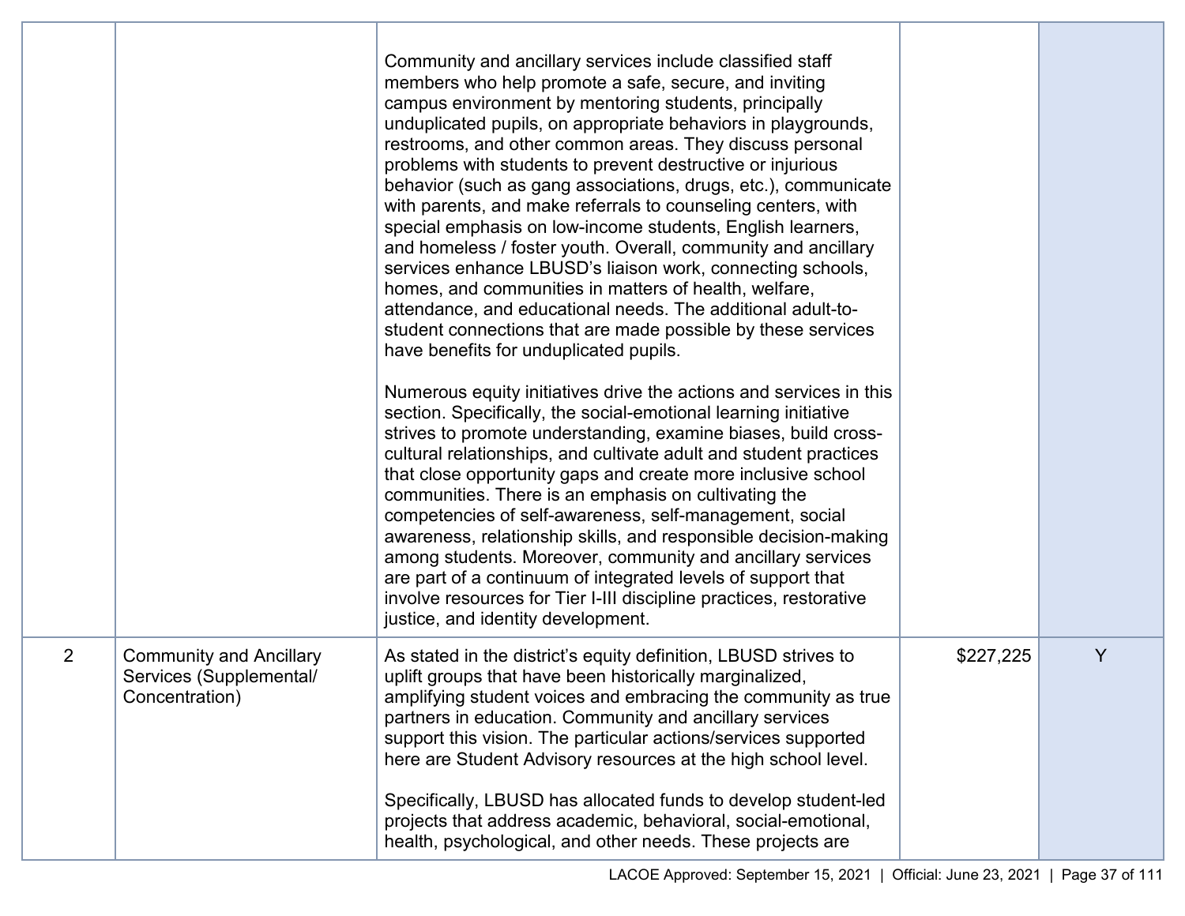| | | | | |
|---|---|---|---|---|
| | | Community and ancillary services include classified staff members who help promote a safe, secure, and inviting campus environment by mentoring students, principally unduplicated pupils, on appropriate behaviors in playgrounds, restrooms, and other common areas. They discuss personal problems with students to prevent destructive or injurious behavior (such as gang associations, drugs, etc.), communicate with parents, and make referrals to counseling centers, with special emphasis on low-income students, English learners, and homeless / foster youth. Overall, community and ancillary services enhance LBUSD's liaison work, connecting schools, homes, and communities in matters of health, welfare, attendance, and educational needs. The additional adult-to-student connections that are made possible by these services have benefits for unduplicated pupils.<br><br>Numerous equity initiatives drive the actions and services in this section. Specifically, the social-emotional learning initiative strives to promote understanding, examine biases, build cross-cultural relationships, and cultivate adult and student practices that close opportunity gaps and create more inclusive school communities. There is an emphasis on cultivating the competencies of self-awareness, self-management, social awareness, relationship skills, and responsible decision-making among students. Moreover, community and ancillary services are part of a continuum of integrated levels of support that involve resources for Tier I-III discipline practices, restorative justice, and identity development. | | |
| 2 | Community and Ancillary Services (Supplemental/ Concentration) | As stated in the district's equity definition, LBUSD strives to uplift groups that have been historically marginalized, amplifying student voices and embracing the community as true partners in education. Community and ancillary services support this vision. The particular actions/services supported here are Student Advisory resources at the high school level.<br><br>Specifically, LBUSD has allocated funds to develop student-led projects that address academic, behavioral, social-emotional, health, psychological, and other needs. These projects are | $227,225 | Y |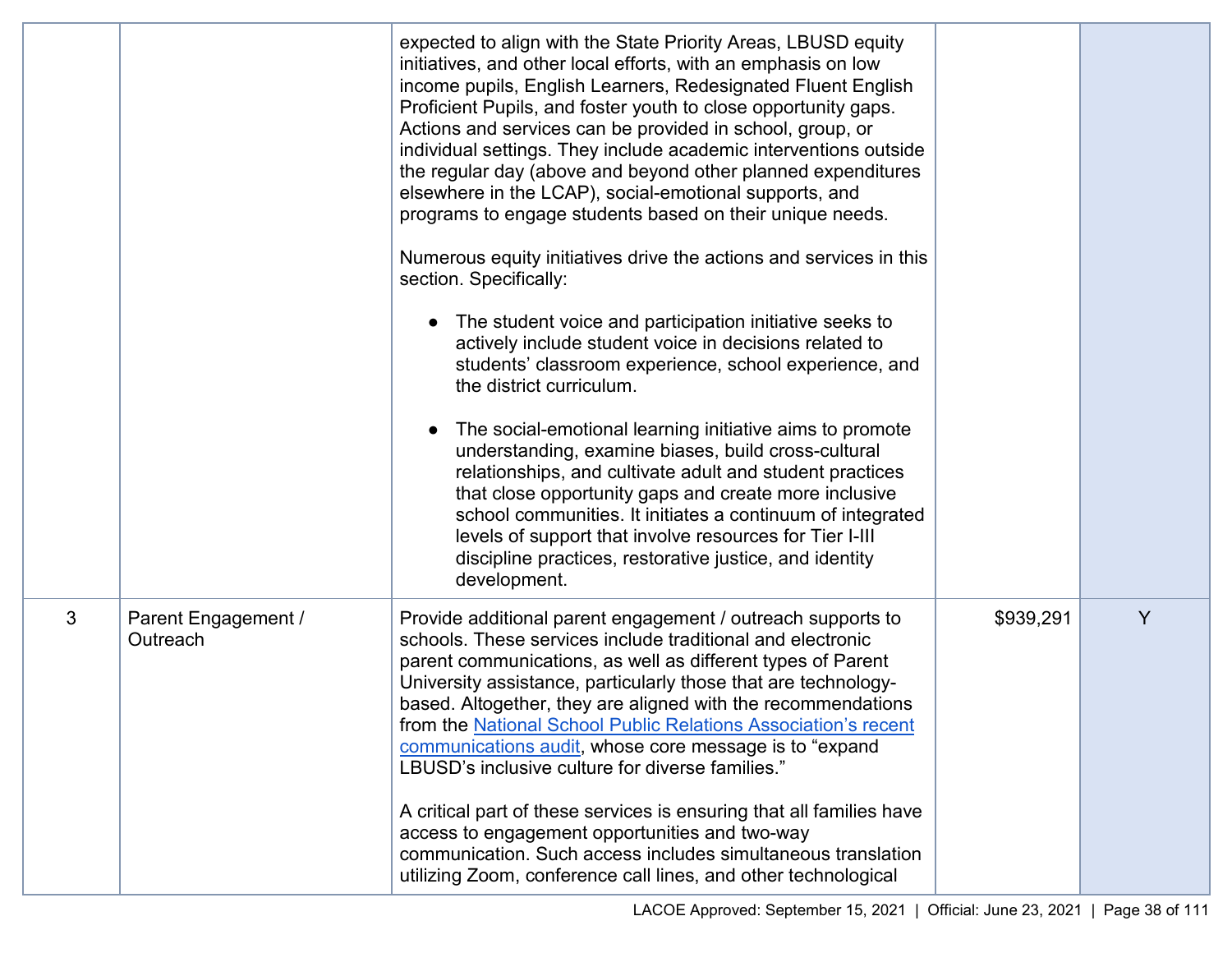| | | | | |
|---|---|---|---|---|
| | | expected to align with the State Priority Areas, LBUSD equity initiatives, and other local efforts, with an emphasis on low income pupils, English Learners, Redesignated Fluent English Proficient Pupils, and foster youth to close opportunity gaps. Actions and services can be provided in school, group, or individual settings. They include academic interventions outside the regular day (above and beyond other planned expenditures elsewhere in the LCAP), social-emotional supports, and programs to engage students based on their unique needs.<br><br>Numerous equity initiatives drive the actions and services in this section. Specifically:<br><br>● The student voice and participation initiative seeks to actively include student voice in decisions related to students' classroom experience, school experience, and the district curriculum.<br><br>● The social-emotional learning initiative aims to promote understanding, examine biases, build cross-cultural relationships, and cultivate adult and student practices that close opportunity gaps and create more inclusive school communities. It initiates a continuum of integrated levels of support that involve resources for Tier I-III discipline practices, restorative justice, and identity development. | | |
| 3 | Parent Engagement / Outreach | Provide additional parent engagement / outreach supports to schools. These services include traditional and electronic parent communications, as well as different types of Parent University assistance, particularly those that are technology-based. Altogether, they are aligned with the recommendations from the National School Public Relations Association's recent communications audit, whose core message is to "expand LBUSD's inclusive culture for diverse families."<br><br>A critical part of these services is ensuring that all families have access to engagement opportunities and two-way communication. Such access includes simultaneous translation utilizing Zoom, conference call lines, and other technological | $939,291 | Y |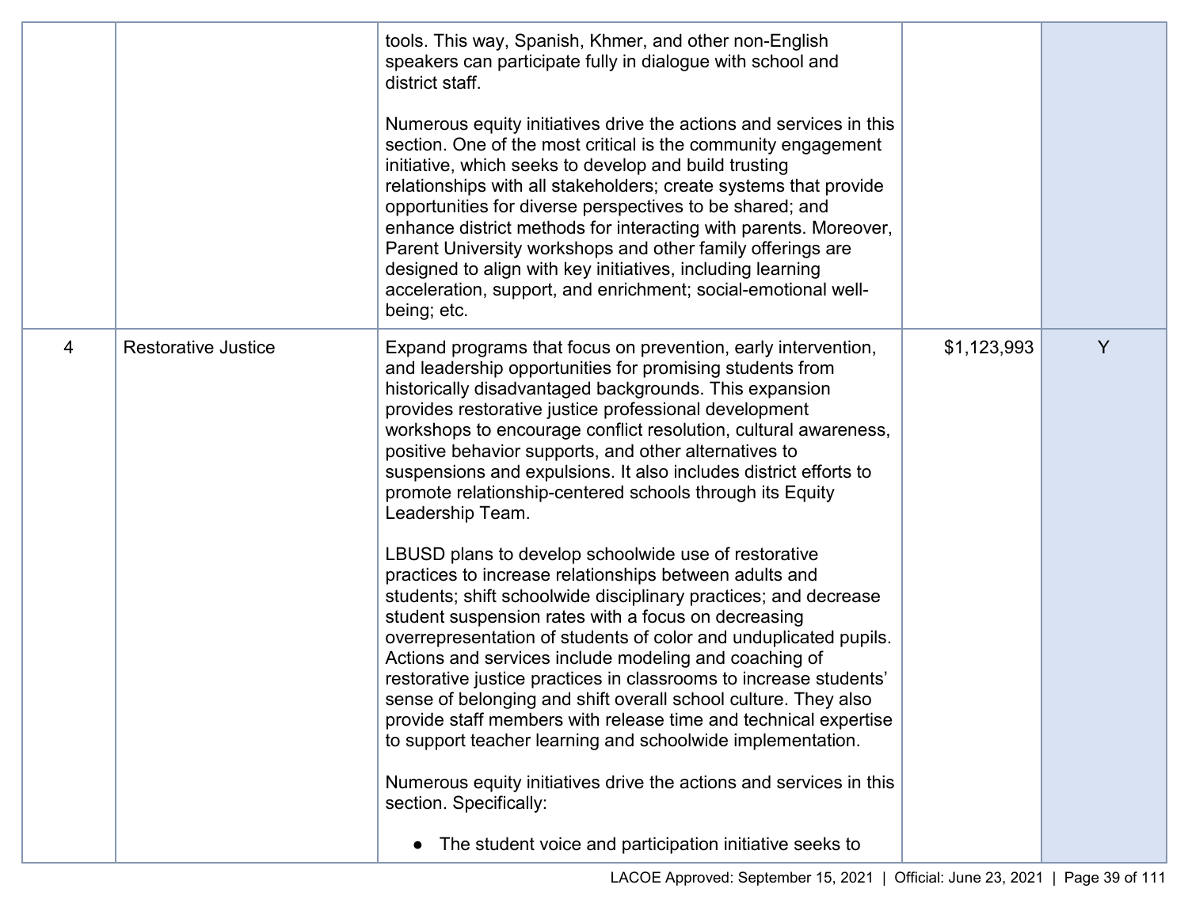| | | | | |
|---|---|---|---|---|
| | | tools. This way, Spanish, Khmer, and other non-English speakers can participate fully in dialogue with school and district staff.<br><br>Numerous equity initiatives drive the actions and services in this section. One of the most critical is the community engagement initiative, which seeks to develop and build trusting relationships with all stakeholders; create systems that provide opportunities for diverse perspectives to be shared; and enhance district methods for interacting with parents. Moreover, Parent University workshops and other family offerings are designed to align with key initiatives, including learning acceleration, support, and enrichment; social-emotional well-being; etc. | | |
| 4 | Restorative Justice | Expand programs that focus on prevention, early intervention, and leadership opportunities for promising students from historically disadvantaged backgrounds. This expansion provides restorative justice professional development workshops to encourage conflict resolution, cultural awareness, positive behavior supports, and other alternatives to suspensions and expulsions. It also includes district efforts to promote relationship-centered schools through its Equity Leadership Team.<br><br>LBUSD plans to develop schoolwide use of restorative practices to increase relationships between adults and students; shift schoolwide disciplinary practices; and decrease student suspension rates with a focus on decreasing overrepresentation of students of color and unduplicated pupils. Actions and services include modeling and coaching of restorative justice practices in classrooms to increase students' sense of belonging and shift overall school culture. They also provide staff members with release time and technical expertise to support teacher learning and schoolwide implementation.<br><br>Numerous equity initiatives drive the actions and services in this section. Specifically:<br><br>• The student voice and participation initiative seeks to | $1,123,993 | Y |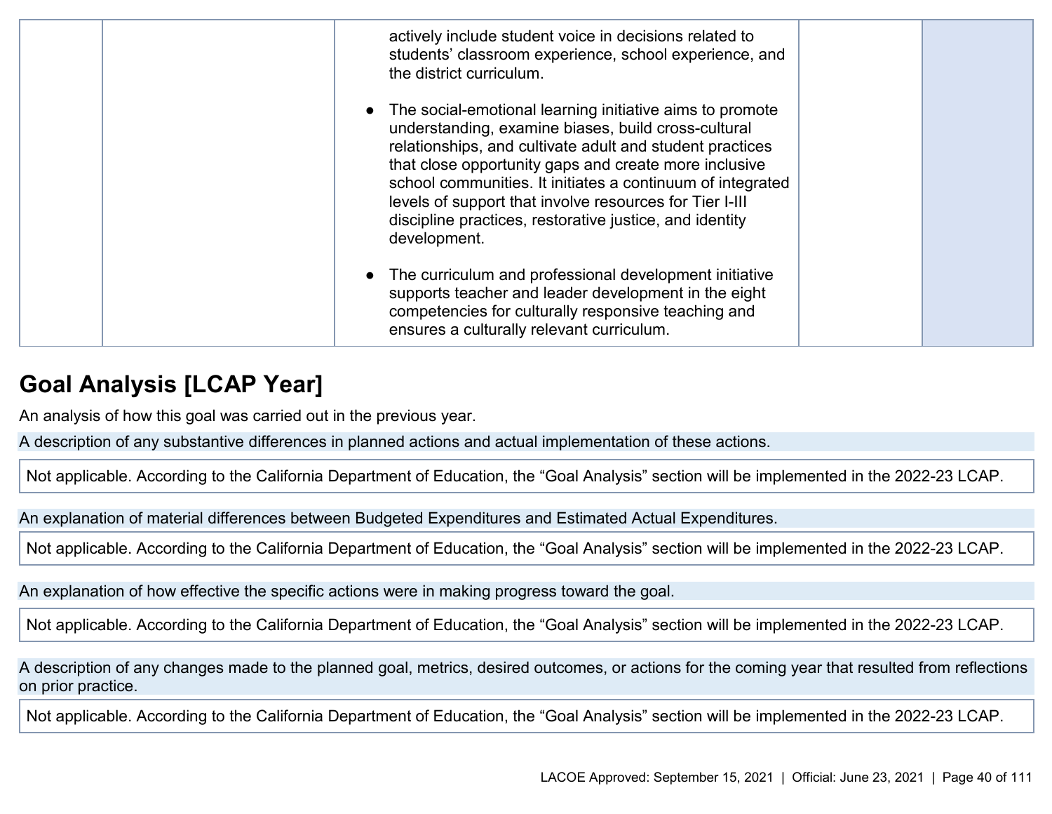| | | | | |
|---|---|---|---|---|
| | | actively include student voice in decisions related to students' classroom experience, school experience, and the district curriculum.<br><br>● The social-emotional learning initiative aims to promote understanding, examine biases, build cross-cultural relationships, and cultivate adult and student practices that close opportunity gaps and create more inclusive school communities. It initiates a continuum of integrated levels of support that involve resources for Tier I-III discipline practices, restorative justice, and identity development.<br><br>● The curriculum and professional development initiative supports teacher and leader development in the eight competencies for culturally responsive teaching and ensures a culturally relevant curriculum. | | |

## Goal Analysis [LCAP Year]

An analysis of how this goal was carried out in the previous year.

A description of any substantive differences in planned actions and actual implementation of these actions.

Not applicable. According to the California Department of Education, the "Goal Analysis" section will be implemented in the 2022-23 LCAP.

An explanation of material differences between Budgeted Expenditures and Estimated Actual Expenditures.

Not applicable. According to the California Department of Education, the "Goal Analysis" section will be implemented in the 2022-23 LCAP.

An explanation of how effective the specific actions were in making progress toward the goal.

Not applicable. According to the California Department of Education, the "Goal Analysis" section will be implemented in the 2022-23 LCAP.

A description of any changes made to the planned goal, metrics, desired outcomes, or actions for the coming year that resulted from reflections on prior practice.

Not applicable. According to the California Department of Education, the "Goal Analysis" section will be implemented in the 2022-23 LCAP.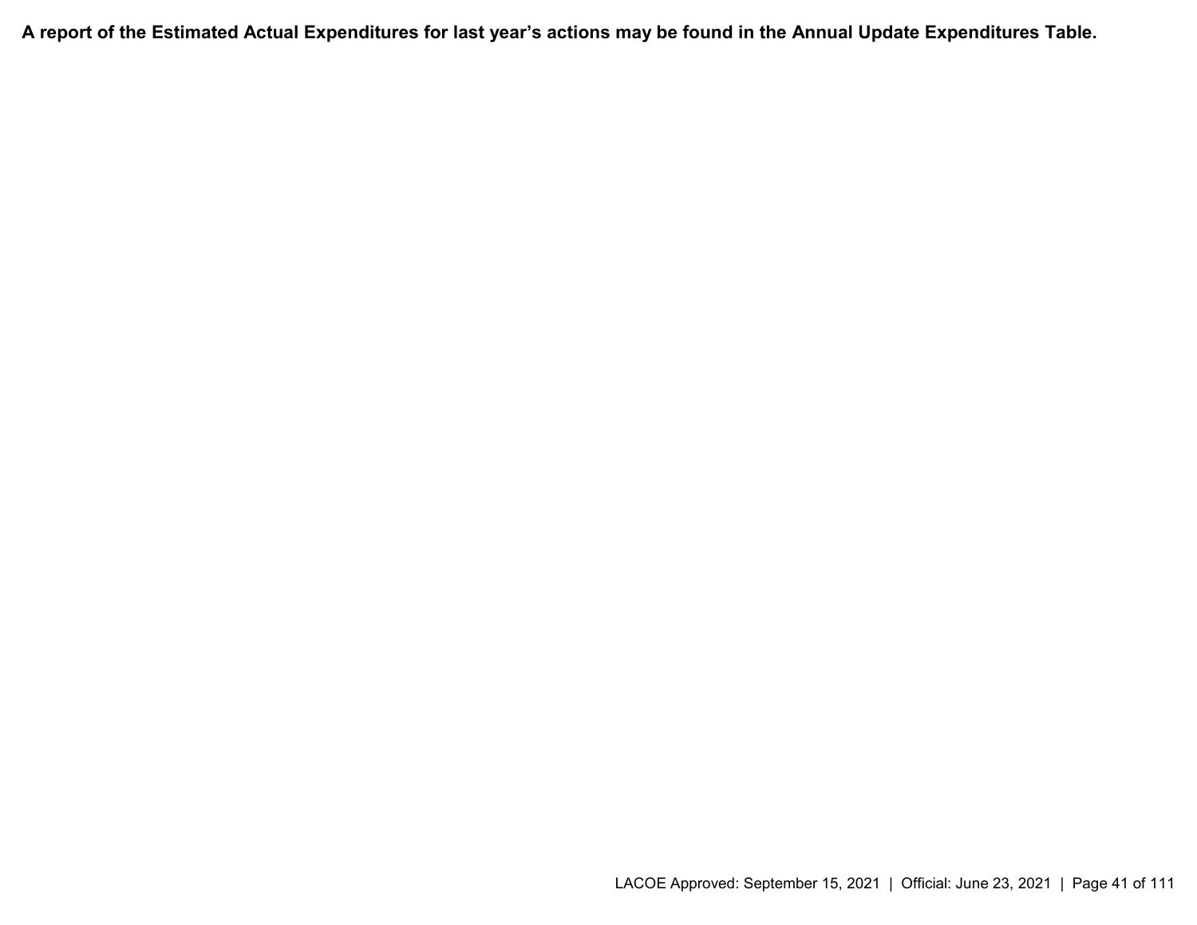**A report of the Estimated Actual Expenditures for last year's actions may be found in the Annual Update Expenditures Table.**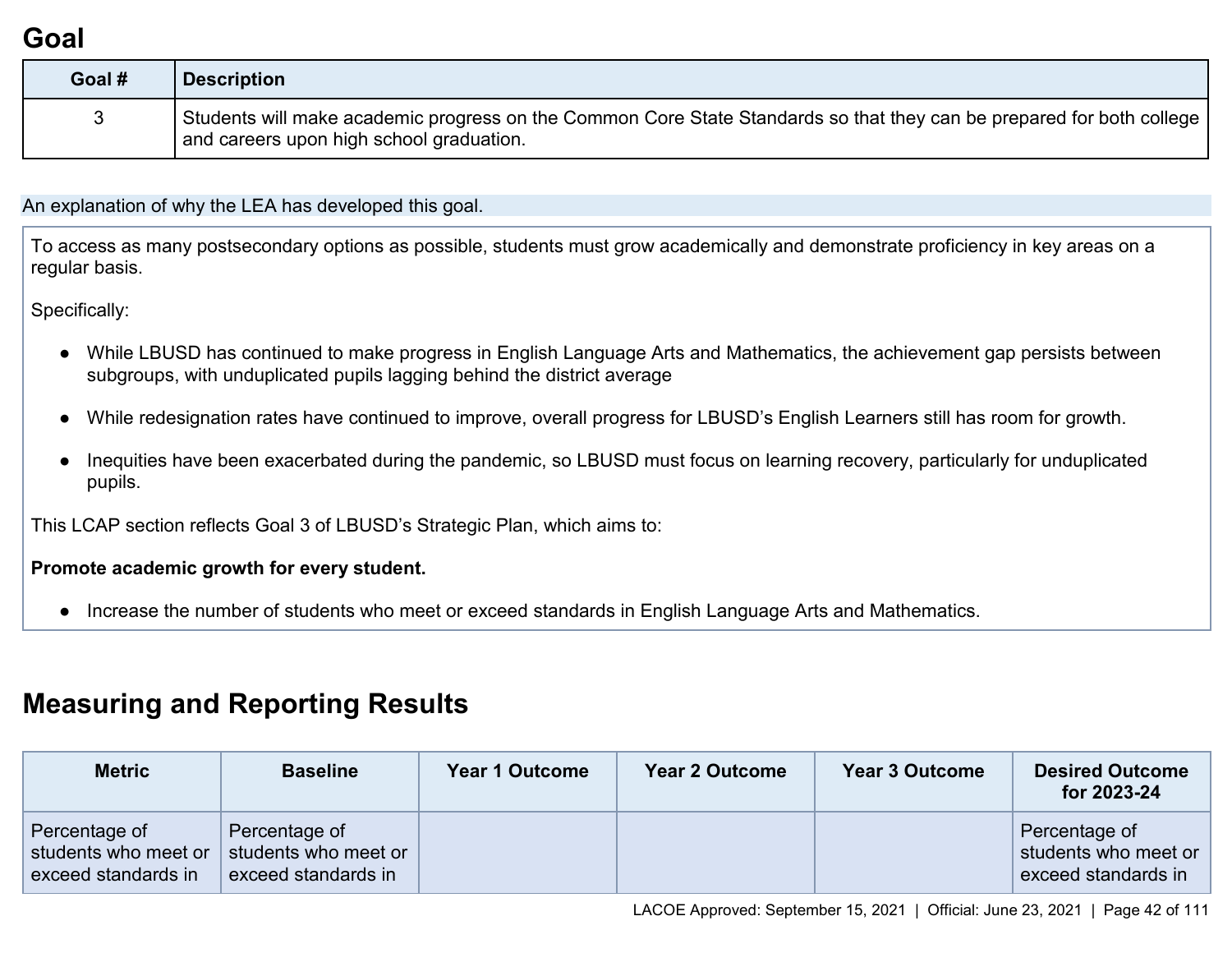# Goal

| Goal # | Description |
|---|---|
| 3 | Students will make academic progress on the Common Core State Standards so that they can be prepared for both college and careers upon high school graduation. |

An explanation of why the LEA has developed this goal.

To access as many postsecondary options as possible, students must grow academically and demonstrate proficiency in key areas on a regular basis.

Specifically:

- While LBUSD has continued to make progress in English Language Arts and Mathematics, the achievement gap persists between subgroups, with unduplicated pupils lagging behind the district average
- While redesignation rates have continued to improve, overall progress for LBUSD's English Learners still has room for growth.
- Inequities have been exacerbated during the pandemic, so LBUSD must focus on learning recovery, particularly for unduplicated pupils.

This LCAP section reflects Goal 3 of LBUSD's Strategic Plan, which aims to:

**Promote academic growth for every student.**

- Increase the number of students who meet or exceed standards in English Language Arts and Mathematics.

# Measuring and Reporting Results

| Metric | Baseline | Year 1 Outcome | Year 2 Outcome | Year 3 Outcome | Desired Outcome for 2023-24 |
|---|---|---|---|---|---|
| Percentage of students who meet or exceed standards in | Percentage of students who meet or exceed standards in | | | | Percentage of students who meet or exceed standards in |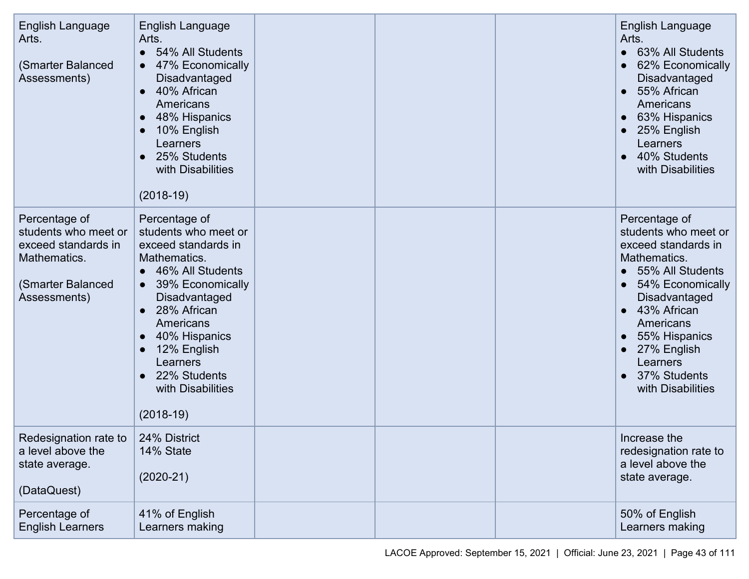| English Language Arts.<br><br>(Smarter Balanced Assessments) | English Language Arts.<br>• 54% All Students<br>• 47% Economically Disadvantaged<br>• 40% African Americans<br>• 48% Hispanics<br>• 10% English Learners<br>• 25% Students with Disabilities<br><br>(2018-19) | | | | English Language Arts.<br>• 63% All Students<br>• 62% Economically Disadvantaged<br>• 55% African Americans<br>• 63% Hispanics<br>• 25% English Learners<br>• 40% Students with Disabilities |
|---|---|---|---|---|---|
| Percentage of students who meet or exceed standards in Mathematics.<br><br>(Smarter Balanced Assessments) | Percentage of students who meet or exceed standards in Mathematics.<br>• 46% All Students<br>• 39% Economically Disadvantaged<br>• 28% African Americans<br>• 40% Hispanics<br>• 12% English Learners<br>• 22% Students with Disabilities<br><br>(2018-19) | | | | Percentage of students who meet or exceed standards in Mathematics.<br>• 55% All Students<br>• 54% Economically Disadvantaged<br>• 43% African Americans<br>• 55% Hispanics<br>• 27% English Learners<br>• 37% Students with Disabilities |
| Redesignation rate to a level above the state average.<br><br>(DataQuest) | 24% District<br>14% State<br><br>(2020-21) | | | | Increase the redesignation rate to a level above the state average. |
| Percentage of English Learners | 41% of English Learners making | | | | 50% of English Learners making |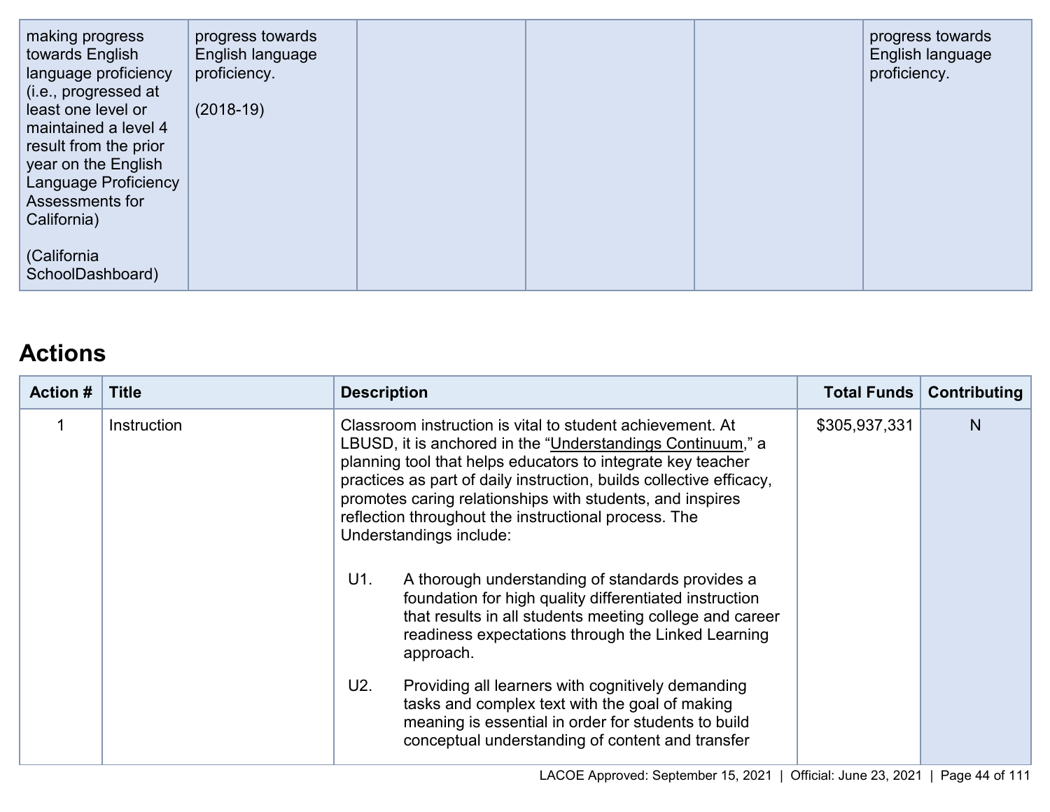| | | | | | |
|---|---|---|---|---|---|
| making progress towards English language proficiency (i.e., progressed at least one level or maintained a level 4 result from the prior year on the English Language Proficiency Assessments for California)<br><br>(California SchoolDashboard) | progress towards English language proficiency.<br><br>(2018-19) | | | | progress towards English language proficiency. |

## Actions

| Action # | Title | Description | Total Funds | Contributing |
|---|---|---|---|---|
| 1 | Instruction | Classroom instruction is vital to student achievement. At LBUSD, it is anchored in the "Understandings Continuum," a planning tool that helps educators to integrate key teacher practices as part of daily instruction, builds collective efficacy, promotes caring relationships with students, and inspires reflection throughout the instructional process. The Understandings include:<br><br>U1. A thorough understanding of standards provides a foundation for high quality differentiated instruction that results in all students meeting college and career readiness expectations through the Linked Learning approach.<br><br>U2. Providing all learners with cognitively demanding tasks and complex text with the goal of making meaning is essential in order for students to build conceptual understanding of content and transfer | $305,937,331 | N |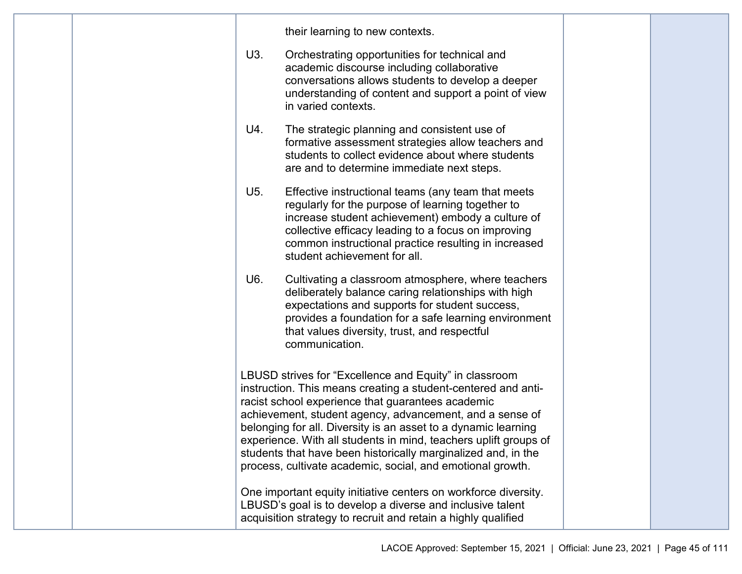| | | | | |
|---|---|---|---|---|
| | | their learning to new contexts.<br><br>U3. Orchestrating opportunities for technical and academic discourse including collaborative conversations allows students to develop a deeper understanding of content and support a point of view in varied contexts.<br><br>U4. The strategic planning and consistent use of formative assessment strategies allow teachers and students to collect evidence about where students are and to determine immediate next steps.<br><br>U5. Effective instructional teams (any team that meets regularly for the purpose of learning together to increase student achievement) embody a culture of collective efficacy leading to a focus on improving common instructional practice resulting in increased student achievement for all.<br><br>U6. Cultivating a classroom atmosphere, where teachers deliberately balance caring relationships with high expectations and supports for student success, provides a foundation for a safe learning environment that values diversity, trust, and respectful communication.<br><br>LBUSD strives for "Excellence and Equity" in classroom instruction. This means creating a student-centered and anti-racist school experience that guarantees academic achievement, student agency, advancement, and a sense of belonging for all. Diversity is an asset to a dynamic learning experience. With all students in mind, teachers uplift groups of students that have been historically marginalized and, in the process, cultivate academic, social, and emotional growth.<br><br>One important equity initiative centers on workforce diversity. LBUSD's goal is to develop a diverse and inclusive talent acquisition strategy to recruit and retain a highly qualified | | |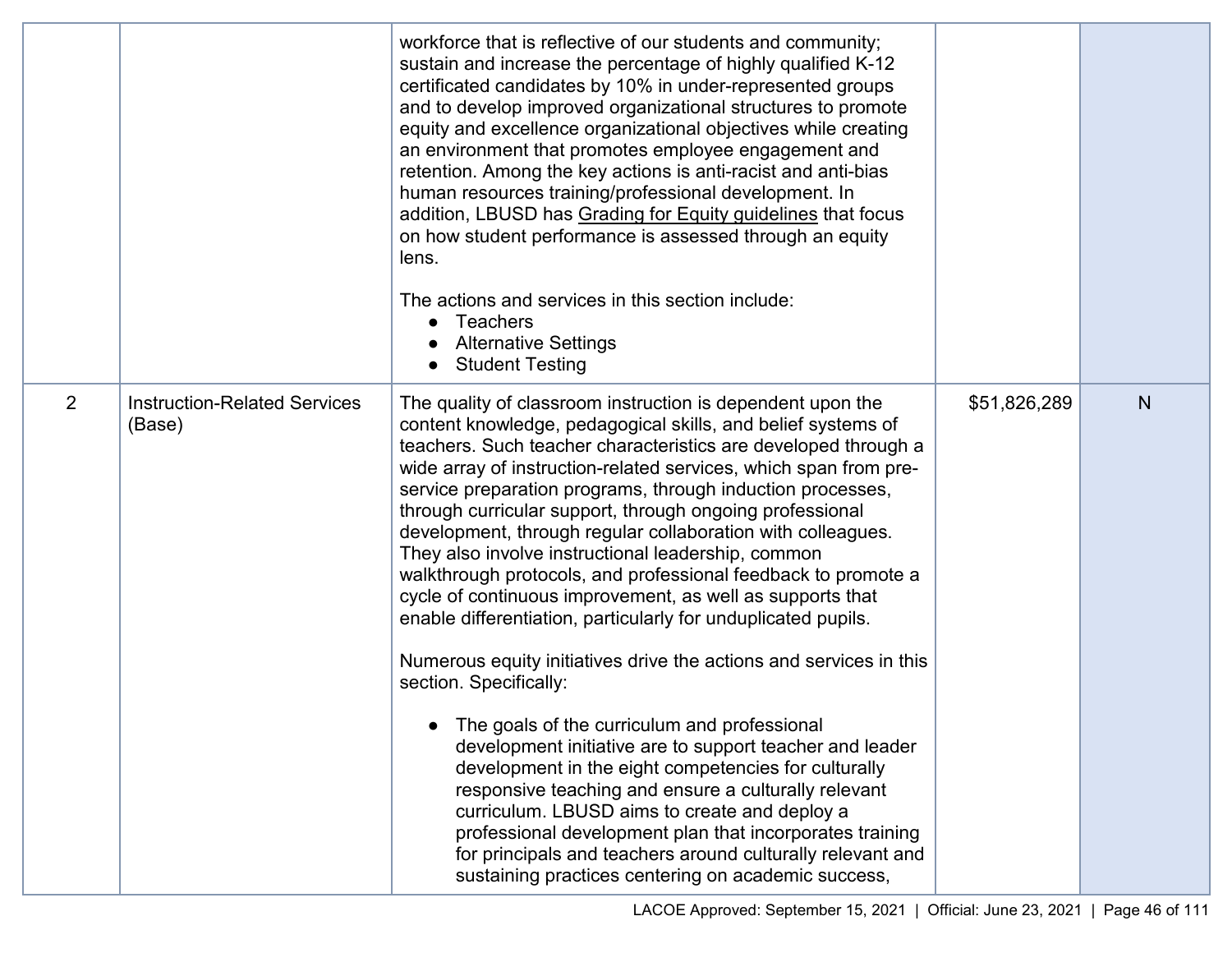| | | | | |
|---|---|---|---|---|
| | | workforce that is reflective of our students and community; sustain and increase the percentage of highly qualified K-12 certificated candidates by 10% in under-represented groups and to develop improved organizational structures to promote equity and excellence organizational objectives while creating an environment that promotes employee engagement and retention. Among the key actions is anti-racist and anti-bias human resources training/professional development. In addition, LBUSD has Grading for Equity guidelines that focus on how student performance is assessed through an equity lens.<br><br>The actions and services in this section include:<br>● Teachers<br>● Alternative Settings<br>● Student Testing | | |
| 2 | Instruction-Related Services (Base) | The quality of classroom instruction is dependent upon the content knowledge, pedagogical skills, and belief systems of teachers. Such teacher characteristics are developed through a wide array of instruction-related services, which span from pre-service preparation programs, through induction processes, through curricular support, through ongoing professional development, through regular collaboration with colleagues. They also involve instructional leadership, common walkthrough protocols, and professional feedback to promote a cycle of continuous improvement, as well as supports that enable differentiation, particularly for unduplicated pupils.<br><br>Numerous equity initiatives drive the actions and services in this section. Specifically:<br><br>● The goals of the curriculum and professional development initiative are to support teacher and leader development in the eight competencies for culturally responsive teaching and ensure a culturally relevant curriculum. LBUSD aims to create and deploy a professional development plan that incorporates training for principals and teachers around culturally relevant and sustaining practices centering on academic success, | $51,826,289 | N |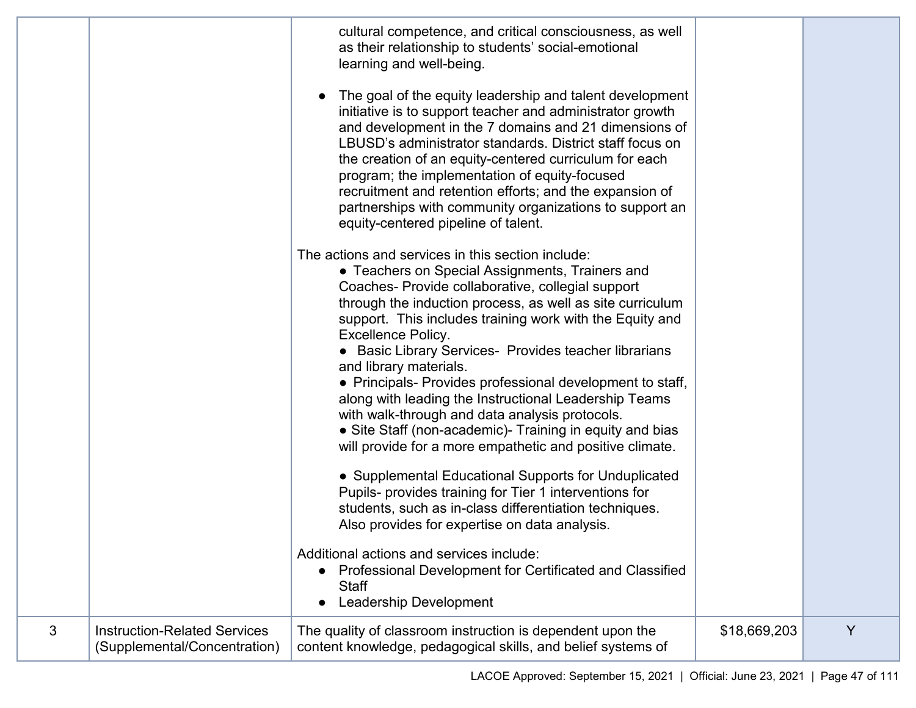| | | | | |
|---|---|---|---|---|
| | | cultural competence, and critical consciousness, as well as their relationship to students' social-emotional learning and well-being.<br><br>● The goal of the equity leadership and talent development initiative is to support teacher and administrator growth and development in the 7 domains and 21 dimensions of LBUSD's administrator standards. District staff focus on the creation of an equity-centered curriculum for each program; the implementation of equity-focused recruitment and retention efforts; and the expansion of partnerships with community organizations to support an equity-centered pipeline of talent.<br><br>The actions and services in this section include:<br>● Teachers on Special Assignments, Trainers and Coaches- Provide collaborative, collegial support through the induction process, as well as site curriculum support. This includes training work with the Equity and Excellence Policy.<br>● Basic Library Services- Provides teacher librarians and library materials.<br>● Principals- Provides professional development to staff, along with leading the Instructional Leadership Teams with walk-through and data analysis protocols.<br>● Site Staff (non-academic)- Training in equity and bias will provide for a more empathetic and positive climate.<br><br>● Supplemental Educational Supports for Unduplicated Pupils- provides training for Tier 1 interventions for students, such as in-class differentiation techniques. Also provides for expertise on data analysis.<br><br>Additional actions and services include:<br>● Professional Development for Certificated and Classified Staff<br>● Leadership Development | | |
| 3 | Instruction-Related Services (Supplemental/Concentration) | The quality of classroom instruction is dependent upon the content knowledge, pedagogical skills, and belief systems of | $18,669,203 | Y |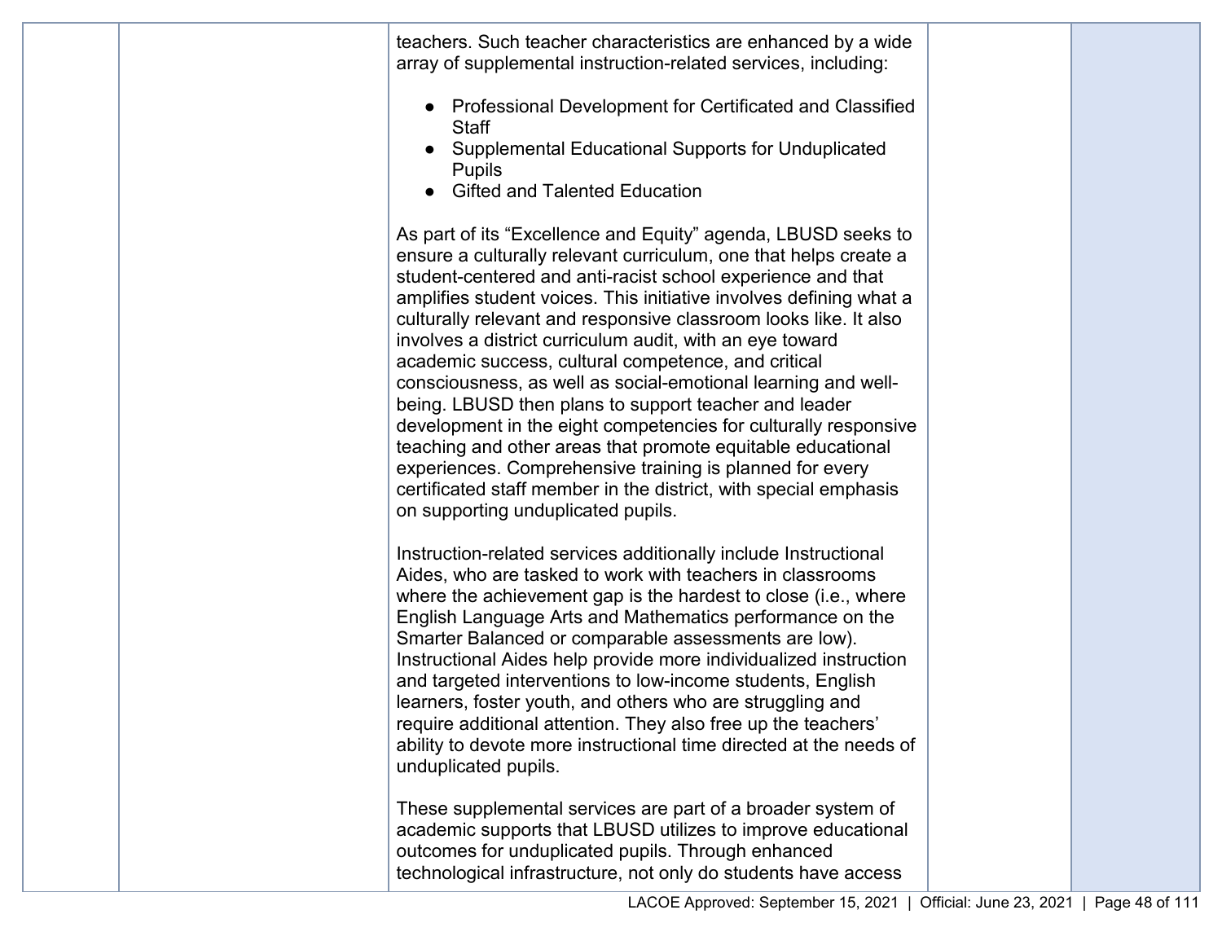| | | teachers. Such teacher characteristics are enhanced by a wide array of supplemental instruction-related services, including:<br><br>● Professional Development for Certificated and Classified Staff<br>● Supplemental Educational Supports for Unduplicated Pupils<br>● Gifted and Talented Education<br><br>As part of its "Excellence and Equity" agenda, LBUSD seeks to ensure a culturally relevant curriculum, one that helps create a student-centered and anti-racist school experience and that amplifies student voices. This initiative involves defining what a culturally relevant and responsive classroom looks like. It also involves a district curriculum audit, with an eye toward academic success, cultural competence, and critical consciousness, as well as social-emotional learning and well-being. LBUSD then plans to support teacher and leader development in the eight competencies for culturally responsive teaching and other areas that promote equitable educational experiences. Comprehensive training is planned for every certificated staff member in the district, with special emphasis on supporting unduplicated pupils.<br><br>Instruction-related services additionally include Instructional Aides, who are tasked to work with teachers in classrooms where the achievement gap is the hardest to close (i.e., where English Language Arts and Mathematics performance on the Smarter Balanced or comparable assessments are low). Instructional Aides help provide more individualized instruction and targeted interventions to low-income students, English learners, foster youth, and others who are struggling and require additional attention. They also free up the teachers' ability to devote more instructional time directed at the needs of unduplicated pupils.<br><br>These supplemental services are part of a broader system of academic supports that LBUSD utilizes to improve educational outcomes for unduplicated pupils. Through enhanced technological infrastructure, not only do students have access | | |
|---|---|---|---|---|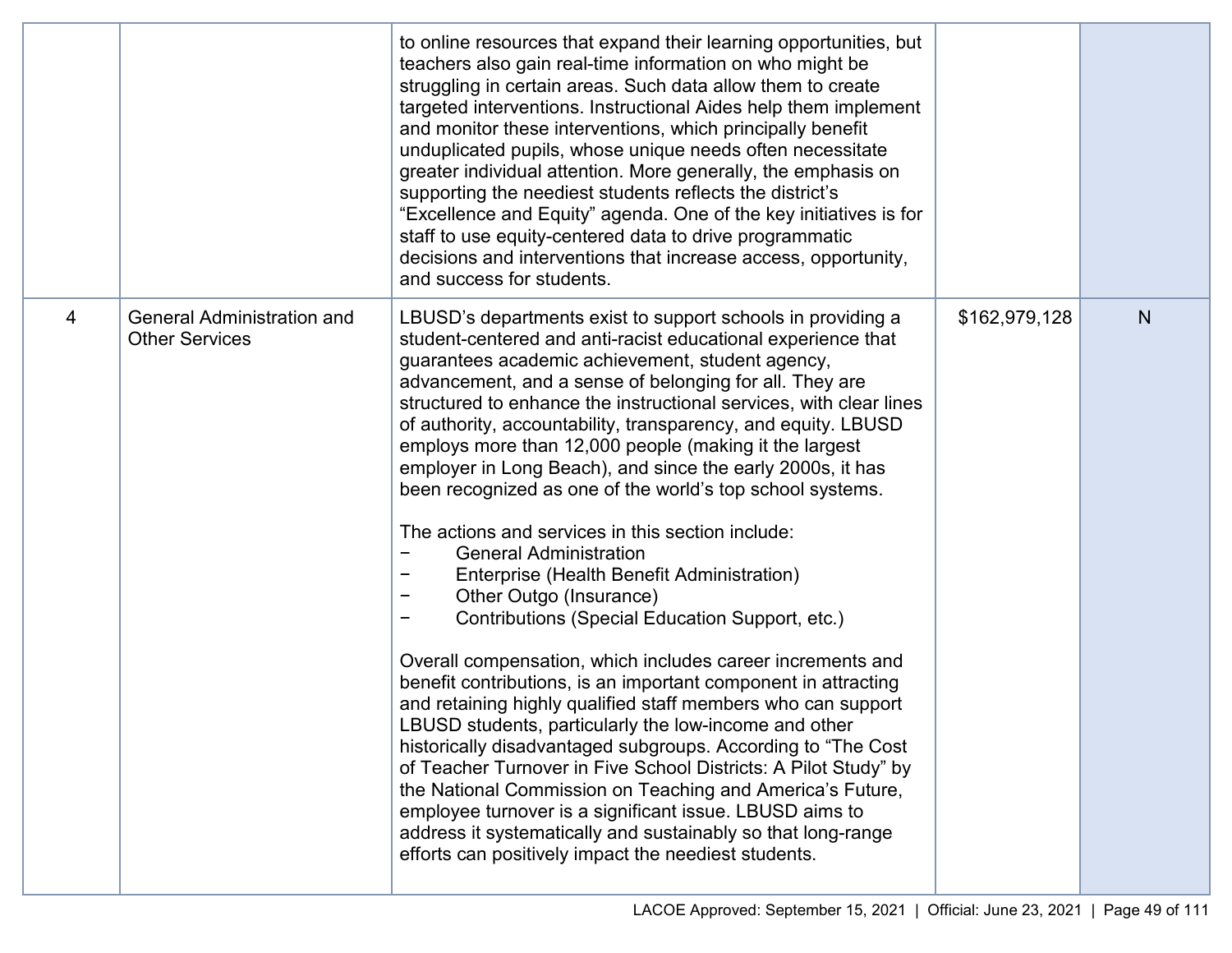| | | | | |
|---|---|---|---|---|
| | | to online resources that expand their learning opportunities, but teachers also gain real-time information on who might be struggling in certain areas. Such data allow them to create targeted interventions. Instructional Aides help them implement and monitor these interventions, which principally benefit unduplicated pupils, whose unique needs often necessitate greater individual attention. More generally, the emphasis on supporting the neediest students reflects the district's "Excellence and Equity" agenda. One of the key initiatives is for staff to use equity-centered data to drive programmatic decisions and interventions that increase access, opportunity, and success for students. | | |
| 4 | General Administration and Other Services | LBUSD's departments exist to support schools in providing a student-centered and anti-racist educational experience that guarantees academic achievement, student agency, advancement, and a sense of belonging for all. They are structured to enhance the instructional services, with clear lines of authority, accountability, transparency, and equity. LBUSD employs more than 12,000 people (making it the largest employer in Long Beach), and since the early 2000s, it has been recognized as one of the world's top school systems.<br><br>The actions and services in this section include:<br>− General Administration<br>− Enterprise (Health Benefit Administration)<br>− Other Outgo (Insurance)<br>− Contributions (Special Education Support, etc.)<br><br>Overall compensation, which includes career increments and benefit contributions, is an important component in attracting and retaining highly qualified staff members who can support LBUSD students, particularly the low-income and other historically disadvantaged subgroups. According to "The Cost of Teacher Turnover in Five School Districts: A Pilot Study" by the National Commission on Teaching and America's Future, employee turnover is a significant issue. LBUSD aims to address it systematically and sustainably so that long-range efforts can positively impact the neediest students. | $162,979,128 | N |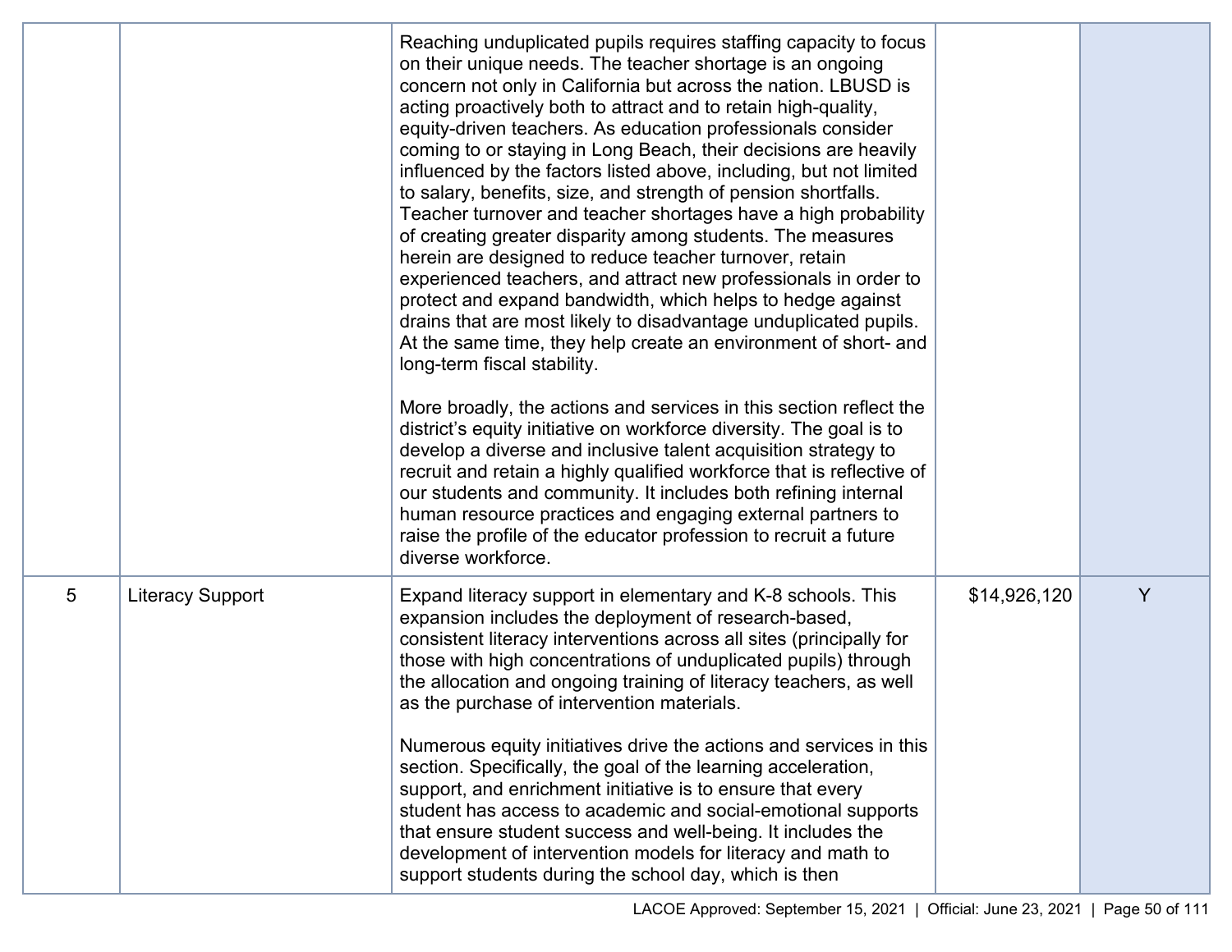| | | | | |
|---|---|---|---|---|
| | | Reaching unduplicated pupils requires staffing capacity to focus on their unique needs. The teacher shortage is an ongoing concern not only in California but across the nation. LBUSD is acting proactively both to attract and to retain high-quality, equity-driven teachers. As education professionals consider coming to or staying in Long Beach, their decisions are heavily influenced by the factors listed above, including, but not limited to salary, benefits, size, and strength of pension shortfalls. Teacher turnover and teacher shortages have a high probability of creating greater disparity among students. The measures herein are designed to reduce teacher turnover, retain experienced teachers, and attract new professionals in order to protect and expand bandwidth, which helps to hedge against drains that are most likely to disadvantage unduplicated pupils. At the same time, they help create an environment of short- and long-term fiscal stability.<br><br>More broadly, the actions and services in this section reflect the district's equity initiative on workforce diversity. The goal is to develop a diverse and inclusive talent acquisition strategy to recruit and retain a highly qualified workforce that is reflective of our students and community. It includes both refining internal human resource practices and engaging external partners to raise the profile of the educator profession to recruit a future diverse workforce. | | |
| 5 | Literacy Support | Expand literacy support in elementary and K-8 schools. This expansion includes the deployment of research-based, consistent literacy interventions across all sites (principally for those with high concentrations of unduplicated pupils) through the allocation and ongoing training of literacy teachers, as well as the purchase of intervention materials.<br><br>Numerous equity initiatives drive the actions and services in this section. Specifically, the goal of the learning acceleration, support, and enrichment initiative is to ensure that every student has access to academic and social-emotional supports that ensure student success and well-being. It includes the development of intervention models for literacy and math to support students during the school day, which is then | $14,926,120 | Y |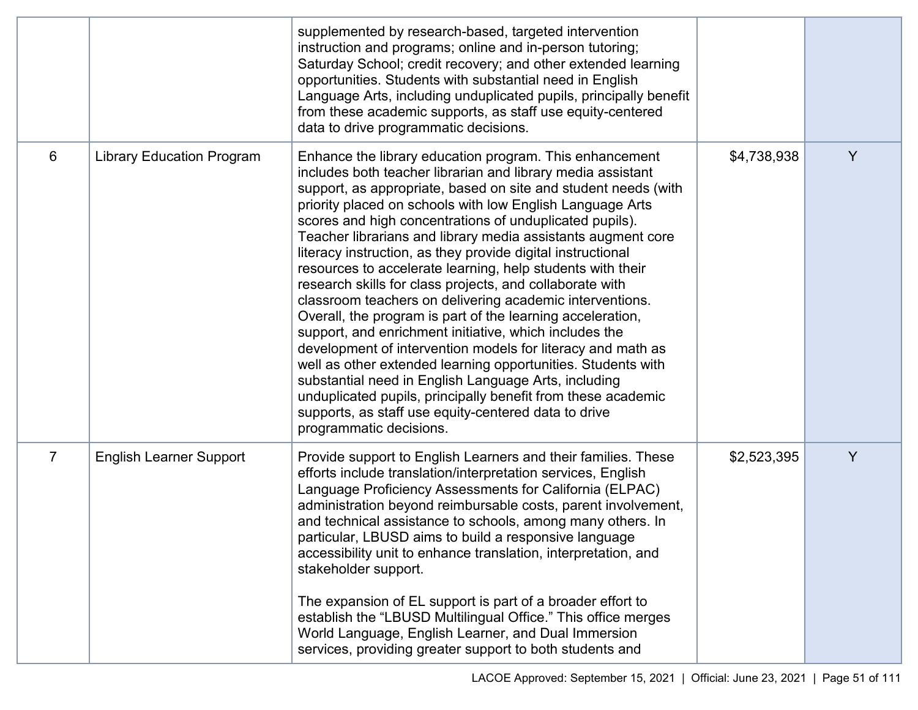| | | | | |
|---|---|---|---|---|
| | | supplemented by research-based, targeted intervention instruction and programs; online and in-person tutoring; Saturday School; credit recovery; and other extended learning opportunities. Students with substantial need in English Language Arts, including unduplicated pupils, principally benefit from these academic supports, as staff use equity-centered data to drive programmatic decisions. | | |
| 6 | Library Education Program | Enhance the library education program. This enhancement includes both teacher librarian and library media assistant support, as appropriate, based on site and student needs (with priority placed on schools with low English Language Arts scores and high concentrations of unduplicated pupils). Teacher librarians and library media assistants augment core literacy instruction, as they provide digital instructional resources to accelerate learning, help students with their research skills for class projects, and collaborate with classroom teachers on delivering academic interventions. Overall, the program is part of the learning acceleration, support, and enrichment initiative, which includes the development of intervention models for literacy and math as well as other extended learning opportunities. Students with substantial need in English Language Arts, including unduplicated pupils, principally benefit from these academic supports, as staff use equity-centered data to drive programmatic decisions. | $4,738,938 | Y |
| 7 | English Learner Support | Provide support to English Learners and their families. These efforts include translation/interpretation services, English Language Proficiency Assessments for California (ELPAC) administration beyond reimbursable costs, parent involvement, and technical assistance to schools, among many others. In particular, LBUSD aims to build a responsive language accessibility unit to enhance translation, interpretation, and stakeholder support.<br><br>The expansion of EL support is part of a broader effort to establish the "LBUSD Multilingual Office." This office merges World Language, English Learner, and Dual Immersion services, providing greater support to both students and | $2,523,395 | Y |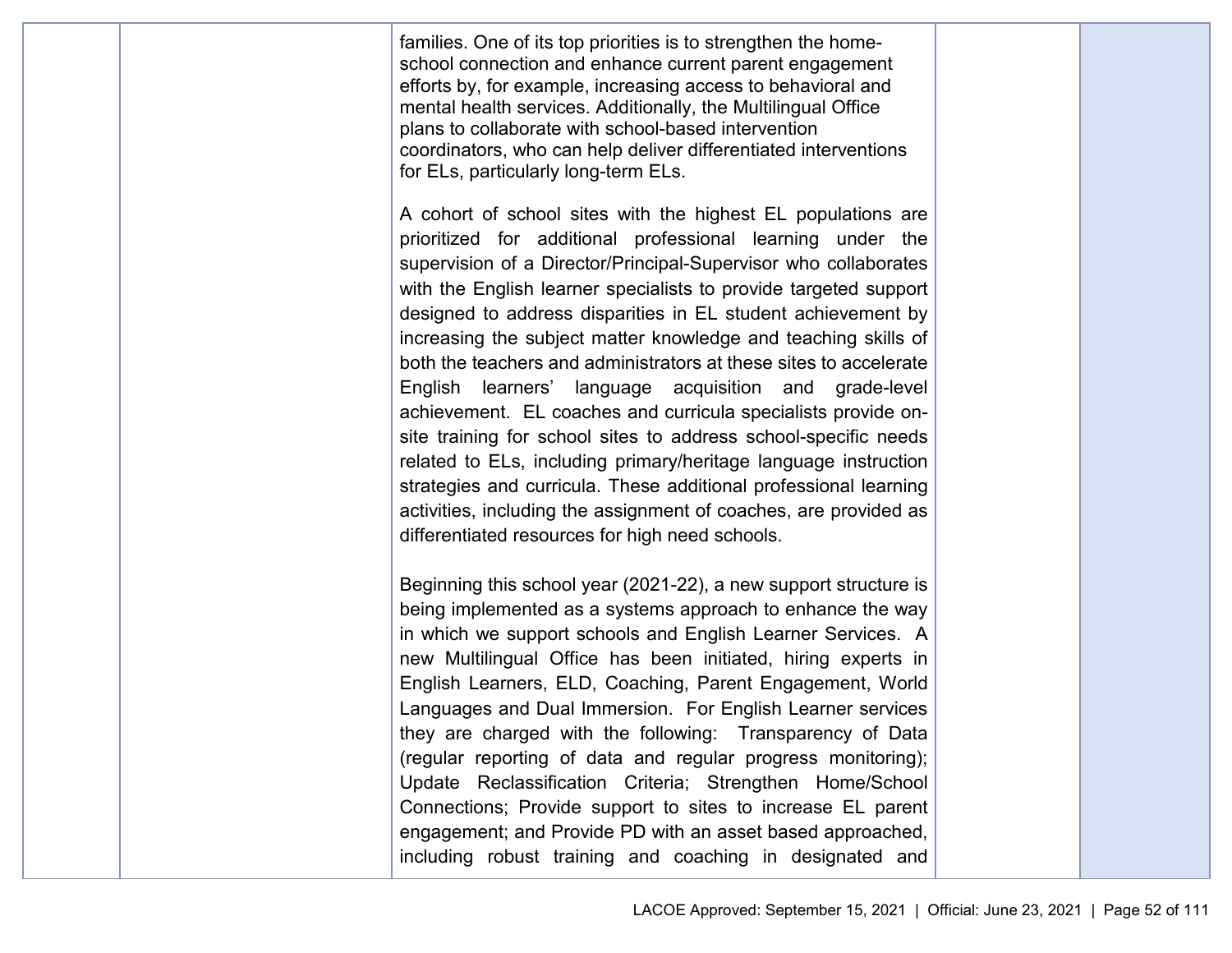| | | | | |
|---|---|---|---|---|
| | | families. One of its top priorities is to strengthen the home-school connection and enhance current parent engagement efforts by, for example, increasing access to behavioral and mental health services. Additionally, the Multilingual Office plans to collaborate with school-based intervention coordinators, who can help deliver differentiated interventions for ELs, particularly long-term ELs.<br><br>A cohort of school sites with the highest EL populations are prioritized for additional professional learning under the supervision of a Director/Principal-Supervisor who collaborates with the English learner specialists to provide targeted support designed to address disparities in EL student achievement by increasing the subject matter knowledge and teaching skills of both the teachers and administrators at these sites to accelerate English learners' language acquisition and grade-level achievement. EL coaches and curricula specialists provide on-site training for school sites to address school-specific needs related to ELs, including primary/heritage language instruction strategies and curricula. These additional professional learning activities, including the assignment of coaches, are provided as differentiated resources for high need schools.<br><br>Beginning this school year (2021-22), a new support structure is being implemented as a systems approach to enhance the way in which we support schools and English Learner Services. A new Multilingual Office has been initiated, hiring experts in English Learners, ELD, Coaching, Parent Engagement, World Languages and Dual Immersion. For English Learner services they are charged with the following: Transparency of Data (regular reporting of data and regular progress monitoring); Update Reclassification Criteria; Strengthen Home/School Connections; Provide support to sites to increase EL parent engagement; and Provide PD with an asset based approached, including robust training and coaching in designated and | | |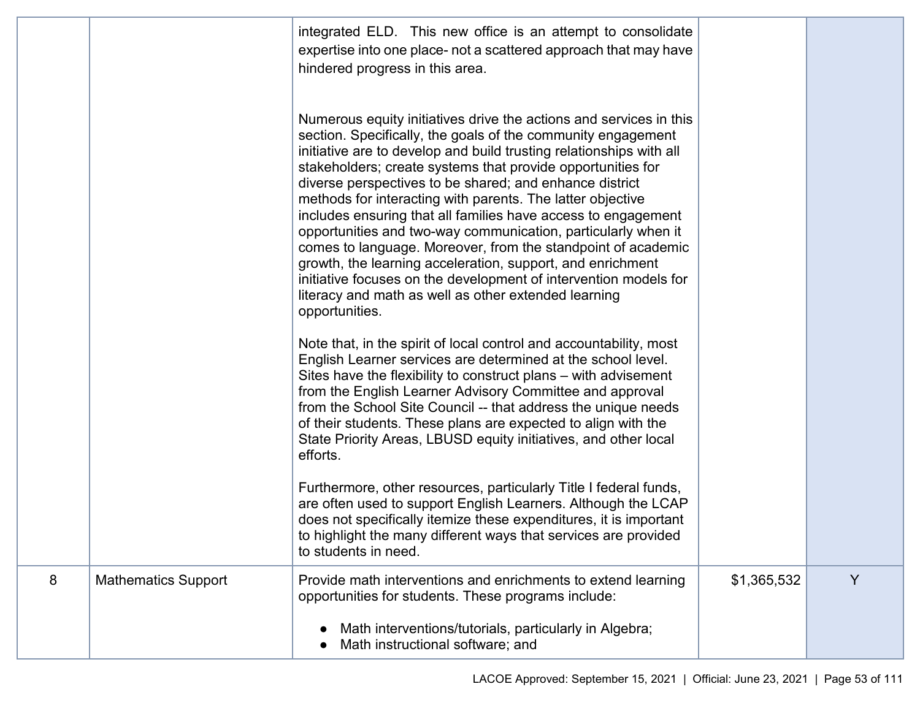| | | | | |
|---|---|---|---|---|
| | | integrated ELD. This new office is an attempt to consolidate expertise into one place- not a scattered approach that may have hindered progress in this area.<br><br>Numerous equity initiatives drive the actions and services in this section. Specifically, the goals of the community engagement initiative are to develop and build trusting relationships with all stakeholders; create systems that provide opportunities for diverse perspectives to be shared; and enhance district methods for interacting with parents. The latter objective includes ensuring that all families have access to engagement opportunities and two-way communication, particularly when it comes to language. Moreover, from the standpoint of academic growth, the learning acceleration, support, and enrichment initiative focuses on the development of intervention models for literacy and math as well as other extended learning opportunities.<br><br>Note that, in the spirit of local control and accountability, most English Learner services are determined at the school level. Sites have the flexibility to construct plans – with advisement from the English Learner Advisory Committee and approval from the School Site Council -- that address the unique needs of their students. These plans are expected to align with the State Priority Areas, LBUSD equity initiatives, and other local efforts.<br><br>Furthermore, other resources, particularly Title I federal funds, are often used to support English Learners. Although the LCAP does not specifically itemize these expenditures, it is important to highlight the many different ways that services are provided to students in need. | | |
| 8 | Mathematics Support | Provide math interventions and enrichments to extend learning opportunities for students. These programs include:<br><br>● Math interventions/tutorials, particularly in Algebra;<br>● Math instructional software; and | $1,365,532 | Y |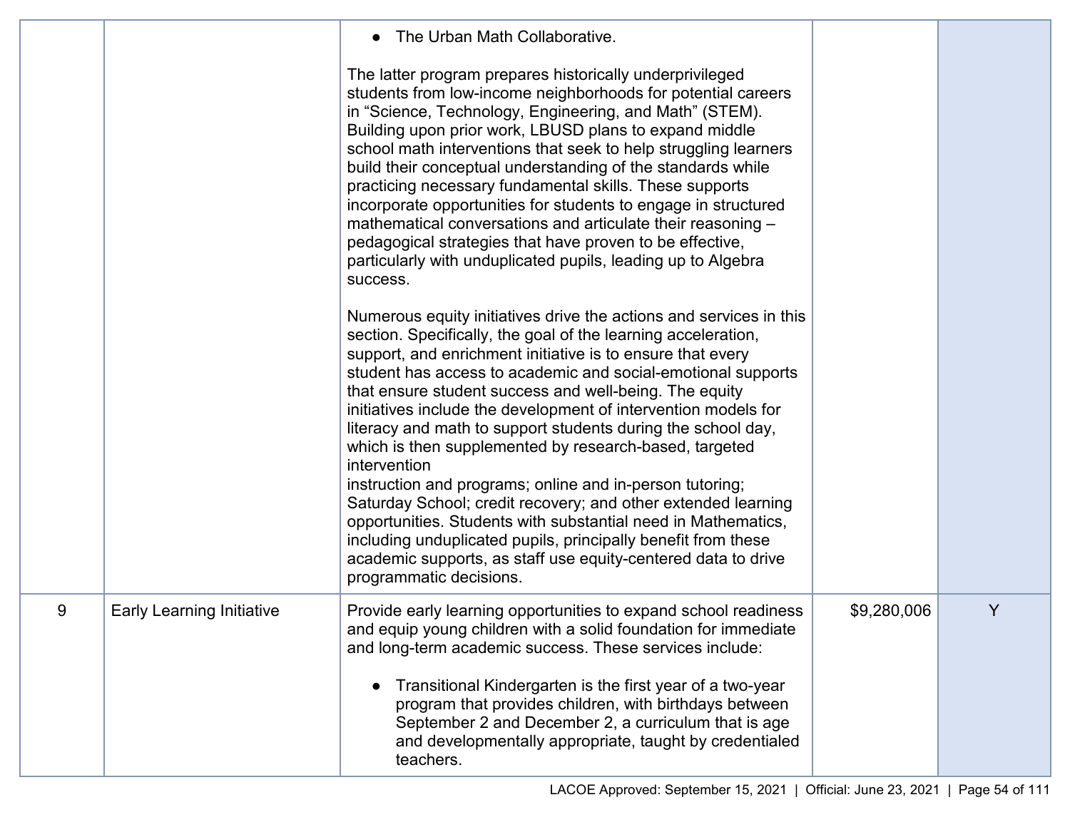| | | | | |
|---|---|---|---|---|
| | | • The Urban Math Collaborative.<br><br>The latter program prepares historically underprivileged students from low-income neighborhoods for potential careers in "Science, Technology, Engineering, and Math" (STEM). Building upon prior work, LBUSD plans to expand middle school math interventions that seek to help struggling learners build their conceptual understanding of the standards while practicing necessary fundamental skills. These supports incorporate opportunities for students to engage in structured mathematical conversations and articulate their reasoning – pedagogical strategies that have proven to be effective, particularly with unduplicated pupils, leading up to Algebra success.<br><br>Numerous equity initiatives drive the actions and services in this section. Specifically, the goal of the learning acceleration, support, and enrichment initiative is to ensure that every student has access to academic and social-emotional supports that ensure student success and well-being. The equity initiatives include the development of intervention models for literacy and math to support students during the school day, which is then supplemented by research-based, targeted intervention instruction and programs; online and in-person tutoring; Saturday School; credit recovery; and other extended learning opportunities. Students with substantial need in Mathematics, including unduplicated pupils, principally benefit from these academic supports, as staff use equity-centered data to drive programmatic decisions. | | |
| 9 | Early Learning Initiative | Provide early learning opportunities to expand school readiness and equip young children with a solid foundation for immediate and long-term academic success. These services include:<br><br>• Transitional Kindergarten is the first year of a two-year program that provides children, with birthdays between September 2 and December 2, a curriculum that is age and developmentally appropriate, taught by credentialed teachers. | $9,280,006 | Y |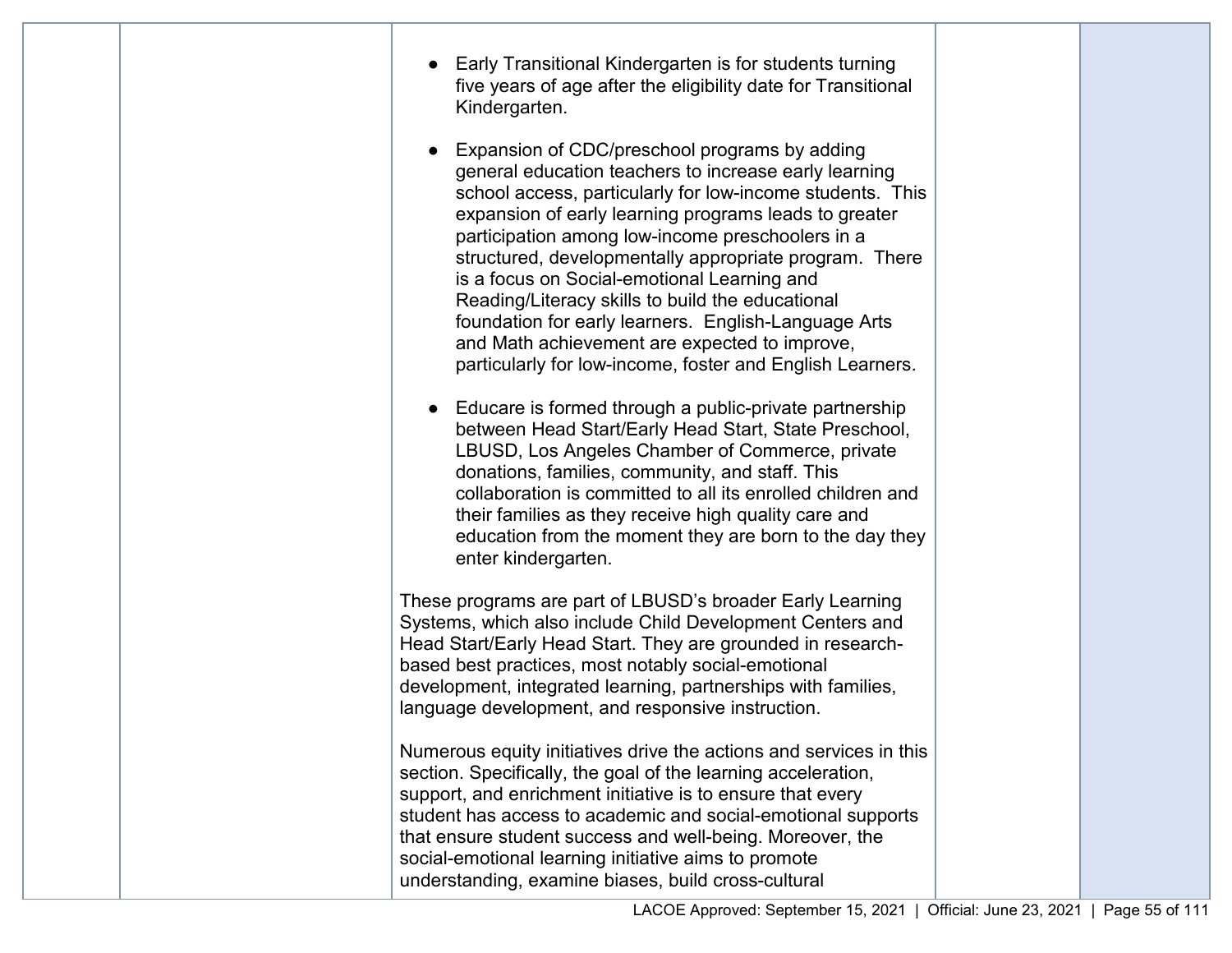| | | | | |
|---|---|---|---|---|
| | | • Early Transitional Kindergarten is for students turning five years of age after the eligibility date for Transitional Kindergarten.<br><br>• Expansion of CDC/preschool programs by adding general education teachers to increase early learning school access, particularly for low-income students. This expansion of early learning programs leads to greater participation among low-income preschoolers in a structured, developmentally appropriate program. There is a focus on Social-emotional Learning and Reading/Literacy skills to build the educational foundation for early learners. English-Language Arts and Math achievement are expected to improve, particularly for low-income, foster and English Learners.<br><br>• Educare is formed through a public-private partnership between Head Start/Early Head Start, State Preschool, LBUSD, Los Angeles Chamber of Commerce, private donations, families, community, and staff. This collaboration is committed to all its enrolled children and their families as they receive high quality care and education from the moment they are born to the day they enter kindergarten.<br><br>These programs are part of LBUSD's broader Early Learning Systems, which also include Child Development Centers and Head Start/Early Head Start. They are grounded in research-based best practices, most notably social-emotional development, integrated learning, partnerships with families, language development, and responsive instruction.<br><br>Numerous equity initiatives drive the actions and services in this section. Specifically, the goal of the learning acceleration, support, and enrichment initiative is to ensure that every student has access to academic and social-emotional supports that ensure student success and well-being. Moreover, the social-emotional learning initiative aims to promote understanding, examine biases, build cross-cultural | | |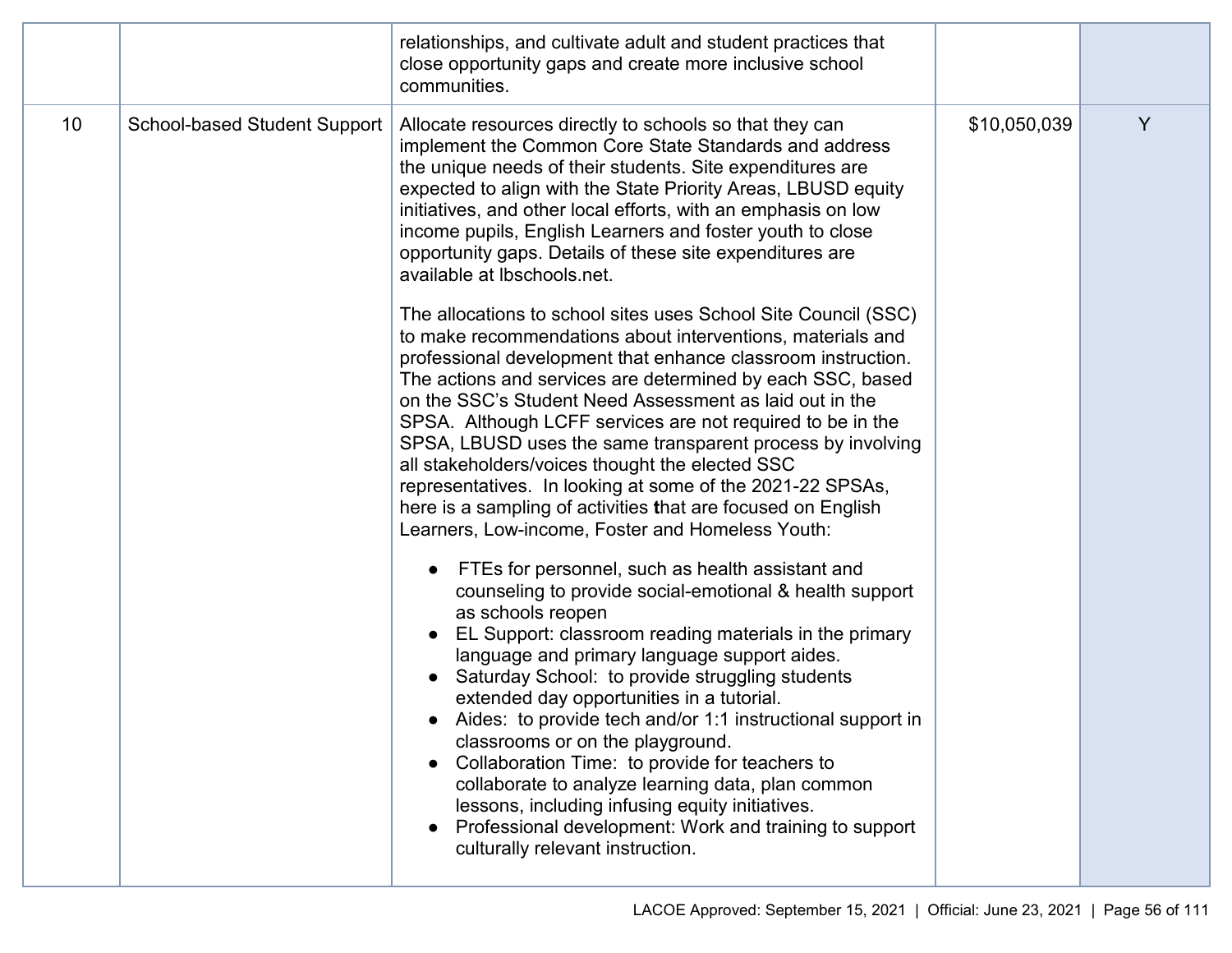| | | | | |
|---|---|---|---|---|
| | | relationships, and cultivate adult and student practices that close opportunity gaps and create more inclusive school communities. | | |
| 10 | School-based Student Support | Allocate resources directly to schools so that they can implement the Common Core State Standards and address the unique needs of their students. Site expenditures are expected to align with the State Priority Areas, LBUSD equity initiatives, and other local efforts, with an emphasis on low income pupils, English Learners and foster youth to close opportunity gaps. Details of these site expenditures are available at lbschools.net.<br><br>The allocations to school sites uses School Site Council (SSC) to make recommendations about interventions, materials and professional development that enhance classroom instruction. The actions and services are determined by each SSC, based on the SSC's Student Need Assessment as laid out in the SPSA. Although LCFF services are not required to be in the SPSA, LBUSD uses the same transparent process by involving all stakeholders/voices thought the elected SSC representatives. In looking at some of the 2021-22 SPSAs, here is a sampling of activities that are focused on English Learners, Low-income, Foster and Homeless Youth:<br><br>• FTEs for personnel, such as health assistant and counseling to provide social-emotional & health support as schools reopen<br>• EL Support: classroom reading materials in the primary language and primary language support aides.<br>• Saturday School: to provide struggling students extended day opportunities in a tutorial.<br>• Aides: to provide tech and/or 1:1 instructional support in classrooms or on the playground.<br>• Collaboration Time: to provide for teachers to collaborate to analyze learning data, plan common lessons, including infusing equity initiatives.<br>• Professional development: Work and training to support culturally relevant instruction. | $10,050,039 | Y |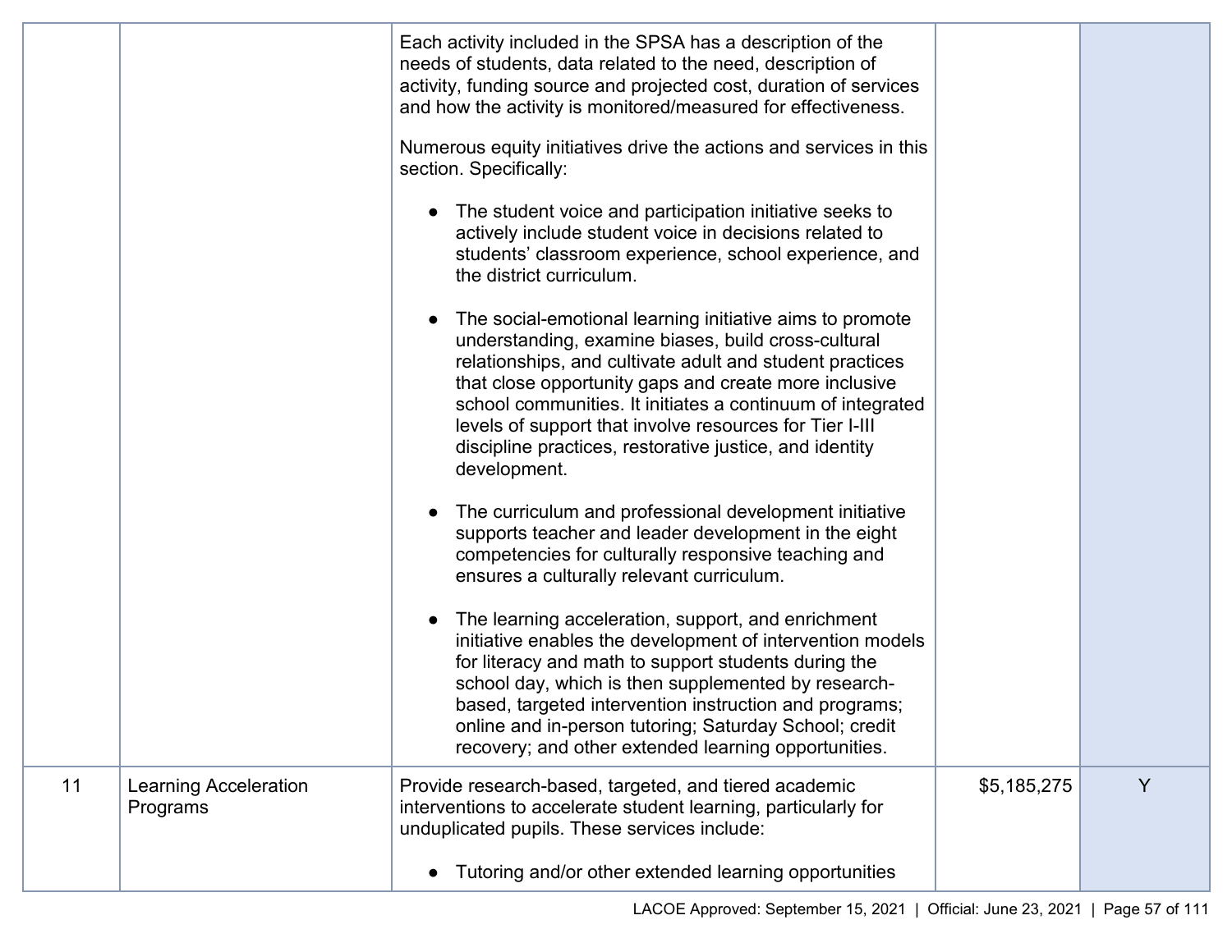|  |  |  |  |  |
|---|---|---|---|---|
|  |  | Each activity included in the SPSA has a description of the needs of students, data related to the need, description of activity, funding source and projected cost, duration of services and how the activity is monitored/measured for effectiveness.<br><br>Numerous equity initiatives drive the actions and services in this section. Specifically:<br><br>● The student voice and participation initiative seeks to actively include student voice in decisions related to students' classroom experience, school experience, and the district curriculum.<br><br>● The social-emotional learning initiative aims to promote understanding, examine biases, build cross-cultural relationships, and cultivate adult and student practices that close opportunity gaps and create more inclusive school communities. It initiates a continuum of integrated levels of support that involve resources for Tier I-III discipline practices, restorative justice, and identity development.<br><br>● The curriculum and professional development initiative supports teacher and leader development in the eight competencies for culturally responsive teaching and ensures a culturally relevant curriculum.<br><br>● The learning acceleration, support, and enrichment initiative enables the development of intervention models for literacy and math to support students during the school day, which is then supplemented by research-based, targeted intervention instruction and programs; online and in-person tutoring; Saturday School; credit recovery; and other extended learning opportunities. |  |  |
| 11 | Learning Acceleration Programs | Provide research-based, targeted, and tiered academic interventions to accelerate student learning, particularly for unduplicated pupils. These services include:<br><br>● Tutoring and/or other extended learning opportunities | $5,185,275 | Y |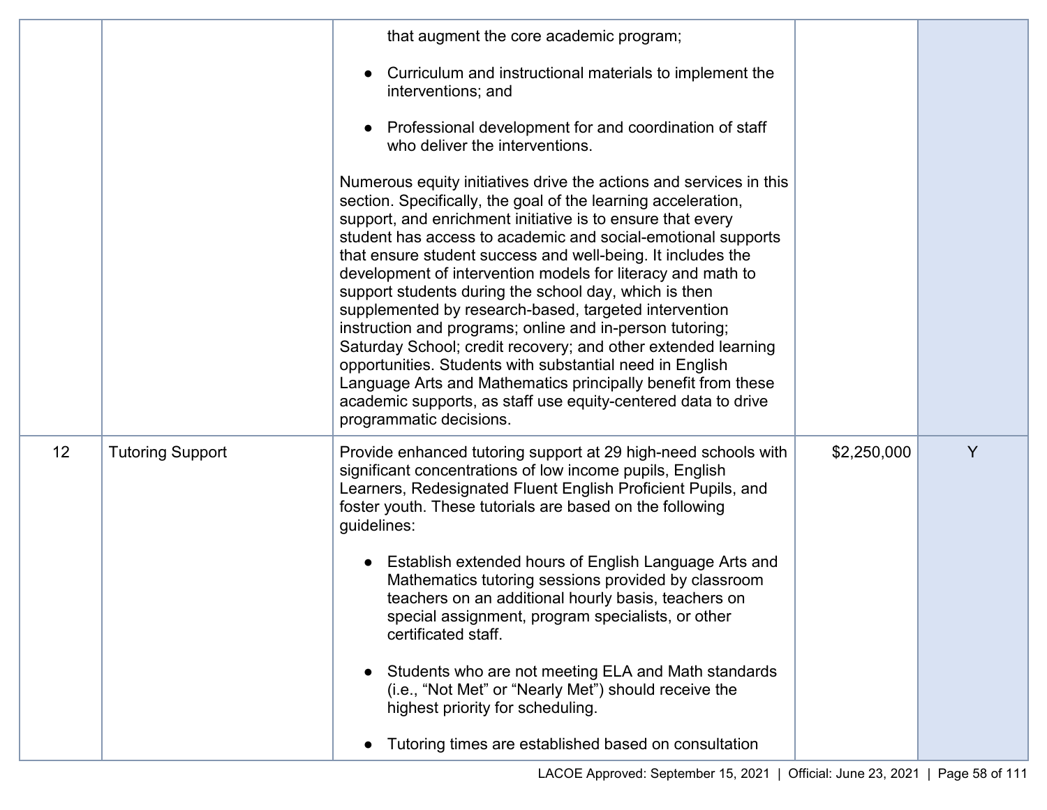| | | | | |
|---|---|---|---|---|
| | | that augment the core academic program;<br><br>• Curriculum and instructional materials to implement the interventions; and<br><br>• Professional development for and coordination of staff who deliver the interventions.<br><br>Numerous equity initiatives drive the actions and services in this section. Specifically, the goal of the learning acceleration, support, and enrichment initiative is to ensure that every student has access to academic and social-emotional supports that ensure student success and well-being. It includes the development of intervention models for literacy and math to support students during the school day, which is then supplemented by research-based, targeted intervention instruction and programs; online and in-person tutoring; Saturday School; credit recovery; and other extended learning opportunities. Students with substantial need in English Language Arts and Mathematics principally benefit from these academic supports, as staff use equity-centered data to drive programmatic decisions. | | |
| 12 | Tutoring Support | Provide enhanced tutoring support at 29 high-need schools with significant concentrations of low income pupils, English Learners, Redesignated Fluent English Proficient Pupils, and foster youth. These tutorials are based on the following guidelines:<br><br>• Establish extended hours of English Language Arts and Mathematics tutoring sessions provided by classroom teachers on an additional hourly basis, teachers on special assignment, program specialists, or other certificated staff.<br><br>• Students who are not meeting ELA and Math standards (i.e., "Not Met" or "Nearly Met") should receive the highest priority for scheduling.<br><br>• Tutoring times are established based on consultation | $2,250,000 | Y |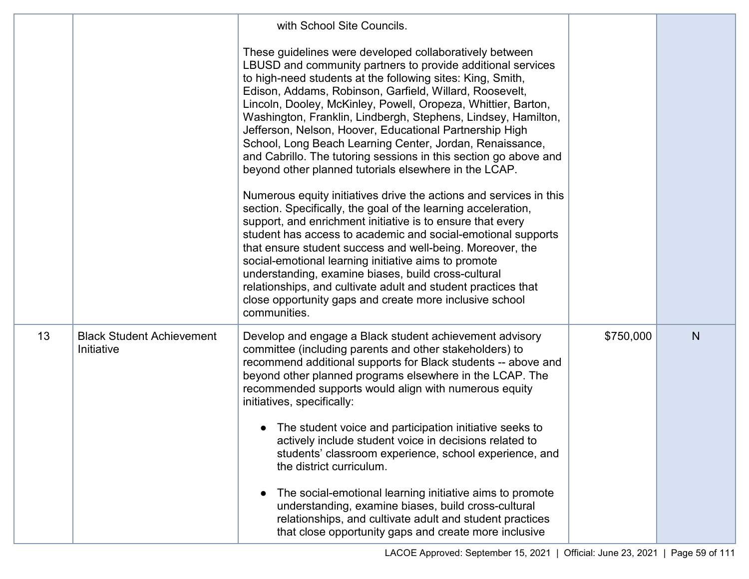| | | | | |
|---|---|---|---|---|
| | | with School Site Councils.<br><br>These guidelines were developed collaboratively between LBUSD and community partners to provide additional services to high-need students at the following sites: King, Smith, Edison, Addams, Robinson, Garfield, Willard, Roosevelt, Lincoln, Dooley, McKinley, Powell, Oropeza, Whittier, Barton, Washington, Franklin, Lindbergh, Stephens, Lindsey, Hamilton, Jefferson, Nelson, Hoover, Educational Partnership High School, Long Beach Learning Center, Jordan, Renaissance, and Cabrillo. The tutoring sessions in this section go above and beyond other planned tutorials elsewhere in the LCAP.<br><br>Numerous equity initiatives drive the actions and services in this section. Specifically, the goal of the learning acceleration, support, and enrichment initiative is to ensure that every student has access to academic and social-emotional supports that ensure student success and well-being. Moreover, the social-emotional learning initiative aims to promote understanding, examine biases, build cross-cultural relationships, and cultivate adult and student practices that close opportunity gaps and create more inclusive school communities. | | |
| 13 | Black Student Achievement Initiative | Develop and engage a Black student achievement advisory committee (including parents and other stakeholders) to recommend additional supports for Black students -- above and beyond other planned programs elsewhere in the LCAP. The recommended supports would align with numerous equity initiatives, specifically:<br><br>● The student voice and participation initiative seeks to actively include student voice in decisions related to students' classroom experience, school experience, and the district curriculum.<br><br>● The social-emotional learning initiative aims to promote understanding, examine biases, build cross-cultural relationships, and cultivate adult and student practices that close opportunity gaps and create more inclusive | $750,000 | N |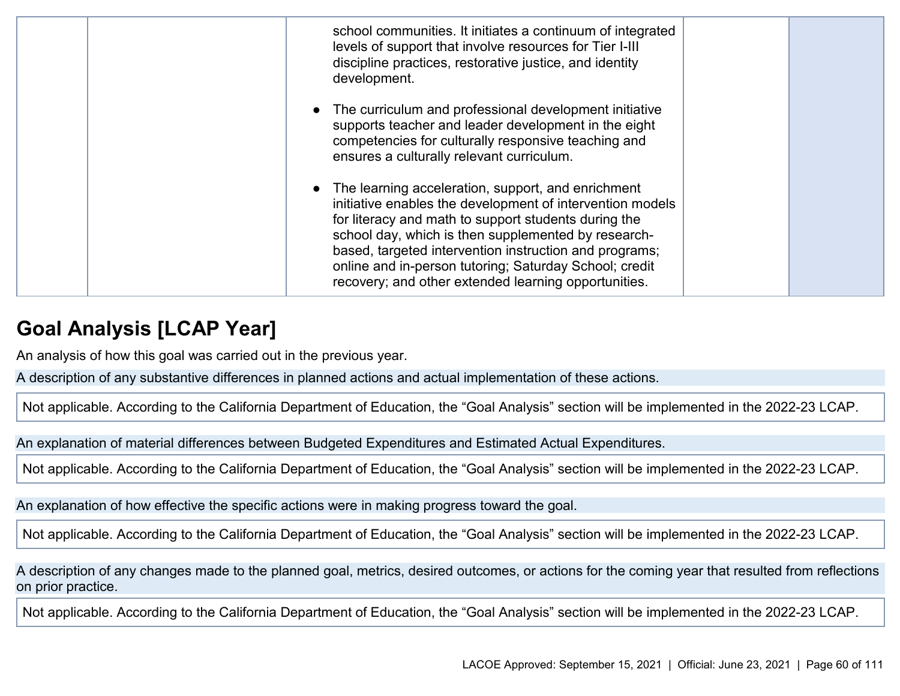| | | | | |
|---|---|---|---|---|
| | | school communities. It initiates a continuum of integrated levels of support that involve resources for Tier I-III discipline practices, restorative justice, and identity development.<br><br>● The curriculum and professional development initiative supports teacher and leader development in the eight competencies for culturally responsive teaching and ensures a culturally relevant curriculum.<br><br>● The learning acceleration, support, and enrichment initiative enables the development of intervention models for literacy and math to support students during the school day, which is then supplemented by research-based, targeted intervention instruction and programs; online and in-person tutoring; Saturday School; credit recovery; and other extended learning opportunities. | | |

## Goal Analysis [LCAP Year]

An analysis of how this goal was carried out in the previous year.

A description of any substantive differences in planned actions and actual implementation of these actions.

Not applicable. According to the California Department of Education, the “Goal Analysis” section will be implemented in the 2022-23 LCAP.

An explanation of material differences between Budgeted Expenditures and Estimated Actual Expenditures.

Not applicable. According to the California Department of Education, the “Goal Analysis” section will be implemented in the 2022-23 LCAP.

An explanation of how effective the specific actions were in making progress toward the goal.

Not applicable. According to the California Department of Education, the “Goal Analysis” section will be implemented in the 2022-23 LCAP.

A description of any changes made to the planned goal, metrics, desired outcomes, or actions for the coming year that resulted from reflections on prior practice.

Not applicable. According to the California Department of Education, the “Goal Analysis” section will be implemented in the 2022-23 LCAP.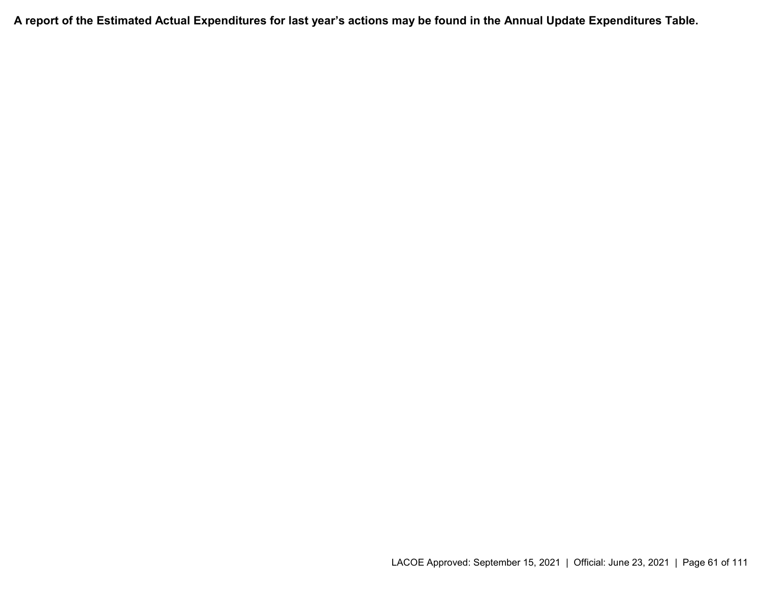**A report of the Estimated Actual Expenditures for last year's actions may be found in the Annual Update Expenditures Table.**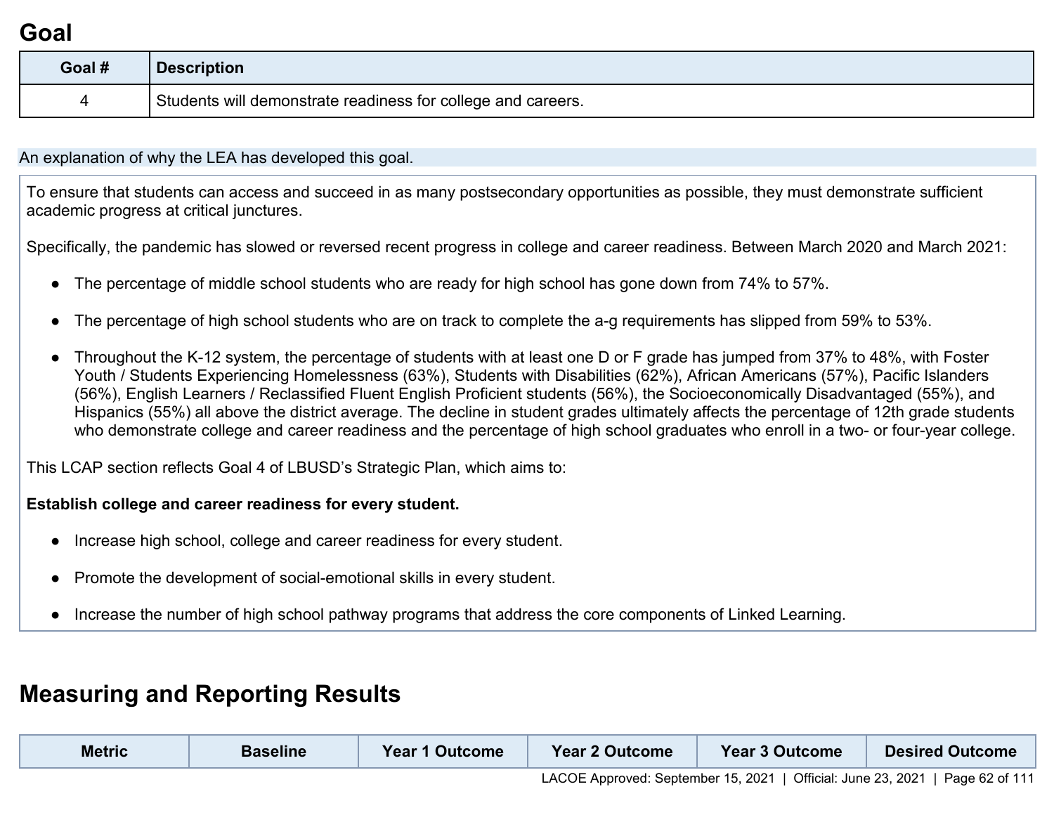# Goal

| Goal # | Description |
|---|---|
| 4 | Students will demonstrate readiness for college and careers. |

An explanation of why the LEA has developed this goal.

To ensure that students can access and succeed in as many postsecondary opportunities as possible, they must demonstrate sufficient academic progress at critical junctures.

Specifically, the pandemic has slowed or reversed recent progress in college and career readiness. Between March 2020 and March 2021:

- The percentage of middle school students who are ready for high school has gone down from 74% to 57%.
- The percentage of high school students who are on track to complete the a-g requirements has slipped from 59% to 53%.
- Throughout the K-12 system, the percentage of students with at least one D or F grade has jumped from 37% to 48%, with Foster Youth / Students Experiencing Homelessness (63%), Students with Disabilities (62%), African Americans (57%), Pacific Islanders (56%), English Learners / Reclassified Fluent English Proficient students (56%), the Socioeconomically Disadvantaged (55%), and Hispanics (55%) all above the district average. The decline in student grades ultimately affects the percentage of 12th grade students who demonstrate college and career readiness and the percentage of high school graduates who enroll in a two- or four-year college.

This LCAP section reflects Goal 4 of LBUSD's Strategic Plan, which aims to:

**Establish college and career readiness for every student.**

- Increase high school, college and career readiness for every student.
- Promote the development of social-emotional skills in every student.
- Increase the number of high school pathway programs that address the core components of Linked Learning.

# Measuring and Reporting Results

| Metric | Baseline | Year 1 Outcome | Year 2 Outcome | Year 3 Outcome | Desired Outcome |
|---|---|---|---|---|---|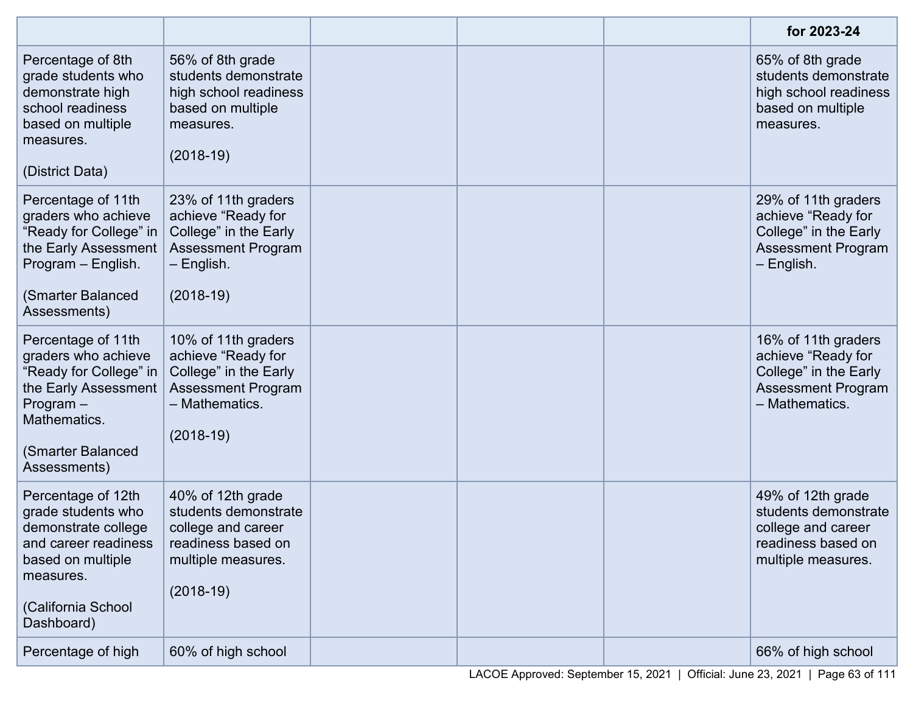| | | | | | for 2023-24 |
|---|---|---|---|---|---|
| Percentage of 8th grade students who demonstrate high school readiness based on multiple measures.<br><br>(District Data) | 56% of 8th grade students demonstrate high school readiness based on multiple measures.<br><br>(2018-19) | | | | 65% of 8th grade students demonstrate high school readiness based on multiple measures. |
| Percentage of 11th graders who achieve "Ready for College" in the Early Assessment Program – English.<br><br>(Smarter Balanced Assessments) | 23% of 11th graders achieve "Ready for College" in the Early Assessment Program – English.<br><br>(2018-19) | | | | 29% of 11th graders achieve "Ready for College" in the Early Assessment Program – English. |
| Percentage of 11th graders who achieve "Ready for College" in the Early Assessment Program – Mathematics.<br><br>(Smarter Balanced Assessments) | 10% of 11th graders achieve "Ready for College" in the Early Assessment Program – Mathematics.<br><br>(2018-19) | | | | 16% of 11th graders achieve "Ready for College" in the Early Assessment Program – Mathematics. |
| Percentage of 12th grade students who demonstrate college and career readiness based on multiple measures.<br><br>(California School Dashboard) | 40% of 12th grade students demonstrate college and career readiness based on multiple measures.<br><br>(2018-19) | | | | 49% of 12th grade students demonstrate college and career readiness based on multiple measures. |
| Percentage of high | 60% of high school | | | | 66% of high school |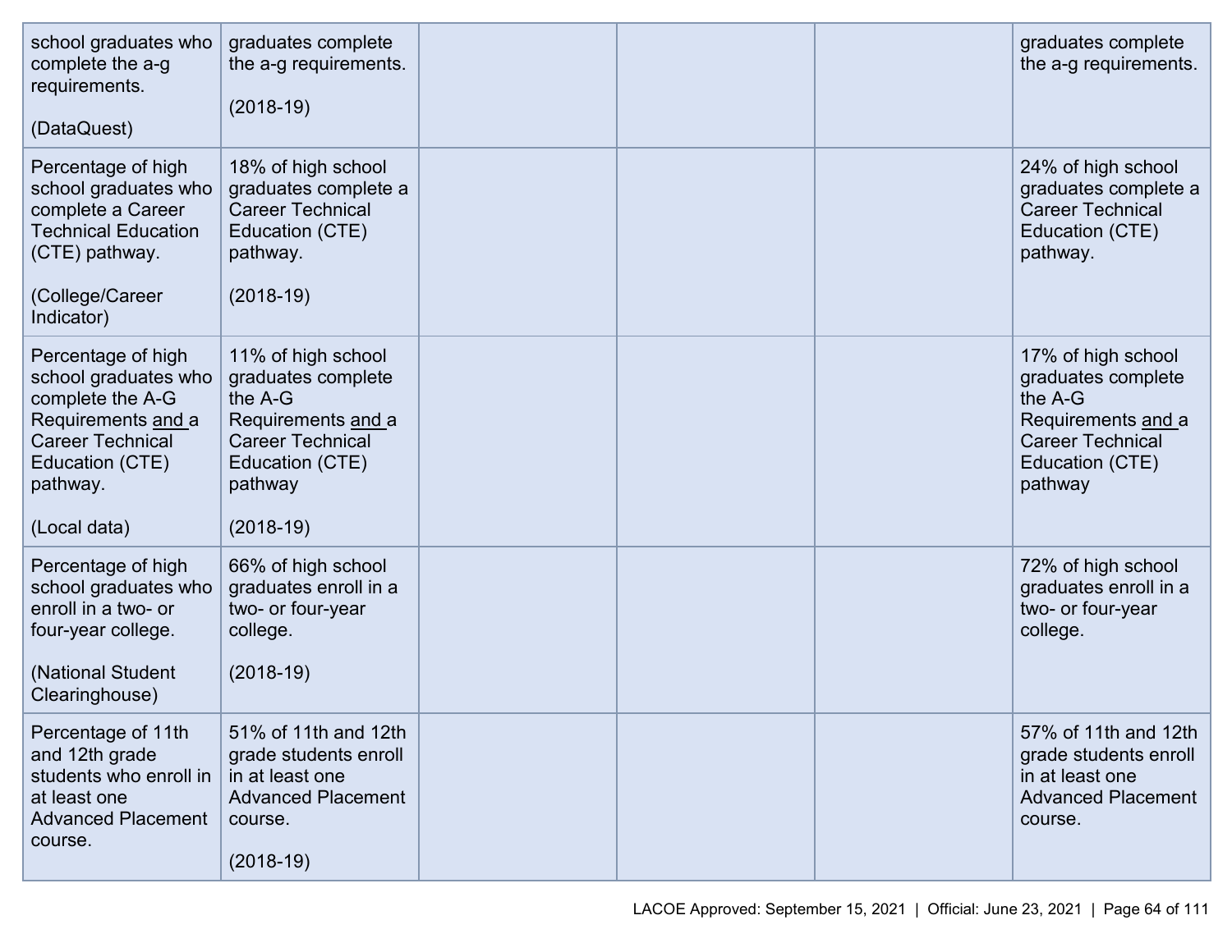| | | | | | |
|---|---|---|---|---|---|
| school graduates who complete the a-g requirements.<br><br>(DataQuest) | graduates complete the a-g requirements.<br><br>(2018-19) | | | | graduates complete the a-g requirements. |
| Percentage of high school graduates who complete a Career Technical Education (CTE) pathway.<br><br>(College/Career Indicator) | 18% of high school graduates complete a Career Technical Education (CTE) pathway.<br><br>(2018-19) | | | | 24% of high school graduates complete a Career Technical Education (CTE) pathway. |
| Percentage of high school graduates who complete the A-G Requirements and a Career Technical Education (CTE) pathway.<br><br>(Local data) | 11% of high school graduates complete the A-G Requirements and a Career Technical Education (CTE) pathway<br><br>(2018-19) | | | | 17% of high school graduates complete the A-G Requirements and a Career Technical Education (CTE) pathway |
| Percentage of high school graduates who enroll in a two- or four-year college.<br><br>(National Student Clearinghouse) | 66% of high school graduates enroll in a two- or four-year college.<br><br>(2018-19) | | | | 72% of high school graduates enroll in a two- or four-year college. |
| Percentage of 11th and 12th grade students who enroll in at least one Advanced Placement course. | 51% of 11th and 12th grade students enroll in at least one Advanced Placement course.<br><br>(2018-19) | | | | 57% of 11th and 12th grade students enroll in at least one Advanced Placement course. |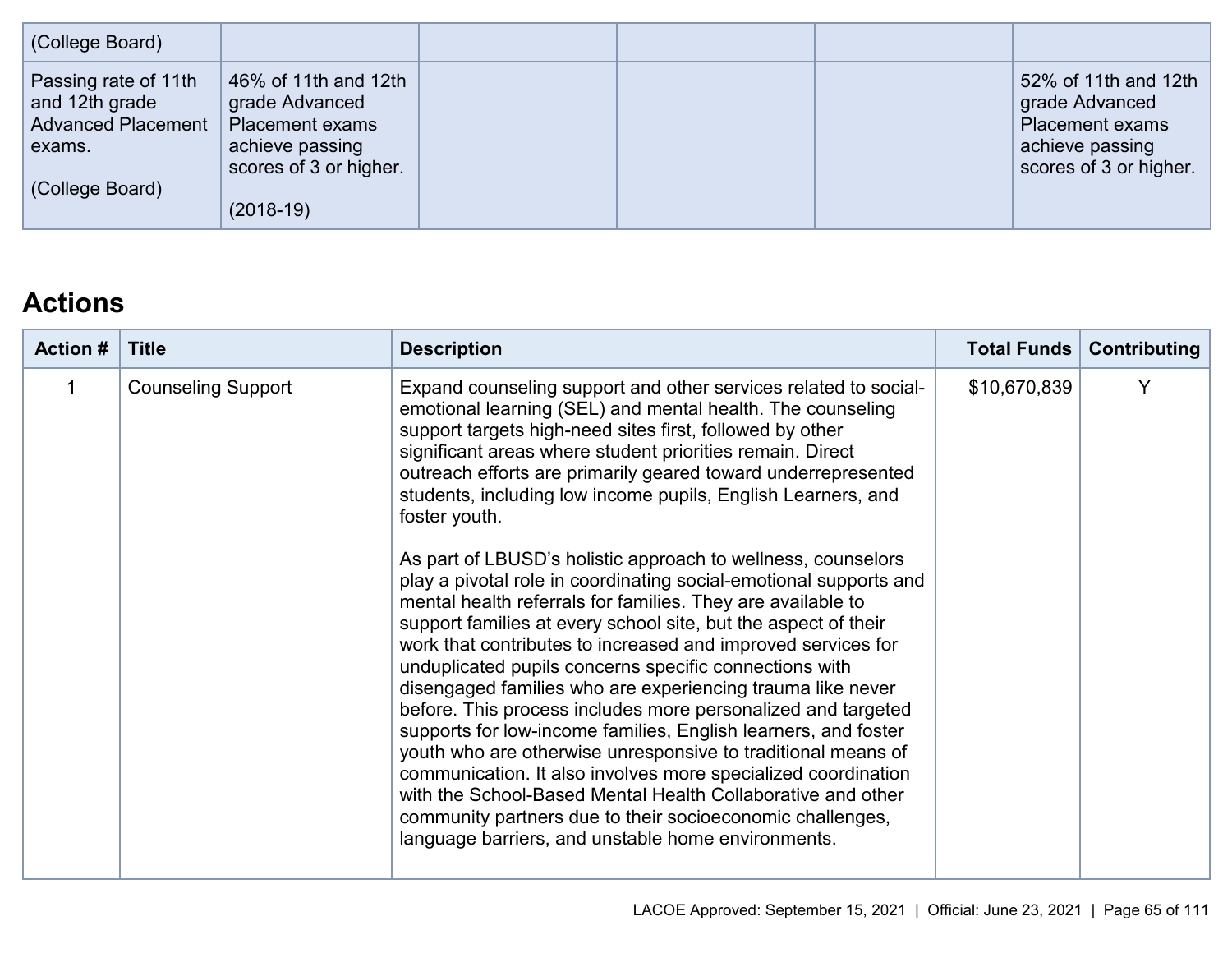| | | | | | |
|---|---|---|---|---|---|
| (College Board) | | | | | |
| Passing rate of 11th and 12th grade Advanced Placement exams.<br><br>(College Board) | 46% of 11th and 12th grade Advanced Placement exams achieve passing scores of 3 or higher.<br><br>(2018-19) | | | | 52% of 11th and 12th grade Advanced Placement exams achieve passing scores of 3 or higher. |

## Actions

| Action # | Title | Description | Total Funds | Contributing |
|---|---|---|---|---|
| 1 | Counseling Support | Expand counseling support and other services related to social-emotional learning (SEL) and mental health. The counseling support targets high-need sites first, followed by other significant areas where student priorities remain. Direct outreach efforts are primarily geared toward underrepresented students, including low income pupils, English Learners, and foster youth.<br><br>As part of LBUSD's holistic approach to wellness, counselors play a pivotal role in coordinating social-emotional supports and mental health referrals for families. They are available to support families at every school site, but the aspect of their work that contributes to increased and improved services for unduplicated pupils concerns specific connections with disengaged families who are experiencing trauma like never before. This process includes more personalized and targeted supports for low-income families, English learners, and foster youth who are otherwise unresponsive to traditional means of communication. It also involves more specialized coordination with the School-Based Mental Health Collaborative and other community partners due to their socioeconomic challenges, language barriers, and unstable home environments. | $10,670,839 | Y |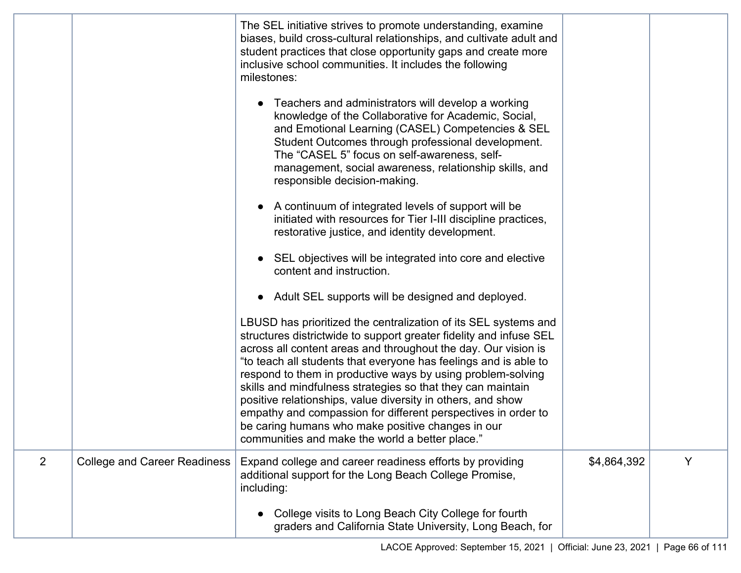| | | | | |
|---|---|---|---|---|
| | | The SEL initiative strives to promote understanding, examine biases, build cross-cultural relationships, and cultivate adult and student practices that close opportunity gaps and create more inclusive school communities. It includes the following milestones:<br><br>● Teachers and administrators will develop a working knowledge of the Collaborative for Academic, Social, and Emotional Learning (CASEL) Competencies & SEL Student Outcomes through professional development. The "CASEL 5" focus on self-awareness, self-management, social awareness, relationship skills, and responsible decision-making.<br><br>● A continuum of integrated levels of support will be initiated with resources for Tier I-III discipline practices, restorative justice, and identity development.<br><br>● SEL objectives will be integrated into core and elective content and instruction.<br><br>● Adult SEL supports will be designed and deployed.<br><br>LBUSD has prioritized the centralization of its SEL systems and structures districtwide to support greater fidelity and infuse SEL across all content areas and throughout the day. Our vision is "to teach all students that everyone has feelings and is able to respond to them in productive ways by using problem-solving skills and mindfulness strategies so that they can maintain positive relationships, value diversity in others, and show empathy and compassion for different perspectives in order to be caring humans who make positive changes in our communities and make the world a better place." | | |
| 2 | College and Career Readiness | Expand college and career readiness efforts by providing additional support for the Long Beach College Promise, including:<br><br>● College visits to Long Beach City College for fourth graders and California State University, Long Beach, for | $4,864,392 | Y |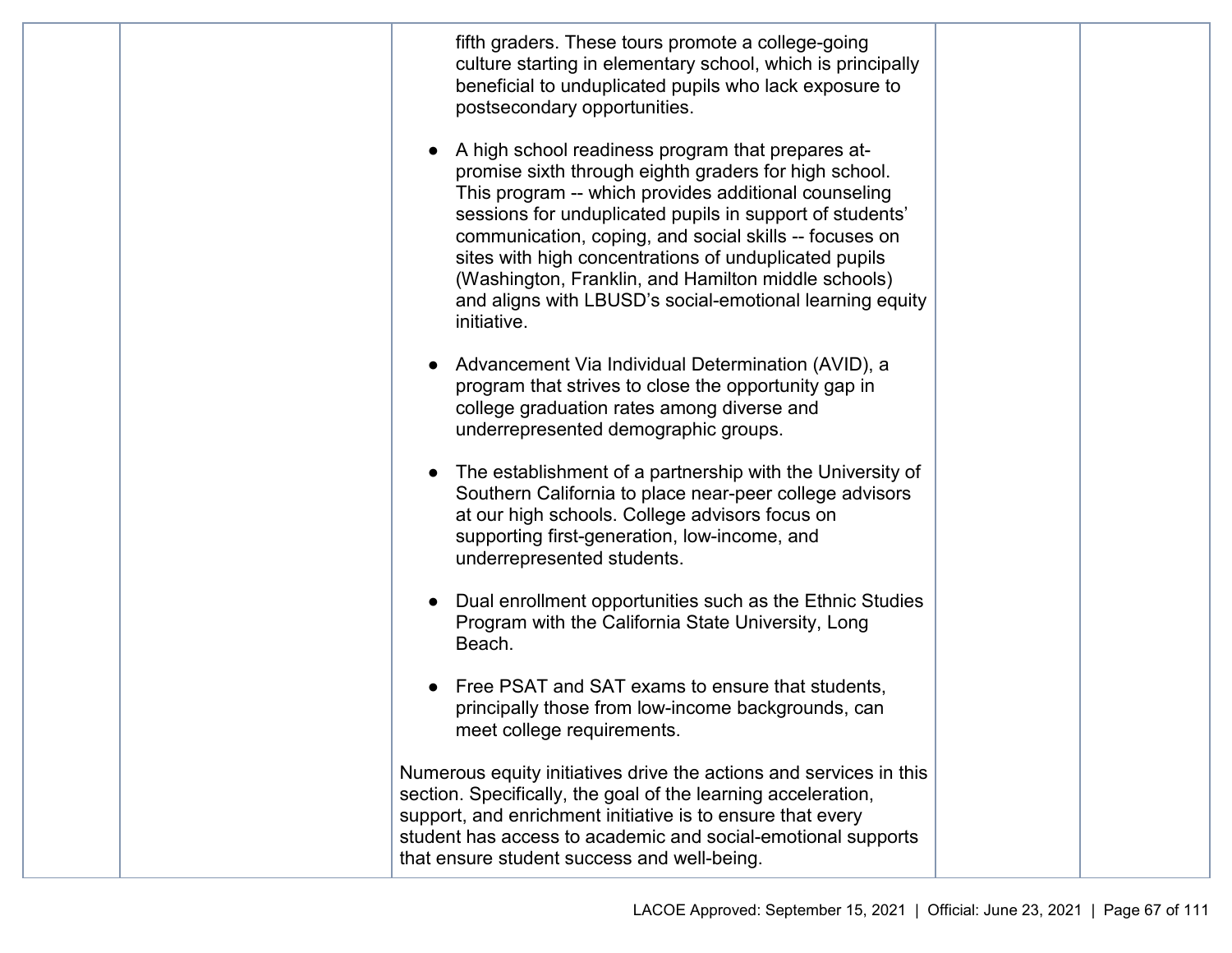| | | | | |
|---|---|---|---|---|
| | | fifth graders. These tours promote a college-going culture starting in elementary school, which is principally beneficial to unduplicated pupils who lack exposure to postsecondary opportunities.<br><br>● A high school readiness program that prepares at-promise sixth through eighth graders for high school. This program -- which provides additional counseling sessions for unduplicated pupils in support of students' communication, coping, and social skills -- focuses on sites with high concentrations of unduplicated pupils (Washington, Franklin, and Hamilton middle schools) and aligns with LBUSD's social-emotional learning equity initiative.<br><br>● Advancement Via Individual Determination (AVID), a program that strives to close the opportunity gap in college graduation rates among diverse and underrepresented demographic groups.<br><br>● The establishment of a partnership with the University of Southern California to place near-peer college advisors at our high schools. College advisors focus on supporting first-generation, low-income, and underrepresented students.<br><br>● Dual enrollment opportunities such as the Ethnic Studies Program with the California State University, Long Beach.<br><br>● Free PSAT and SAT exams to ensure that students, principally those from low-income backgrounds, can meet college requirements.<br><br>Numerous equity initiatives drive the actions and services in this section. Specifically, the goal of the learning acceleration, support, and enrichment initiative is to ensure that every student has access to academic and social-emotional supports that ensure student success and well-being. | | |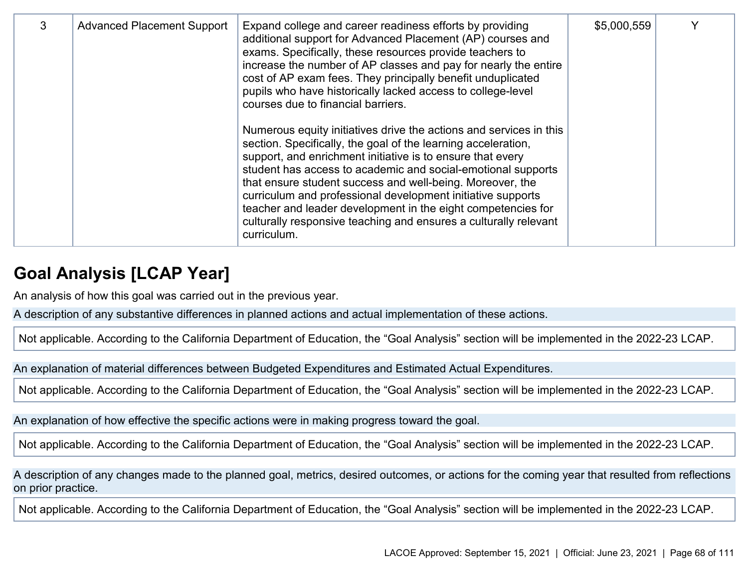| 3 | Advanced Placement Support | Expand college and career readiness efforts by providing additional support for Advanced Placement (AP) courses and exams. Specifically, these resources provide teachers to increase the number of AP classes and pay for nearly the entire cost of AP exam fees. They principally benefit unduplicated pupils who have historically lacked access to college-level courses due to financial barriers.<br><br>Numerous equity initiatives drive the actions and services in this section. Specifically, the goal of the learning acceleration, support, and enrichment initiative is to ensure that every student has access to academic and social-emotional supports that ensure student success and well-being. Moreover, the curriculum and professional development initiative supports teacher and leader development in the eight competencies for culturally responsive teaching and ensures a culturally relevant curriculum. | $5,000,559 | Y |
|---|---|---|---|---|

## Goal Analysis [LCAP Year]

An analysis of how this goal was carried out in the previous year.

A description of any substantive differences in planned actions and actual implementation of these actions.

Not applicable. According to the California Department of Education, the “Goal Analysis” section will be implemented in the 2022-23 LCAP.

An explanation of material differences between Budgeted Expenditures and Estimated Actual Expenditures.

Not applicable. According to the California Department of Education, the “Goal Analysis” section will be implemented in the 2022-23 LCAP.

An explanation of how effective the specific actions were in making progress toward the goal.

Not applicable. According to the California Department of Education, the “Goal Analysis” section will be implemented in the 2022-23 LCAP.

A description of any changes made to the planned goal, metrics, desired outcomes, or actions for the coming year that resulted from reflections on prior practice.

Not applicable. According to the California Department of Education, the “Goal Analysis” section will be implemented in the 2022-23 LCAP.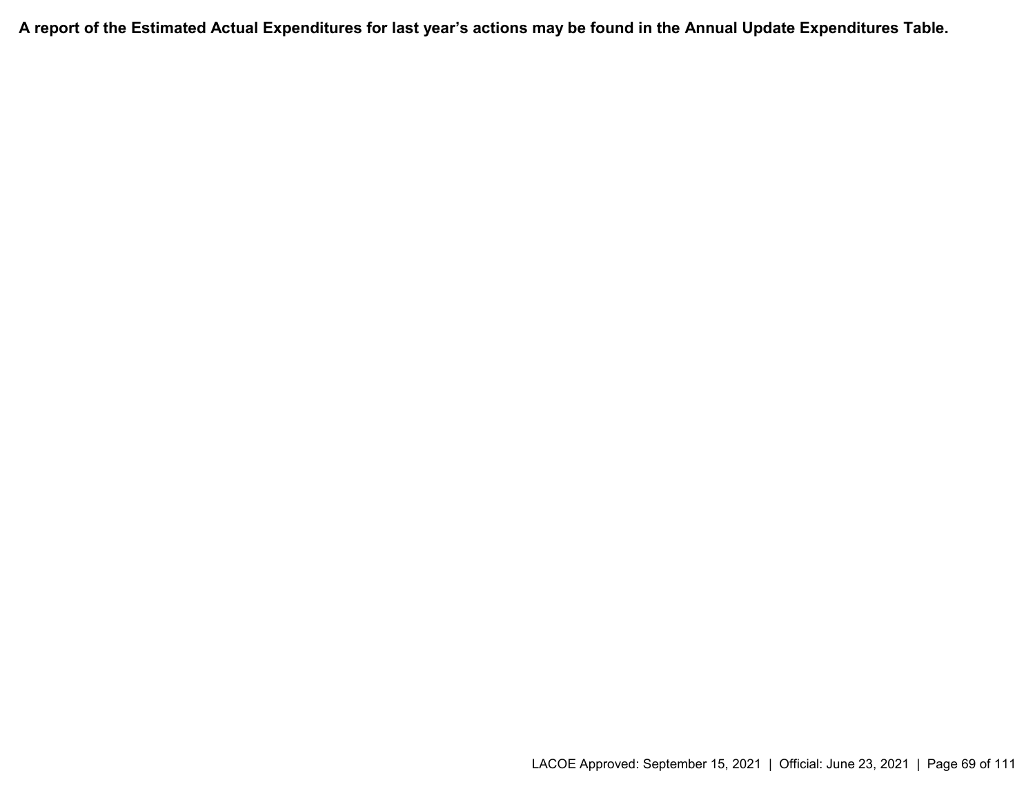**A report of the Estimated Actual Expenditures for last year's actions may be found in the Annual Update Expenditures Table.**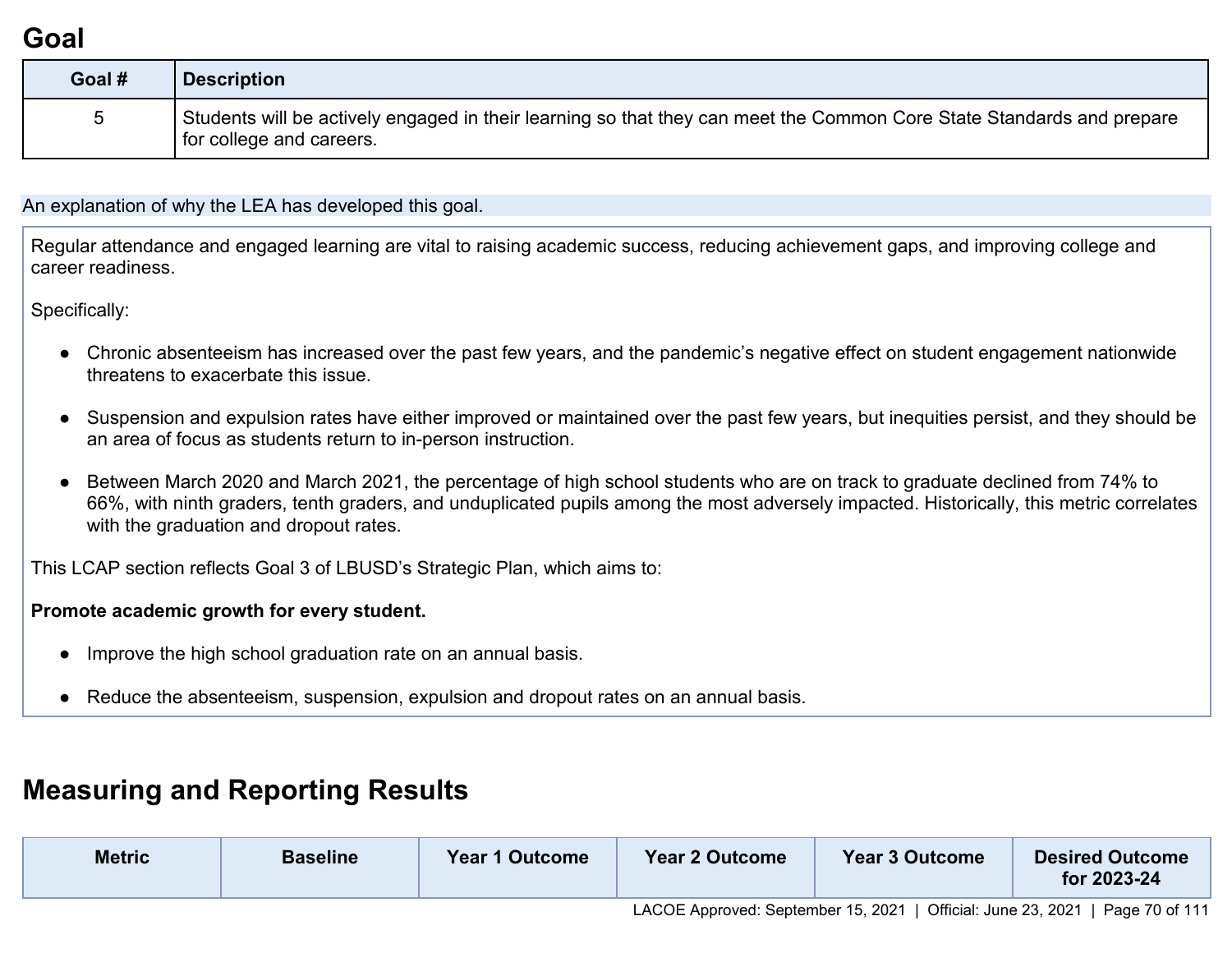# Goal

| Goal # | Description |
|---|---|
| 5 | Students will be actively engaged in their learning so that they can meet the Common Core State Standards and prepare for college and careers. |

An explanation of why the LEA has developed this goal.

Regular attendance and engaged learning are vital to raising academic success, reducing achievement gaps, and improving college and career readiness.

Specifically:

- Chronic absenteeism has increased over the past few years, and the pandemic's negative effect on student engagement nationwide threatens to exacerbate this issue.
- Suspension and expulsion rates have either improved or maintained over the past few years, but inequities persist, and they should be an area of focus as students return to in-person instruction.
- Between March 2020 and March 2021, the percentage of high school students who are on track to graduate declined from 74% to 66%, with ninth graders, tenth graders, and unduplicated pupils among the most adversely impacted. Historically, this metric correlates with the graduation and dropout rates.

This LCAP section reflects Goal 3 of LBUSD's Strategic Plan, which aims to:

**Promote academic growth for every student.**

- Improve the high school graduation rate on an annual basis.
- Reduce the absenteeism, suspension, expulsion and dropout rates on an annual basis.

# Measuring and Reporting Results

| Metric | Baseline | Year 1 Outcome | Year 2 Outcome | Year 3 Outcome | Desired Outcome for 2023-24 |
|---|---|---|---|---|---|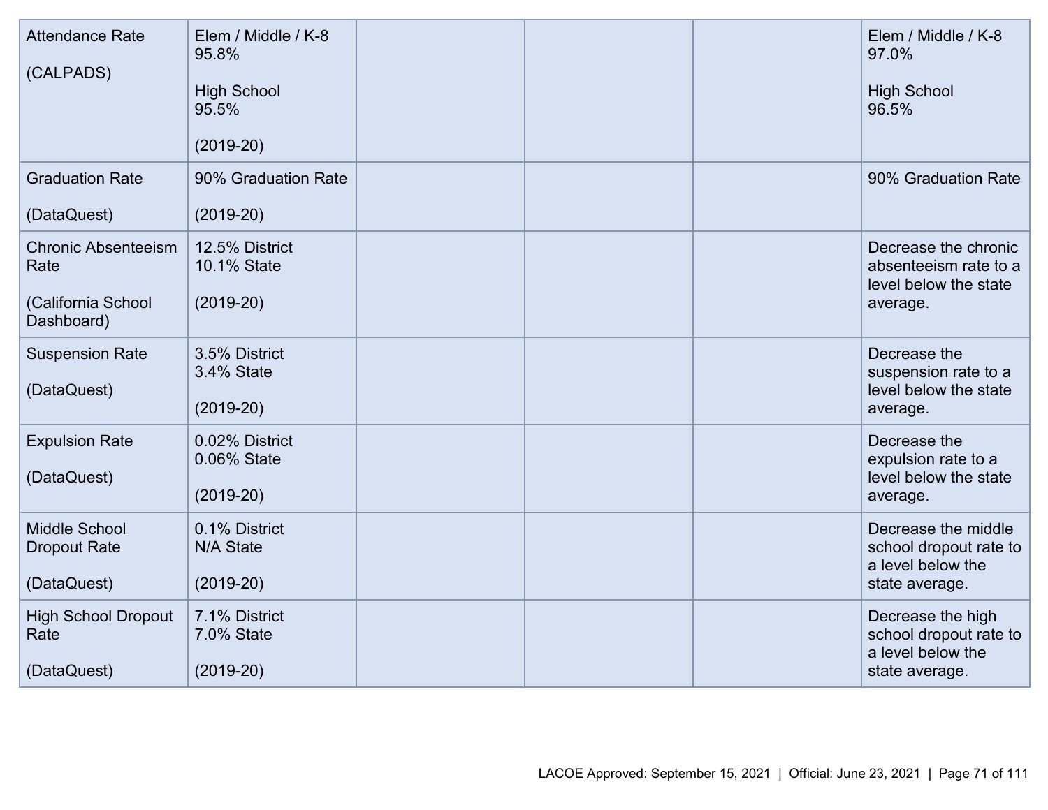| | | | | | |
|---|---|---|---|---|---|
| Attendance Rate<br><br>(CALPADS) | Elem / Middle / K-8<br>95.8%<br><br>High School<br>95.5%<br><br>(2019-20) | | | | Elem / Middle / K-8<br>97.0%<br><br>High School<br>96.5% |
| Graduation Rate<br><br>(DataQuest) | 90% Graduation Rate<br><br>(2019-20) | | | | 90% Graduation Rate |
| Chronic Absenteeism Rate<br><br>(California School Dashboard) | 12.5% District<br>10.1% State<br><br>(2019-20) | | | | Decrease the chronic absenteeism rate to a level below the state average. |
| Suspension Rate<br><br>(DataQuest) | 3.5% District<br>3.4% State<br><br>(2019-20) | | | | Decrease the suspension rate to a level below the state average. |
| Expulsion Rate<br><br>(DataQuest) | 0.02% District<br>0.06% State<br><br>(2019-20) | | | | Decrease the expulsion rate to a level below the state average. |
| Middle School Dropout Rate<br><br>(DataQuest) | 0.1% District<br>N/A State<br><br>(2019-20) | | | | Decrease the middle school dropout rate to a level below the state average. |
| High School Dropout Rate<br><br>(DataQuest) | 7.1% District<br>7.0% State<br><br>(2019-20) | | | | Decrease the high school dropout rate to a level below the state average. |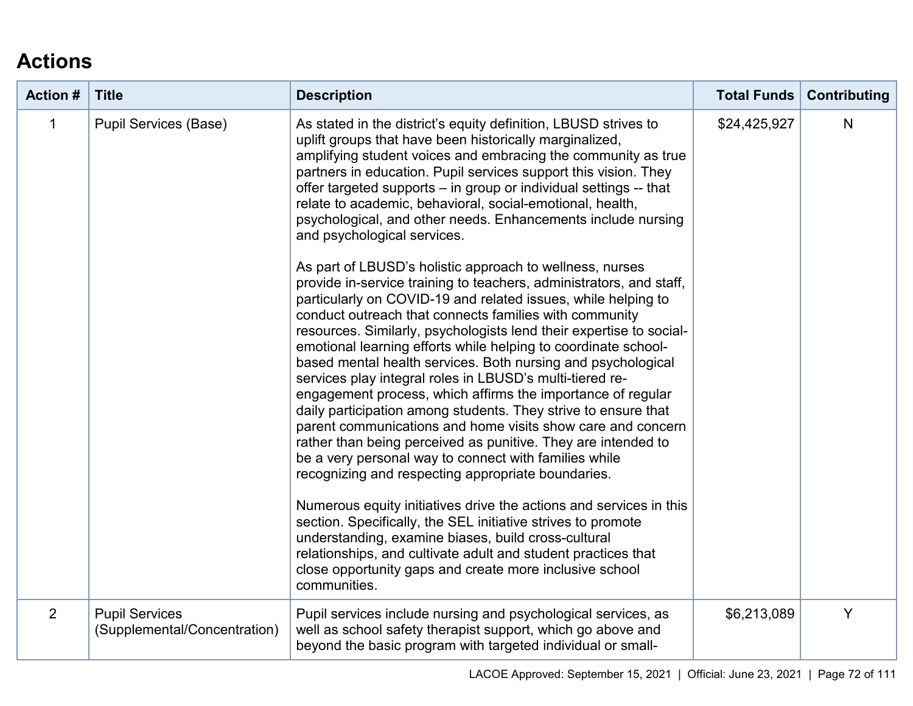## Actions

| Action # | Title | Description | Total Funds | Contributing |
|---|---|---|---|---|
| 1 | Pupil Services (Base) | As stated in the district's equity definition, LBUSD strives to uplift groups that have been historically marginalized, amplifying student voices and embracing the community as true partners in education. Pupil services support this vision. They offer targeted supports – in group or individual settings -- that relate to academic, behavioral, social-emotional, health, psychological, and other needs. Enhancements include nursing and psychological services.<br><br>As part of LBUSD's holistic approach to wellness, nurses provide in-service training to teachers, administrators, and staff, particularly on COVID-19 and related issues, while helping to conduct outreach that connects families with community resources. Similarly, psychologists lend their expertise to social-emotional learning efforts while helping to coordinate school-based mental health services. Both nursing and psychological services play integral roles in LBUSD's multi-tiered re-engagement process, which affirms the importance of regular daily participation among students. They strive to ensure that parent communications and home visits show care and concern rather than being perceived as punitive. They are intended to be a very personal way to connect with families while recognizing and respecting appropriate boundaries.<br><br>Numerous equity initiatives drive the actions and services in this section. Specifically, the SEL initiative strives to promote understanding, examine biases, build cross-cultural relationships, and cultivate adult and student practices that close opportunity gaps and create more inclusive school communities. | $24,425,927 | N |
| 2 | Pupil Services (Supplemental/Concentration) | Pupil services include nursing and psychological services, as well as school safety therapist support, which go above and beyond the basic program with targeted individual or small- | $6,213,089 | Y |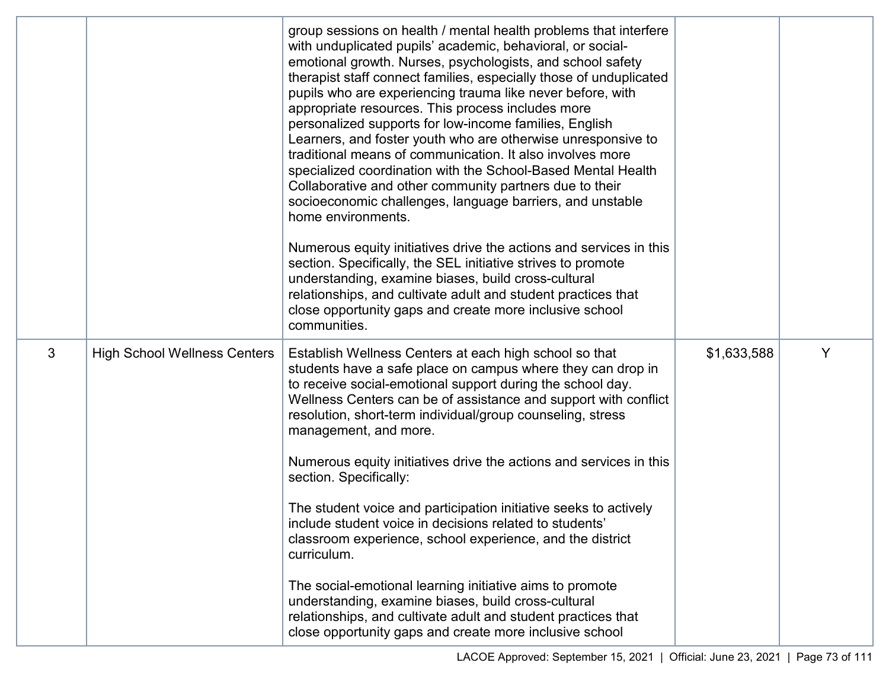| | | | | |
|---|---|---|---|---|
| | | group sessions on health / mental health problems that interfere with unduplicated pupils' academic, behavioral, or social-emotional growth. Nurses, psychologists, and school safety therapist staff connect families, especially those of unduplicated pupils who are experiencing trauma like never before, with appropriate resources. This process includes more personalized supports for low-income families, English Learners, and foster youth who are otherwise unresponsive to traditional means of communication. It also involves more specialized coordination with the School-Based Mental Health Collaborative and other community partners due to their socioeconomic challenges, language barriers, and unstable home environments.<br><br>Numerous equity initiatives drive the actions and services in this section. Specifically, the SEL initiative strives to promote understanding, examine biases, build cross-cultural relationships, and cultivate adult and student practices that close opportunity gaps and create more inclusive school communities. | | |
| 3 | High School Wellness Centers | Establish Wellness Centers at each high school so that students have a safe place on campus where they can drop in to receive social-emotional support during the school day. Wellness Centers can be of assistance and support with conflict resolution, short-term individual/group counseling, stress management, and more.<br><br>Numerous equity initiatives drive the actions and services in this section. Specifically:<br><br>The student voice and participation initiative seeks to actively include student voice in decisions related to students' classroom experience, school experience, and the district curriculum.<br><br>The social-emotional learning initiative aims to promote understanding, examine biases, build cross-cultural relationships, and cultivate adult and student practices that close opportunity gaps and create more inclusive school | $1,633,588 | Y |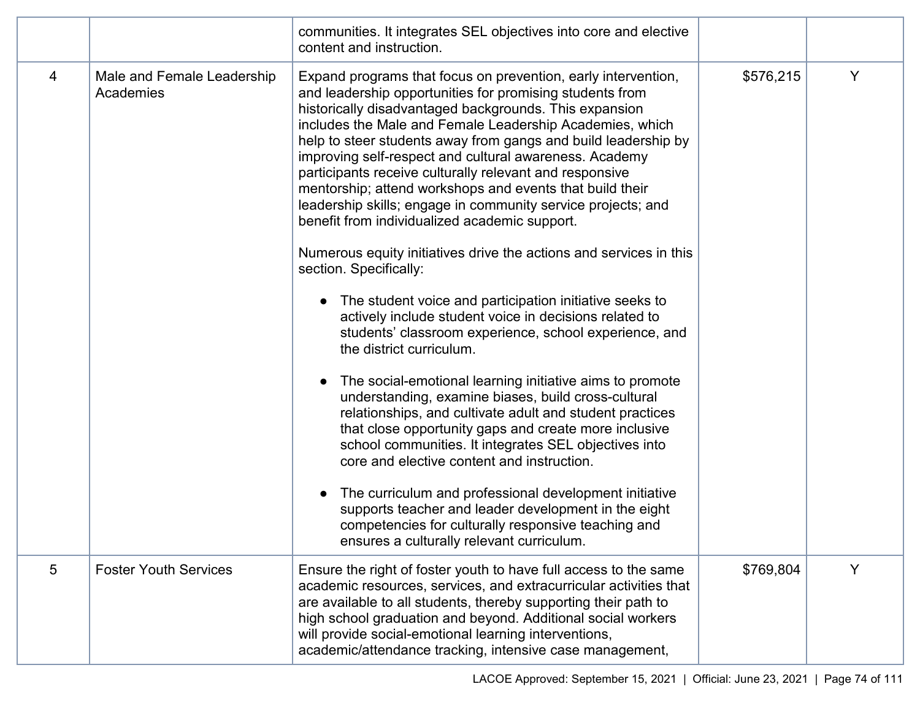| | | | | |
|---|---|---|---|---|
| | | communities. It integrates SEL objectives into core and elective content and instruction. | | |
| 4 | Male and Female Leadership Academies | Expand programs that focus on prevention, early intervention, and leadership opportunities for promising students from historically disadvantaged backgrounds. This expansion includes the Male and Female Leadership Academies, which help to steer students away from gangs and build leadership by improving self-respect and cultural awareness. Academy participants receive culturally relevant and responsive mentorship; attend workshops and events that build their leadership skills; engage in community service projects; and benefit from individualized academic support.<br><br>Numerous equity initiatives drive the actions and services in this section. Specifically:<br><br>● The student voice and participation initiative seeks to actively include student voice in decisions related to students' classroom experience, school experience, and the district curriculum.<br><br>● The social-emotional learning initiative aims to promote understanding, examine biases, build cross-cultural relationships, and cultivate adult and student practices that close opportunity gaps and create more inclusive school communities. It integrates SEL objectives into core and elective content and instruction.<br><br>● The curriculum and professional development initiative supports teacher and leader development in the eight competencies for culturally responsive teaching and ensures a culturally relevant curriculum. | $576,215 | Y |
| 5 | Foster Youth Services | Ensure the right of foster youth to have full access to the same academic resources, services, and extracurricular activities that are available to all students, thereby supporting their path to high school graduation and beyond. Additional social workers will provide social-emotional learning interventions, academic/attendance tracking, intensive case management, | $769,804 | Y |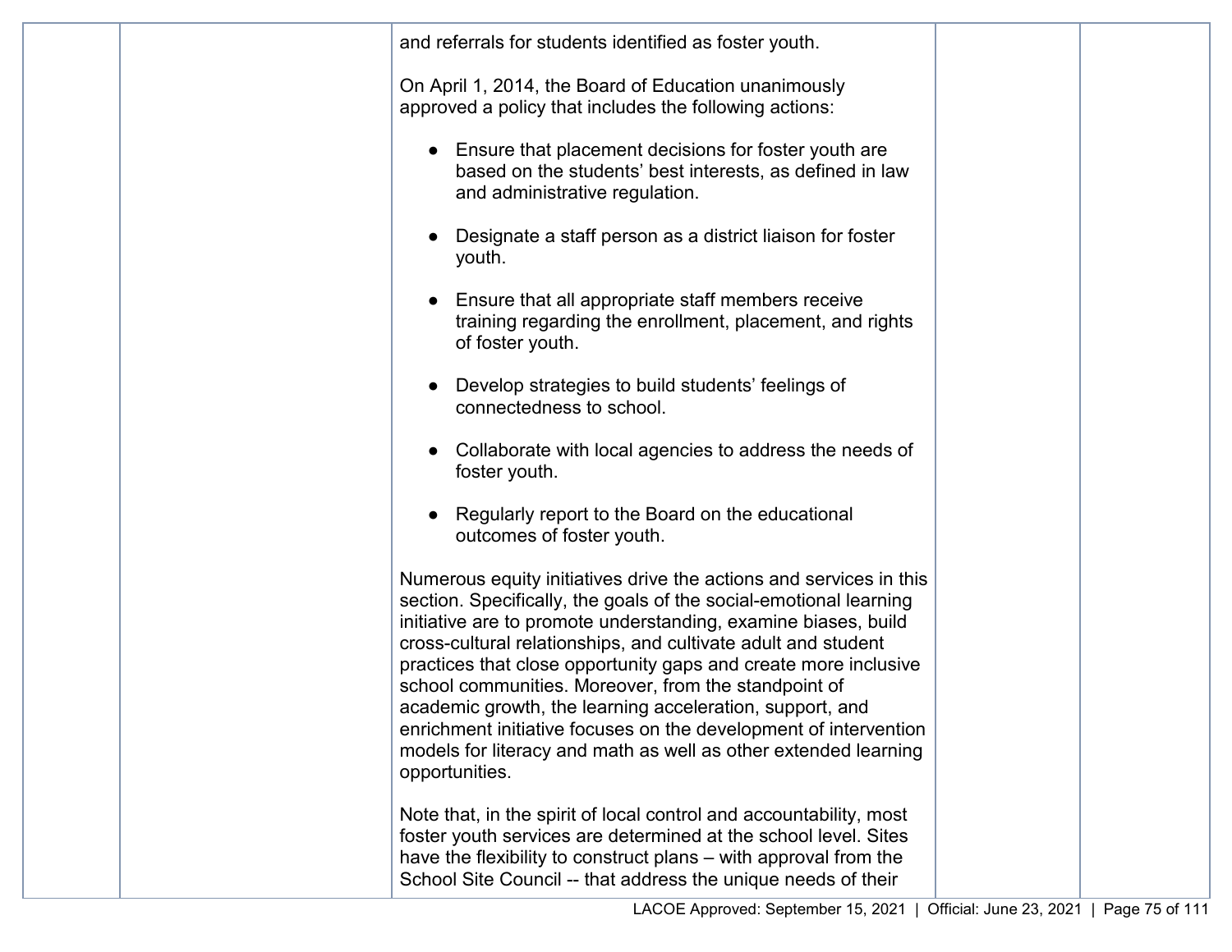| | | | | |
|---|---|---|---|---|
| | | and referrals for students identified as foster youth.<br><br>On April 1, 2014, the Board of Education unanimously approved a policy that includes the following actions:<br><br>● Ensure that placement decisions for foster youth are based on the students' best interests, as defined in law and administrative regulation.<br><br>● Designate a staff person as a district liaison for foster youth.<br><br>● Ensure that all appropriate staff members receive training regarding the enrollment, placement, and rights of foster youth.<br><br>● Develop strategies to build students' feelings of connectedness to school.<br><br>● Collaborate with local agencies to address the needs of foster youth.<br><br>● Regularly report to the Board on the educational outcomes of foster youth.<br><br>Numerous equity initiatives drive the actions and services in this section. Specifically, the goals of the social-emotional learning initiative are to promote understanding, examine biases, build cross-cultural relationships, and cultivate adult and student practices that close opportunity gaps and create more inclusive school communities. Moreover, from the standpoint of academic growth, the learning acceleration, support, and enrichment initiative focuses on the development of intervention models for literacy and math as well as other extended learning opportunities.<br><br>Note that, in the spirit of local control and accountability, most foster youth services are determined at the school level. Sites have the flexibility to construct plans – with approval from the School Site Council -- that address the unique needs of their | | |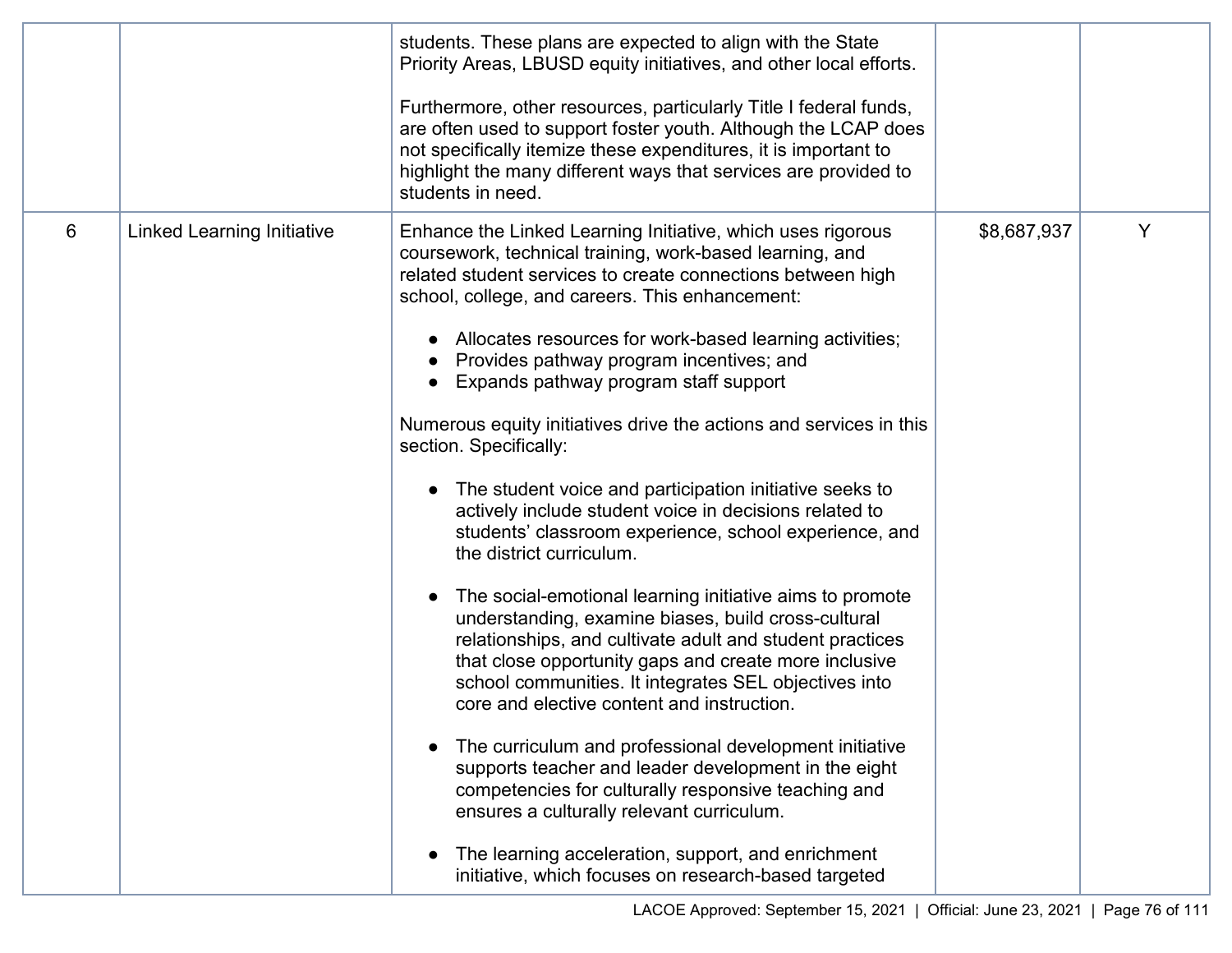| | | | | |
|---|---|---|---|---|
| | | students. These plans are expected to align with the State Priority Areas, LBUSD equity initiatives, and other local efforts.<br><br>Furthermore, other resources, particularly Title I federal funds, are often used to support foster youth. Although the LCAP does not specifically itemize these expenditures, it is important to highlight the many different ways that services are provided to students in need. | | |
| 6 | Linked Learning Initiative | Enhance the Linked Learning Initiative, which uses rigorous coursework, technical training, work-based learning, and related student services to create connections between high school, college, and careers. This enhancement:<br><br>● Allocates resources for work-based learning activities;<br>● Provides pathway program incentives; and<br>● Expands pathway program staff support<br><br>Numerous equity initiatives drive the actions and services in this section. Specifically:<br><br>● The student voice and participation initiative seeks to actively include student voice in decisions related to students' classroom experience, school experience, and the district curriculum.<br><br>● The social-emotional learning initiative aims to promote understanding, examine biases, build cross-cultural relationships, and cultivate adult and student practices that close opportunity gaps and create more inclusive school communities. It integrates SEL objectives into core and elective content and instruction.<br><br>● The curriculum and professional development initiative supports teacher and leader development in the eight competencies for culturally responsive teaching and ensures a culturally relevant curriculum.<br><br>● The learning acceleration, support, and enrichment initiative, which focuses on research-based targeted | $8,687,937 | Y |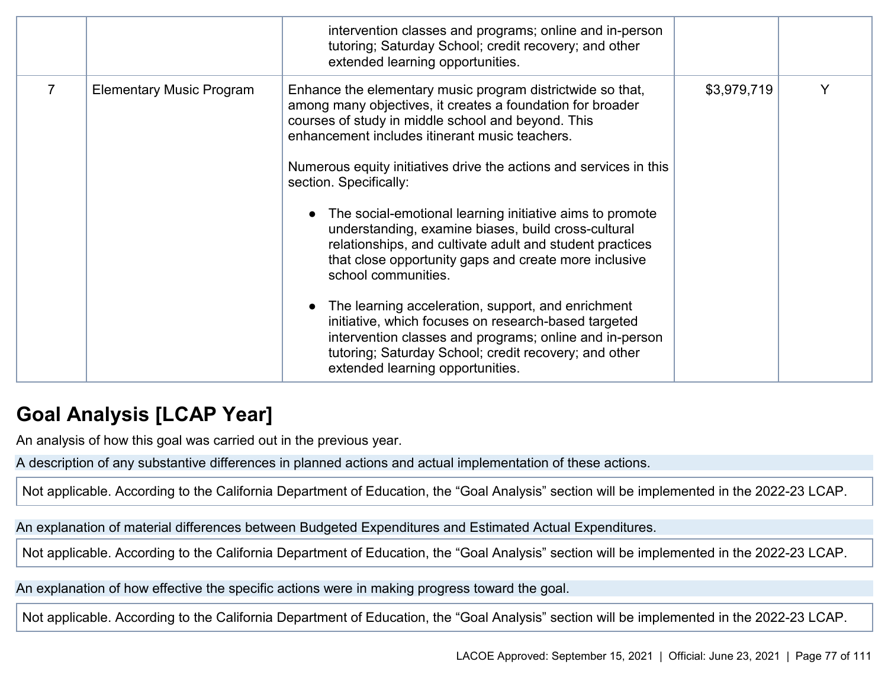| | | | | |
|---|---|---|---|---|
| | | intervention classes and programs; online and in-person tutoring; Saturday School; credit recovery; and other extended learning opportunities. | | |
| 7 | Elementary Music Program | Enhance the elementary music program districtwide so that, among many objectives, it creates a foundation for broader courses of study in middle school and beyond. This enhancement includes itinerant music teachers.<br><br>Numerous equity initiatives drive the actions and services in this section. Specifically:<br><br>• The social-emotional learning initiative aims to promote understanding, examine biases, build cross-cultural relationships, and cultivate adult and student practices that close opportunity gaps and create more inclusive school communities.<br><br>• The learning acceleration, support, and enrichment initiative, which focuses on research-based targeted intervention classes and programs; online and in-person tutoring; Saturday School; credit recovery; and other extended learning opportunities. | $3,979,719 | Y |

## Goal Analysis [LCAP Year]

An analysis of how this goal was carried out in the previous year.

A description of any substantive differences in planned actions and actual implementation of these actions.

Not applicable. According to the California Department of Education, the “Goal Analysis” section will be implemented in the 2022-23 LCAP.

An explanation of material differences between Budgeted Expenditures and Estimated Actual Expenditures.

Not applicable. According to the California Department of Education, the “Goal Analysis” section will be implemented in the 2022-23 LCAP.

An explanation of how effective the specific actions were in making progress toward the goal.

Not applicable. According to the California Department of Education, the “Goal Analysis” section will be implemented in the 2022-23 LCAP.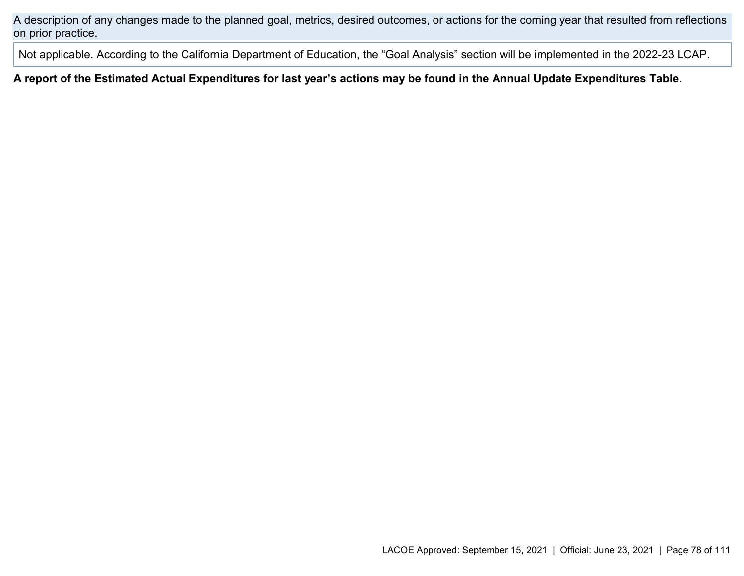A description of any changes made to the planned goal, metrics, desired outcomes, or actions for the coming year that resulted from reflections on prior practice.

Not applicable. According to the California Department of Education, the "Goal Analysis" section will be implemented in the 2022-23 LCAP.

**A report of the Estimated Actual Expenditures for last year's actions may be found in the Annual Update Expenditures Table.**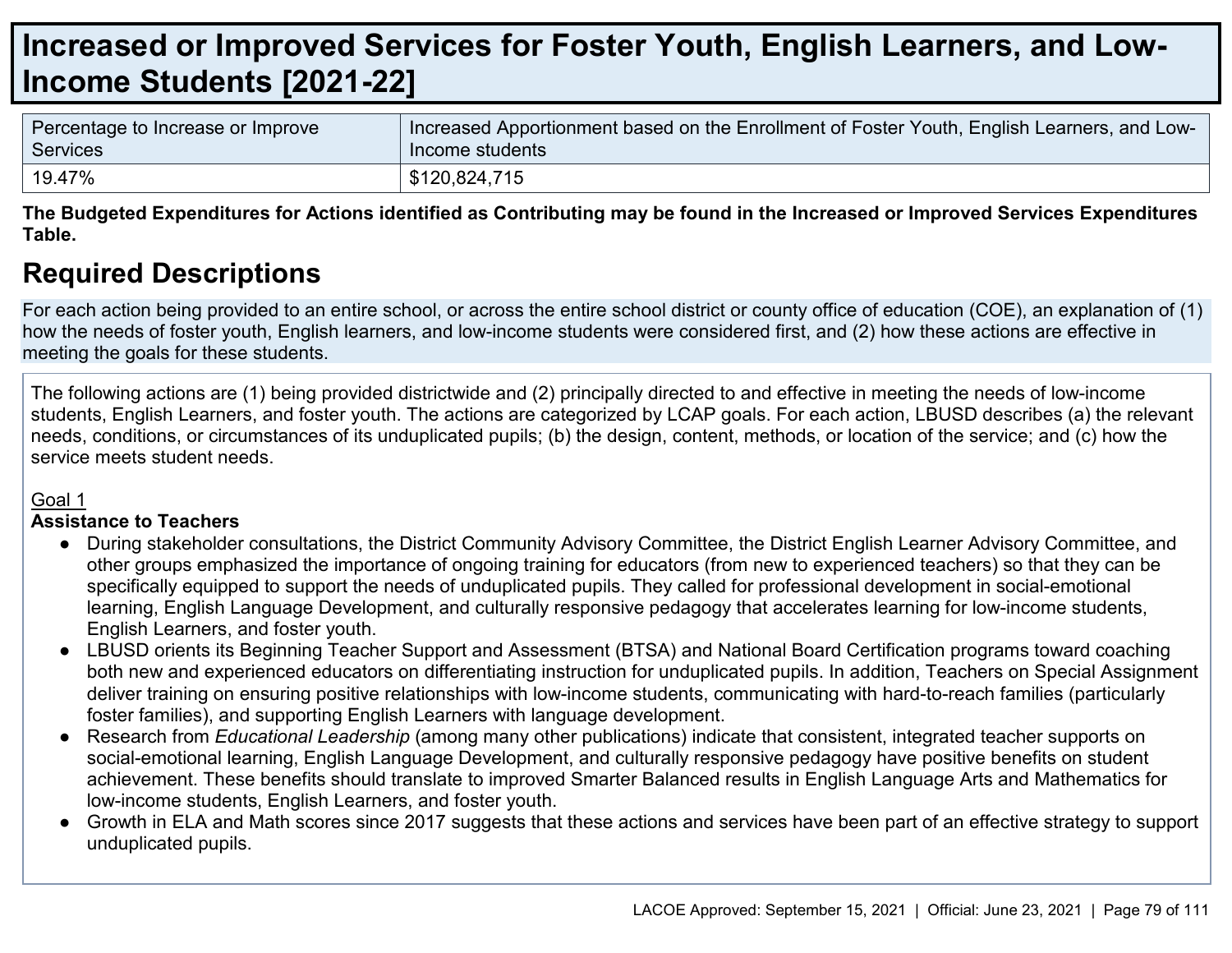# Increased or Improved Services for Foster Youth, English Learners, and Low-Income Students [2021-22]

| Percentage to Increase or Improve Services | Increased Apportionment based on the Enrollment of Foster Youth, English Learners, and Low-Income students |
|---|---|
| 19.47% | $120,824,715 |

**The Budgeted Expenditures for Actions identified as Contributing may be found in the Increased or Improved Services Expenditures Table.**

## Required Descriptions

For each action being provided to an entire school, or across the entire school district or county office of education (COE), an explanation of (1) how the needs of foster youth, English learners, and low-income students were considered first, and (2) how these actions are effective in meeting the goals for these students.

The following actions are (1) being provided districtwide and (2) principally directed to and effective in meeting the needs of low-income students, English Learners, and foster youth. The actions are categorized by LCAP goals. For each action, LBUSD describes (a) the relevant needs, conditions, or circumstances of its unduplicated pupils; (b) the design, content, methods, or location of the service; and (c) how the service meets student needs.

Goal 1

**Assistance to Teachers**

- During stakeholder consultations, the District Community Advisory Committee, the District English Learner Advisory Committee, and other groups emphasized the importance of ongoing training for educators (from new to experienced teachers) so that they can be specifically equipped to support the needs of unduplicated pupils. They called for professional development in social-emotional learning, English Language Development, and culturally responsive pedagogy that accelerates learning for low-income students, English Learners, and foster youth.
- LBUSD orients its Beginning Teacher Support and Assessment (BTSA) and National Board Certification programs toward coaching both new and experienced educators on differentiating instruction for unduplicated pupils. In addition, Teachers on Special Assignment deliver training on ensuring positive relationships with low-income students, communicating with hard-to-reach families (particularly foster families), and supporting English Learners with language development.
- Research from *Educational Leadership* (among many other publications) indicate that consistent, integrated teacher supports on social-emotional learning, English Language Development, and culturally responsive pedagogy have positive benefits on student achievement. These benefits should translate to improved Smarter Balanced results in English Language Arts and Mathematics for low-income students, English Learners, and foster youth.
- Growth in ELA and Math scores since 2017 suggests that these actions and services have been part of an effective strategy to support unduplicated pupils.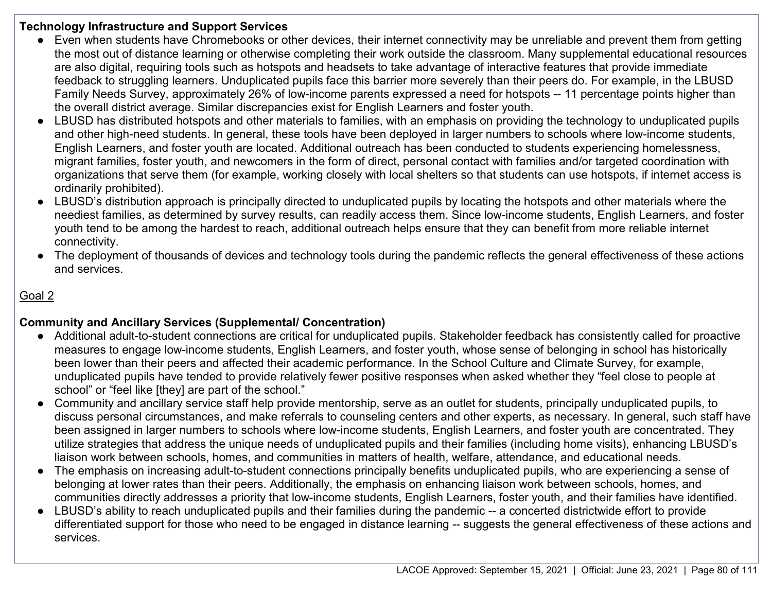**Technology Infrastructure and Support Services**

- Even when students have Chromebooks or other devices, their internet connectivity may be unreliable and prevent them from getting the most out of distance learning or otherwise completing their work outside the classroom. Many supplemental educational resources are also digital, requiring tools such as hotspots and headsets to take advantage of interactive features that provide immediate feedback to struggling learners. Unduplicated pupils face this barrier more severely than their peers do. For example, in the LBUSD Family Needs Survey, approximately 26% of low-income parents expressed a need for hotspots -- 11 percentage points higher than the overall district average. Similar discrepancies exist for English Learners and foster youth.
- LBUSD has distributed hotspots and other materials to families, with an emphasis on providing the technology to unduplicated pupils and other high-need students. In general, these tools have been deployed in larger numbers to schools where low-income students, English Learners, and foster youth are located. Additional outreach has been conducted to students experiencing homelessness, migrant families, foster youth, and newcomers in the form of direct, personal contact with families and/or targeted coordination with organizations that serve them (for example, working closely with local shelters so that students can use hotspots, if internet access is ordinarily prohibited).
- LBUSD's distribution approach is principally directed to unduplicated pupils by locating the hotspots and other materials where the neediest families, as determined by survey results, can readily access them. Since low-income students, English Learners, and foster youth tend to be among the hardest to reach, additional outreach helps ensure that they can benefit from more reliable internet connectivity.
- The deployment of thousands of devices and technology tools during the pandemic reflects the general effectiveness of these actions and services.

<u>Goal 2</u>

**Community and Ancillary Services (Supplemental/ Concentration)**

- Additional adult-to-student connections are critical for unduplicated pupils. Stakeholder feedback has consistently called for proactive measures to engage low-income students, English Learners, and foster youth, whose sense of belonging in school has historically been lower than their peers and affected their academic performance. In the School Culture and Climate Survey, for example, unduplicated pupils have tended to provide relatively fewer positive responses when asked whether they "feel close to people at school" or "feel like [they] are part of the school."
- Community and ancillary service staff help provide mentorship, serve as an outlet for students, principally unduplicated pupils, to discuss personal circumstances, and make referrals to counseling centers and other experts, as necessary. In general, such staff have been assigned in larger numbers to schools where low-income students, English Learners, and foster youth are concentrated. They utilize strategies that address the unique needs of unduplicated pupils and their families (including home visits), enhancing LBUSD's liaison work between schools, homes, and communities in matters of health, welfare, attendance, and educational needs.
- The emphasis on increasing adult-to-student connections principally benefits unduplicated pupils, who are experiencing a sense of belonging at lower rates than their peers. Additionally, the emphasis on enhancing liaison work between schools, homes, and communities directly addresses a priority that low-income students, English Learners, foster youth, and their families have identified.
- LBUSD's ability to reach unduplicated pupils and their families during the pandemic -- a concerted districtwide effort to provide differentiated support for those who need to be engaged in distance learning -- suggests the general effectiveness of these actions and services.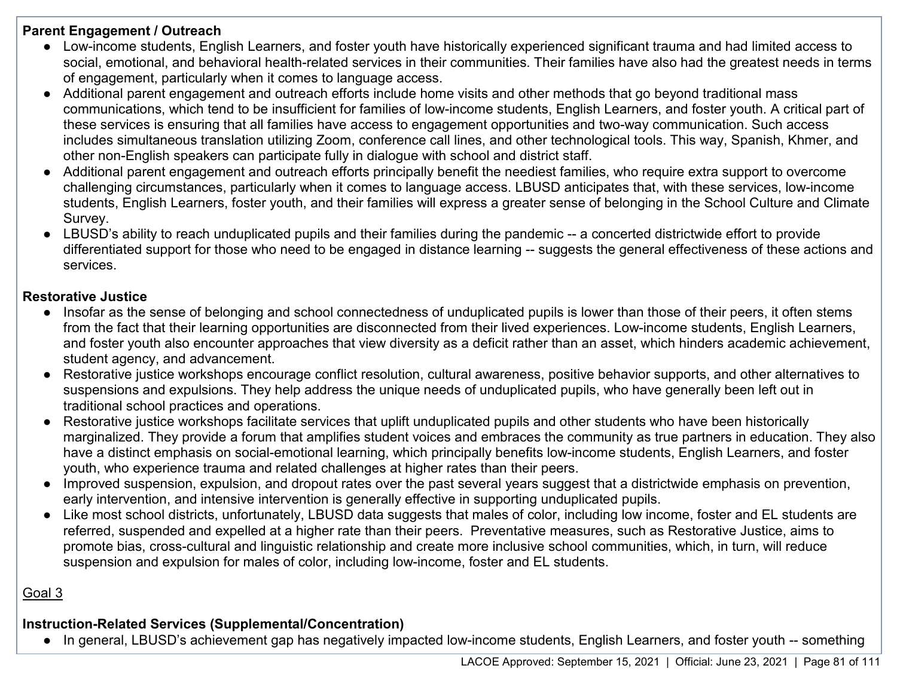**Parent Engagement / Outreach**

- Low-income students, English Learners, and foster youth have historically experienced significant trauma and had limited access to social, emotional, and behavioral health-related services in their communities. Their families have also had the greatest needs in terms of engagement, particularly when it comes to language access.
- Additional parent engagement and outreach efforts include home visits and other methods that go beyond traditional mass communications, which tend to be insufficient for families of low-income students, English Learners, and foster youth. A critical part of these services is ensuring that all families have access to engagement opportunities and two-way communication. Such access includes simultaneous translation utilizing Zoom, conference call lines, and other technological tools. This way, Spanish, Khmer, and other non-English speakers can participate fully in dialogue with school and district staff.
- Additional parent engagement and outreach efforts principally benefit the neediest families, who require extra support to overcome challenging circumstances, particularly when it comes to language access. LBUSD anticipates that, with these services, low-income students, English Learners, foster youth, and their families will express a greater sense of belonging in the School Culture and Climate Survey.
- LBUSD's ability to reach unduplicated pupils and their families during the pandemic -- a concerted districtwide effort to provide differentiated support for those who need to be engaged in distance learning -- suggests the general effectiveness of these actions and services.

**Restorative Justice**

- Insofar as the sense of belonging and school connectedness of unduplicated pupils is lower than those of their peers, it often stems from the fact that their learning opportunities are disconnected from their lived experiences. Low-income students, English Learners, and foster youth also encounter approaches that view diversity as a deficit rather than an asset, which hinders academic achievement, student agency, and advancement.
- Restorative justice workshops encourage conflict resolution, cultural awareness, positive behavior supports, and other alternatives to suspensions and expulsions. They help address the unique needs of unduplicated pupils, who have generally been left out in traditional school practices and operations.
- Restorative justice workshops facilitate services that uplift unduplicated pupils and other students who have been historically marginalized. They provide a forum that amplifies student voices and embraces the community as true partners in education. They also have a distinct emphasis on social-emotional learning, which principally benefits low-income students, English Learners, and foster youth, who experience trauma and related challenges at higher rates than their peers.
- Improved suspension, expulsion, and dropout rates over the past several years suggest that a districtwide emphasis on prevention, early intervention, and intensive intervention is generally effective in supporting unduplicated pupils.
- Like most school districts, unfortunately, LBUSD data suggests that males of color, including low income, foster and EL students are referred, suspended and expelled at a higher rate than their peers. Preventative measures, such as Restorative Justice, aims to promote bias, cross-cultural and linguistic relationship and create more inclusive school communities, which, in turn, will reduce suspension and expulsion for males of color, including low-income, foster and EL students.

<u>Goal 3</u>

**Instruction-Related Services (Supplemental/Concentration)**

- In general, LBUSD's achievement gap has negatively impacted low-income students, English Learners, and foster youth -- something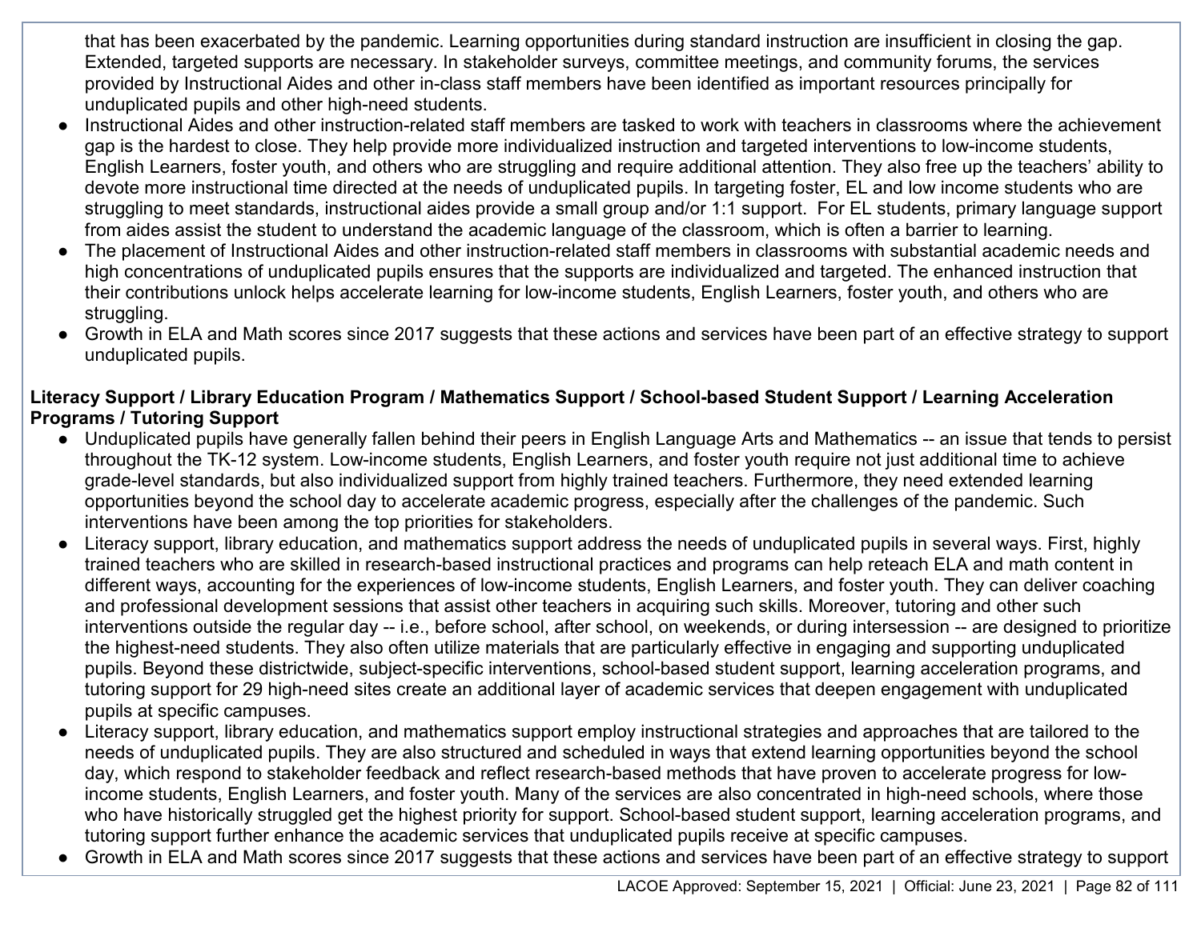that has been exacerbated by the pandemic. Learning opportunities during standard instruction are insufficient in closing the gap. Extended, targeted supports are necessary. In stakeholder surveys, committee meetings, and community forums, the services provided by Instructional Aides and other in-class staff members have been identified as important resources principally for unduplicated pupils and other high-need students.

- Instructional Aides and other instruction-related staff members are tasked to work with teachers in classrooms where the achievement gap is the hardest to close. They help provide more individualized instruction and targeted interventions to low-income students, English Learners, foster youth, and others who are struggling and require additional attention. They also free up the teachers' ability to devote more instructional time directed at the needs of unduplicated pupils. In targeting foster, EL and low income students who are struggling to meet standards, instructional aides provide a small group and/or 1:1 support. For EL students, primary language support from aides assist the student to understand the academic language of the classroom, which is often a barrier to learning.
- The placement of Instructional Aides and other instruction-related staff members in classrooms with substantial academic needs and high concentrations of unduplicated pupils ensures that the supports are individualized and targeted. The enhanced instruction that their contributions unlock helps accelerate learning for low-income students, English Learners, foster youth, and others who are struggling.
- Growth in ELA and Math scores since 2017 suggests that these actions and services have been part of an effective strategy to support unduplicated pupils.

**Literacy Support / Library Education Program / Mathematics Support / School-based Student Support / Learning Acceleration Programs / Tutoring Support**

- Unduplicated pupils have generally fallen behind their peers in English Language Arts and Mathematics -- an issue that tends to persist throughout the TK-12 system. Low-income students, English Learners, and foster youth require not just additional time to achieve grade-level standards, but also individualized support from highly trained teachers. Furthermore, they need extended learning opportunities beyond the school day to accelerate academic progress, especially after the challenges of the pandemic. Such interventions have been among the top priorities for stakeholders.
- Literacy support, library education, and mathematics support address the needs of unduplicated pupils in several ways. First, highly trained teachers who are skilled in research-based instructional practices and programs can help reteach ELA and math content in different ways, accounting for the experiences of low-income students, English Learners, and foster youth. They can deliver coaching and professional development sessions that assist other teachers in acquiring such skills. Moreover, tutoring and other such interventions outside the regular day -- i.e., before school, after school, on weekends, or during intersession -- are designed to prioritize the highest-need students. They also often utilize materials that are particularly effective in engaging and supporting unduplicated pupils. Beyond these districtwide, subject-specific interventions, school-based student support, learning acceleration programs, and tutoring support for 29 high-need sites create an additional layer of academic services that deepen engagement with unduplicated pupils at specific campuses.
- Literacy support, library education, and mathematics support employ instructional strategies and approaches that are tailored to the needs of unduplicated pupils. They are also structured and scheduled in ways that extend learning opportunities beyond the school day, which respond to stakeholder feedback and reflect research-based methods that have proven to accelerate progress for low-income students, English Learners, and foster youth. Many of the services are also concentrated in high-need schools, where those who have historically struggled get the highest priority for support. School-based student support, learning acceleration programs, and tutoring support further enhance the academic services that unduplicated pupils receive at specific campuses.
- Growth in ELA and Math scores since 2017 suggests that these actions and services have been part of an effective strategy to support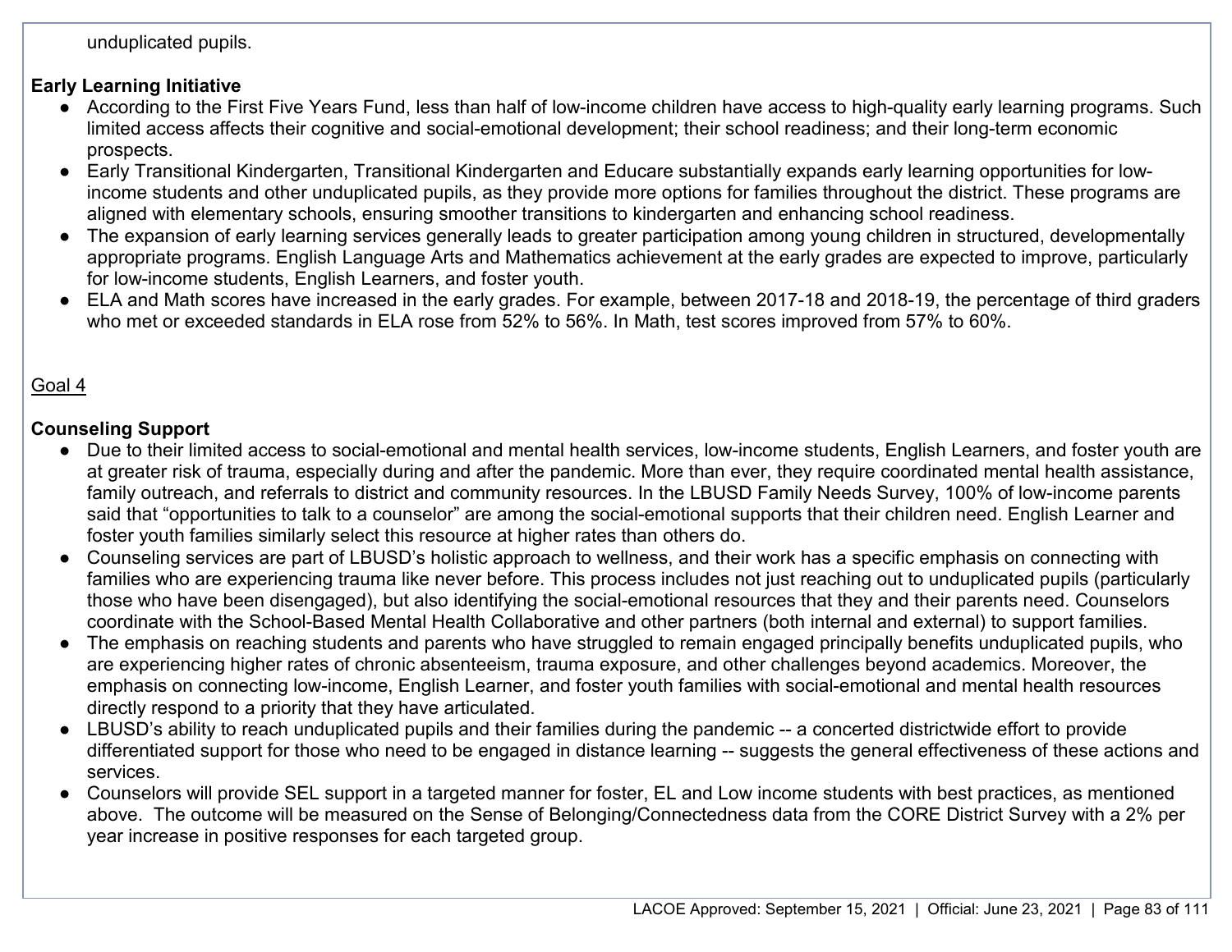unduplicated pupils.

**Early Learning Initiative**

- According to the First Five Years Fund, less than half of low-income children have access to high-quality early learning programs. Such limited access affects their cognitive and social-emotional development; their school readiness; and their long-term economic prospects.
- Early Transitional Kindergarten, Transitional Kindergarten and Educare substantially expands early learning opportunities for low-income students and other unduplicated pupils, as they provide more options for families throughout the district. These programs are aligned with elementary schools, ensuring smoother transitions to kindergarten and enhancing school readiness.
- The expansion of early learning services generally leads to greater participation among young children in structured, developmentally appropriate programs. English Language Arts and Mathematics achievement at the early grades are expected to improve, particularly for low-income students, English Learners, and foster youth.
- ELA and Math scores have increased in the early grades. For example, between 2017-18 and 2018-19, the percentage of third graders who met or exceeded standards in ELA rose from 52% to 56%. In Math, test scores improved from 57% to 60%.

Goal 4

**Counseling Support**

- Due to their limited access to social-emotional and mental health services, low-income students, English Learners, and foster youth are at greater risk of trauma, especially during and after the pandemic. More than ever, they require coordinated mental health assistance, family outreach, and referrals to district and community resources. In the LBUSD Family Needs Survey, 100% of low-income parents said that "opportunities to talk to a counselor" are among the social-emotional supports that their children need. English Learner and foster youth families similarly select this resource at higher rates than others do.
- Counseling services are part of LBUSD's holistic approach to wellness, and their work has a specific emphasis on connecting with families who are experiencing trauma like never before. This process includes not just reaching out to unduplicated pupils (particularly those who have been disengaged), but also identifying the social-emotional resources that they and their parents need. Counselors coordinate with the School-Based Mental Health Collaborative and other partners (both internal and external) to support families.
- The emphasis on reaching students and parents who have struggled to remain engaged principally benefits unduplicated pupils, who are experiencing higher rates of chronic absenteeism, trauma exposure, and other challenges beyond academics. Moreover, the emphasis on connecting low-income, English Learner, and foster youth families with social-emotional and mental health resources directly respond to a priority that they have articulated.
- LBUSD's ability to reach unduplicated pupils and their families during the pandemic -- a concerted districtwide effort to provide differentiated support for those who need to be engaged in distance learning -- suggests the general effectiveness of these actions and services.
- Counselors will provide SEL support in a targeted manner for foster, EL and Low income students with best practices, as mentioned above. The outcome will be measured on the Sense of Belonging/Connectedness data from the CORE District Survey with a 2% per year increase in positive responses for each targeted group.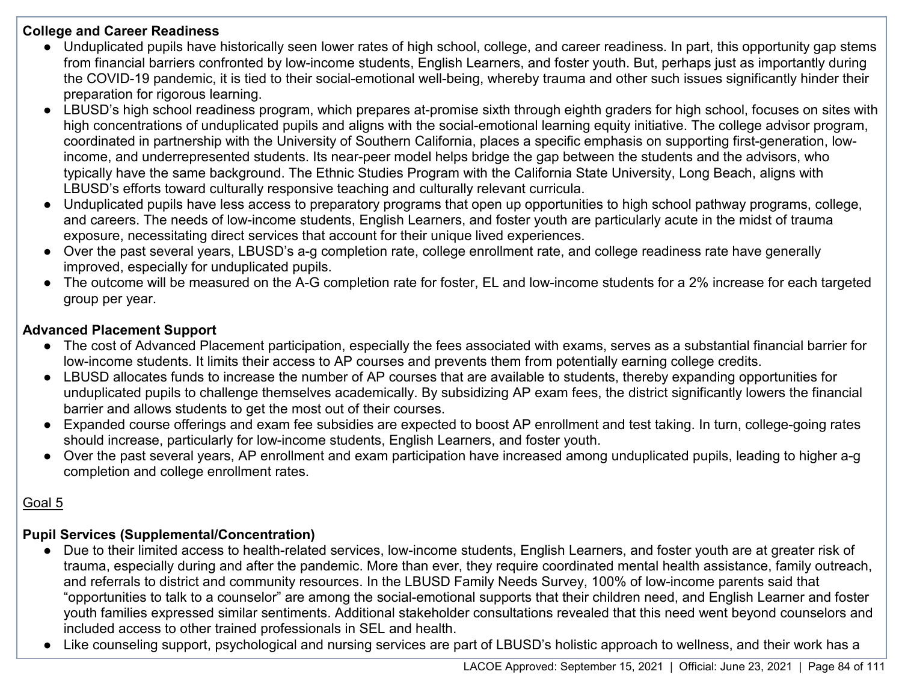**College and Career Readiness**

- Unduplicated pupils have historically seen lower rates of high school, college, and career readiness. In part, this opportunity gap stems from financial barriers confronted by low-income students, English Learners, and foster youth. But, perhaps just as importantly during the COVID-19 pandemic, it is tied to their social-emotional well-being, whereby trauma and other such issues significantly hinder their preparation for rigorous learning.
- LBUSD's high school readiness program, which prepares at-promise sixth through eighth graders for high school, focuses on sites with high concentrations of unduplicated pupils and aligns with the social-emotional learning equity initiative. The college advisor program, coordinated in partnership with the University of Southern California, places a specific emphasis on supporting first-generation, low-income, and underrepresented students. Its near-peer model helps bridge the gap between the students and the advisors, who typically have the same background. The Ethnic Studies Program with the California State University, Long Beach, aligns with LBUSD's efforts toward culturally responsive teaching and culturally relevant curricula.
- Unduplicated pupils have less access to preparatory programs that open up opportunities to high school pathway programs, college, and careers. The needs of low-income students, English Learners, and foster youth are particularly acute in the midst of trauma exposure, necessitating direct services that account for their unique lived experiences.
- Over the past several years, LBUSD's a-g completion rate, college enrollment rate, and college readiness rate have generally improved, especially for unduplicated pupils.
- The outcome will be measured on the A-G completion rate for foster, EL and low-income students for a 2% increase for each targeted group per year.

**Advanced Placement Support**

- The cost of Advanced Placement participation, especially the fees associated with exams, serves as a substantial financial barrier for low-income students. It limits their access to AP courses and prevents them from potentially earning college credits.
- LBUSD allocates funds to increase the number of AP courses that are available to students, thereby expanding opportunities for unduplicated pupils to challenge themselves academically. By subsidizing AP exam fees, the district significantly lowers the financial barrier and allows students to get the most out of their courses.
- Expanded course offerings and exam fee subsidies are expected to boost AP enrollment and test taking. In turn, college-going rates should increase, particularly for low-income students, English Learners, and foster youth.
- Over the past several years, AP enrollment and exam participation have increased among unduplicated pupils, leading to higher a-g completion and college enrollment rates.

Goal 5

**Pupil Services (Supplemental/Concentration)**

- Due to their limited access to health-related services, low-income students, English Learners, and foster youth are at greater risk of trauma, especially during and after the pandemic. More than ever, they require coordinated mental health assistance, family outreach, and referrals to district and community resources. In the LBUSD Family Needs Survey, 100% of low-income parents said that "opportunities to talk to a counselor" are among the social-emotional supports that their children need, and English Learner and foster youth families expressed similar sentiments. Additional stakeholder consultations revealed that this need went beyond counselors and included access to other trained professionals in SEL and health.
- Like counseling support, psychological and nursing services are part of LBUSD's holistic approach to wellness, and their work has a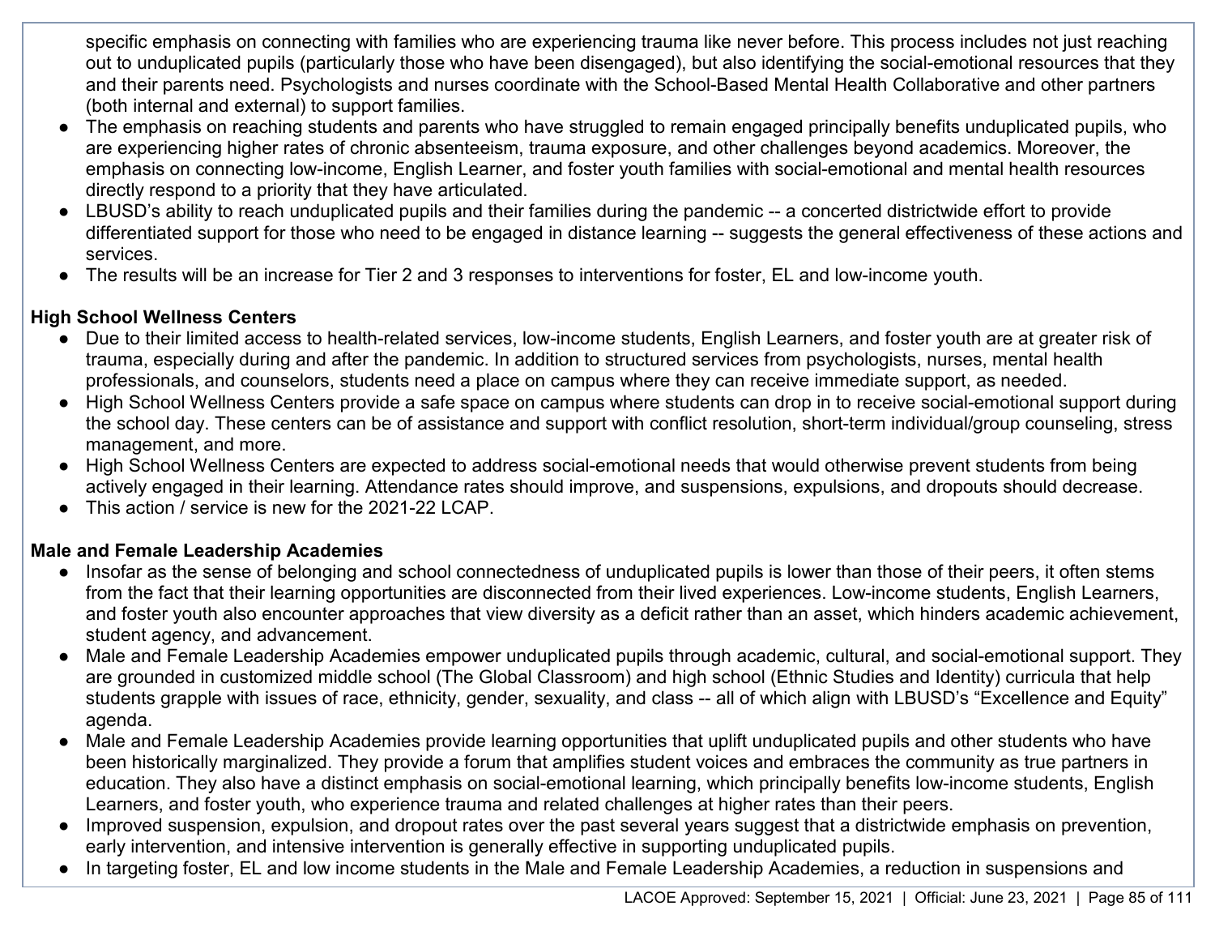specific emphasis on connecting with families who are experiencing trauma like never before. This process includes not just reaching out to unduplicated pupils (particularly those who have been disengaged), but also identifying the social-emotional resources that they and their parents need. Psychologists and nurses coordinate with the School-Based Mental Health Collaborative and other partners (both internal and external) to support families.

- The emphasis on reaching students and parents who have struggled to remain engaged principally benefits unduplicated pupils, who are experiencing higher rates of chronic absenteeism, trauma exposure, and other challenges beyond academics. Moreover, the emphasis on connecting low-income, English Learner, and foster youth families with social-emotional and mental health resources directly respond to a priority that they have articulated.
- LBUSD's ability to reach unduplicated pupils and their families during the pandemic -- a concerted districtwide effort to provide differentiated support for those who need to be engaged in distance learning -- suggests the general effectiveness of these actions and services.
- The results will be an increase for Tier 2 and 3 responses to interventions for foster, EL and low-income youth.

**High School Wellness Centers**

- Due to their limited access to health-related services, low-income students, English Learners, and foster youth are at greater risk of trauma, especially during and after the pandemic. In addition to structured services from psychologists, nurses, mental health professionals, and counselors, students need a place on campus where they can receive immediate support, as needed.
- High School Wellness Centers provide a safe space on campus where students can drop in to receive social-emotional support during the school day. These centers can be of assistance and support with conflict resolution, short-term individual/group counseling, stress management, and more.
- High School Wellness Centers are expected to address social-emotional needs that would otherwise prevent students from being actively engaged in their learning. Attendance rates should improve, and suspensions, expulsions, and dropouts should decrease.
- This action / service is new for the 2021-22 LCAP.

**Male and Female Leadership Academies**

- Insofar as the sense of belonging and school connectedness of unduplicated pupils is lower than those of their peers, it often stems from the fact that their learning opportunities are disconnected from their lived experiences. Low-income students, English Learners, and foster youth also encounter approaches that view diversity as a deficit rather than an asset, which hinders academic achievement, student agency, and advancement.
- Male and Female Leadership Academies empower unduplicated pupils through academic, cultural, and social-emotional support. They are grounded in customized middle school (The Global Classroom) and high school (Ethnic Studies and Identity) curricula that help students grapple with issues of race, ethnicity, gender, sexuality, and class -- all of which align with LBUSD's "Excellence and Equity" agenda.
- Male and Female Leadership Academies provide learning opportunities that uplift unduplicated pupils and other students who have been historically marginalized. They provide a forum that amplifies student voices and embraces the community as true partners in education. They also have a distinct emphasis on social-emotional learning, which principally benefits low-income students, English Learners, and foster youth, who experience trauma and related challenges at higher rates than their peers.
- Improved suspension, expulsion, and dropout rates over the past several years suggest that a districtwide emphasis on prevention, early intervention, and intensive intervention is generally effective in supporting unduplicated pupils.
- In targeting foster, EL and low income students in the Male and Female Leadership Academies, a reduction in suspensions and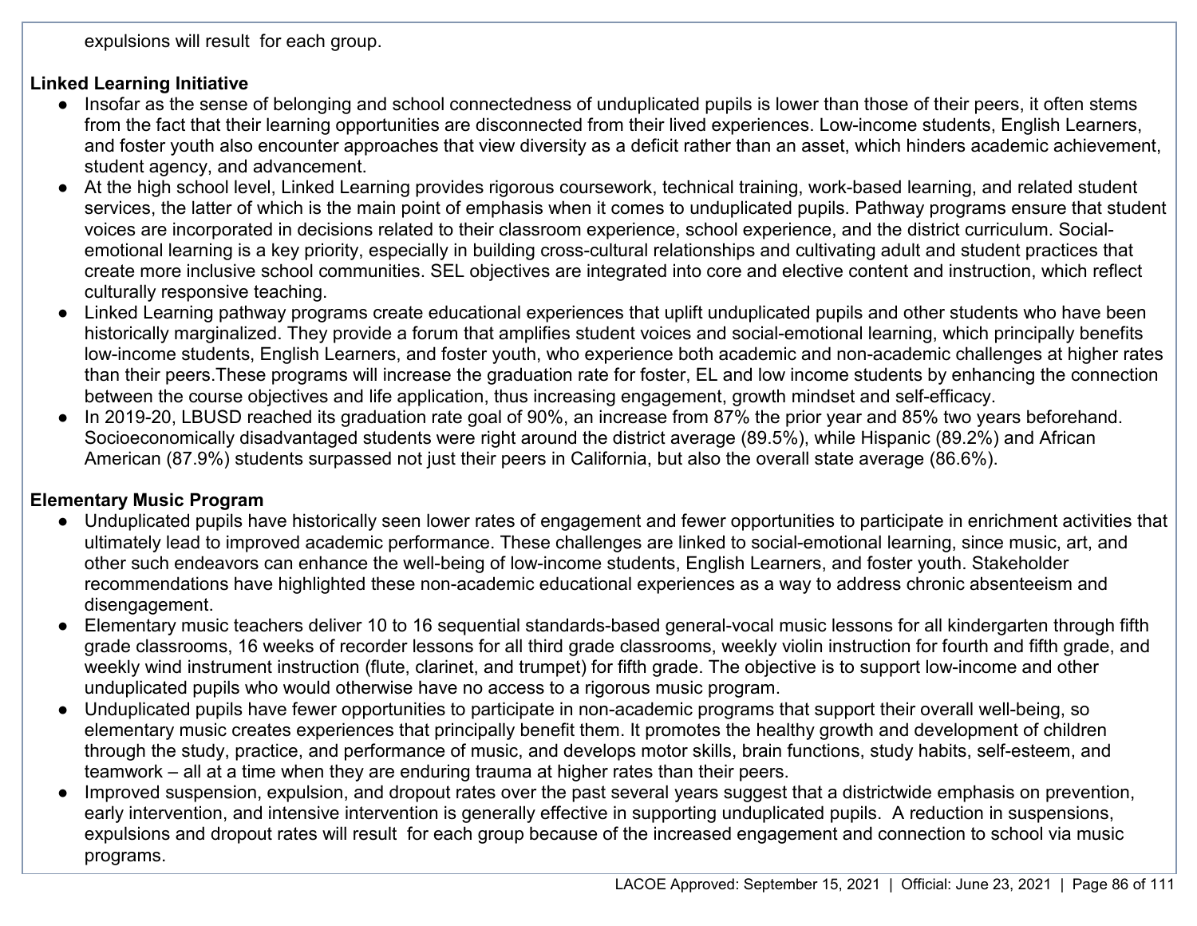expulsions will result  for each group.

**Linked Learning Initiative**

- Insofar as the sense of belonging and school connectedness of unduplicated pupils is lower than those of their peers, it often stems from the fact that their learning opportunities are disconnected from their lived experiences. Low-income students, English Learners, and foster youth also encounter approaches that view diversity as a deficit rather than an asset, which hinders academic achievement, student agency, and advancement.
- At the high school level, Linked Learning provides rigorous coursework, technical training, work-based learning, and related student services, the latter of which is the main point of emphasis when it comes to unduplicated pupils. Pathway programs ensure that student voices are incorporated in decisions related to their classroom experience, school experience, and the district curriculum. Social-emotional learning is a key priority, especially in building cross-cultural relationships and cultivating adult and student practices that create more inclusive school communities. SEL objectives are integrated into core and elective content and instruction, which reflect culturally responsive teaching.
- Linked Learning pathway programs create educational experiences that uplift unduplicated pupils and other students who have been historically marginalized. They provide a forum that amplifies student voices and social-emotional learning, which principally benefits low-income students, English Learners, and foster youth, who experience both academic and non-academic challenges at higher rates than their peers.These programs will increase the graduation rate for foster, EL and low income students by enhancing the connection between the course objectives and life application, thus increasing engagement, growth mindset and self-efficacy.
- In 2019-20, LBUSD reached its graduation rate goal of 90%, an increase from 87% the prior year and 85% two years beforehand. Socioeconomically disadvantaged students were right around the district average (89.5%), while Hispanic (89.2%) and African American (87.9%) students surpassed not just their peers in California, but also the overall state average (86.6%).

**Elementary Music Program**

- Unduplicated pupils have historically seen lower rates of engagement and fewer opportunities to participate in enrichment activities that ultimately lead to improved academic performance. These challenges are linked to social-emotional learning, since music, art, and other such endeavors can enhance the well-being of low-income students, English Learners, and foster youth. Stakeholder recommendations have highlighted these non-academic educational experiences as a way to address chronic absenteeism and disengagement.
- Elementary music teachers deliver 10 to 16 sequential standards-based general-vocal music lessons for all kindergarten through fifth grade classrooms, 16 weeks of recorder lessons for all third grade classrooms, weekly violin instruction for fourth and fifth grade, and weekly wind instrument instruction (flute, clarinet, and trumpet) for fifth grade. The objective is to support low-income and other unduplicated pupils who would otherwise have no access to a rigorous music program.
- Unduplicated pupils have fewer opportunities to participate in non-academic programs that support their overall well-being, so elementary music creates experiences that principally benefit them. It promotes the healthy growth and development of children through the study, practice, and performance of music, and develops motor skills, brain functions, study habits, self-esteem, and teamwork – all at a time when they are enduring trauma at higher rates than their peers.
- Improved suspension, expulsion, and dropout rates over the past several years suggest that a districtwide emphasis on prevention, early intervention, and intensive intervention is generally effective in supporting unduplicated pupils.  A reduction in suspensions, expulsions and dropout rates will result  for each group because of the increased engagement and connection to school via music programs.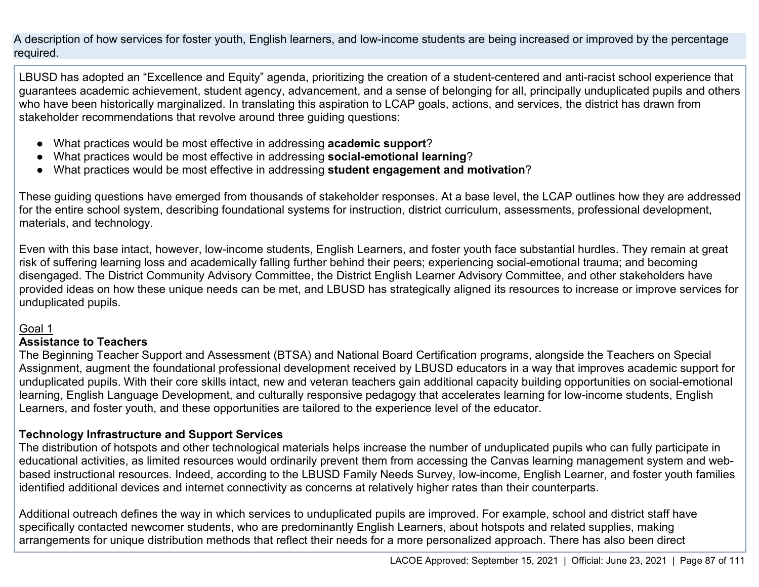A description of how services for foster youth, English learners, and low-income students are being increased or improved by the percentage required.

LBUSD has adopted an "Excellence and Equity" agenda, prioritizing the creation of a student-centered and anti-racist school experience that guarantees academic achievement, student agency, advancement, and a sense of belonging for all, principally unduplicated pupils and others who have been historically marginalized. In translating this aspiration to LCAP goals, actions, and services, the district has drawn from stakeholder recommendations that revolve around three guiding questions:

- What practices would be most effective in addressing **academic support**?
- What practices would be most effective in addressing **social-emotional learning**?
- What practices would be most effective in addressing **student engagement and motivation**?

These guiding questions have emerged from thousands of stakeholder responses. At a base level, the LCAP outlines how they are addressed for the entire school system, describing foundational systems for instruction, district curriculum, assessments, professional development, materials, and technology.

Even with this base intact, however, low-income students, English Learners, and foster youth face substantial hurdles. They remain at great risk of suffering learning loss and academically falling further behind their peers; experiencing social-emotional trauma; and becoming disengaged. The District Community Advisory Committee, the District English Learner Advisory Committee, and other stakeholders have provided ideas on how these unique needs can be met, and LBUSD has strategically aligned its resources to increase or improve services for unduplicated pupils.

<u>Goal 1</u>

**Assistance to Teachers**

The Beginning Teacher Support and Assessment (BTSA) and National Board Certification programs, alongside the Teachers on Special Assignment, augment the foundational professional development received by LBUSD educators in a way that improves academic support for unduplicated pupils. With their core skills intact, new and veteran teachers gain additional capacity building opportunities on social-emotional learning, English Language Development, and culturally responsive pedagogy that accelerates learning for low-income students, English Learners, and foster youth, and these opportunities are tailored to the experience level of the educator.

**Technology Infrastructure and Support Services**

The distribution of hotspots and other technological materials helps increase the number of unduplicated pupils who can fully participate in educational activities, as limited resources would ordinarily prevent them from accessing the Canvas learning management system and web-based instructional resources. Indeed, according to the LBUSD Family Needs Survey, low-income, English Learner, and foster youth families identified additional devices and internet connectivity as concerns at relatively higher rates than their counterparts.

Additional outreach defines the way in which services to unduplicated pupils are improved. For example, school and district staff have specifically contacted newcomer students, who are predominantly English Learners, about hotspots and related supplies, making arrangements for unique distribution methods that reflect their needs for a more personalized approach. There has also been direct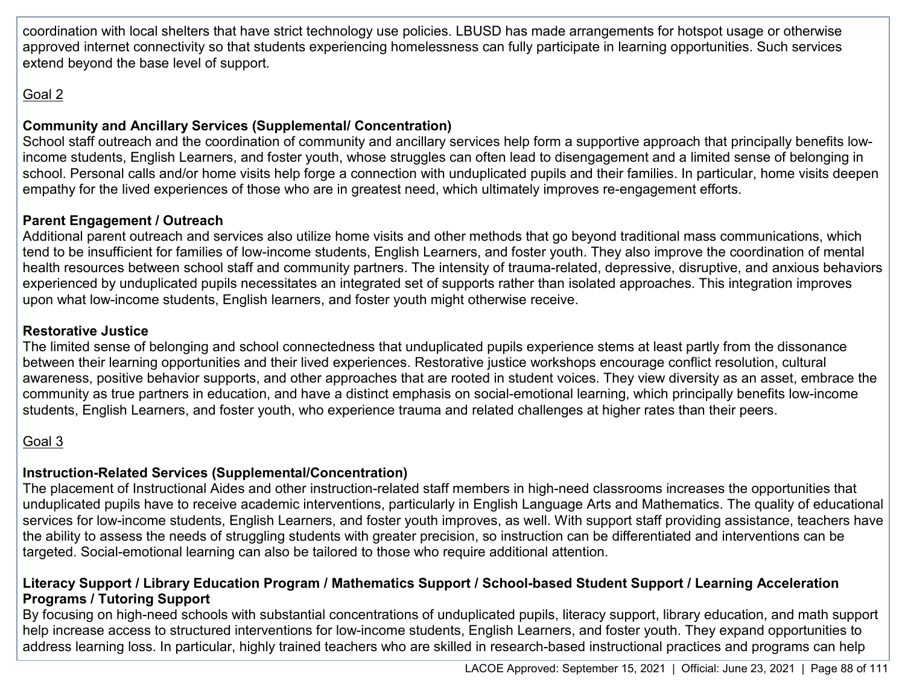coordination with local shelters that have strict technology use policies. LBUSD has made arrangements for hotspot usage or otherwise approved internet connectivity so that students experiencing homelessness can fully participate in learning opportunities. Such services extend beyond the base level of support.

<u>Goal 2</u>

**Community and Ancillary Services (Supplemental/ Concentration)**
School staff outreach and the coordination of community and ancillary services help form a supportive approach that principally benefits low-income students, English Learners, and foster youth, whose struggles can often lead to disengagement and a limited sense of belonging in school. Personal calls and/or home visits help forge a connection with unduplicated pupils and their families. In particular, home visits deepen empathy for the lived experiences of those who are in greatest need, which ultimately improves re-engagement efforts.

**Parent Engagement / Outreach**
Additional parent outreach and services also utilize home visits and other methods that go beyond traditional mass communications, which tend to be insufficient for families of low-income students, English Learners, and foster youth. They also improve the coordination of mental health resources between school staff and community partners. The intensity of trauma-related, depressive, disruptive, and anxious behaviors experienced by unduplicated pupils necessitates an integrated set of supports rather than isolated approaches. This integration improves upon what low-income students, English learners, and foster youth might otherwise receive.

**Restorative Justice**
The limited sense of belonging and school connectedness that unduplicated pupils experience stems at least partly from the dissonance between their learning opportunities and their lived experiences. Restorative justice workshops encourage conflict resolution, cultural awareness, positive behavior supports, and other approaches that are rooted in student voices. They view diversity as an asset, embrace the community as true partners in education, and have a distinct emphasis on social-emotional learning, which principally benefits low-income students, English Learners, and foster youth, who experience trauma and related challenges at higher rates than their peers.

<u>Goal 3</u>

**Instruction-Related Services (Supplemental/Concentration)**
The placement of Instructional Aides and other instruction-related staff members in high-need classrooms increases the opportunities that unduplicated pupils have to receive academic interventions, particularly in English Language Arts and Mathematics. The quality of educational services for low-income students, English Learners, and foster youth improves, as well. With support staff providing assistance, teachers have the ability to assess the needs of struggling students with greater precision, so instruction can be differentiated and interventions can be targeted. Social-emotional learning can also be tailored to those who require additional attention.

**Literacy Support / Library Education Program / Mathematics Support / School-based Student Support / Learning Acceleration Programs / Tutoring Support**
By focusing on high-need schools with substantial concentrations of unduplicated pupils, literacy support, library education, and math support help increase access to structured interventions for low-income students, English Learners, and foster youth. They expand opportunities to address learning loss. In particular, highly trained teachers who are skilled in research-based instructional practices and programs can help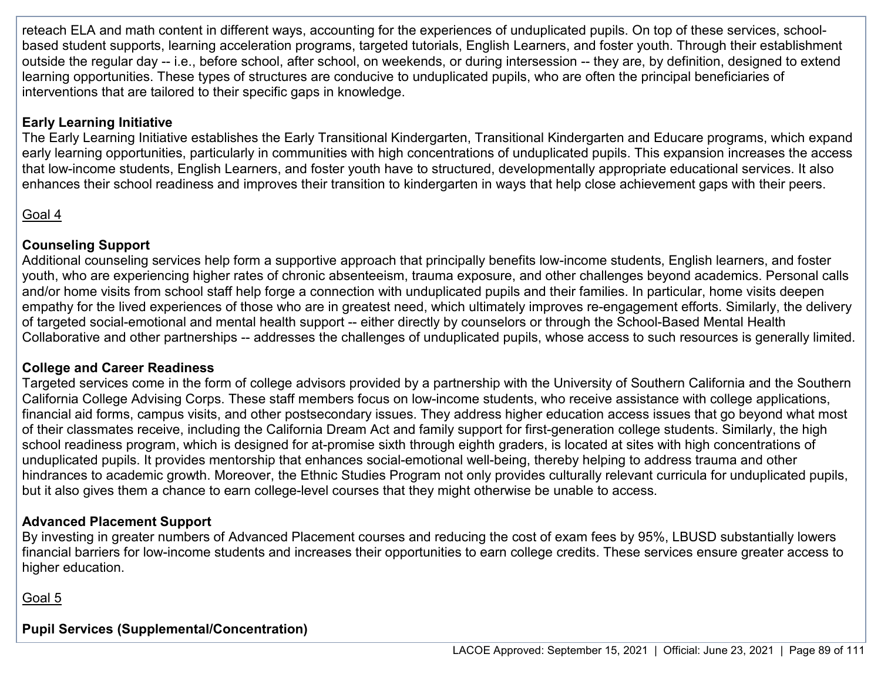reteach ELA and math content in different ways, accounting for the experiences of unduplicated pupils. On top of these services, school-based student supports, learning acceleration programs, targeted tutorials, English Learners, and foster youth. Through their establishment outside the regular day -- i.e., before school, after school, on weekends, or during intersession -- they are, by definition, designed to extend learning opportunities. These types of structures are conducive to unduplicated pupils, who are often the principal beneficiaries of interventions that are tailored to their specific gaps in knowledge.

**Early Learning Initiative**
The Early Learning Initiative establishes the Early Transitional Kindergarten, Transitional Kindergarten and Educare programs, which expand early learning opportunities, particularly in communities with high concentrations of unduplicated pupils. This expansion increases the access that low-income students, English Learners, and foster youth have to structured, developmentally appropriate educational services. It also enhances their school readiness and improves their transition to kindergarten in ways that help close achievement gaps with their peers.

Goal 4

**Counseling Support**
Additional counseling services help form a supportive approach that principally benefits low-income students, English learners, and foster youth, who are experiencing higher rates of chronic absenteeism, trauma exposure, and other challenges beyond academics. Personal calls and/or home visits from school staff help forge a connection with unduplicated pupils and their families. In particular, home visits deepen empathy for the lived experiences of those who are in greatest need, which ultimately improves re-engagement efforts. Similarly, the delivery of targeted social-emotional and mental health support -- either directly by counselors or through the School-Based Mental Health Collaborative and other partnerships -- addresses the challenges of unduplicated pupils, whose access to such resources is generally limited.

**College and Career Readiness**
Targeted services come in the form of college advisors provided by a partnership with the University of Southern California and the Southern California College Advising Corps. These staff members focus on low-income students, who receive assistance with college applications, financial aid forms, campus visits, and other postsecondary issues. They address higher education access issues that go beyond what most of their classmates receive, including the California Dream Act and family support for first-generation college students. Similarly, the high school readiness program, which is designed for at-promise sixth through eighth graders, is located at sites with high concentrations of unduplicated pupils. It provides mentorship that enhances social-emotional well-being, thereby helping to address trauma and other hindrances to academic growth. Moreover, the Ethnic Studies Program not only provides culturally relevant curricula for unduplicated pupils, but it also gives them a chance to earn college-level courses that they might otherwise be unable to access.

**Advanced Placement Support**
By investing in greater numbers of Advanced Placement courses and reducing the cost of exam fees by 95%, LBUSD substantially lowers financial barriers for low-income students and increases their opportunities to earn college credits. These services ensure greater access to higher education.

Goal 5

**Pupil Services (Supplemental/Concentration)**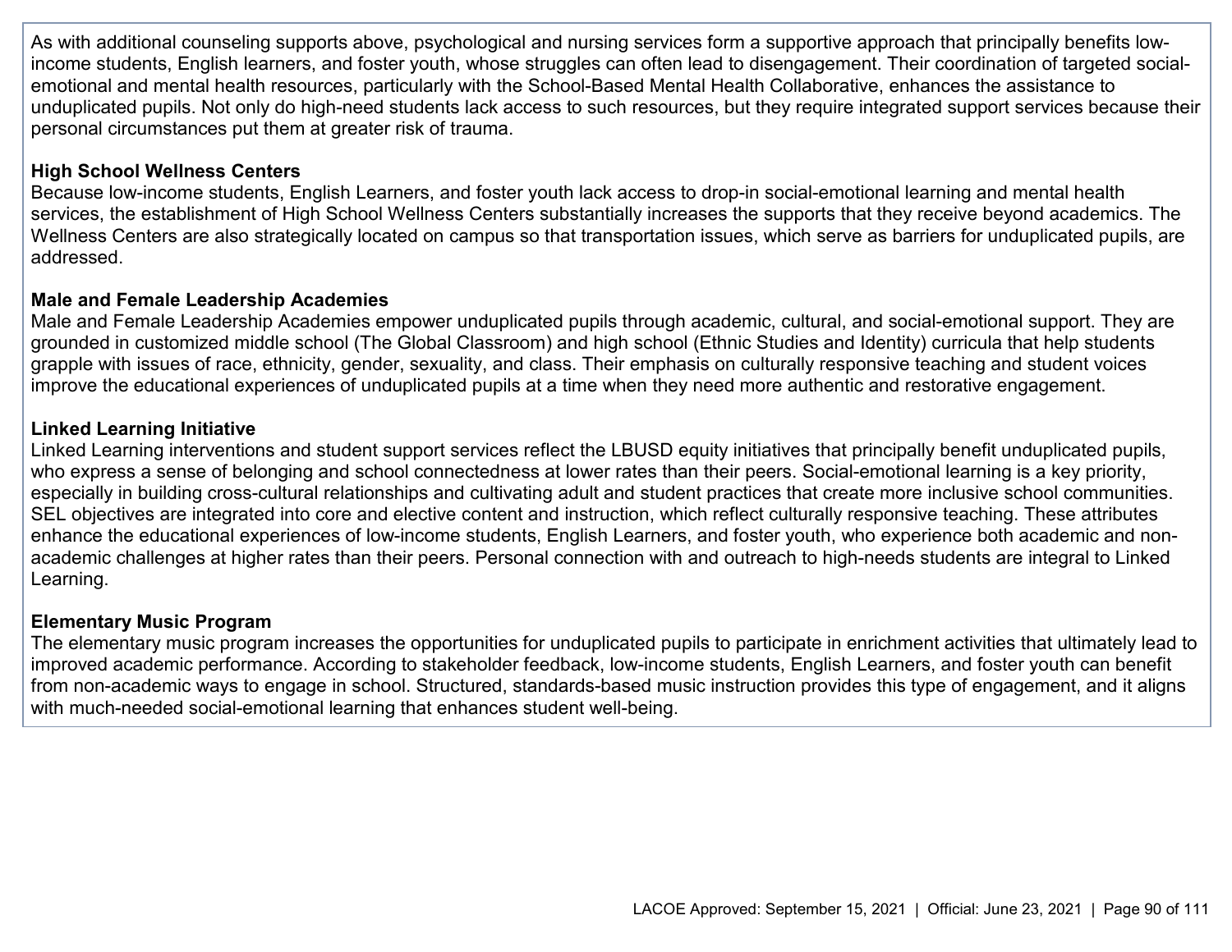As with additional counseling supports above, psychological and nursing services form a supportive approach that principally benefits low-income students, English learners, and foster youth, whose struggles can often lead to disengagement. Their coordination of targeted social-emotional and mental health resources, particularly with the School-Based Mental Health Collaborative, enhances the assistance to unduplicated pupils. Not only do high-need students lack access to such resources, but they require integrated support services because their personal circumstances put them at greater risk of trauma.

**High School Wellness Centers**
Because low-income students, English Learners, and foster youth lack access to drop-in social-emotional learning and mental health services, the establishment of High School Wellness Centers substantially increases the supports that they receive beyond academics. The Wellness Centers are also strategically located on campus so that transportation issues, which serve as barriers for unduplicated pupils, are addressed.

**Male and Female Leadership Academies**
Male and Female Leadership Academies empower unduplicated pupils through academic, cultural, and social-emotional support. They are grounded in customized middle school (The Global Classroom) and high school (Ethnic Studies and Identity) curricula that help students grapple with issues of race, ethnicity, gender, sexuality, and class. Their emphasis on culturally responsive teaching and student voices improve the educational experiences of unduplicated pupils at a time when they need more authentic and restorative engagement.

**Linked Learning Initiative**
Linked Learning interventions and student support services reflect the LBUSD equity initiatives that principally benefit unduplicated pupils, who express a sense of belonging and school connectedness at lower rates than their peers. Social-emotional learning is a key priority, especially in building cross-cultural relationships and cultivating adult and student practices that create more inclusive school communities. SEL objectives are integrated into core and elective content and instruction, which reflect culturally responsive teaching. These attributes enhance the educational experiences of low-income students, English Learners, and foster youth, who experience both academic and non-academic challenges at higher rates than their peers. Personal connection with and outreach to high-needs students are integral to Linked Learning.

**Elementary Music Program**
The elementary music program increases the opportunities for unduplicated pupils to participate in enrichment activities that ultimately lead to improved academic performance. According to stakeholder feedback, low-income students, English Learners, and foster youth can benefit from non-academic ways to engage in school. Structured, standards-based music instruction provides this type of engagement, and it aligns with much-needed social-emotional learning that enhances student well-being.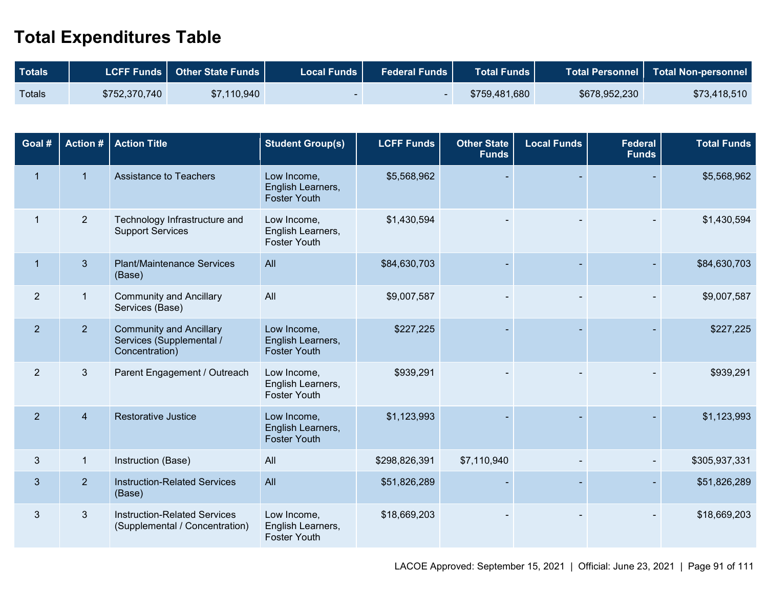# Total Expenditures Table

| Totals | LCFF Funds | Other State Funds | Local Funds | Federal Funds | Total Funds | Total Personnel | Total Non-personnel |
|---|---|---|---|---|---|---|---|
| Totals | $752,370,740 | $7,110,940 | - | - | $759,481,680 | $678,952,230 | $73,418,510 |

| Goal # | Action # | Action Title | Student Group(s) | LCFF Funds | Other State Funds | Local Funds | Federal Funds | Total Funds |
|---|---|---|---|---|---|---|---|---|
| 1 | 1 | Assistance to Teachers | Low Income, English Learners, Foster Youth | $5,568,962 | - | - | - | $5,568,962 |
| 1 | 2 | Technology Infrastructure and Support Services | Low Income, English Learners, Foster Youth | $1,430,594 | - | - | - | $1,430,594 |
| 1 | 3 | Plant/Maintenance Services (Base) | All | $84,630,703 | - | - | - | $84,630,703 |
| 2 | 1 | Community and Ancillary Services (Base) | All | $9,007,587 | - | - | - | $9,007,587 |
| 2 | 2 | Community and Ancillary Services (Supplemental / Concentration) | Low Income, English Learners, Foster Youth | $227,225 | - | - | - | $227,225 |
| 2 | 3 | Parent Engagement / Outreach | Low Income, English Learners, Foster Youth | $939,291 | - | - | - | $939,291 |
| 2 | 4 | Restorative Justice | Low Income, English Learners, Foster Youth | $1,123,993 | - | - | - | $1,123,993 |
| 3 | 1 | Instruction (Base) | All | $298,826,391 | $7,110,940 | - | - | $305,937,331 |
| 3 | 2 | Instruction-Related Services (Base) | All | $51,826,289 | - | - | - | $51,826,289 |
| 3 | 3 | Instruction-Related Services (Supplemental / Concentration) | Low Income, English Learners, Foster Youth | $18,669,203 | - | - | - | $18,669,203 |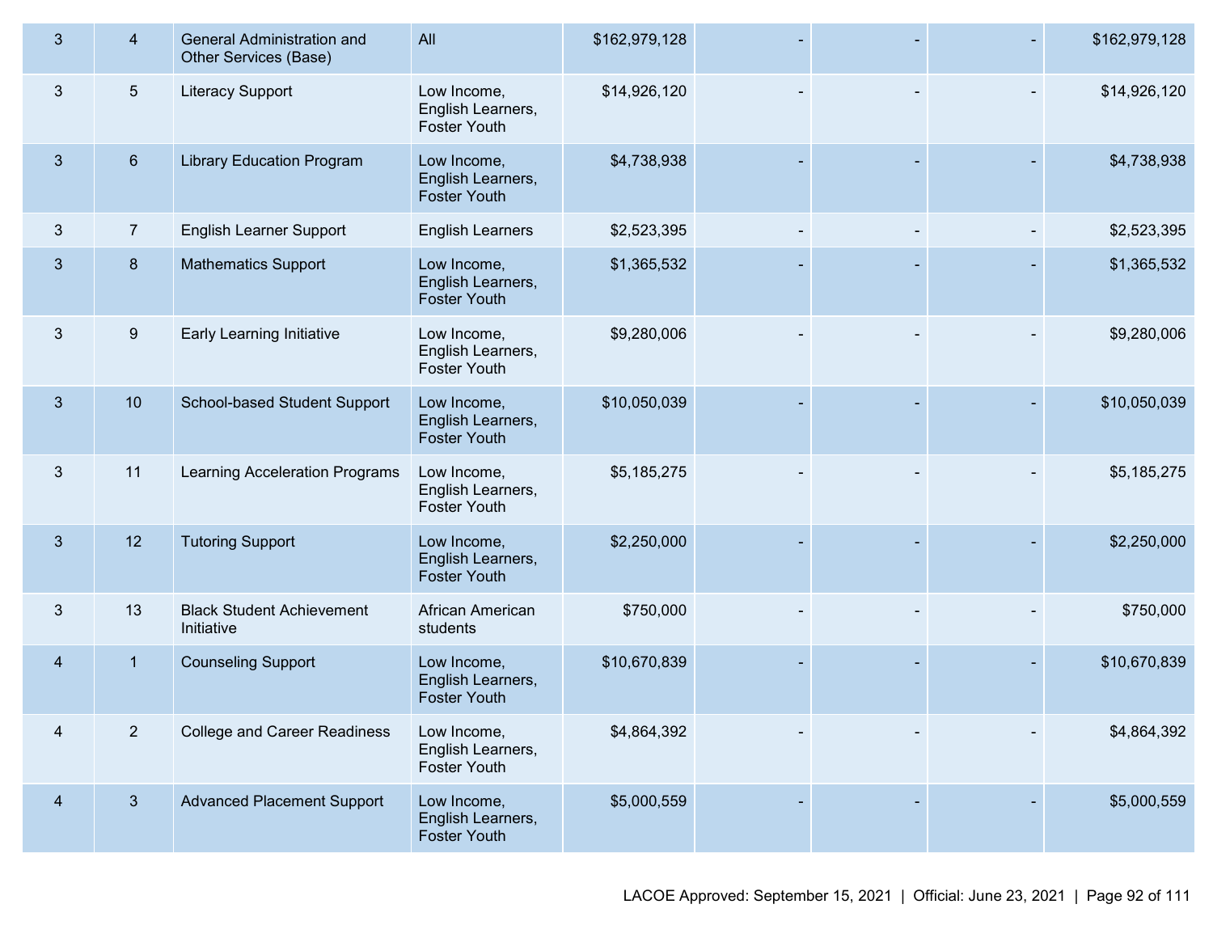| | | | | | | | | |
|---|---|---|---|---|---|---|---|---|
| 3 | 4 | General Administration and Other Services (Base) | All | $162,979,128 | - | - | - | $162,979,128 |
| 3 | 5 | Literacy Support | Low Income, English Learners, Foster Youth | $14,926,120 | - | - | - | $14,926,120 |
| 3 | 6 | Library Education Program | Low Income, English Learners, Foster Youth | $4,738,938 | - | - | - | $4,738,938 |
| 3 | 7 | English Learner Support | English Learners | $2,523,395 | - | - | - | $2,523,395 |
| 3 | 8 | Mathematics Support | Low Income, English Learners, Foster Youth | $1,365,532 | - | - | - | $1,365,532 |
| 3 | 9 | Early Learning Initiative | Low Income, English Learners, Foster Youth | $9,280,006 | - | - | - | $9,280,006 |
| 3 | 10 | School-based Student Support | Low Income, English Learners, Foster Youth | $10,050,039 | - | - | - | $10,050,039 |
| 3 | 11 | Learning Acceleration Programs | Low Income, English Learners, Foster Youth | $5,185,275 | - | - | - | $5,185,275 |
| 3 | 12 | Tutoring Support | Low Income, English Learners, Foster Youth | $2,250,000 | - | - | - | $2,250,000 |
| 3 | 13 | Black Student Achievement Initiative | African American students | $750,000 | - | - | - | $750,000 |
| 4 | 1 | Counseling Support | Low Income, English Learners, Foster Youth | $10,670,839 | - | - | - | $10,670,839 |
| 4 | 2 | College and Career Readiness | Low Income, English Learners, Foster Youth | $4,864,392 | - | - | - | $4,864,392 |
| 4 | 3 | Advanced Placement Support | Low Income, English Learners, Foster Youth | $5,000,559 | - | - | - | $5,000,559 |

LACOE Approved: September 15, 2021 | Official: June 23, 2021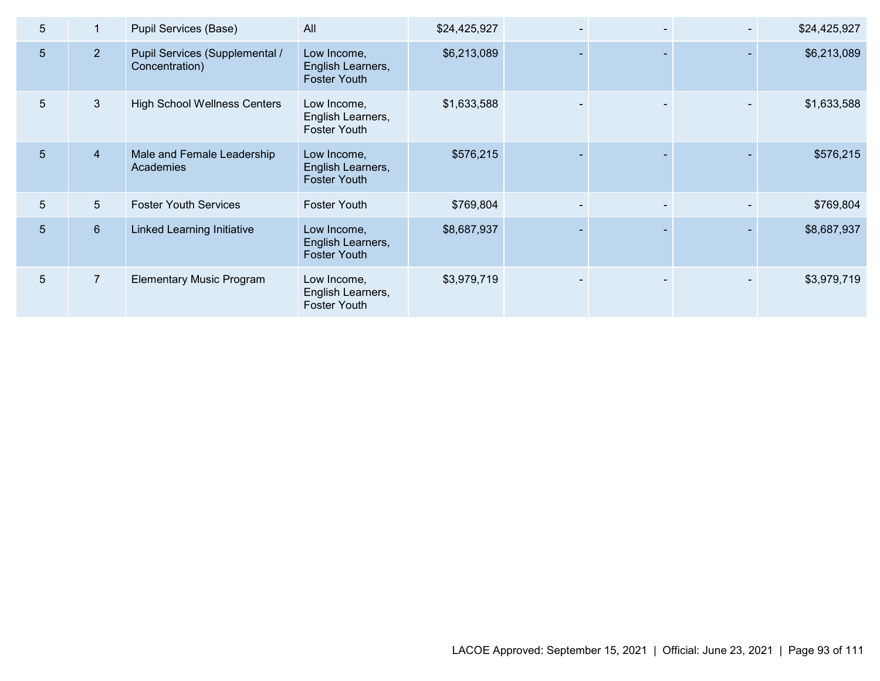| | | | | | | | | |
|---|---|---|---|---|---|---|---|---|
| 5 | 1 | Pupil Services (Base) | All | $24,425,927 | - | - | - | $24,425,927 |
| 5 | 2 | Pupil Services (Supplemental / Concentration) | Low Income, English Learners, Foster Youth | $6,213,089 | - | - | - | $6,213,089 |
| 5 | 3 | High School Wellness Centers | Low Income, English Learners, Foster Youth | $1,633,588 | - | - | - | $1,633,588 |
| 5 | 4 | Male and Female Leadership Academies | Low Income, English Learners, Foster Youth | $576,215 | - | - | - | $576,215 |
| 5 | 5 | Foster Youth Services | Foster Youth | $769,804 | - | - | - | $769,804 |
| 5 | 6 | Linked Learning Initiative | Low Income, English Learners, Foster Youth | $8,687,937 | - | - | - | $8,687,937 |
| 5 | 7 | Elementary Music Program | Low Income, English Learners, Foster Youth | $3,979,719 | - | - | - | $3,979,719 |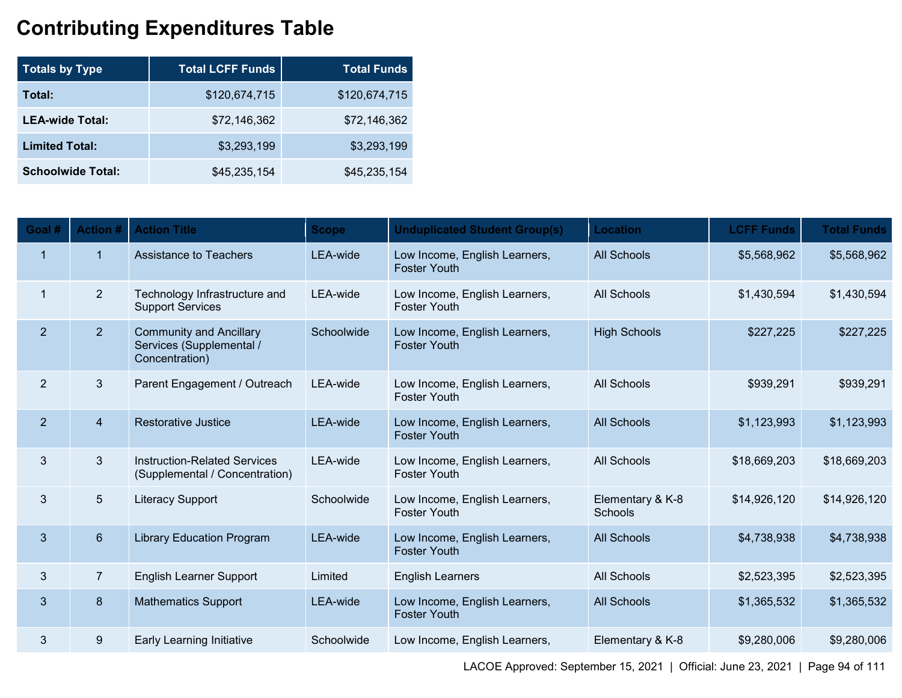# Contributing Expenditures Table

| Totals by Type | Total LCFF Funds | Total Funds |
|---|---|---|
| **Total:** | $120,674,715 | $120,674,715 |
| **LEA-wide Total:** | $72,146,362 | $72,146,362 |
| **Limited Total:** | $3,293,199 | $3,293,199 |
| **Schoolwide Total:** | $45,235,154 | $45,235,154 |

| Goal # | Action # | Action Title | Scope | Unduplicated Student Group(s) | Location | LCFF Funds | Total Funds |
|---|---|---|---|---|---|---|---|
| 1 | 1 | Assistance to Teachers | LEA-wide | Low Income, English Learners, Foster Youth | All Schools | $5,568,962 | $5,568,962 |
| 1 | 2 | Technology Infrastructure and Support Services | LEA-wide | Low Income, English Learners, Foster Youth | All Schools | $1,430,594 | $1,430,594 |
| 2 | 2 | Community and Ancillary Services (Supplemental / Concentration) | Schoolwide | Low Income, English Learners, Foster Youth | High Schools | $227,225 | $227,225 |
| 2 | 3 | Parent Engagement / Outreach | LEA-wide | Low Income, English Learners, Foster Youth | All Schools | $939,291 | $939,291 |
| 2 | 4 | Restorative Justice | LEA-wide | Low Income, English Learners, Foster Youth | All Schools | $1,123,993 | $1,123,993 |
| 3 | 3 | Instruction-Related Services (Supplemental / Concentration) | LEA-wide | Low Income, English Learners, Foster Youth | All Schools | $18,669,203 | $18,669,203 |
| 3 | 5 | Literacy Support | Schoolwide | Low Income, English Learners, Foster Youth | Elementary & K-8 Schools | $14,926,120 | $14,926,120 |
| 3 | 6 | Library Education Program | LEA-wide | Low Income, English Learners, Foster Youth | All Schools | $4,738,938 | $4,738,938 |
| 3 | 7 | English Learner Support | Limited | English Learners | All Schools | $2,523,395 | $2,523,395 |
| 3 | 8 | Mathematics Support | LEA-wide | Low Income, English Learners, Foster Youth | All Schools | $1,365,532 | $1,365,532 |
| 3 | 9 | Early Learning Initiative | Schoolwide | Low Income, English Learners, | Elementary & K-8 | $9,280,006 | $9,280,006 |

LACOE Approved: September 15, 2021 | Official: June 23, 2021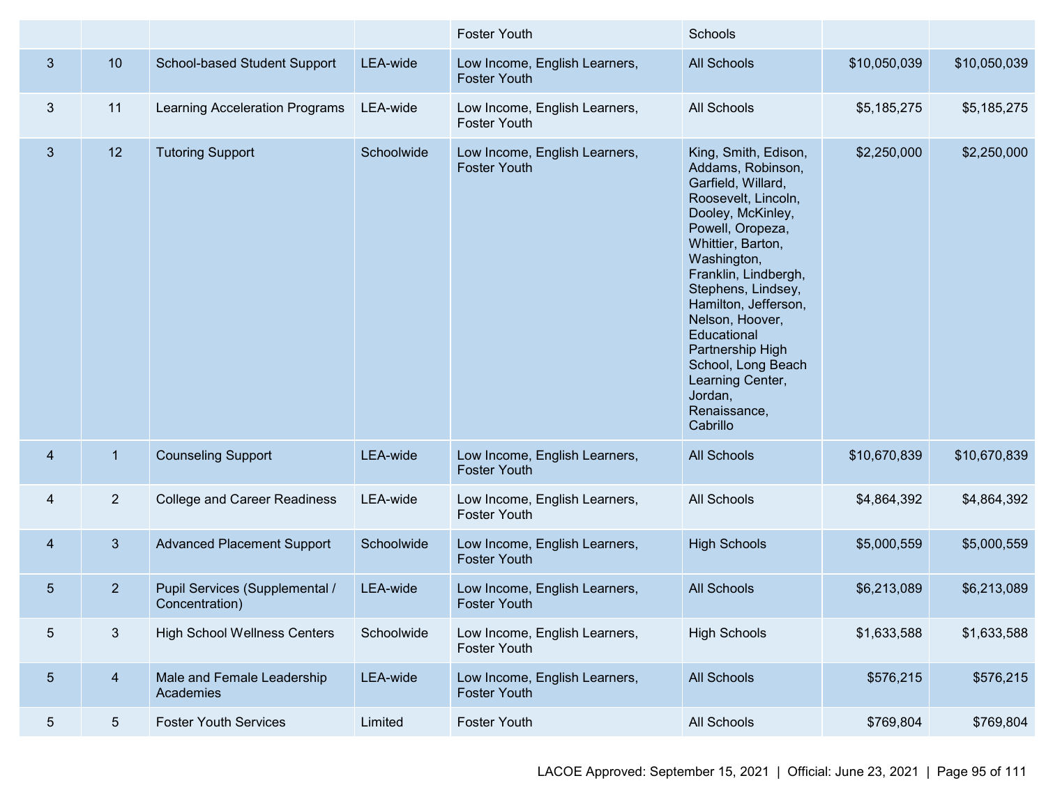| | | | | Foster Youth | Schools | | |
|---|---|---|---|---|---|---|---|
| 3 | 10 | School-based Student Support | LEA-wide | Low Income, English Learners, Foster Youth | All Schools | $10,050,039 | $10,050,039 |
| 3 | 11 | Learning Acceleration Programs | LEA-wide | Low Income, English Learners, Foster Youth | All Schools | $5,185,275 | $5,185,275 |
| 3 | 12 | Tutoring Support | Schoolwide | Low Income, English Learners, Foster Youth | King, Smith, Edison, Addams, Robinson, Garfield, Willard, Roosevelt, Lincoln, Dooley, McKinley, Powell, Oropeza, Whittier, Barton, Washington, Franklin, Lindbergh, Stephens, Lindsey, Hamilton, Jefferson, Nelson, Hoover, Educational Partnership High School, Long Beach Learning Center, Jordan, Renaissance, Cabrillo | $2,250,000 | $2,250,000 |
| 4 | 1 | Counseling Support | LEA-wide | Low Income, English Learners, Foster Youth | All Schools | $10,670,839 | $10,670,839 |
| 4 | 2 | College and Career Readiness | LEA-wide | Low Income, English Learners, Foster Youth | All Schools | $4,864,392 | $4,864,392 |
| 4 | 3 | Advanced Placement Support | Schoolwide | Low Income, English Learners, Foster Youth | High Schools | $5,000,559 | $5,000,559 |
| 5 | 2 | Pupil Services (Supplemental / Concentration) | LEA-wide | Low Income, English Learners, Foster Youth | All Schools | $6,213,089 | $6,213,089 |
| 5 | 3 | High School Wellness Centers | Schoolwide | Low Income, English Learners, Foster Youth | High Schools | $1,633,588 | $1,633,588 |
| 5 | 4 | Male and Female Leadership Academies | LEA-wide | Low Income, English Learners, Foster Youth | All Schools | $576,215 | $576,215 |
| 5 | 5 | Foster Youth Services | Limited | Foster Youth | All Schools | $769,804 | $769,804 |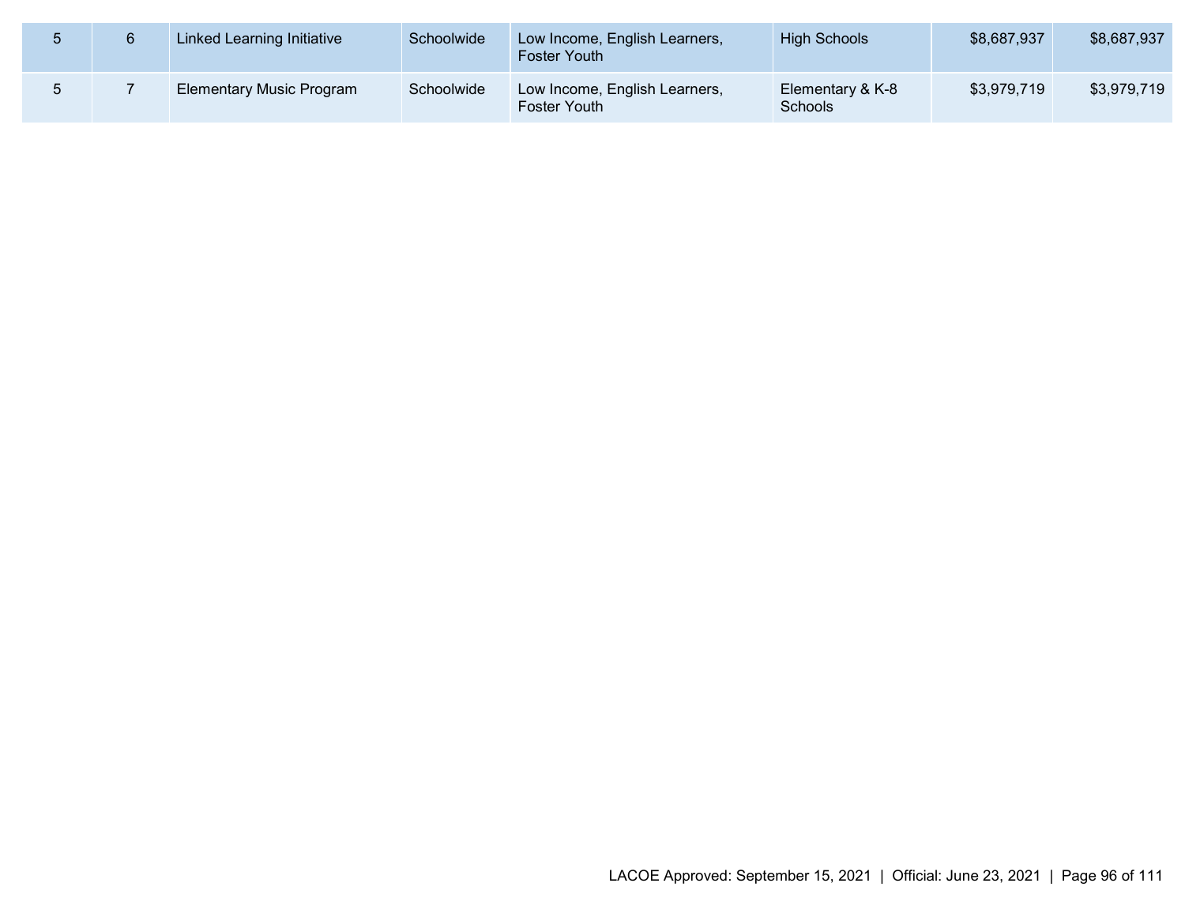| 5 | 6 | Linked Learning Initiative | Schoolwide | Low Income, English Learners, Foster Youth | High Schools | $8,687,937 | $8,687,937 |
|---|---|---|---|---|---|---|---|
| 5 | 7 | Elementary Music Program | Schoolwide | Low Income, English Learners, Foster Youth | Elementary & K-8 Schools | $3,979,719 | $3,979,719 |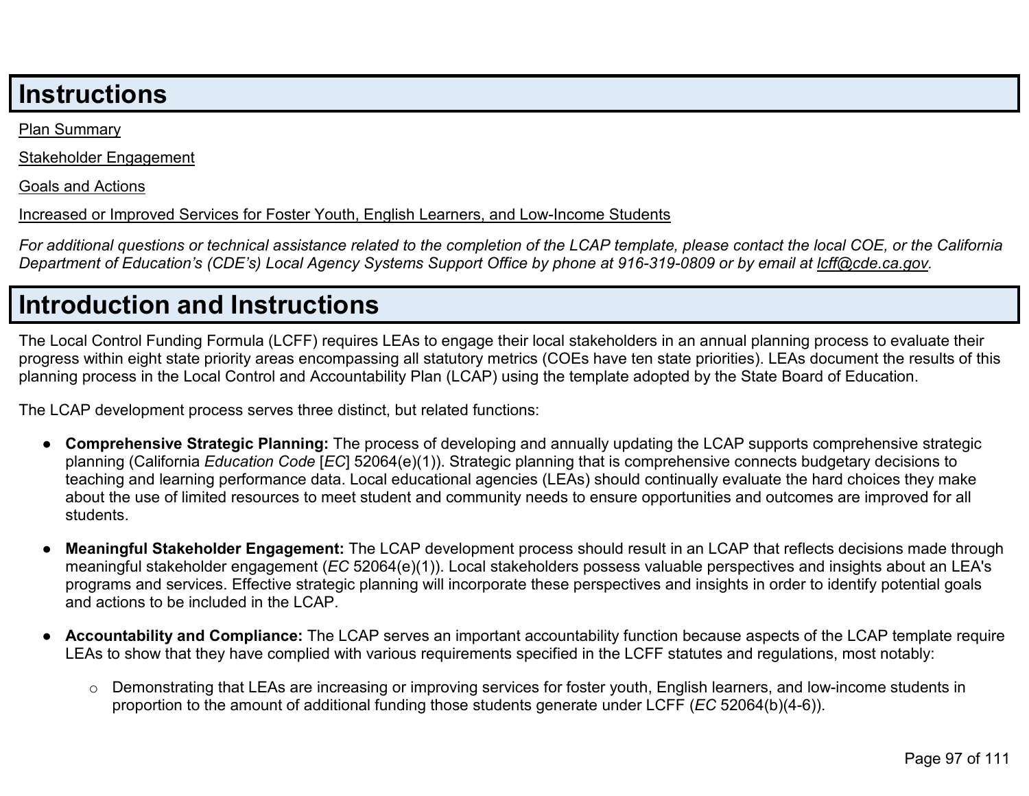# Instructions

Plan Summary

Stakeholder Engagement

Goals and Actions

Increased or Improved Services for Foster Youth, English Learners, and Low-Income Students

*For additional questions or technical assistance related to the completion of the LCAP template, please contact the local COE, or the California Department of Education's (CDE's) Local Agency Systems Support Office by phone at 916-319-0809 or by email at lcff@cde.ca.gov.*

# Introduction and Instructions

The Local Control Funding Formula (LCFF) requires LEAs to engage their local stakeholders in an annual planning process to evaluate their progress within eight state priority areas encompassing all statutory metrics (COEs have ten state priorities). LEAs document the results of this planning process in the Local Control and Accountability Plan (LCAP) using the template adopted by the State Board of Education.

The LCAP development process serves three distinct, but related functions:

- **Comprehensive Strategic Planning:** The process of developing and annually updating the LCAP supports comprehensive strategic planning (California *Education Code* [*EC*] 52064(e)(1)). Strategic planning that is comprehensive connects budgetary decisions to teaching and learning performance data. Local educational agencies (LEAs) should continually evaluate the hard choices they make about the use of limited resources to meet student and community needs to ensure opportunities and outcomes are improved for all students.

- **Meaningful Stakeholder Engagement:** The LCAP development process should result in an LCAP that reflects decisions made through meaningful stakeholder engagement (*EC* 52064(e)(1)). Local stakeholders possess valuable perspectives and insights about an LEA's programs and services. Effective strategic planning will incorporate these perspectives and insights in order to identify potential goals and actions to be included in the LCAP.

- **Accountability and Compliance:** The LCAP serves an important accountability function because aspects of the LCAP template require LEAs to show that they have complied with various requirements specified in the LCFF statutes and regulations, most notably:
    - Demonstrating that LEAs are increasing or improving services for foster youth, English learners, and low-income students in proportion to the amount of additional funding those students generate under LCFF (*EC* 52064(b)(4-6)).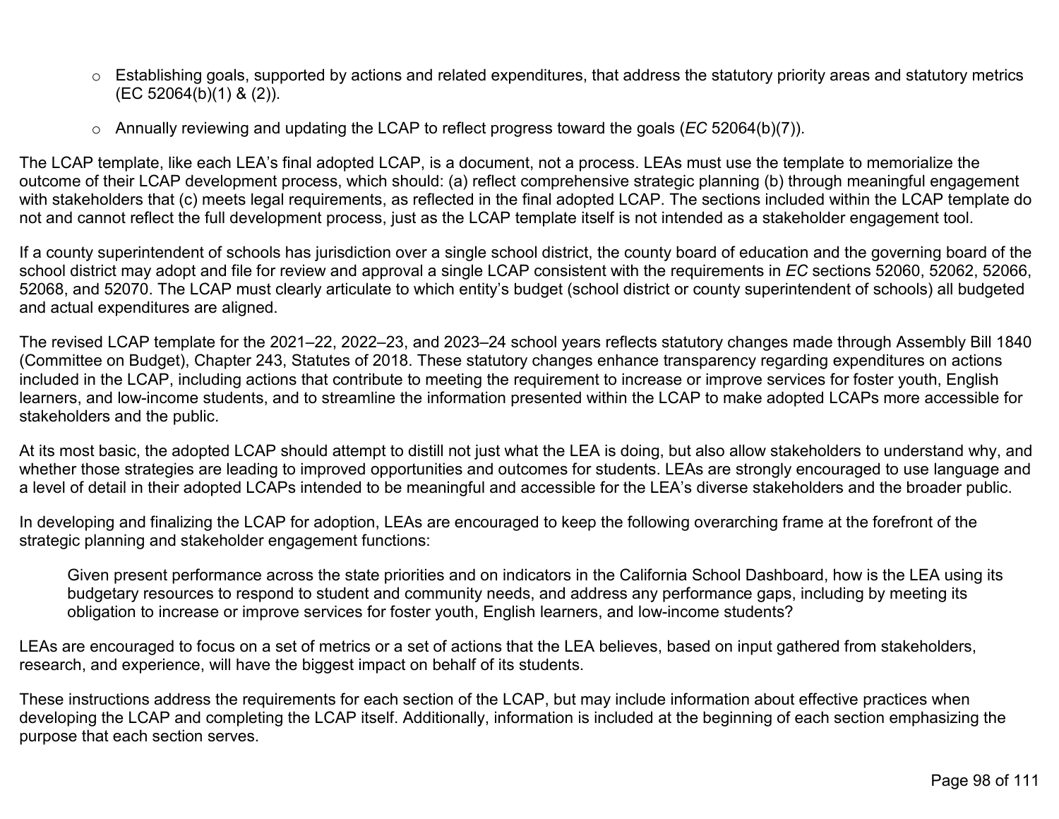- Establishing goals, supported by actions and related expenditures, that address the statutory priority areas and statutory metrics (EC 52064(b)(1) & (2)).
- Annually reviewing and updating the LCAP to reflect progress toward the goals (*EC* 52064(b)(7)).

The LCAP template, like each LEA's final adopted LCAP, is a document, not a process. LEAs must use the template to memorialize the outcome of their LCAP development process, which should: (a) reflect comprehensive strategic planning (b) through meaningful engagement with stakeholders that (c) meets legal requirements, as reflected in the final adopted LCAP. The sections included within the LCAP template do not and cannot reflect the full development process, just as the LCAP template itself is not intended as a stakeholder engagement tool.

If a county superintendent of schools has jurisdiction over a single school district, the county board of education and the governing board of the school district may adopt and file for review and approval a single LCAP consistent with the requirements in *EC* sections 52060, 52062, 52066, 52068, and 52070. The LCAP must clearly articulate to which entity's budget (school district or county superintendent of schools) all budgeted and actual expenditures are aligned.

The revised LCAP template for the 2021–22, 2022–23, and 2023–24 school years reflects statutory changes made through Assembly Bill 1840 (Committee on Budget), Chapter 243, Statutes of 2018. These statutory changes enhance transparency regarding expenditures on actions included in the LCAP, including actions that contribute to meeting the requirement to increase or improve services for foster youth, English learners, and low-income students, and to streamline the information presented within the LCAP to make adopted LCAPs more accessible for stakeholders and the public.

At its most basic, the adopted LCAP should attempt to distill not just what the LEA is doing, but also allow stakeholders to understand why, and whether those strategies are leading to improved opportunities and outcomes for students. LEAs are strongly encouraged to use language and a level of detail in their adopted LCAPs intended to be meaningful and accessible for the LEA's diverse stakeholders and the broader public.

In developing and finalizing the LCAP for adoption, LEAs are encouraged to keep the following overarching frame at the forefront of the strategic planning and stakeholder engagement functions:

> Given present performance across the state priorities and on indicators in the California School Dashboard, how is the LEA using its budgetary resources to respond to student and community needs, and address any performance gaps, including by meeting its obligation to increase or improve services for foster youth, English learners, and low-income students?

LEAs are encouraged to focus on a set of metrics or a set of actions that the LEA believes, based on input gathered from stakeholders, research, and experience, will have the biggest impact on behalf of its students.

These instructions address the requirements for each section of the LCAP, but may include information about effective practices when developing the LCAP and completing the LCAP itself. Additionally, information is included at the beginning of each section emphasizing the purpose that each section serves.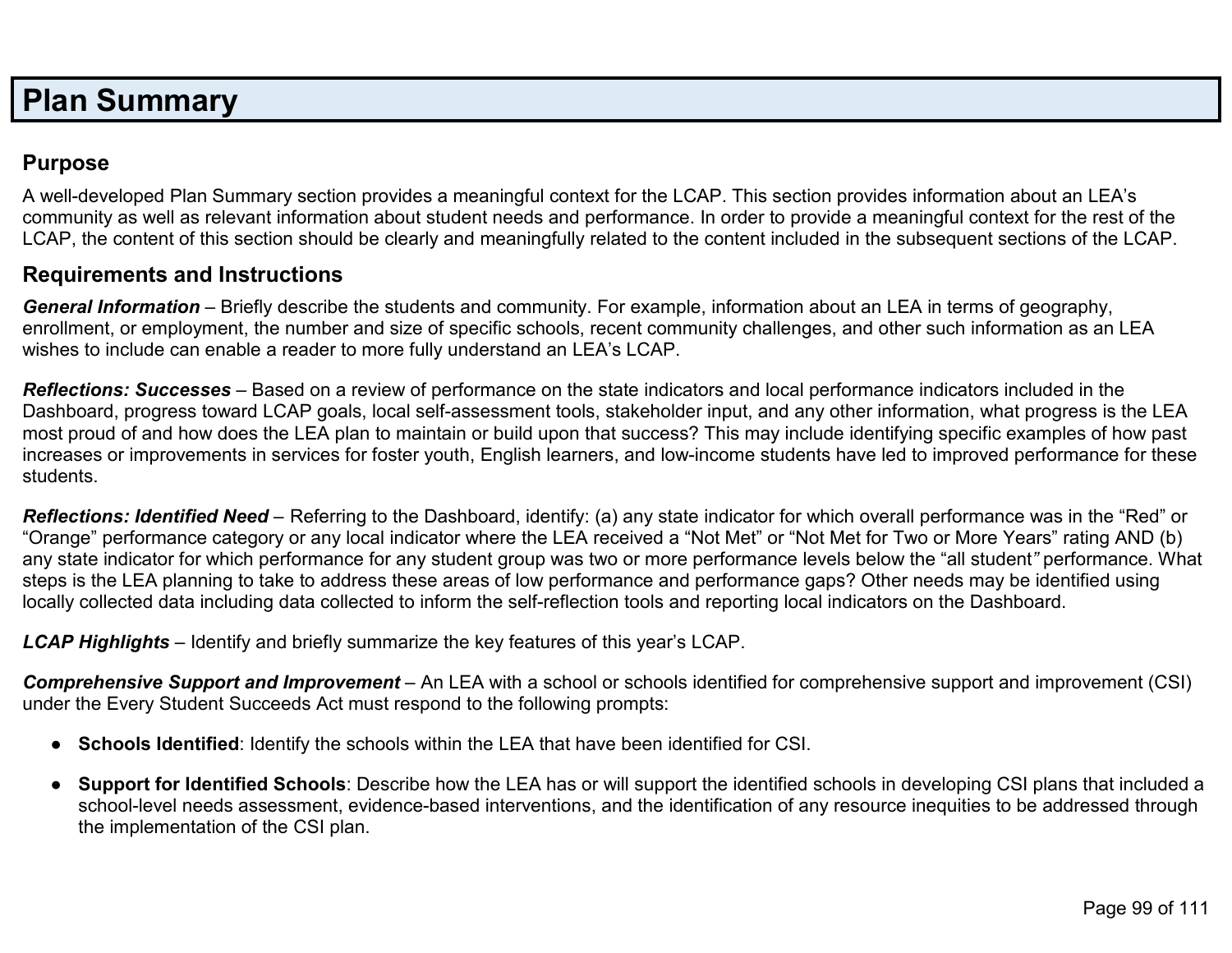# Plan Summary

## Purpose

A well-developed Plan Summary section provides a meaningful context for the LCAP. This section provides information about an LEA's community as well as relevant information about student needs and performance. In order to provide a meaningful context for the rest of the LCAP, the content of this section should be clearly and meaningfully related to the content included in the subsequent sections of the LCAP.

## Requirements and Instructions

***General Information*** – Briefly describe the students and community. For example, information about an LEA in terms of geography, enrollment, or employment, the number and size of specific schools, recent community challenges, and other such information as an LEA wishes to include can enable a reader to more fully understand an LEA's LCAP.

***Reflections: Successes*** – Based on a review of performance on the state indicators and local performance indicators included in the Dashboard, progress toward LCAP goals, local self-assessment tools, stakeholder input, and any other information, what progress is the LEA most proud of and how does the LEA plan to maintain or build upon that success? This may include identifying specific examples of how past increases or improvements in services for foster youth, English learners, and low-income students have led to improved performance for these students.

***Reflections: Identified Need*** – Referring to the Dashboard, identify: (a) any state indicator for which overall performance was in the "Red" or "Orange" performance category or any local indicator where the LEA received a "Not Met" or "Not Met for Two or More Years" rating AND (b) any state indicator for which performance for any student group was two or more performance levels below the "all student" performance. What steps is the LEA planning to take to address these areas of low performance and performance gaps? Other needs may be identified using locally collected data including data collected to inform the self-reflection tools and reporting local indicators on the Dashboard.

***LCAP Highlights*** – Identify and briefly summarize the key features of this year's LCAP.

***Comprehensive Support and Improvement*** – An LEA with a school or schools identified for comprehensive support and improvement (CSI) under the Every Student Succeeds Act must respond to the following prompts:

- **Schools Identified**: Identify the schools within the LEA that have been identified for CSI.
- **Support for Identified Schools**: Describe how the LEA has or will support the identified schools in developing CSI plans that included a school-level needs assessment, evidence-based interventions, and the identification of any resource inequities to be addressed through the implementation of the CSI plan.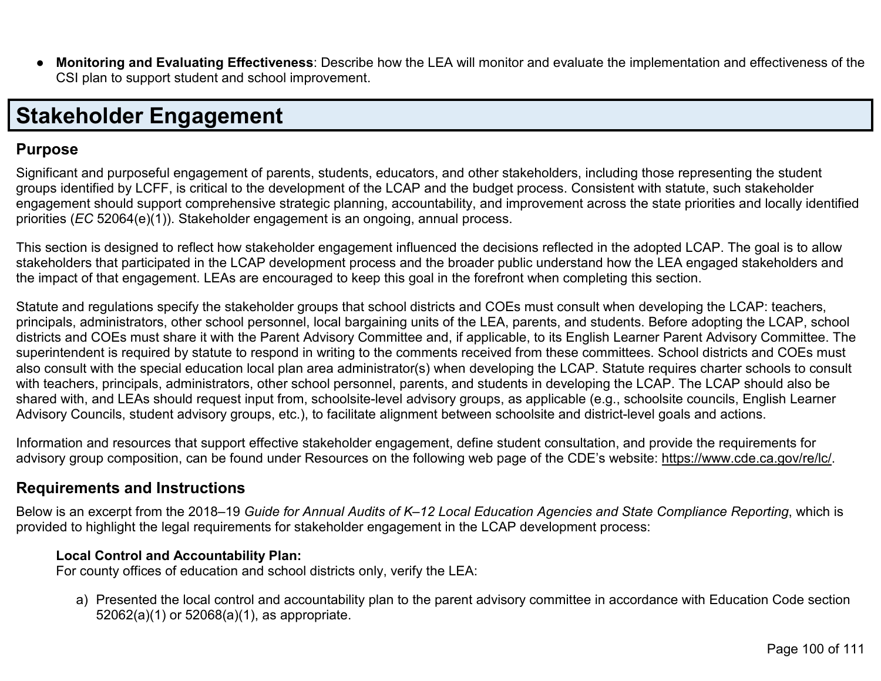- **Monitoring and Evaluating Effectiveness**: Describe how the LEA will monitor and evaluate the implementation and effectiveness of the CSI plan to support student and school improvement.

# Stakeholder Engagement

## Purpose

Significant and purposeful engagement of parents, students, educators, and other stakeholders, including those representing the student groups identified by LCFF, is critical to the development of the LCAP and the budget process. Consistent with statute, such stakeholder engagement should support comprehensive strategic planning, accountability, and improvement across the state priorities and locally identified priorities (*EC* 52064(e)(1)). Stakeholder engagement is an ongoing, annual process.

This section is designed to reflect how stakeholder engagement influenced the decisions reflected in the adopted LCAP. The goal is to allow stakeholders that participated in the LCAP development process and the broader public understand how the LEA engaged stakeholders and the impact of that engagement. LEAs are encouraged to keep this goal in the forefront when completing this section.

Statute and regulations specify the stakeholder groups that school districts and COEs must consult when developing the LCAP: teachers, principals, administrators, other school personnel, local bargaining units of the LEA, parents, and students. Before adopting the LCAP, school districts and COEs must share it with the Parent Advisory Committee and, if applicable, to its English Learner Parent Advisory Committee. The superintendent is required by statute to respond in writing to the comments received from these committees. School districts and COEs must also consult with the special education local plan area administrator(s) when developing the LCAP. Statute requires charter schools to consult with teachers, principals, administrators, other school personnel, parents, and students in developing the LCAP. The LCAP should also be shared with, and LEAs should request input from, schoolsite-level advisory groups, as applicable (e.g., schoolsite councils, English Learner Advisory Councils, student advisory groups, etc.), to facilitate alignment between schoolsite and district-level goals and actions.

Information and resources that support effective stakeholder engagement, define student consultation, and provide the requirements for advisory group composition, can be found under Resources on the following web page of the CDE's website: https://www.cde.ca.gov/re/lc/.

## Requirements and Instructions

Below is an excerpt from the 2018–19 *Guide for Annual Audits of K–12 Local Education Agencies and State Compliance Reporting*, which is provided to highlight the legal requirements for stakeholder engagement in the LCAP development process:

**Local Control and Accountability Plan:**
For county offices of education and school districts only, verify the LEA:

a) Presented the local control and accountability plan to the parent advisory committee in accordance with Education Code section 52062(a)(1) or 52068(a)(1), as appropriate.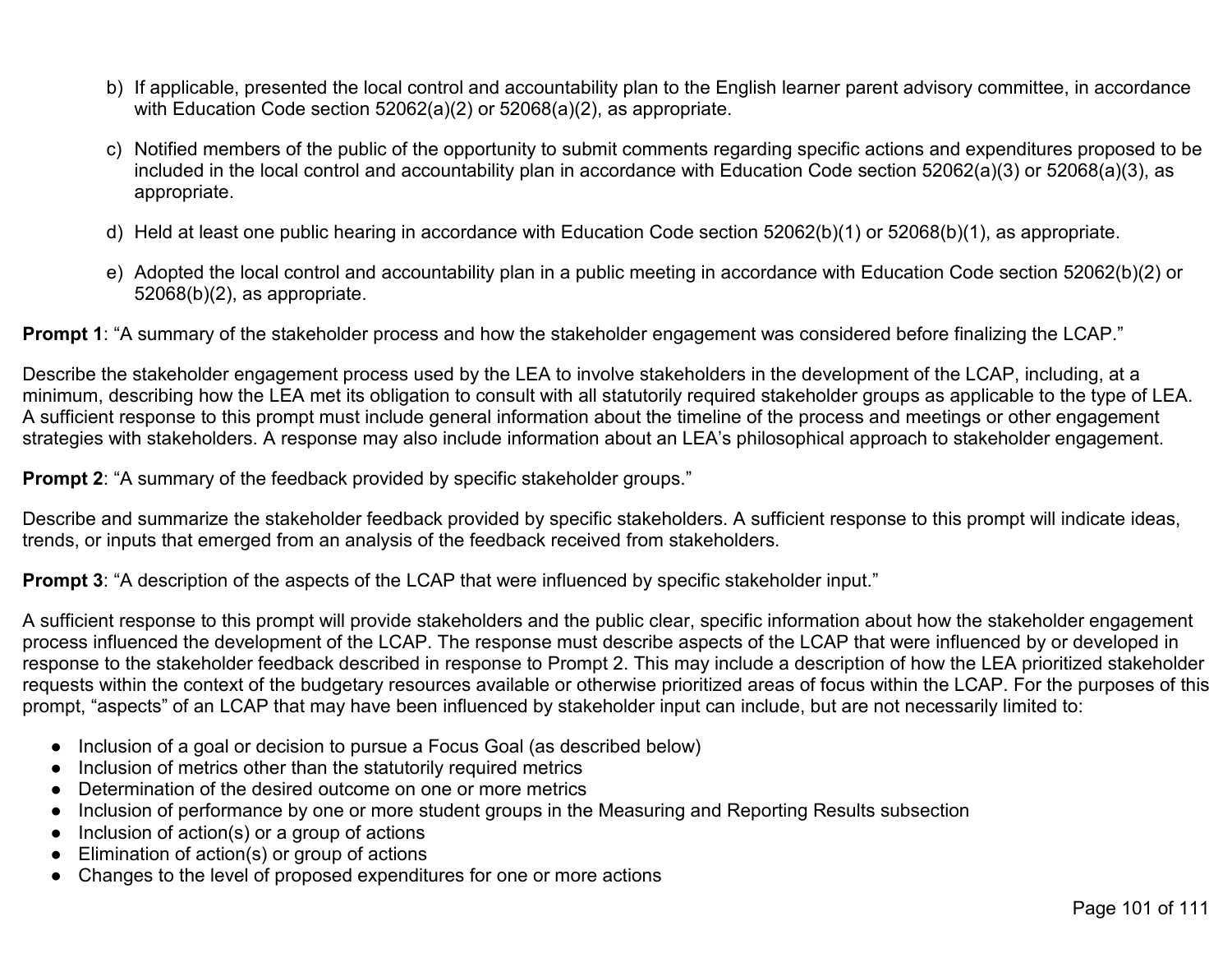b) If applicable, presented the local control and accountability plan to the English learner parent advisory committee, in accordance with Education Code section 52062(a)(2) or 52068(a)(2), as appropriate.

c) Notified members of the public of the opportunity to submit comments regarding specific actions and expenditures proposed to be included in the local control and accountability plan in accordance with Education Code section 52062(a)(3) or 52068(a)(3), as appropriate.

d) Held at least one public hearing in accordance with Education Code section 52062(b)(1) or 52068(b)(1), as appropriate.

e) Adopted the local control and accountability plan in a public meeting in accordance with Education Code section 52062(b)(2) or 52068(b)(2), as appropriate.

**Prompt 1**: "A summary of the stakeholder process and how the stakeholder engagement was considered before finalizing the LCAP."

Describe the stakeholder engagement process used by the LEA to involve stakeholders in the development of the LCAP, including, at a minimum, describing how the LEA met its obligation to consult with all statutorily required stakeholder groups as applicable to the type of LEA. A sufficient response to this prompt must include general information about the timeline of the process and meetings or other engagement strategies with stakeholders. A response may also include information about an LEA's philosophical approach to stakeholder engagement.

**Prompt 2**: "A summary of the feedback provided by specific stakeholder groups."

Describe and summarize the stakeholder feedback provided by specific stakeholders. A sufficient response to this prompt will indicate ideas, trends, or inputs that emerged from an analysis of the feedback received from stakeholders.

**Prompt 3**: "A description of the aspects of the LCAP that were influenced by specific stakeholder input."

A sufficient response to this prompt will provide stakeholders and the public clear, specific information about how the stakeholder engagement process influenced the development of the LCAP. The response must describe aspects of the LCAP that were influenced by or developed in response to the stakeholder feedback described in response to Prompt 2. This may include a description of how the LEA prioritized stakeholder requests within the context of the budgetary resources available or otherwise prioritized areas of focus within the LCAP. For the purposes of this prompt, "aspects" of an LCAP that may have been influenced by stakeholder input can include, but are not necessarily limited to:

- Inclusion of a goal or decision to pursue a Focus Goal (as described below)
- Inclusion of metrics other than the statutorily required metrics
- Determination of the desired outcome on one or more metrics
- Inclusion of performance by one or more student groups in the Measuring and Reporting Results subsection
- Inclusion of action(s) or a group of actions
- Elimination of action(s) or group of actions
- Changes to the level of proposed expenditures for one or more actions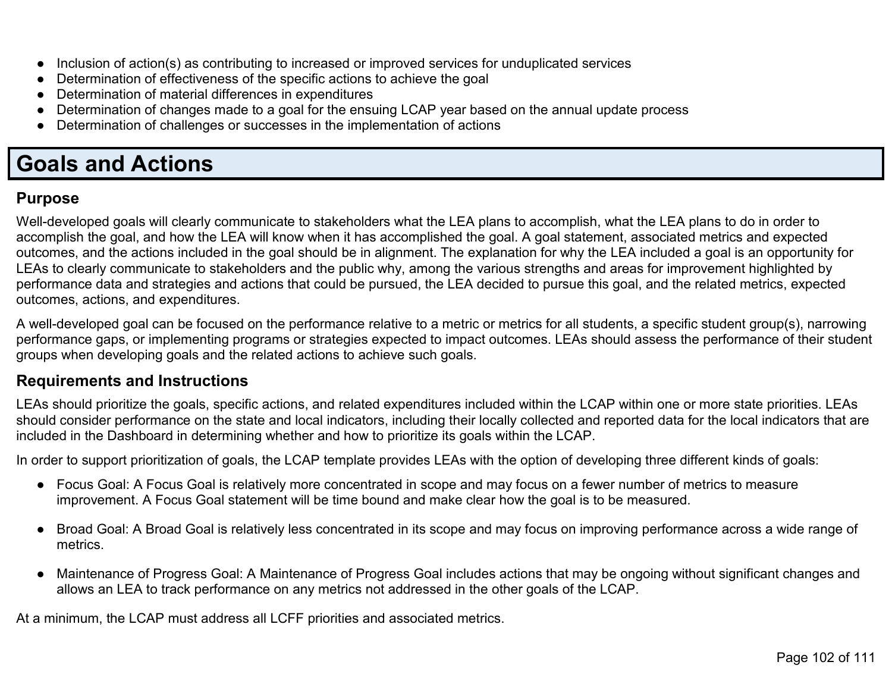- Inclusion of action(s) as contributing to increased or improved services for unduplicated services
- Determination of effectiveness of the specific actions to achieve the goal
- Determination of material differences in expenditures
- Determination of changes made to a goal for the ensuing LCAP year based on the annual update process
- Determination of challenges or successes in the implementation of actions

# Goals and Actions

## Purpose

Well-developed goals will clearly communicate to stakeholders what the LEA plans to accomplish, what the LEA plans to do in order to accomplish the goal, and how the LEA will know when it has accomplished the goal. A goal statement, associated metrics and expected outcomes, and the actions included in the goal should be in alignment. The explanation for why the LEA included a goal is an opportunity for LEAs to clearly communicate to stakeholders and the public why, among the various strengths and areas for improvement highlighted by performance data and strategies and actions that could be pursued, the LEA decided to pursue this goal, and the related metrics, expected outcomes, actions, and expenditures.

A well-developed goal can be focused on the performance relative to a metric or metrics for all students, a specific student group(s), narrowing performance gaps, or implementing programs or strategies expected to impact outcomes. LEAs should assess the performance of their student groups when developing goals and the related actions to achieve such goals.

## Requirements and Instructions

LEAs should prioritize the goals, specific actions, and related expenditures included within the LCAP within one or more state priorities. LEAs should consider performance on the state and local indicators, including their locally collected and reported data for the local indicators that are included in the Dashboard in determining whether and how to prioritize its goals within the LCAP.

In order to support prioritization of goals, the LCAP template provides LEAs with the option of developing three different kinds of goals:

- Focus Goal: A Focus Goal is relatively more concentrated in scope and may focus on a fewer number of metrics to measure improvement. A Focus Goal statement will be time bound and make clear how the goal is to be measured.

- Broad Goal: A Broad Goal is relatively less concentrated in its scope and may focus on improving performance across a wide range of metrics.

- Maintenance of Progress Goal: A Maintenance of Progress Goal includes actions that may be ongoing without significant changes and allows an LEA to track performance on any metrics not addressed in the other goals of the LCAP.

At a minimum, the LCAP must address all LCFF priorities and associated metrics.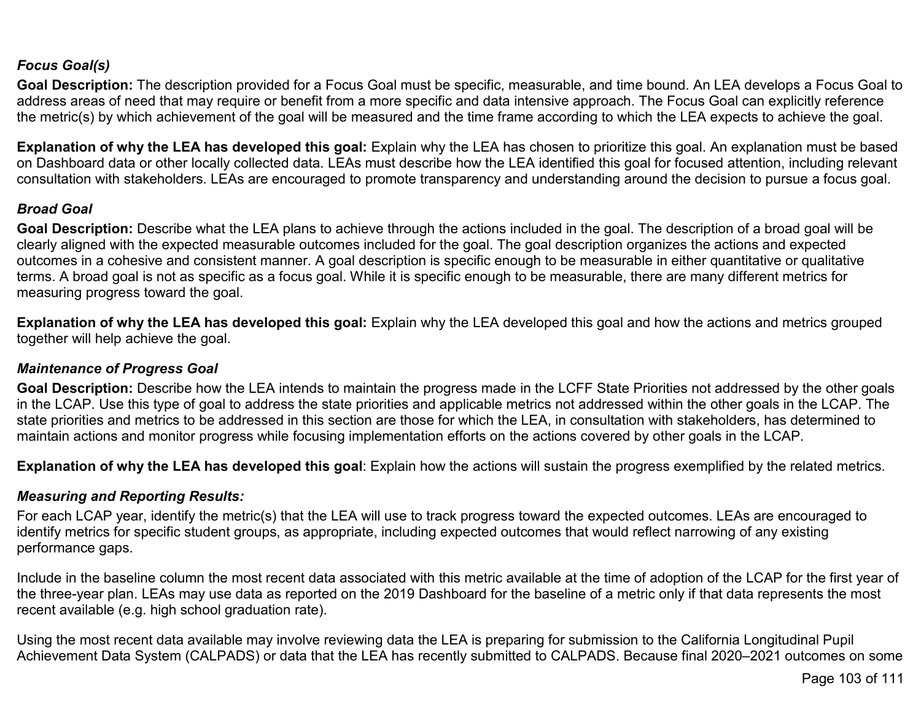***Focus Goal(s)***

**Goal Description:** The description provided for a Focus Goal must be specific, measurable, and time bound. An LEA develops a Focus Goal to address areas of need that may require or benefit from a more specific and data intensive approach. The Focus Goal can explicitly reference the metric(s) by which achievement of the goal will be measured and the time frame according to which the LEA expects to achieve the goal.

**Explanation of why the LEA has developed this goal:** Explain why the LEA has chosen to prioritize this goal. An explanation must be based on Dashboard data or other locally collected data. LEAs must describe how the LEA identified this goal for focused attention, including relevant consultation with stakeholders. LEAs are encouraged to promote transparency and understanding around the decision to pursue a focus goal.

***Broad Goal***

**Goal Description:** Describe what the LEA plans to achieve through the actions included in the goal. The description of a broad goal will be clearly aligned with the expected measurable outcomes included for the goal. The goal description organizes the actions and expected outcomes in a cohesive and consistent manner. A goal description is specific enough to be measurable in either quantitative or qualitative terms. A broad goal is not as specific as a focus goal. While it is specific enough to be measurable, there are many different metrics for measuring progress toward the goal.

**Explanation of why the LEA has developed this goal:** Explain why the LEA developed this goal and how the actions and metrics grouped together will help achieve the goal.

***Maintenance of Progress Goal***

**Goal Description:** Describe how the LEA intends to maintain the progress made in the LCFF State Priorities not addressed by the other goals in the LCAP. Use this type of goal to address the state priorities and applicable metrics not addressed within the other goals in the LCAP. The state priorities and metrics to be addressed in this section are those for which the LEA, in consultation with stakeholders, has determined to maintain actions and monitor progress while focusing implementation efforts on the actions covered by other goals in the LCAP.

**Explanation of why the LEA has developed this goal**: Explain how the actions will sustain the progress exemplified by the related metrics.

***Measuring and Reporting Results:***

For each LCAP year, identify the metric(s) that the LEA will use to track progress toward the expected outcomes. LEAs are encouraged to identify metrics for specific student groups, as appropriate, including expected outcomes that would reflect narrowing of any existing performance gaps.

Include in the baseline column the most recent data associated with this metric available at the time of adoption of the LCAP for the first year of the three-year plan. LEAs may use data as reported on the 2019 Dashboard for the baseline of a metric only if that data represents the most recent available (e.g. high school graduation rate).

Using the most recent data available may involve reviewing data the LEA is preparing for submission to the California Longitudinal Pupil Achievement Data System (CALPADS) or data that the LEA has recently submitted to CALPADS. Because final 2020–2021 outcomes on some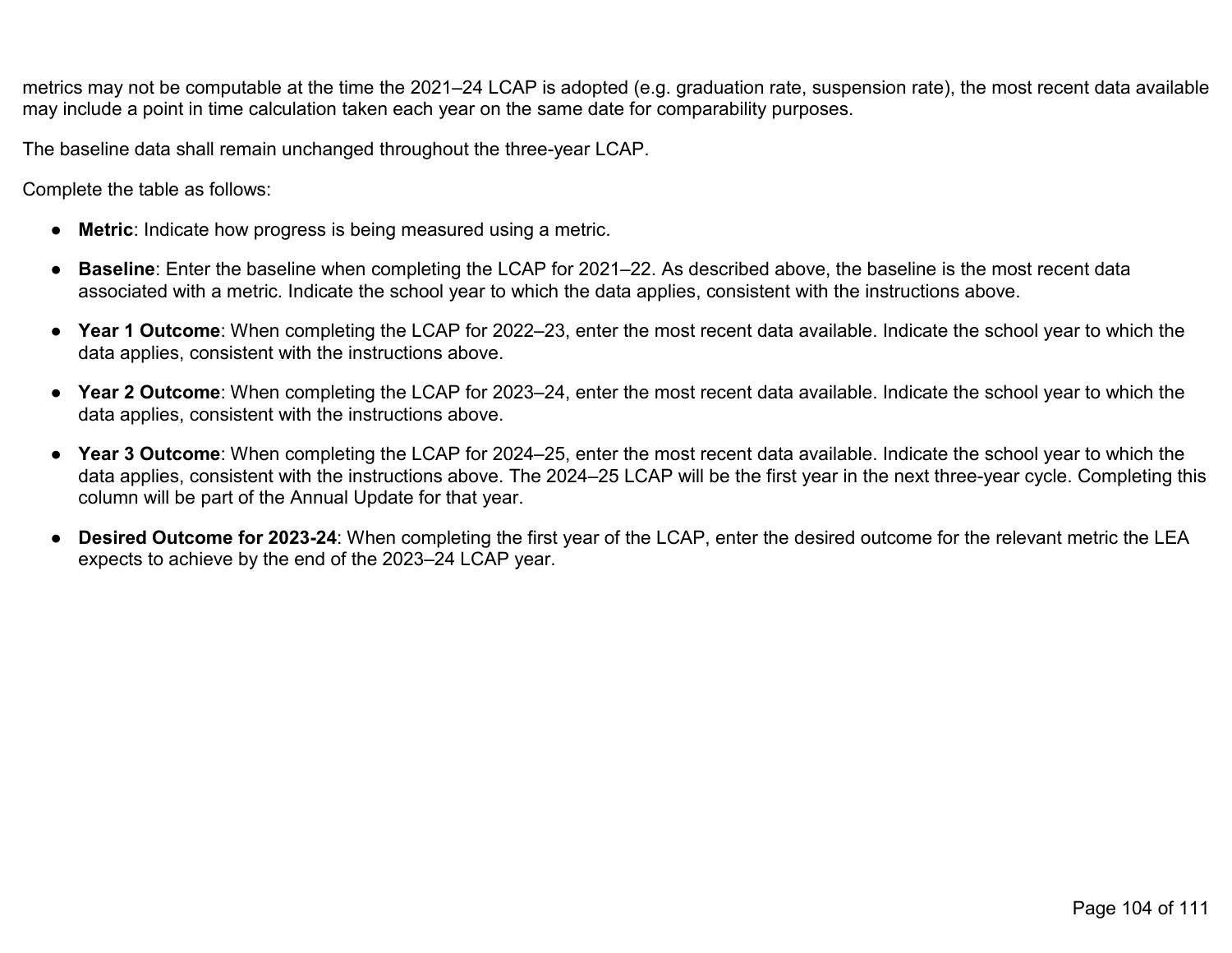metrics may not be computable at the time the 2021–24 LCAP is adopted (e.g. graduation rate, suspension rate), the most recent data available may include a point in time calculation taken each year on the same date for comparability purposes.

The baseline data shall remain unchanged throughout the three-year LCAP.

Complete the table as follows:

- **Metric**: Indicate how progress is being measured using a metric.
- **Baseline**: Enter the baseline when completing the LCAP for 2021–22. As described above, the baseline is the most recent data associated with a metric. Indicate the school year to which the data applies, consistent with the instructions above.
- **Year 1 Outcome**: When completing the LCAP for 2022–23, enter the most recent data available. Indicate the school year to which the data applies, consistent with the instructions above.
- **Year 2 Outcome**: When completing the LCAP for 2023–24, enter the most recent data available. Indicate the school year to which the data applies, consistent with the instructions above.
- **Year 3 Outcome**: When completing the LCAP for 2024–25, enter the most recent data available. Indicate the school year to which the data applies, consistent with the instructions above. The 2024–25 LCAP will be the first year in the next three-year cycle. Completing this column will be part of the Annual Update for that year.
- **Desired Outcome for 2023-24**: When completing the first year of the LCAP, enter the desired outcome for the relevant metric the LEA expects to achieve by the end of the 2023–24 LCAP year.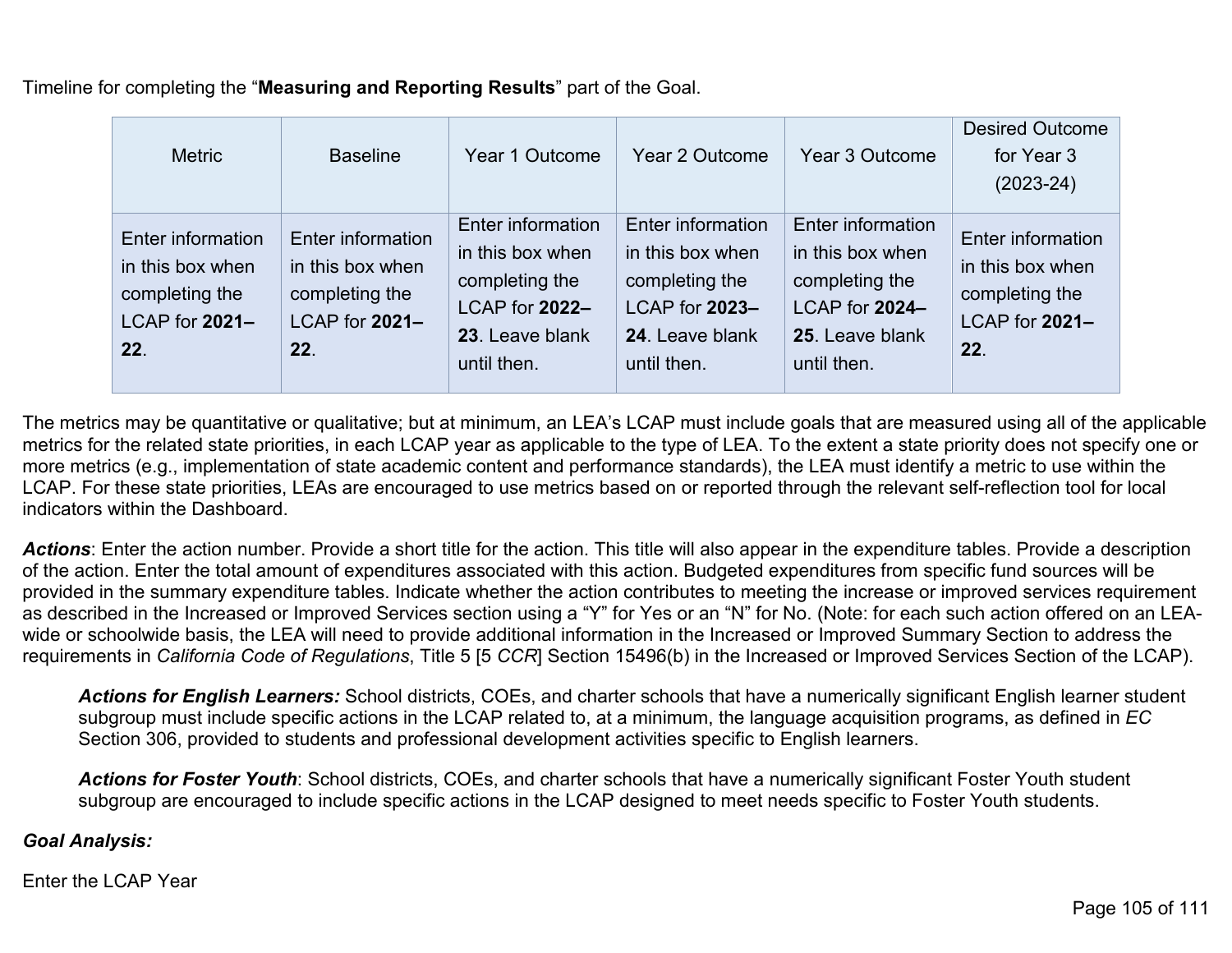Timeline for completing the "**Measuring and Reporting Results**" part of the Goal.

| Metric | Baseline | Year 1 Outcome | Year 2 Outcome | Year 3 Outcome | Desired Outcome for Year 3 (2023-24) |
|---|---|---|---|---|---|
| Enter information in this box when completing the LCAP for **2021–22**. | Enter information in this box when completing the LCAP for **2021–22**. | Enter information in this box when completing the LCAP for **2022–23**. Leave blank until then. | Enter information in this box when completing the LCAP for **2023–24**. Leave blank until then. | Enter information in this box when completing the LCAP for **2024–25**. Leave blank until then. | Enter information in this box when completing the LCAP for **2021–22**. |

The metrics may be quantitative or qualitative; but at minimum, an LEA's LCAP must include goals that are measured using all of the applicable metrics for the related state priorities, in each LCAP year as applicable to the type of LEA. To the extent a state priority does not specify one or more metrics (e.g., implementation of state academic content and performance standards), the LEA must identify a metric to use within the LCAP. For these state priorities, LEAs are encouraged to use metrics based on or reported through the relevant self-reflection tool for local indicators within the Dashboard.

***Actions***: Enter the action number. Provide a short title for the action. This title will also appear in the expenditure tables. Provide a description of the action. Enter the total amount of expenditures associated with this action. Budgeted expenditures from specific fund sources will be provided in the summary expenditure tables. Indicate whether the action contributes to meeting the increase or improved services requirement as described in the Increased or Improved Services section using a "Y" for Yes or an "N" for No. (Note: for each such action offered on an LEA-wide or schoolwide basis, the LEA will need to provide additional information in the Increased or Improved Summary Section to address the requirements in *California Code of Regulations*, Title 5 [5 *CCR*] Section 15496(b) in the Increased or Improved Services Section of the LCAP).

> ***Actions for English Learners:*** School districts, COEs, and charter schools that have a numerically significant English learner student subgroup must include specific actions in the LCAP related to, at a minimum, the language acquisition programs, as defined in *EC* Section 306, provided to students and professional development activities specific to English learners.
>
> ***Actions for Foster Youth***: School districts, COEs, and charter schools that have a numerically significant Foster Youth student subgroup are encouraged to include specific actions in the LCAP designed to meet needs specific to Foster Youth students.

***Goal Analysis:***

Enter the LCAP Year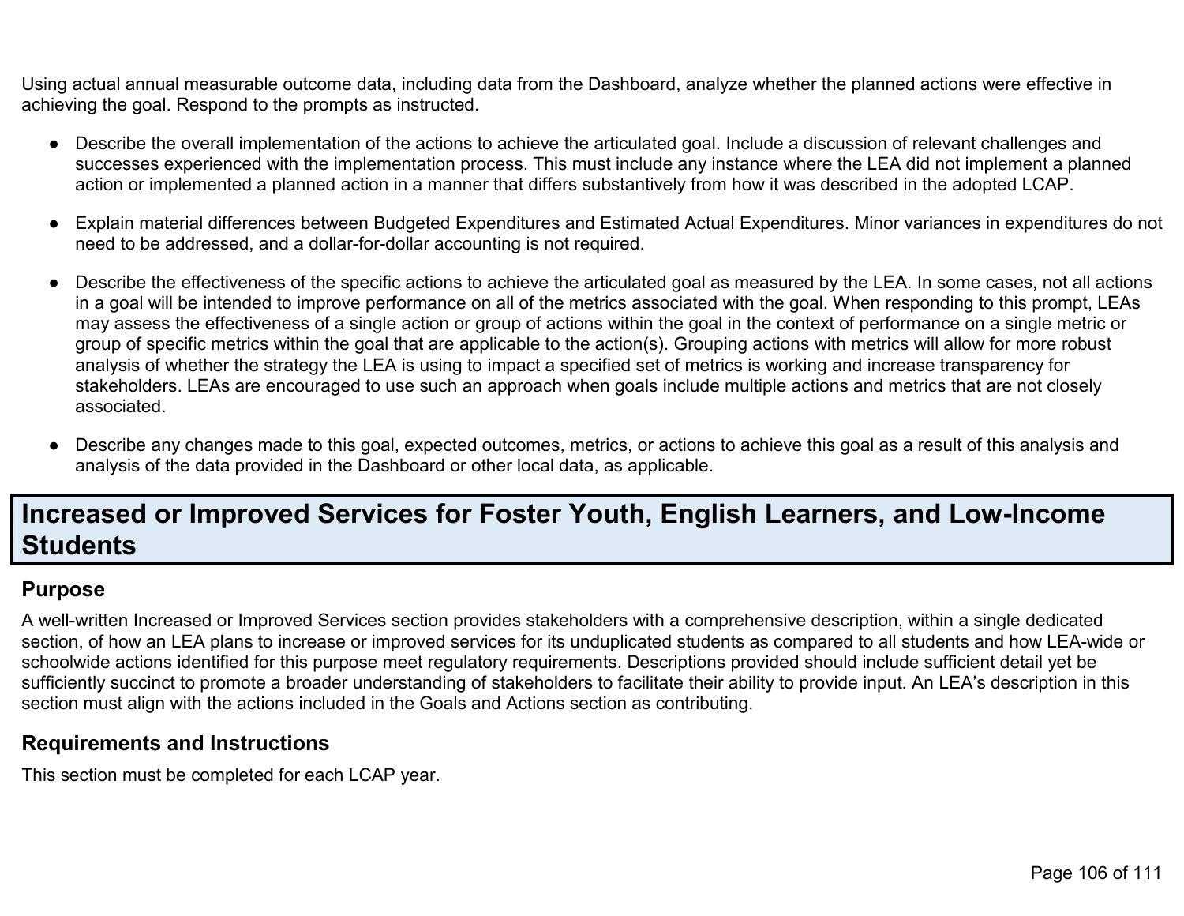Using actual annual measurable outcome data, including data from the Dashboard, analyze whether the planned actions were effective in achieving the goal. Respond to the prompts as instructed.

- Describe the overall implementation of the actions to achieve the articulated goal. Include a discussion of relevant challenges and successes experienced with the implementation process. This must include any instance where the LEA did not implement a planned action or implemented a planned action in a manner that differs substantively from how it was described in the adopted LCAP.
- Explain material differences between Budgeted Expenditures and Estimated Actual Expenditures. Minor variances in expenditures do not need to be addressed, and a dollar-for-dollar accounting is not required.
- Describe the effectiveness of the specific actions to achieve the articulated goal as measured by the LEA. In some cases, not all actions in a goal will be intended to improve performance on all of the metrics associated with the goal. When responding to this prompt, LEAs may assess the effectiveness of a single action or group of actions within the goal in the context of performance on a single metric or group of specific metrics within the goal that are applicable to the action(s). Grouping actions with metrics will allow for more robust analysis of whether the strategy the LEA is using to impact a specified set of metrics is working and increase transparency for stakeholders. LEAs are encouraged to use such an approach when goals include multiple actions and metrics that are not closely associated.
- Describe any changes made to this goal, expected outcomes, metrics, or actions to achieve this goal as a result of this analysis and analysis of the data provided in the Dashboard or other local data, as applicable.

# Increased or Improved Services for Foster Youth, English Learners, and Low-Income Students

## Purpose

A well-written Increased or Improved Services section provides stakeholders with a comprehensive description, within a single dedicated section, of how an LEA plans to increase or improved services for its unduplicated students as compared to all students and how LEA-wide or schoolwide actions identified for this purpose meet regulatory requirements. Descriptions provided should include sufficient detail yet be sufficiently succinct to promote a broader understanding of stakeholders to facilitate their ability to provide input. An LEA's description in this section must align with the actions included in the Goals and Actions section as contributing.

## Requirements and Instructions

This section must be completed for each LCAP year.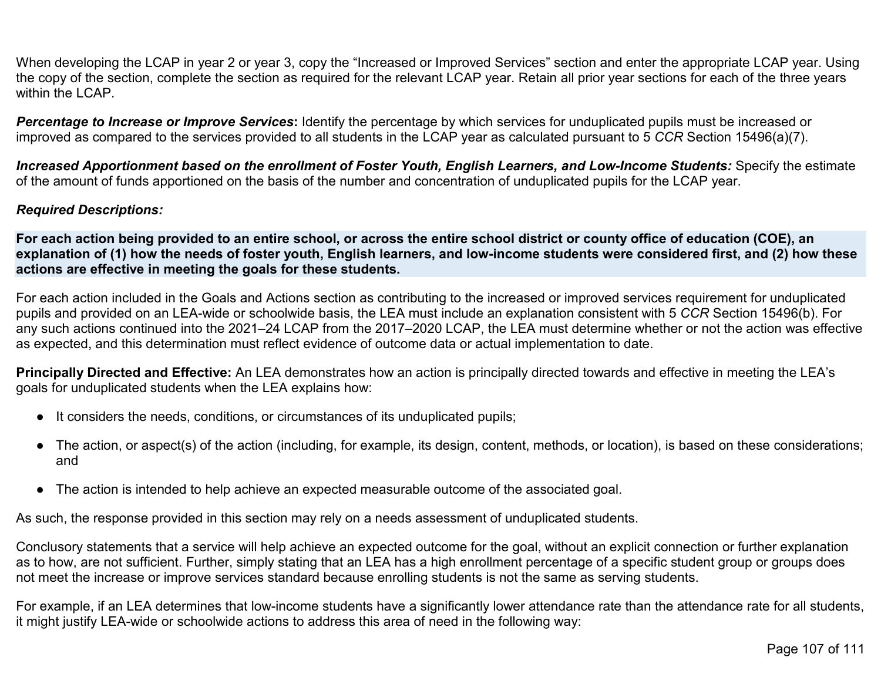When developing the LCAP in year 2 or year 3, copy the "Increased or Improved Services" section and enter the appropriate LCAP year. Using the copy of the section, complete the section as required for the relevant LCAP year. Retain all prior year sections for each of the three years within the LCAP.

***Percentage to Increase or Improve Services*:** Identify the percentage by which services for unduplicated pupils must be increased or improved as compared to the services provided to all students in the LCAP year as calculated pursuant to 5 *CCR* Section 15496(a)(7).

***Increased Apportionment based on the enrollment of Foster Youth, English Learners, and Low-Income Students:*** Specify the estimate of the amount of funds apportioned on the basis of the number and concentration of unduplicated pupils for the LCAP year.

***Required Descriptions:***

**For each action being provided to an entire school, or across the entire school district or county office of education (COE), an explanation of (1) how the needs of foster youth, English learners, and low-income students were considered first, and (2) how these actions are effective in meeting the goals for these students.**

For each action included in the Goals and Actions section as contributing to the increased or improved services requirement for unduplicated pupils and provided on an LEA-wide or schoolwide basis, the LEA must include an explanation consistent with 5 *CCR* Section 15496(b). For any such actions continued into the 2021–24 LCAP from the 2017–2020 LCAP, the LEA must determine whether or not the action was effective as expected, and this determination must reflect evidence of outcome data or actual implementation to date.

**Principally Directed and Effective:** An LEA demonstrates how an action is principally directed towards and effective in meeting the LEA's goals for unduplicated students when the LEA explains how:

- It considers the needs, conditions, or circumstances of its unduplicated pupils;
- The action, or aspect(s) of the action (including, for example, its design, content, methods, or location), is based on these considerations; and
- The action is intended to help achieve an expected measurable outcome of the associated goal.

As such, the response provided in this section may rely on a needs assessment of unduplicated students.

Conclusory statements that a service will help achieve an expected outcome for the goal, without an explicit connection or further explanation as to how, are not sufficient. Further, simply stating that an LEA has a high enrollment percentage of a specific student group or groups does not meet the increase or improve services standard because enrolling students is not the same as serving students.

For example, if an LEA determines that low-income students have a significantly lower attendance rate than the attendance rate for all students, it might justify LEA-wide or schoolwide actions to address this area of need in the following way: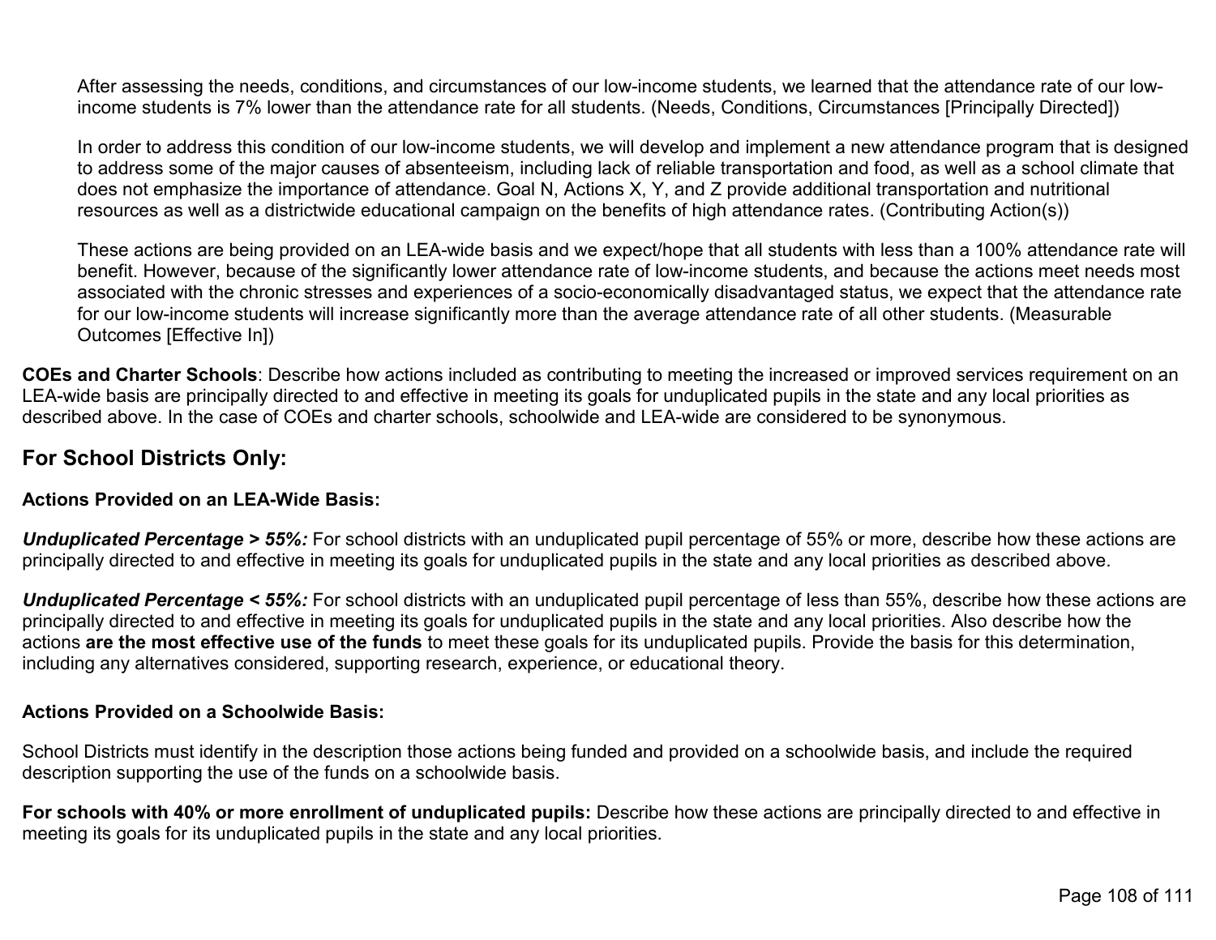After assessing the needs, conditions, and circumstances of our low-income students, we learned that the attendance rate of our low-income students is 7% lower than the attendance rate for all students. (Needs, Conditions, Circumstances [Principally Directed])

In order to address this condition of our low-income students, we will develop and implement a new attendance program that is designed to address some of the major causes of absenteeism, including lack of reliable transportation and food, as well as a school climate that does not emphasize the importance of attendance. Goal N, Actions X, Y, and Z provide additional transportation and nutritional resources as well as a districtwide educational campaign on the benefits of high attendance rates. (Contributing Action(s))

These actions are being provided on an LEA-wide basis and we expect/hope that all students with less than a 100% attendance rate will benefit. However, because of the significantly lower attendance rate of low-income students, and because the actions meet needs most associated with the chronic stresses and experiences of a socio-economically disadvantaged status, we expect that the attendance rate for our low-income students will increase significantly more than the average attendance rate of all other students. (Measurable Outcomes [Effective In])

**COEs and Charter Schools**: Describe how actions included as contributing to meeting the increased or improved services requirement on an LEA-wide basis are principally directed to and effective in meeting its goals for unduplicated pupils in the state and any local priorities as described above. In the case of COEs and charter schools, schoolwide and LEA-wide are considered to be synonymous.

## For School Districts Only:

**Actions Provided on an LEA-Wide Basis:**

***Unduplicated Percentage > 55%:*** For school districts with an unduplicated pupil percentage of 55% or more, describe how these actions are principally directed to and effective in meeting its goals for unduplicated pupils in the state and any local priorities as described above.

***Unduplicated Percentage < 55%:*** For school districts with an unduplicated pupil percentage of less than 55%, describe how these actions are principally directed to and effective in meeting its goals for unduplicated pupils in the state and any local priorities. Also describe how the actions **are the most effective use of the funds** to meet these goals for its unduplicated pupils. Provide the basis for this determination, including any alternatives considered, supporting research, experience, or educational theory.

**Actions Provided on a Schoolwide Basis:**

School Districts must identify in the description those actions being funded and provided on a schoolwide basis, and include the required description supporting the use of the funds on a schoolwide basis.

**For schools with 40% or more enrollment of unduplicated pupils:** Describe how these actions are principally directed to and effective in meeting its goals for its unduplicated pupils in the state and any local priorities.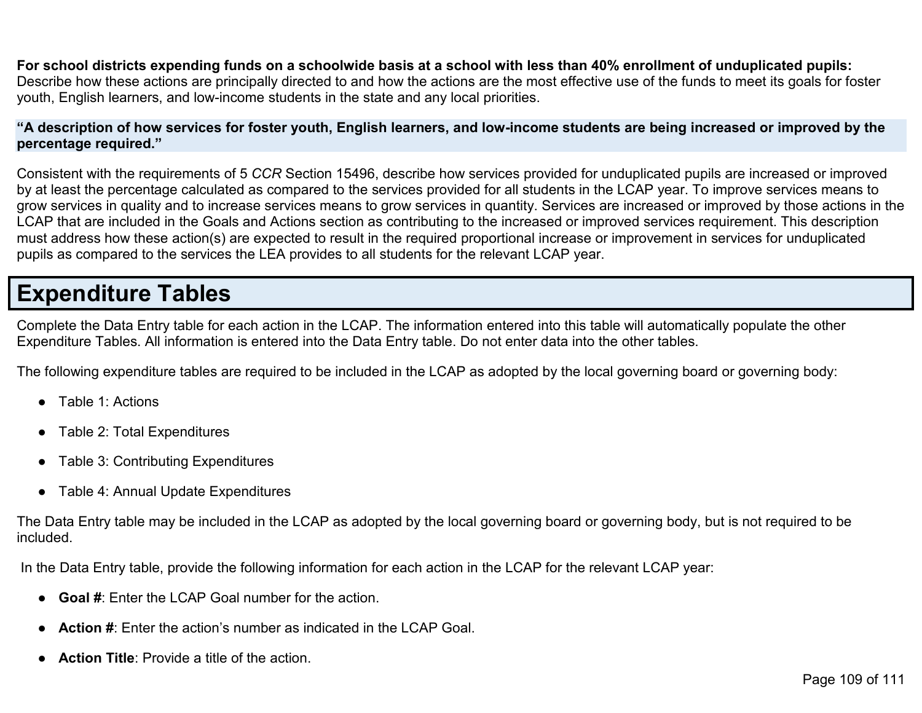**For school districts expending funds on a schoolwide basis at a school with less than 40% enrollment of unduplicated pupils:** Describe how these actions are principally directed to and how the actions are the most effective use of the funds to meet its goals for foster youth, English learners, and low-income students in the state and any local priorities.

**"A description of how services for foster youth, English learners, and low-income students are being increased or improved by the percentage required."**

Consistent with the requirements of 5 *CCR* Section 15496, describe how services provided for unduplicated pupils are increased or improved by at least the percentage calculated as compared to the services provided for all students in the LCAP year. To improve services means to grow services in quality and to increase services means to grow services in quantity. Services are increased or improved by those actions in the LCAP that are included in the Goals and Actions section as contributing to the increased or improved services requirement. This description must address how these action(s) are expected to result in the required proportional increase or improvement in services for unduplicated pupils as compared to the services the LEA provides to all students for the relevant LCAP year.

# Expenditure Tables

Complete the Data Entry table for each action in the LCAP. The information entered into this table will automatically populate the other Expenditure Tables. All information is entered into the Data Entry table. Do not enter data into the other tables.

The following expenditure tables are required to be included in the LCAP as adopted by the local governing board or governing body:

- Table 1: Actions
- Table 2: Total Expenditures
- Table 3: Contributing Expenditures
- Table 4: Annual Update Expenditures

The Data Entry table may be included in the LCAP as adopted by the local governing board or governing body, but is not required to be included.

In the Data Entry table, provide the following information for each action in the LCAP for the relevant LCAP year:

- **Goal #**: Enter the LCAP Goal number for the action.
- **Action #**: Enter the action's number as indicated in the LCAP Goal.
- **Action Title**: Provide a title of the action.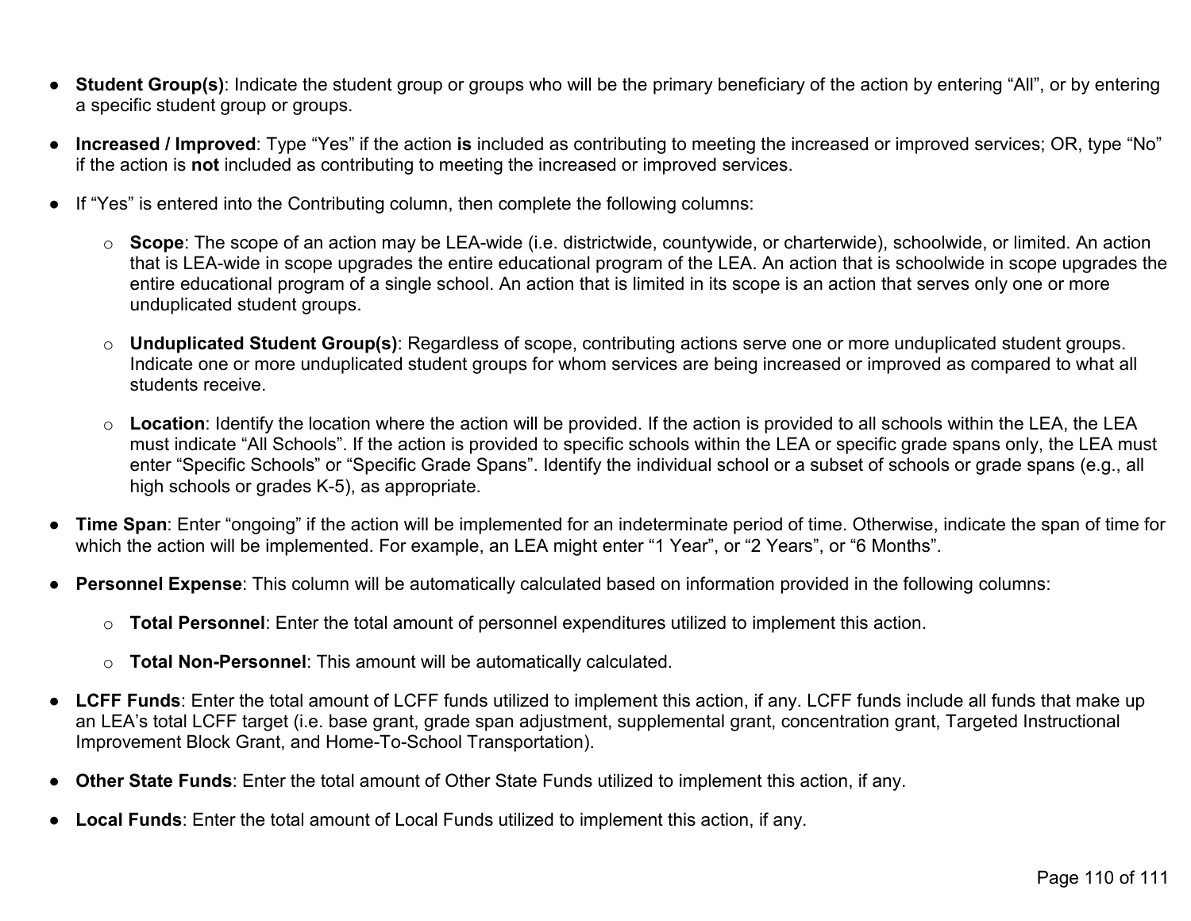- **Student Group(s)**: Indicate the student group or groups who will be the primary beneficiary of the action by entering "All", or by entering a specific student group or groups.

- **Increased / Improved**: Type "Yes" if the action **is** included as contributing to meeting the increased or improved services; OR, type "No" if the action is **not** included as contributing to meeting the increased or improved services.

- If "Yes" is entered into the Contributing column, then complete the following columns:

  - **Scope**: The scope of an action may be LEA-wide (i.e. districtwide, countywide, or charterwide), schoolwide, or limited. An action that is LEA-wide in scope upgrades the entire educational program of the LEA. An action that is schoolwide in scope upgrades the entire educational program of a single school. An action that is limited in its scope is an action that serves only one or more unduplicated student groups.

  - **Unduplicated Student Group(s)**: Regardless of scope, contributing actions serve one or more unduplicated student groups. Indicate one or more unduplicated student groups for whom services are being increased or improved as compared to what all students receive.

  - **Location**: Identify the location where the action will be provided. If the action is provided to all schools within the LEA, the LEA must indicate "All Schools". If the action is provided to specific schools within the LEA or specific grade spans only, the LEA must enter "Specific Schools" or "Specific Grade Spans". Identify the individual school or a subset of schools or grade spans (e.g., all high schools or grades K-5), as appropriate.

- **Time Span**: Enter "ongoing" if the action will be implemented for an indeterminate period of time. Otherwise, indicate the span of time for which the action will be implemented. For example, an LEA might enter "1 Year", or "2 Years", or "6 Months".

- **Personnel Expense**: This column will be automatically calculated based on information provided in the following columns:

  - **Total Personnel**: Enter the total amount of personnel expenditures utilized to implement this action.

  - **Total Non-Personnel**: This amount will be automatically calculated.

- **LCFF Funds**: Enter the total amount of LCFF funds utilized to implement this action, if any. LCFF funds include all funds that make up an LEA's total LCFF target (i.e. base grant, grade span adjustment, supplemental grant, concentration grant, Targeted Instructional Improvement Block Grant, and Home-To-School Transportation).

- **Other State Funds**: Enter the total amount of Other State Funds utilized to implement this action, if any.

- **Local Funds**: Enter the total amount of Local Funds utilized to implement this action, if any.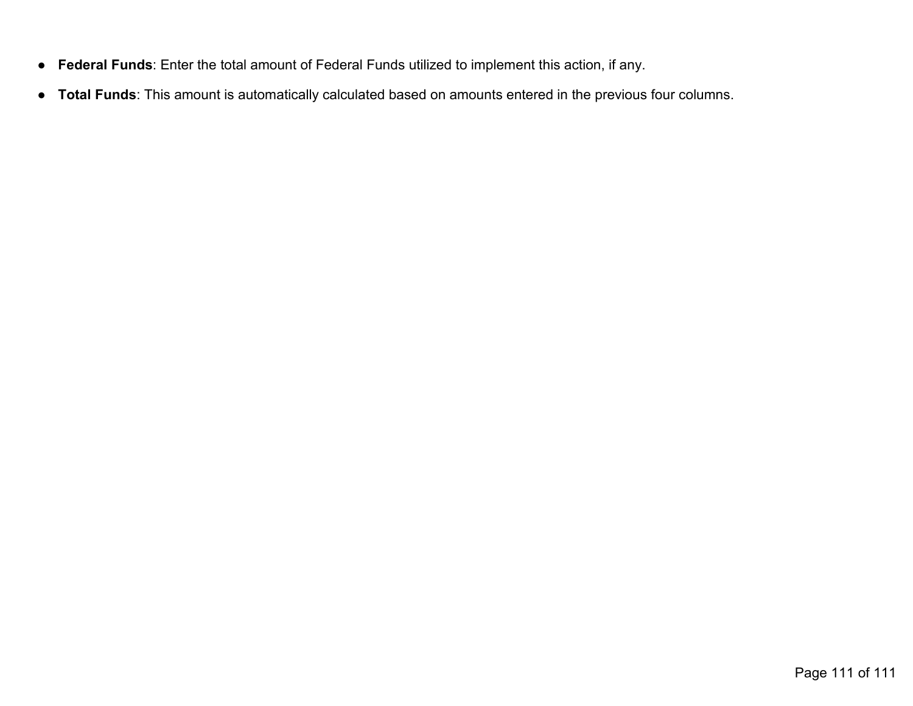- **Federal Funds**: Enter the total amount of Federal Funds utilized to implement this action, if any.
- **Total Funds**: This amount is automatically calculated based on amounts entered in the previous four columns.